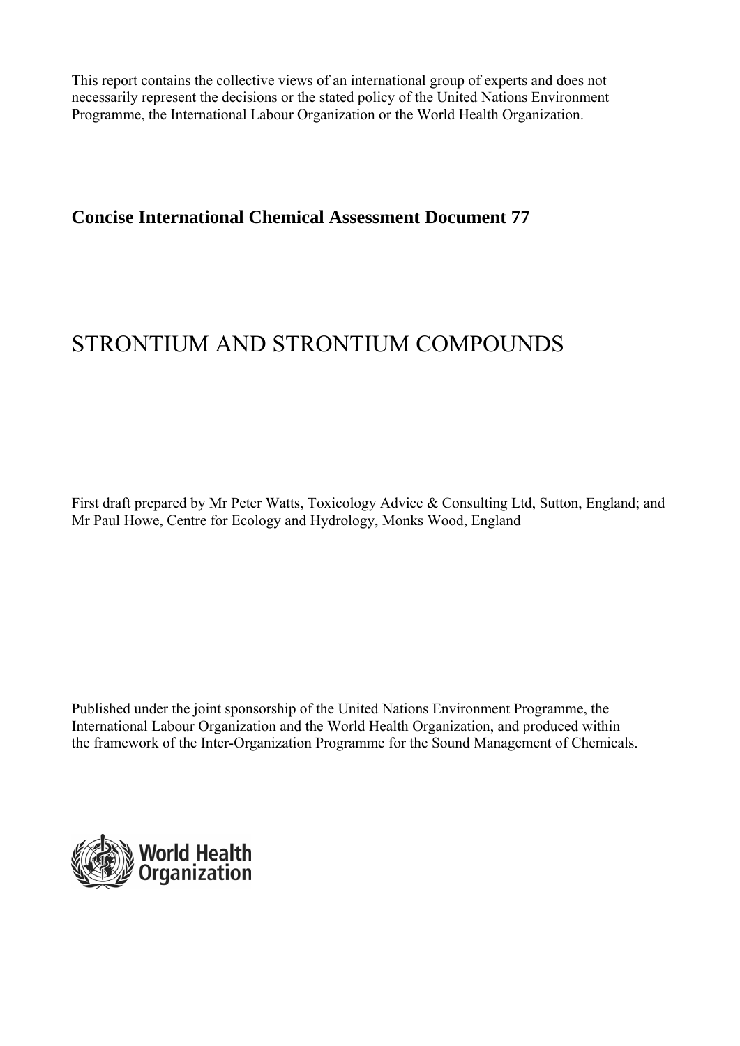This report contains the collective views of an international group of experts and does not necessarily represent the decisions or the stated policy of the United Nations Environment Programme, the International Labour Organization or the World Health Organization.

**Concise International Chemical Assessment Document 77**

# STRONTIUM AND STRONTIUM COMPOUNDS

First draft prepared by Mr Peter Watts, Toxicology Advice & Consulting Ltd, Sutton, England; and Mr Paul Howe, Centre for Ecology and Hydrology, Monks Wood, England

Published under the joint sponsorship of the United Nations Environment Programme, the International Labour Organization and the World Health Organization, and produced within the framework of the Inter-Organization Programme for the Sound Management of Chemicals.

World Health Organization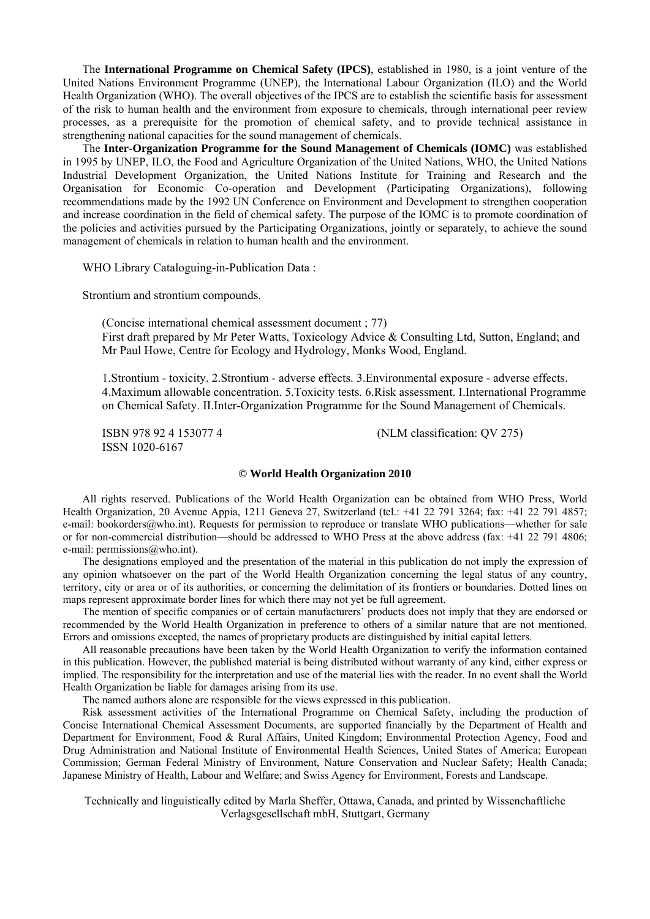The **International Programme on Chemical Safety (IPCS)**, established in 1980, is a joint venture of the United Nations Environment Programme (UNEP), the International Labour Organization (ILO) and the World Health Organization (WHO). The overall objectives of the IPCS are to establish the scientific basis for assessment of the risk to human health and the environment from exposure to chemicals, through international peer review processes, as a prerequisite for the promotion of chemical safety, and to provide technical assistance in strengthening national capacities for the sound management of chemicals.

The **Inter-Organization Programme for the Sound Management of Chemicals (IOMC)** was established in 1995 by UNEP, ILO, the Food and Agriculture Organization of the United Nations, WHO, the United Nations Industrial Development Organization, the United Nations Institute for Training and Research and the Organisation for Economic Co-operation and Development (Participating Organizations), following recommendations made by the 1992 UN Conference on Environment and Development to strengthen cooperation and increase coordination in the field of chemical safety. The purpose of the IOMC is to promote coordination of the policies and activities pursued by the Participating Organizations, jointly or separately, to achieve the sound management of chemicals in relation to human health and the environment.

WHO Library Cataloguing-in-Publication Data :

Strontium and strontium compounds.

(Concise international chemical assessment document ; 77)
First draft prepared by Mr Peter Watts, Toxicology Advice & Consulting Ltd, Sutton, England; and Mr Paul Howe, Centre for Ecology and Hydrology, Monks Wood, England.

1.Strontium - toxicity. 2.Strontium - adverse effects. 3.Environmental exposure - adverse effects. 4.Maximum allowable concentration. 5.Toxicity tests. 6.Risk assessment. I.International Programme on Chemical Safety. II.Inter-Organization Programme for the Sound Management of Chemicals.

ISBN 978 92 4 153077 4 (NLM classification: QV 275)
ISSN 1020-6167

**© World Health Organization 2010**

All rights reserved. Publications of the World Health Organization can be obtained from WHO Press, World Health Organization, 20 Avenue Appia, 1211 Geneva 27, Switzerland (tel.: +41 22 791 3264; fax: +41 22 791 4857; e-mail: bookorders@who.int). Requests for permission to reproduce or translate WHO publications—whether for sale or for non-commercial distribution—should be addressed to WHO Press at the above address (fax: +41 22 791 4806; e-mail: permissions@who.int).

The designations employed and the presentation of the material in this publication do not imply the expression of any opinion whatsoever on the part of the World Health Organization concerning the legal status of any country, territory, city or area or of its authorities, or concerning the delimitation of its frontiers or boundaries. Dotted lines on maps represent approximate border lines for which there may not yet be full agreement.

The mention of specific companies or of certain manufacturers' products does not imply that they are endorsed or recommended by the World Health Organization in preference to others of a similar nature that are not mentioned. Errors and omissions excepted, the names of proprietary products are distinguished by initial capital letters.

All reasonable precautions have been taken by the World Health Organization to verify the information contained in this publication. However, the published material is being distributed without warranty of any kind, either express or implied. The responsibility for the interpretation and use of the material lies with the reader. In no event shall the World Health Organization be liable for damages arising from its use.

The named authors alone are responsible for the views expressed in this publication.

Risk assessment activities of the International Programme on Chemical Safety, including the production of Concise International Chemical Assessment Documents, are supported financially by the Department of Health and Department for Environment, Food & Rural Affairs, United Kingdom; Environmental Protection Agency, Food and Drug Administration and National Institute of Environmental Health Sciences, United States of America; European Commission; German Federal Ministry of Environment, Nature Conservation and Nuclear Safety; Health Canada; Japanese Ministry of Health, Labour and Welfare; and Swiss Agency for Environment, Forests and Landscape.

Technically and linguistically edited by Marla Sheffer, Ottawa, Canada, and printed by Wissenchaftliche Verlagsgesellschaft mbH, Stuttgart, Germany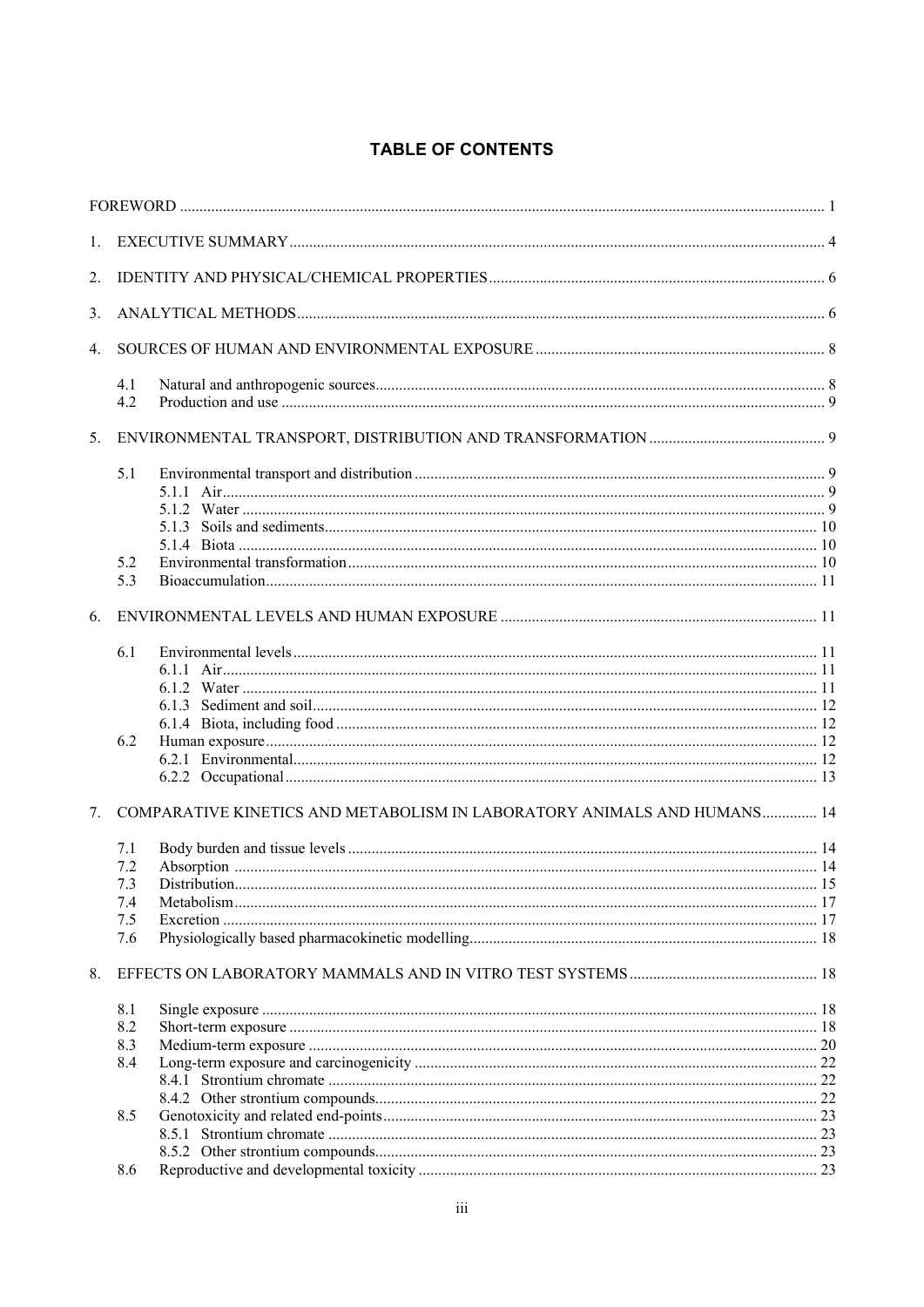# TABLE OF CONTENTS

FOREWORD ..... 1

1. EXECUTIVE SUMMARY ..... 4

2. IDENTITY AND PHYSICAL/CHEMICAL PROPERTIES ..... 6

3. ANALYTICAL METHODS ..... 6

4. SOURCES OF HUMAN AND ENVIRONMENTAL EXPOSURE ..... 8

   4.1 Natural and anthropogenic sources ..... 8
   4.2 Production and use ..... 9

5. ENVIRONMENTAL TRANSPORT, DISTRIBUTION AND TRANSFORMATION ..... 9

   5.1 Environmental transport and distribution ..... 9
      5.1.1 Air ..... 9
      5.1.2 Water ..... 9
      5.1.3 Soils and sediments ..... 10
      5.1.4 Biota ..... 10
   5.2 Environmental transformation ..... 10
   5.3 Bioaccumulation ..... 11

6. ENVIRONMENTAL LEVELS AND HUMAN EXPOSURE ..... 11

   6.1 Environmental levels ..... 11
      6.1.1 Air ..... 11
      6.1.2 Water ..... 11
      6.1.3 Sediment and soil ..... 12
      6.1.4 Biota, including food ..... 12
   6.2 Human exposure ..... 12
      6.2.1 Environmental ..... 12
      6.2.2 Occupational ..... 13

7. COMPARATIVE KINETICS AND METABOLISM IN LABORATORY ANIMALS AND HUMANS ..... 14

   7.1 Body burden and tissue levels ..... 14
   7.2 Absorption ..... 14
   7.3 Distribution ..... 15
   7.4 Metabolism ..... 17
   7.5 Excretion ..... 17
   7.6 Physiologically based pharmacokinetic modelling ..... 18

8. EFFECTS ON LABORATORY MAMMALS AND IN VITRO TEST SYSTEMS ..... 18

   8.1 Single exposure ..... 18
   8.2 Short-term exposure ..... 18
   8.3 Medium-term exposure ..... 20
   8.4 Long-term exposure and carcinogenicity ..... 22
      8.4.1 Strontium chromate ..... 22
      8.4.2 Other strontium compounds ..... 22
   8.5 Genotoxicity and related end-points ..... 23
      8.5.1 Strontium chromate ..... 23
      8.5.2 Other strontium compounds ..... 23
   8.6 Reproductive and developmental toxicity ..... 23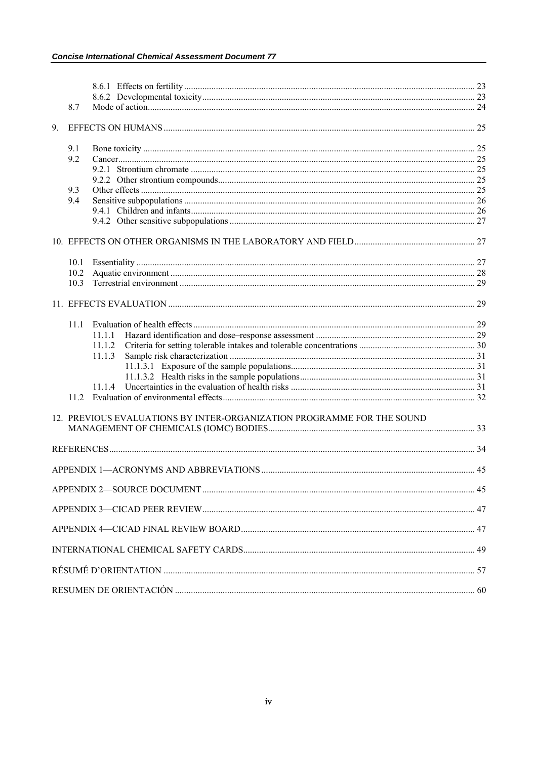8.6.1 Effects on fertility ..... 23
8.6.2 Developmental toxicity ..... 23
8.7 Mode of action ..... 24

9. EFFECTS ON HUMANS ..... 25

9.1 Bone toxicity ..... 25
9.2 Cancer ..... 25
9.2.1 Strontium chromate ..... 25
9.2.2 Other strontium compounds ..... 25
9.3 Other effects ..... 25
9.4 Sensitive subpopulations ..... 26
9.4.1 Children and infants ..... 26
9.4.2 Other sensitive subpopulations ..... 27

10. EFFECTS ON OTHER ORGANISMS IN THE LABORATORY AND FIELD ..... 27

10.1 Essentiality ..... 27
10.2 Aquatic environment ..... 28
10.3 Terrestrial environment ..... 29

11. EFFECTS EVALUATION ..... 29

11.1 Evaluation of health effects ..... 29
11.1.1 Hazard identification and dose–response assessment ..... 29
11.1.2 Criteria for setting tolerable intakes and tolerable concentrations ..... 30
11.1.3 Sample risk characterization ..... 31
11.1.3.1 Exposure of the sample populations ..... 31
11.1.3.2 Health risks in the sample populations ..... 31
11.1.4 Uncertainties in the evaluation of health risks ..... 31
11.2 Evaluation of environmental effects ..... 32

12. PREVIOUS EVALUATIONS BY INTER-ORGANIZATION PROGRAMME FOR THE SOUND MANAGEMENT OF CHEMICALS (IOMC) BODIES ..... 33

REFERENCES ..... 34

APPENDIX 1—ACRONYMS AND ABBREVIATIONS ..... 45

APPENDIX 2—SOURCE DOCUMENT ..... 45

APPENDIX 3—CICAD PEER REVIEW ..... 47

APPENDIX 4—CICAD FINAL REVIEW BOARD ..... 47

INTERNATIONAL CHEMICAL SAFETY CARDS ..... 49

RÉSUMÉ D'ORIENTATION ..... 57

RESUMEN DE ORIENTACIÓN ..... 60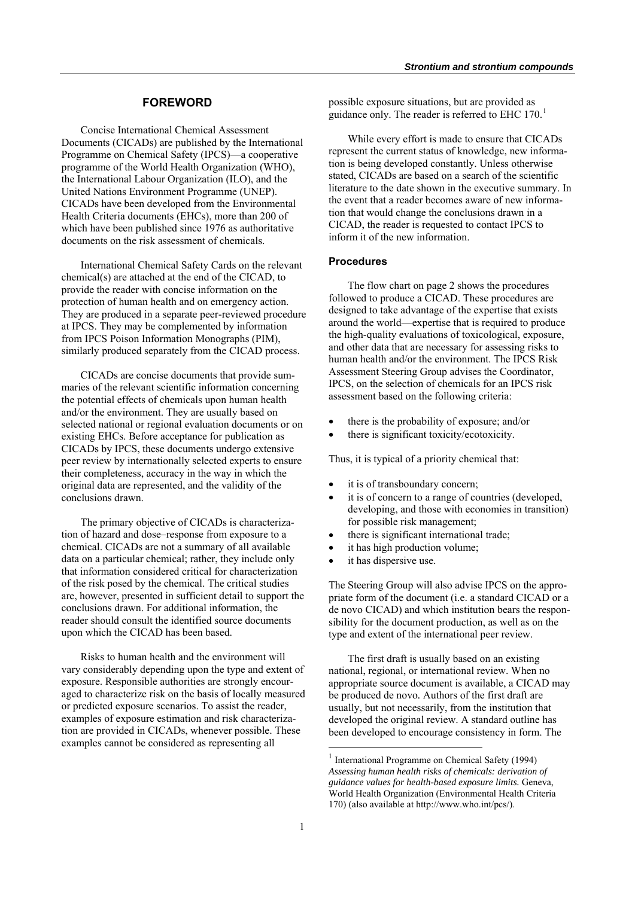## FOREWORD

Concise International Chemical Assessment Documents (CICADs) are published by the International Programme on Chemical Safety (IPCS)—a cooperative programme of the World Health Organization (WHO), the International Labour Organization (ILO), and the United Nations Environment Programme (UNEP). CICADs have been developed from the Environmental Health Criteria documents (EHCs), more than 200 of which have been published since 1976 as authoritative documents on the risk assessment of chemicals.

International Chemical Safety Cards on the relevant chemical(s) are attached at the end of the CICAD, to provide the reader with concise information on the protection of human health and on emergency action. They are produced in a separate peer-reviewed procedure at IPCS. They may be complemented by information from IPCS Poison Information Monographs (PIM), similarly produced separately from the CICAD process.

CICADs are concise documents that provide summaries of the relevant scientific information concerning the potential effects of chemicals upon human health and/or the environment. They are usually based on selected national or regional evaluation documents or on existing EHCs. Before acceptance for publication as CICADs by IPCS, these documents undergo extensive peer review by internationally selected experts to ensure their completeness, accuracy in the way in which the original data are represented, and the validity of the conclusions drawn.

The primary objective of CICADs is characterization of hazard and dose–response from exposure to a chemical. CICADs are not a summary of all available data on a particular chemical; rather, they include only that information considered critical for characterization of the risk posed by the chemical. The critical studies are, however, presented in sufficient detail to support the conclusions drawn. For additional information, the reader should consult the identified source documents upon which the CICAD has been based.

Risks to human health and the environment will vary considerably depending upon the type and extent of exposure. Responsible authorities are strongly encouraged to characterize risk on the basis of locally measured or predicted exposure scenarios. To assist the reader, examples of exposure estimation and risk characterization are provided in CICADs, whenever possible. These examples cannot be considered as representing all possible exposure situations, but are provided as guidance only. The reader is referred to EHC 170.[1]

While every effort is made to ensure that CICADs represent the current status of knowledge, new information is being developed constantly. Unless otherwise stated, CICADs are based on a search of the scientific literature to the date shown in the executive summary. In the event that a reader becomes aware of new information that would change the conclusions drawn in a CICAD, the reader is requested to contact IPCS to inform it of the new information.

### Procedures

The flow chart on page 2 shows the procedures followed to produce a CICAD. These procedures are designed to take advantage of the expertise that exists around the world—expertise that is required to produce the high-quality evaluations of toxicological, exposure, and other data that are necessary for assessing risks to human health and/or the environment. The IPCS Risk Assessment Steering Group advises the Coordinator, IPCS, on the selection of chemicals for an IPCS risk assessment based on the following criteria:

- there is the probability of exposure; and/or
- there is significant toxicity/ecotoxicity.

Thus, it is typical of a priority chemical that:

- it is of transboundary concern;
- it is of concern to a range of countries (developed, developing, and those with economies in transition) for possible risk management;
- there is significant international trade;
- it has high production volume;
- it has dispersive use.

The Steering Group will also advise IPCS on the appropriate form of the document (i.e. a standard CICAD or a de novo CICAD) and which institution bears the responsibility for the document production, as well as on the type and extent of the international peer review.

The first draft is usually based on an existing national, regional, or international review. When no appropriate source document is available, a CICAD may be produced de novo. Authors of the first draft are usually, but not necessarily, from the institution that developed the original review. A standard outline has been developed to encourage consistency in form. The

[1] International Programme on Chemical Safety (1994) *Assessing human health risks of chemicals: derivation of guidance values for health-based exposure limits.* Geneva, World Health Organization (Environmental Health Criteria 170) (also available at http://www.who.int/pcs/).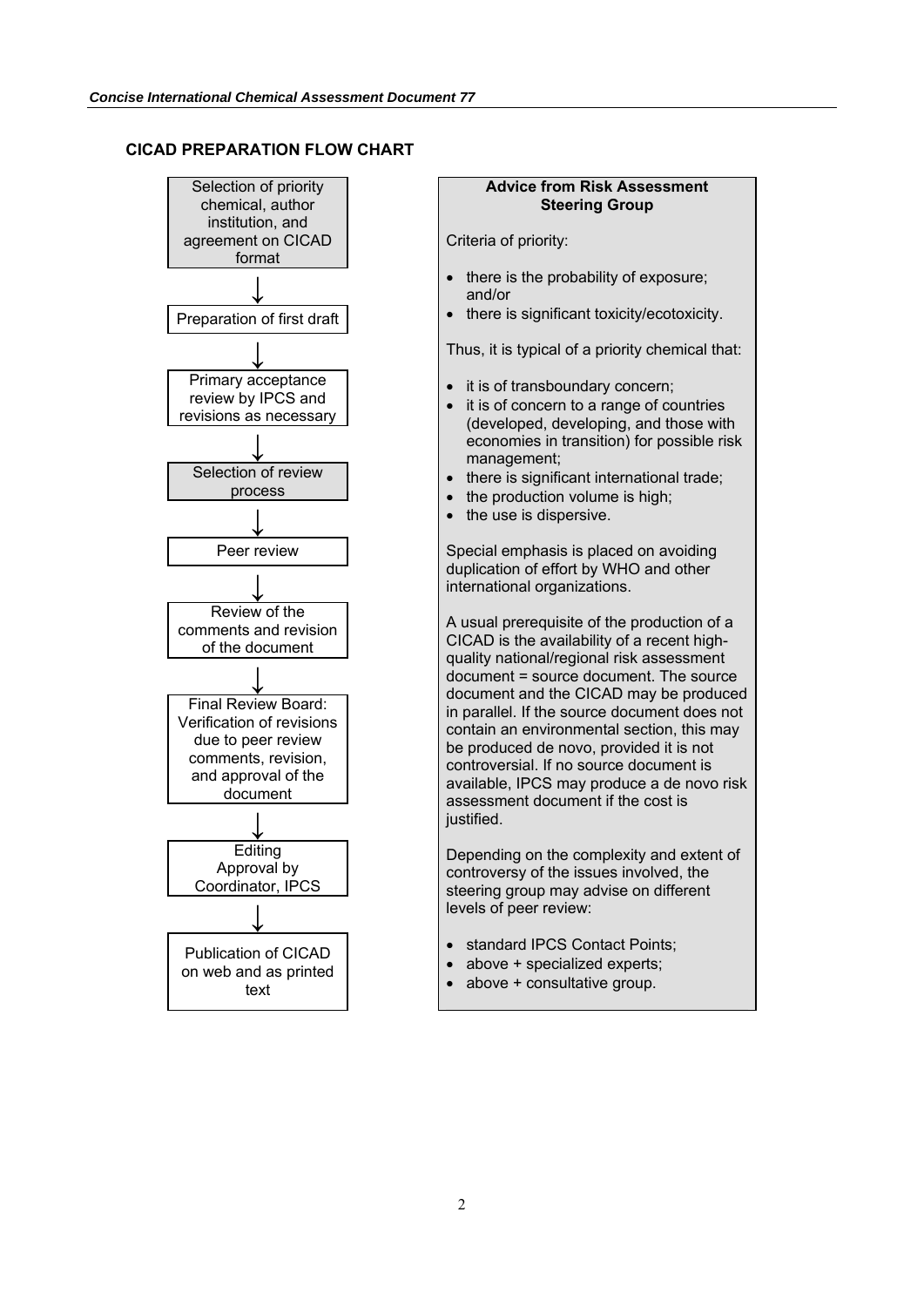## CICAD PREPARATION FLOW CHART

Selection of priority chemical, author institution, and agreement on CICAD format

↓

Preparation of first draft

↓

Primary acceptance review by IPCS and revisions as necessary

↓

Selection of review process

↓

Peer review

↓

Review of the comments and revision of the document

↓

Final Review Board: Verification of revisions due to peer review comments, revision, and approval of the document

↓

Editing
Approval by Coordinator, IPCS

↓

Publication of CICAD on web and as printed text

**Advice from Risk Assessment Steering Group**

Criteria of priority:

- there is the probability of exposure; and/or
- there is significant toxicity/ecotoxicity.

Thus, it is typical of a priority chemical that:

- it is of transboundary concern;
- it is of concern to a range of countries (developed, developing, and those with economies in transition) for possible risk management;
- there is significant international trade;
- the production volume is high;
- the use is dispersive.

Special emphasis is placed on avoiding duplication of effort by WHO and other international organizations.

A usual prerequisite of the production of a CICAD is the availability of a recent high-quality national/regional risk assessment document = source document. The source document and the CICAD may be produced in parallel. If the source document does not contain an environmental section, this may be produced de novo, provided it is not controversial. If no source document is available, IPCS may produce a de novo risk assessment document if the cost is justified.

Depending on the complexity and extent of controversy of the issues involved, the steering group may advise on different levels of peer review:

- standard IPCS Contact Points;
- above + specialized experts;
- above + consultative group.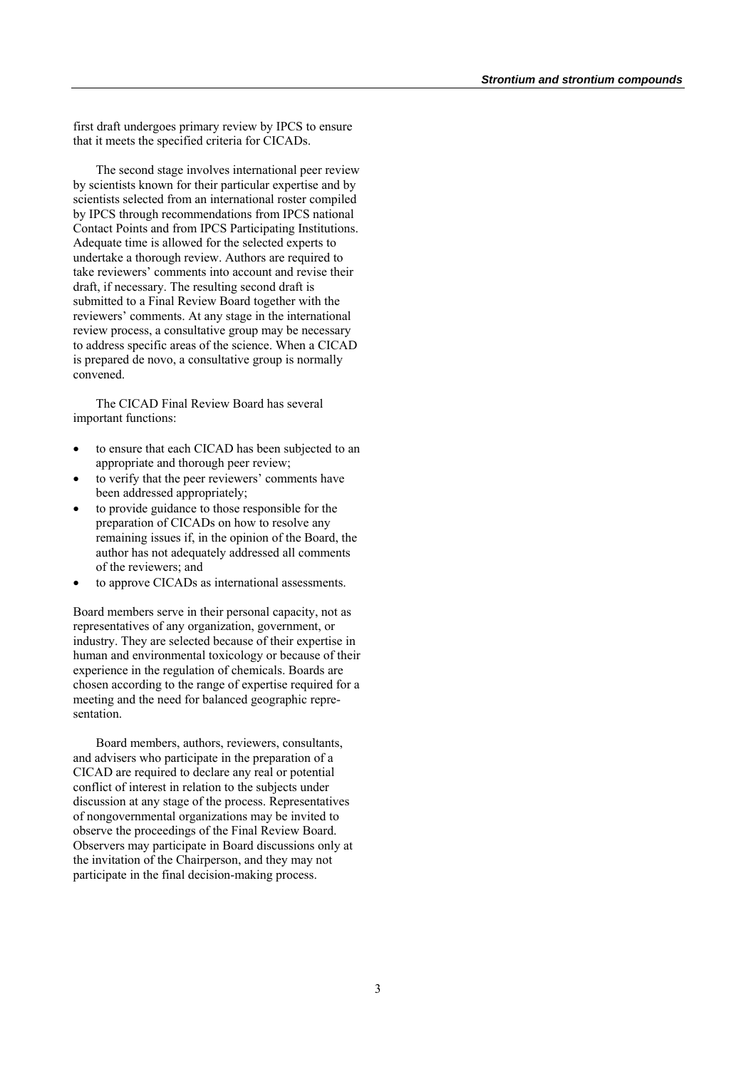first draft undergoes primary review by IPCS to ensure that it meets the specified criteria for CICADs.

The second stage involves international peer review by scientists known for their particular expertise and by scientists selected from an international roster compiled by IPCS through recommendations from IPCS national Contact Points and from IPCS Participating Institutions. Adequate time is allowed for the selected experts to undertake a thorough review. Authors are required to take reviewers' comments into account and revise their draft, if necessary. The resulting second draft is submitted to a Final Review Board together with the reviewers' comments. At any stage in the international review process, a consultative group may be necessary to address specific areas of the science. When a CICAD is prepared de novo, a consultative group is normally convened.

The CICAD Final Review Board has several important functions:

- to ensure that each CICAD has been subjected to an appropriate and thorough peer review;
- to verify that the peer reviewers' comments have been addressed appropriately;
- to provide guidance to those responsible for the preparation of CICADs on how to resolve any remaining issues if, in the opinion of the Board, the author has not adequately addressed all comments of the reviewers; and
- to approve CICADs as international assessments.

Board members serve in their personal capacity, not as representatives of any organization, government, or industry. They are selected because of their expertise in human and environmental toxicology or because of their experience in the regulation of chemicals. Boards are chosen according to the range of expertise required for a meeting and the need for balanced geographic representation.

Board members, authors, reviewers, consultants, and advisers who participate in the preparation of a CICAD are required to declare any real or potential conflict of interest in relation to the subjects under discussion at any stage of the process. Representatives of nongovernmental organizations may be invited to observe the proceedings of the Final Review Board. Observers may participate in Board discussions only at the invitation of the Chairperson, and they may not participate in the final decision-making process.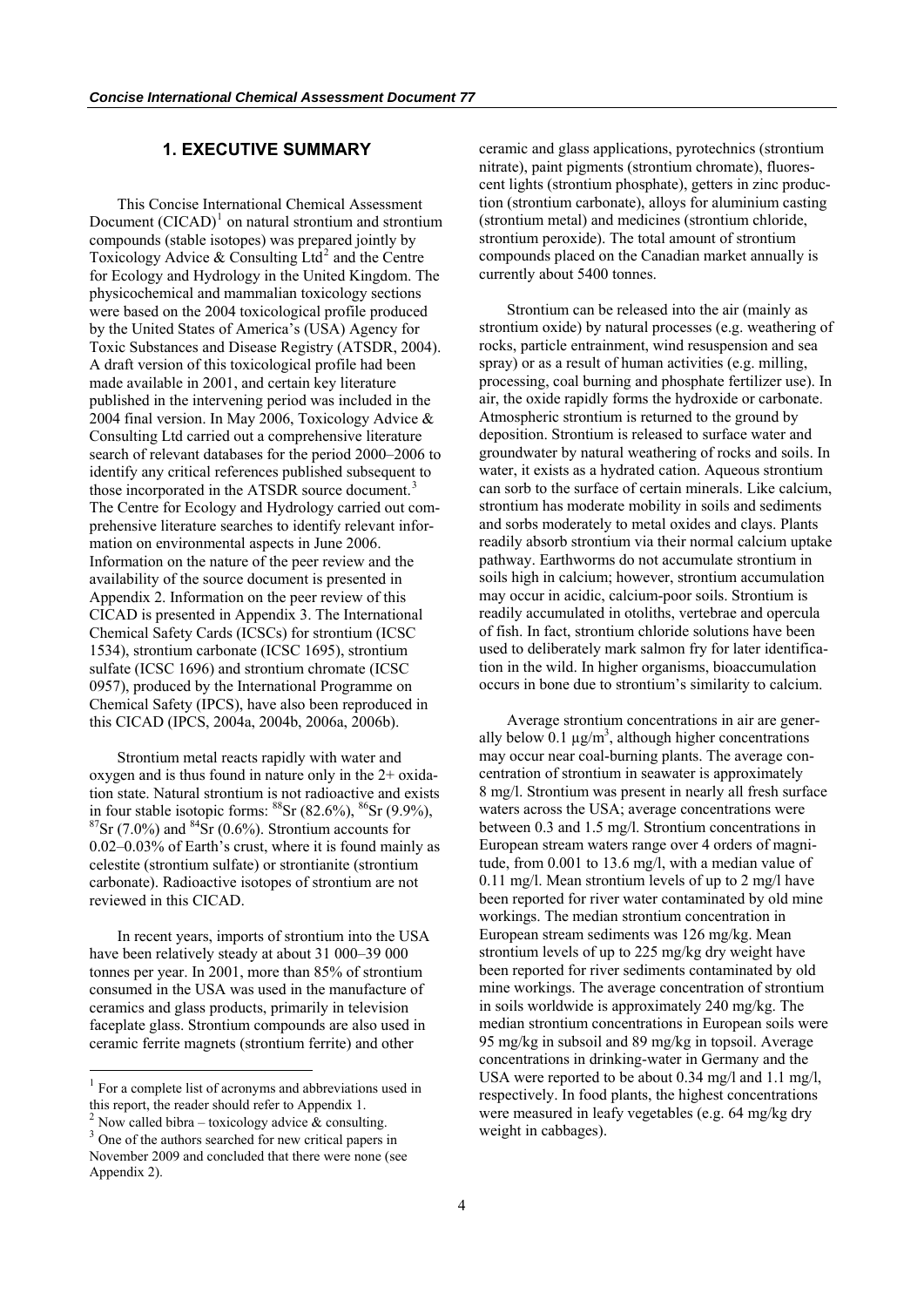## 1. EXECUTIVE SUMMARY

This Concise International Chemical Assessment Document (CICAD)[1] on natural strontium and strontium compounds (stable isotopes) was prepared jointly by Toxicology Advice & Consulting Ltd[2] and the Centre for Ecology and Hydrology in the United Kingdom. The physicochemical and mammalian toxicology sections were based on the 2004 toxicological profile produced by the United States of America's (USA) Agency for Toxic Substances and Disease Registry (ATSDR, 2004). A draft version of this toxicological profile had been made available in 2001, and certain key literature published in the intervening period was included in the 2004 final version. In May 2006, Toxicology Advice & Consulting Ltd carried out a comprehensive literature search of relevant databases for the period 2000–2006 to identify any critical references published subsequent to those incorporated in the ATSDR source document.[3] The Centre for Ecology and Hydrology carried out comprehensive literature searches to identify relevant information on environmental aspects in June 2006. Information on the nature of the peer review and the availability of the source document is presented in Appendix 2. Information on the peer review of this CICAD is presented in Appendix 3. The International Chemical Safety Cards (ICSCs) for strontium (ICSC 1534), strontium carbonate (ICSC 1695), strontium sulfate (ICSC 1696) and strontium chromate (ICSC 0957), produced by the International Programme on Chemical Safety (IPCS), have also been reproduced in this CICAD (IPCS, 2004a, 2004b, 2006a, 2006b).

Strontium metal reacts rapidly with water and oxygen and is thus found in nature only in the 2+ oxidation state. Natural strontium is not radioactive and exists in four stable isotopic forms: $^{88}Sr$ (82.6%), $^{86}Sr$ (9.9%), $^{87}Sr$ (7.0%) and $^{84}Sr$ (0.6%). Strontium accounts for 0.02–0.03% of Earth's crust, where it is found mainly as celestite (strontium sulfate) or strontianite (strontium carbonate). Radioactive isotopes of strontium are not reviewed in this CICAD.

In recent years, imports of strontium into the USA have been relatively steady at about 31 000–39 000 tonnes per year. In 2001, more than 85% of strontium consumed in the USA was used in the manufacture of ceramics and glass products, primarily in television faceplate glass. Strontium compounds are also used in ceramic ferrite magnets (strontium ferrite) and other ceramic and glass applications, pyrotechnics (strontium nitrate), paint pigments (strontium chromate), fluorescent lights (strontium phosphate), getters in zinc production (strontium carbonate), alloys for aluminium casting (strontium metal) and medicines (strontium chloride, strontium peroxide). The total amount of strontium compounds placed on the Canadian market annually is currently about 5400 tonnes.

Strontium can be released into the air (mainly as strontium oxide) by natural processes (e.g. weathering of rocks, particle entrainment, wind resuspension and sea spray) or as a result of human activities (e.g. milling, processing, coal burning and phosphate fertilizer use). In air, the oxide rapidly forms the hydroxide or carbonate. Atmospheric strontium is returned to the ground by deposition. Strontium is released to surface water and groundwater by natural weathering of rocks and soils. In water, it exists as a hydrated cation. Aqueous strontium can sorb to the surface of certain minerals. Like calcium, strontium has moderate mobility in soils and sediments and sorbs moderately to metal oxides and clays. Plants readily absorb strontium via their normal calcium uptake pathway. Earthworms do not accumulate strontium in soils high in calcium; however, strontium accumulation may occur in acidic, calcium-poor soils. Strontium is readily accumulated in otoliths, vertebrae and opercula of fish. In fact, strontium chloride solutions have been used to deliberately mark salmon fry for later identification in the wild. In higher organisms, bioaccumulation occurs in bone due to strontium's similarity to calcium.

Average strontium concentrations in air are generally below 0.1 µg/m$^3$, although higher concentrations may occur near coal-burning plants. The average concentration of strontium in seawater is approximately 8 mg/l. Strontium was present in nearly all fresh surface waters across the USA; average concentrations were between 0.3 and 1.5 mg/l. Strontium concentrations in European stream waters range over 4 orders of magnitude, from 0.001 to 13.6 mg/l, with a median value of 0.11 mg/l. Mean strontium levels of up to 2 mg/l have been reported for river water contaminated by old mine workings. The median strontium concentration in European stream sediments was 126 mg/kg. Mean strontium levels of up to 225 mg/kg dry weight have been reported for river sediments contaminated by old mine workings. The average concentration of strontium in soils worldwide is approximately 240 mg/kg. The median strontium concentrations in European soils were 95 mg/kg in subsoil and 89 mg/kg in topsoil. Average concentrations in drinking-water in Germany and the USA were reported to be about 0.34 mg/l and 1.1 mg/l, respectively. In food plants, the highest concentrations were measured in leafy vegetables (e.g. 64 mg/kg dry weight in cabbages).

---

[1] For a complete list of acronyms and abbreviations used in this report, the reader should refer to Appendix 1.

[2] Now called bibra – toxicology advice & consulting.

[3] One of the authors searched for new critical papers in November 2009 and concluded that there were none (see Appendix 2).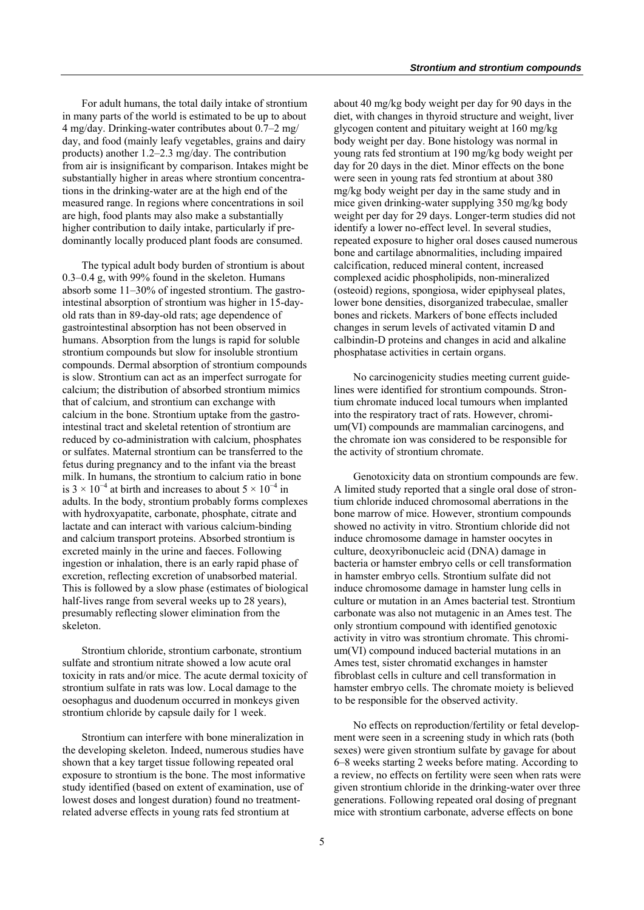For adult humans, the total daily intake of strontium in many parts of the world is estimated to be up to about 4 mg/day. Drinking-water contributes about 0.7–2 mg/day, and food (mainly leafy vegetables, grains and dairy products) another 1.2–2.3 mg/day. The contribution from air is insignificant by comparison. Intakes might be substantially higher in areas where strontium concentrations in the drinking-water are at the high end of the measured range. In regions where concentrations in soil are high, food plants may also make a substantially higher contribution to daily intake, particularly if predominantly locally produced plant foods are consumed.

The typical adult body burden of strontium is about 0.3–0.4 g, with 99% found in the skeleton. Humans absorb some 11–30% of ingested strontium. The gastrointestinal absorption of strontium was higher in 15-day-old rats than in 89-day-old rats; age dependence of gastrointestinal absorption has not been observed in humans. Absorption from the lungs is rapid for soluble strontium compounds but slow for insoluble strontium compounds. Dermal absorption of strontium compounds is slow. Strontium can act as an imperfect surrogate for calcium; the distribution of absorbed strontium mimics that of calcium, and strontium can exchange with calcium in the bone. Strontium uptake from the gastrointestinal tract and skeletal retention of strontium are reduced by co-administration with calcium, phosphates or sulfates. Maternal strontium can be transferred to the fetus during pregnancy and to the infant via the breast milk. In humans, the strontium to calcium ratio in bone is $3 \times 10^{-4}$ at birth and increases to about $5 \times 10^{-4}$ in adults. In the body, strontium probably forms complexes with hydroxyapatite, carbonate, phosphate, citrate and lactate and can interact with various calcium-binding and calcium transport proteins. Absorbed strontium is excreted mainly in the urine and faeces. Following ingestion or inhalation, there is an early rapid phase of excretion, reflecting excretion of unabsorbed material. This is followed by a slow phase (estimates of biological half-lives range from several weeks up to 28 years), presumably reflecting slower elimination from the skeleton.

Strontium chloride, strontium carbonate, strontium sulfate and strontium nitrate showed a low acute oral toxicity in rats and/or mice. The acute dermal toxicity of strontium sulfate in rats was low. Local damage to the oesophagus and duodenum occurred in monkeys given strontium chloride by capsule daily for 1 week.

Strontium can interfere with bone mineralization in the developing skeleton. Indeed, numerous studies have shown that a key target tissue following repeated oral exposure to strontium is the bone. The most informative study identified (based on extent of examination, use of lowest doses and longest duration) found no treatment-related adverse effects in young rats fed strontium at about 40 mg/kg body weight per day for 90 days in the diet, with changes in thyroid structure and weight, liver glycogen content and pituitary weight at 160 mg/kg body weight per day. Bone histology was normal in young rats fed strontium at 190 mg/kg body weight per day for 20 days in the diet. Minor effects on the bone were seen in young rats fed strontium at about 380 mg/kg body weight per day in the same study and in mice given drinking-water supplying 350 mg/kg body weight per day for 29 days. Longer-term studies did not identify a lower no-effect level. In several studies, repeated exposure to higher oral doses caused numerous bone and cartilage abnormalities, including impaired calcification, reduced mineral content, increased complexed acidic phospholipids, non-mineralized (osteoid) regions, spongiosa, wider epiphyseal plates, lower bone densities, disorganized trabeculae, smaller bones and rickets. Markers of bone effects included changes in serum levels of activated vitamin D and calbindin-D proteins and changes in acid and alkaline phosphatase activities in certain organs.

No carcinogenicity studies meeting current guidelines were identified for strontium compounds. Strontium chromate induced local tumours when implanted into the respiratory tract of rats. However, chromium(VI) compounds are mammalian carcinogens, and the chromate ion was considered to be responsible for the activity of strontium chromate.

Genotoxicity data on strontium compounds are few. A limited study reported that a single oral dose of strontium chloride induced chromosomal aberrations in the bone marrow of mice. However, strontium compounds showed no activity in vitro. Strontium chloride did not induce chromosome damage in hamster oocytes in culture, deoxyribonucleic acid (DNA) damage in bacteria or hamster embryo cells or cell transformation in hamster embryo cells. Strontium sulfate did not induce chromosome damage in hamster lung cells in culture or mutation in an Ames bacterial test. Strontium carbonate was also not mutagenic in an Ames test. The only strontium compound with identified genotoxic activity in vitro was strontium chromate. This chromium(VI) compound induced bacterial mutations in an Ames test, sister chromatid exchanges in hamster fibroblast cells in culture and cell transformation in hamster embryo cells. The chromate moiety is believed to be responsible for the observed activity.

No effects on reproduction/fertility or fetal development were seen in a screening study in which rats (both sexes) were given strontium sulfate by gavage for about 6–8 weeks starting 2 weeks before mating. According to a review, no effects on fertility were seen when rats were given strontium chloride in the drinking-water over three generations. Following repeated oral dosing of pregnant mice with strontium carbonate, adverse effects on bone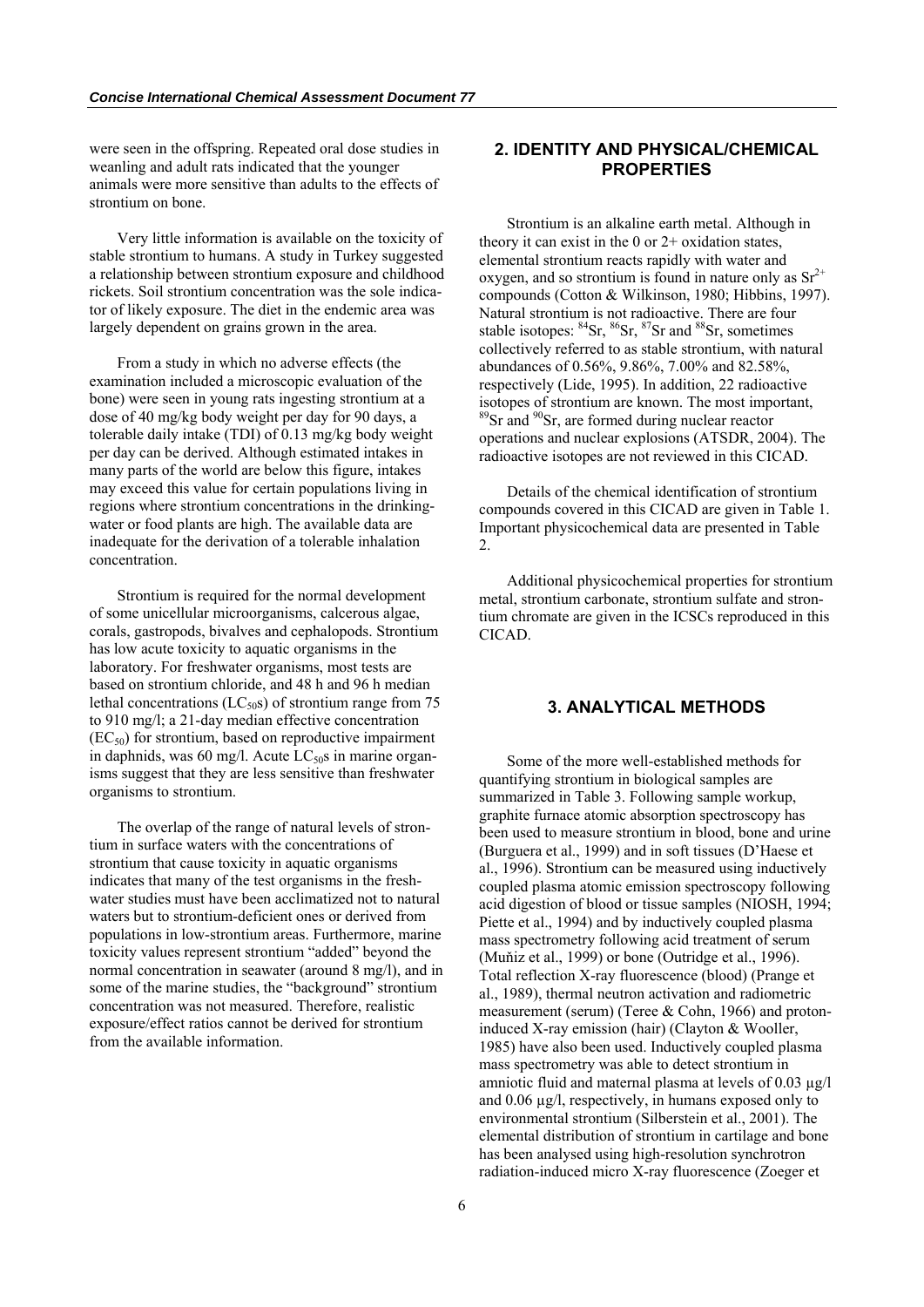were seen in the offspring. Repeated oral dose studies in weanling and adult rats indicated that the younger animals were more sensitive than adults to the effects of strontium on bone.

Very little information is available on the toxicity of stable strontium to humans. A study in Turkey suggested a relationship between strontium exposure and childhood rickets. Soil strontium concentration was the sole indicator of likely exposure. The diet in the endemic area was largely dependent on grains grown in the area.

From a study in which no adverse effects (the examination included a microscopic evaluation of the bone) were seen in young rats ingesting strontium at a dose of 40 mg/kg body weight per day for 90 days, a tolerable daily intake (TDI) of 0.13 mg/kg body weight per day can be derived. Although estimated intakes in many parts of the world are below this figure, intakes may exceed this value for certain populations living in regions where strontium concentrations in the drinking-water or food plants are high. The available data are inadequate for the derivation of a tolerable inhalation concentration.

Strontium is required for the normal development of some unicellular microorganisms, calcerous algae, corals, gastropods, bivalves and cephalopods. Strontium has low acute toxicity to aquatic organisms in the laboratory. For freshwater organisms, most tests are based on strontium chloride, and 48 h and 96 h median lethal concentrations ($LC_{50}$s) of strontium range from 75 to 910 mg/l; a 21-day median effective concentration ($EC_{50}$) for strontium, based on reproductive impairment in daphnids, was 60 mg/l. Acute $LC_{50}$s in marine organisms suggest that they are less sensitive than freshwater organisms to strontium.

The overlap of the range of natural levels of strontium in surface waters with the concentrations of strontium that cause toxicity in aquatic organisms indicates that many of the test organisms in the freshwater studies must have been acclimatized not to natural waters but to strontium-deficient ones or derived from populations in low-strontium areas. Furthermore, marine toxicity values represent strontium "added" beyond the normal concentration in seawater (around 8 mg/l), and in some of the marine studies, the "background" strontium concentration was not measured. Therefore, realistic exposure/effect ratios cannot be derived for strontium from the available information.

## 2. IDENTITY AND PHYSICAL/CHEMICAL PROPERTIES

Strontium is an alkaline earth metal. Although in theory it can exist in the 0 or 2+ oxidation states, elemental strontium reacts rapidly with water and oxygen, and so strontium is found in nature only as $Sr^{2+}$ compounds (Cotton & Wilkinson, 1980; Hibbins, 1997). Natural strontium is not radioactive. There are four stable isotopes: $^{84}Sr$, $^{86}Sr$, $^{87}Sr$ and $^{88}Sr$, sometimes collectively referred to as stable strontium, with natural abundances of 0.56%, 9.86%, 7.00% and 82.58%, respectively (Lide, 1995). In addition, 22 radioactive isotopes of strontium are known. The most important, $^{89}Sr$ and $^{90}Sr$, are formed during nuclear reactor operations and nuclear explosions (ATSDR, 2004). The radioactive isotopes are not reviewed in this CICAD.

Details of the chemical identification of strontium compounds covered in this CICAD are given in Table 1. Important physicochemical data are presented in Table 2.

Additional physicochemical properties for strontium metal, strontium carbonate, strontium sulfate and strontium chromate are given in the ICSCs reproduced in this CICAD.

## 3. ANALYTICAL METHODS

Some of the more well-established methods for quantifying strontium in biological samples are summarized in Table 3. Following sample workup, graphite furnace atomic absorption spectroscopy has been used to measure strontium in blood, bone and urine (Burguera et al., 1999) and in soft tissues (D'Haese et al., 1996). Strontium can be measured using inductively coupled plasma atomic emission spectroscopy following acid digestion of blood or tissue samples (NIOSH, 1994; Piette et al., 1994) and by inductively coupled plasma mass spectrometry following acid treatment of serum (Muňiz et al., 1999) or bone (Outridge et al., 1996). Total reflection X-ray fluorescence (blood) (Prange et al., 1989), thermal neutron activation and radiometric measurement (serum) (Teree & Cohn, 1966) and proton-induced X-ray emission (hair) (Clayton & Wooller, 1985) have also been used. Inductively coupled plasma mass spectrometry was able to detect strontium in amniotic fluid and maternal plasma at levels of 0.03 µg/l and 0.06 µg/l, respectively, in humans exposed only to environmental strontium (Silberstein et al., 2001). The elemental distribution of strontium in cartilage and bone has been analysed using high-resolution synchrotron radiation-induced micro X-ray fluorescence (Zoeger et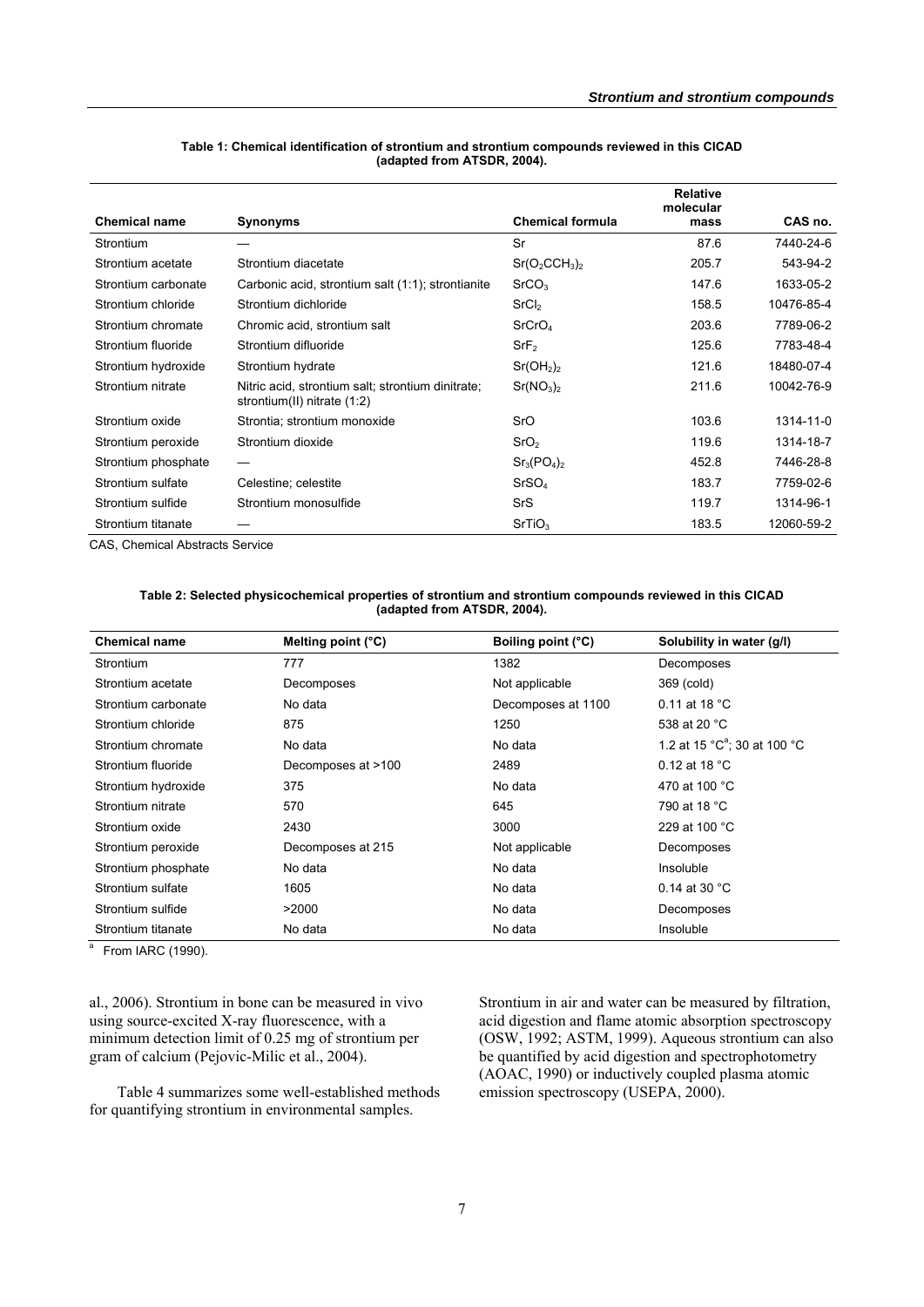**Table 1: Chemical identification of strontium and strontium compounds reviewed in this CICAD (adapted from ATSDR, 2004).**

| Chemical name | Synonyms | Chemical formula | Relative molecular mass | CAS no. |
|---|---|---|---|---|
| Strontium | — | Sr | 87.6 | 7440-24-6 |
| Strontium acetate | Strontium diacetate | $Sr(O_2CCH_3)_2$ | 205.7 | 543-94-2 |
| Strontium carbonate | Carbonic acid, strontium salt (1:1); strontianite | $SrCO_3$ | 147.6 | 1633-05-2 |
| Strontium chloride | Strontium dichloride | $SrCl_2$ | 158.5 | 10476-85-4 |
| Strontium chromate | Chromic acid, strontium salt | $SrCrO_4$ | 203.6 | 7789-06-2 |
| Strontium fluoride | Strontium difluoride | $SrF_2$ | 125.6 | 7783-48-4 |
| Strontium hydroxide | Strontium hydrate | $Sr(OH_2)_2$ | 121.6 | 18480-07-4 |
| Strontium nitrate | Nitric acid, strontium salt; strontium dinitrate; strontium(II) nitrate (1:2) | $Sr(NO_3)_2$ | 211.6 | 10042-76-9 |
| Strontium oxide | Strontia; strontium monoxide | SrO | 103.6 | 1314-11-0 |
| Strontium peroxide | Strontium dioxide | $SrO_2$ | 119.6 | 1314-18-7 |
| Strontium phosphate | — | $Sr_3(PO_4)_2$ | 452.8 | 7446-28-8 |
| Strontium sulfate | Celestine; celestite | $SrSO_4$ | 183.7 | 7759-02-6 |
| Strontium sulfide | Strontium monosulfide | SrS | 119.7 | 1314-96-1 |
| Strontium titanate | — | $SrTiO_3$ | 183.5 | 12060-59-2 |

CAS, Chemical Abstracts Service

**Table 2: Selected physicochemical properties of strontium and strontium compounds reviewed in this CICAD (adapted from ATSDR, 2004).**

| Chemical name | Melting point (°C) | Boiling point (°C) | Solubility in water (g/l) |
|---|---|---|---|
| Strontium | 777 | 1382 | Decomposes |
| Strontium acetate | Decomposes | Not applicable | 369 (cold) |
| Strontium carbonate | No data | Decomposes at 1100 | 0.11 at 18 °C |
| Strontium chloride | 875 | 1250 | 538 at 20 °C |
| Strontium chromate | No data | No data | 1.2 at 15 °C[a]; 30 at 100 °C |
| Strontium fluoride | Decomposes at >100 | 2489 | 0.12 at 18 °C |
| Strontium hydroxide | 375 | No data | 470 at 100 °C |
| Strontium nitrate | 570 | 645 | 790 at 18 °C |
| Strontium oxide | 2430 | 3000 | 229 at 100 °C |
| Strontium peroxide | Decomposes at 215 | Not applicable | Decomposes |
| Strontium phosphate | No data | No data | Insoluble |
| Strontium sulfate | 1605 | No data | 0.14 at 30 °C |
| Strontium sulfide | >2000 | No data | Decomposes |
| Strontium titanate | No data | No data | Insoluble |

[a] From IARC (1990).

al., 2006). Strontium in bone can be measured in vivo using source-excited X-ray fluorescence, with a minimum detection limit of 0.25 mg of strontium per gram of calcium (Pejovic-Milic et al., 2004).

Table 4 summarizes some well-established methods for quantifying strontium in environmental samples.

Strontium in air and water can be measured by filtration, acid digestion and flame atomic absorption spectroscopy (OSW, 1992; ASTM, 1999). Aqueous strontium can also be quantified by acid digestion and spectrophotometry (AOAC, 1990) or inductively coupled plasma atomic emission spectroscopy (USEPA, 2000).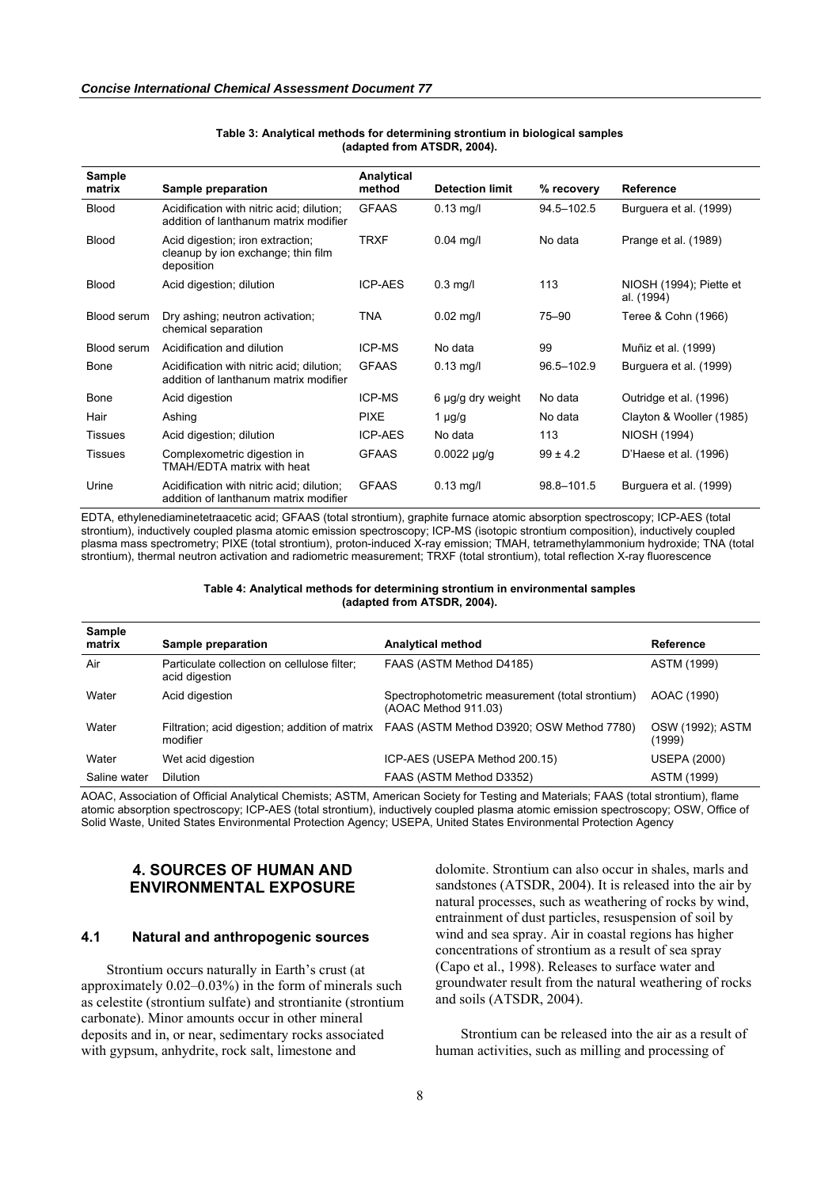**Table 3: Analytical methods for determining strontium in biological samples (adapted from ATSDR, 2004).**

| Sample matrix | Sample preparation | Analytical method | Detection limit | % recovery | Reference |
|---|---|---|---|---|---|
| Blood | Acidification with nitric acid; dilution; addition of lanthanum matrix modifier | GFAAS | 0.13 mg/l | 94.5–102.5 | Burguera et al. (1999) |
| Blood | Acid digestion; iron extraction; cleanup by ion exchange; thin film deposition | TRXF | 0.04 mg/l | No data | Prange et al. (1989) |
| Blood | Acid digestion; dilution | ICP-AES | 0.3 mg/l | 113 | NIOSH (1994); Piette et al. (1994) |
| Blood serum | Dry ashing; neutron activation; chemical separation | TNA | 0.02 mg/l | 75–90 | Teree & Cohn (1966) |
| Blood serum | Acidification and dilution | ICP-MS | No data | 99 | Muñiz et al. (1999) |
| Bone | Acidification with nitric acid; dilution; addition of lanthanum matrix modifier | GFAAS | 0.13 mg/l | 96.5–102.9 | Burguera et al. (1999) |
| Bone | Acid digestion | ICP-MS | 6 µg/g dry weight | No data | Outridge et al. (1996) |
| Hair | Ashing | PIXE | 1 µg/g | No data | Clayton & Wooller (1985) |
| Tissues | Acid digestion; dilution | ICP-AES | No data | 113 | NIOSH (1994) |
| Tissues | Complexometric digestion in TMAH/EDTA matrix with heat | GFAAS | 0.0022 µg/g | 99 ± 4.2 | D'Haese et al. (1996) |
| Urine | Acidification with nitric acid; dilution; addition of lanthanum matrix modifier | GFAAS | 0.13 mg/l | 98.8–101.5 | Burguera et al. (1999) |

EDTA, ethylenediaminetetraacetic acid; GFAAS (total strontium), graphite furnace atomic absorption spectroscopy; ICP-AES (total strontium), inductively coupled plasma atomic emission spectroscopy; ICP-MS (isotopic strontium composition), inductively coupled plasma mass spectrometry; PIXE (total strontium), proton-induced X-ray emission; TMAH, tetramethylammonium hydroxide; TNA (total strontium), thermal neutron activation and radiometric measurement; TRXF (total strontium), total reflection X-ray fluorescence

**Table 4: Analytical methods for determining strontium in environmental samples (adapted from ATSDR, 2004).**

| Sample matrix | Sample preparation | Analytical method | Reference |
|---|---|---|---|
| Air | Particulate collection on cellulose filter; acid digestion | FAAS (ASTM Method D4185) | ASTM (1999) |
| Water | Acid digestion | Spectrophotometric measurement (total strontium) (AOAC Method 911.03) | AOAC (1990) |
| Water | Filtration; acid digestion; addition of matrix modifier | FAAS (ASTM Method D3920; OSW Method 7780) | OSW (1992); ASTM (1999) |
| Water | Wet acid digestion | ICP-AES (USEPA Method 200.15) | USEPA (2000) |
| Saline water | Dilution | FAAS (ASTM Method D3352) | ASTM (1999) |

AOAC, Association of Official Analytical Chemists; ASTM, American Society for Testing and Materials; FAAS (total strontium), flame atomic absorption spectroscopy; ICP-AES (total strontium), inductively coupled plasma atomic emission spectroscopy; OSW, Office of Solid Waste, United States Environmental Protection Agency; USEPA, United States Environmental Protection Agency

## 4. SOURCES OF HUMAN AND ENVIRONMENTAL EXPOSURE

### 4.1 Natural and anthropogenic sources

Strontium occurs naturally in Earth's crust (at approximately 0.02–0.03%) in the form of minerals such as celestite (strontium sulfate) and strontianite (strontium carbonate). Minor amounts occur in other mineral deposits and in, or near, sedimentary rocks associated with gypsum, anhydrite, rock salt, limestone and dolomite. Strontium can also occur in shales, marls and sandstones (ATSDR, 2004). It is released into the air by natural processes, such as weathering of rocks by wind, entrainment of dust particles, resuspension of soil by wind and sea spray. Air in coastal regions has higher concentrations of strontium as a result of sea spray (Capo et al., 1998). Releases to surface water and groundwater result from the natural weathering of rocks and soils (ATSDR, 2004).

Strontium can be released into the air as a result of human activities, such as milling and processing of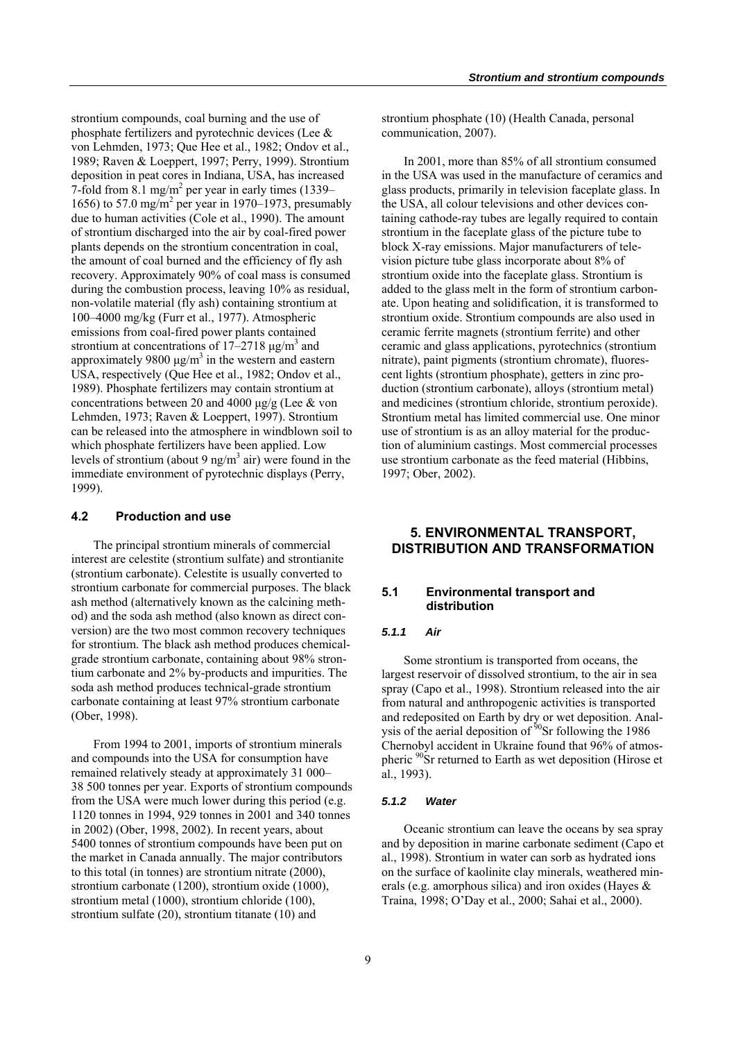strontium compounds, coal burning and the use of phosphate fertilizers and pyrotechnic devices (Lee & von Lehmden, 1973; Que Hee et al., 1982; Ondov et al., 1989; Raven & Loeppert, 1997; Perry, 1999). Strontium deposition in peat cores in Indiana, USA, has increased 7-fold from 8.1 mg/m$^2$ per year in early times (1339–1656) to 57.0 mg/m$^2$ per year in 1970–1973, presumably due to human activities (Cole et al., 1990). The amount of strontium discharged into the air by coal-fired power plants depends on the strontium concentration in coal, the amount of coal burned and the efficiency of fly ash recovery. Approximately 90% of coal mass is consumed during the combustion process, leaving 10% as residual, non-volatile material (fly ash) containing strontium at 100–4000 mg/kg (Furr et al., 1977). Atmospheric emissions from coal-fired power plants contained strontium at concentrations of 17–2718 µg/m$^3$ and approximately 9800 µg/m$^3$ in the western and eastern USA, respectively (Que Hee et al., 1982; Ondov et al., 1989). Phosphate fertilizers may contain strontium at concentrations between 20 and 4000 µg/g (Lee & von Lehmden, 1973; Raven & Loeppert, 1997). Strontium can be released into the atmosphere in windblown soil to which phosphate fertilizers have been applied. Low levels of strontium (about 9 ng/m$^3$ air) were found in the immediate environment of pyrotechnic displays (Perry, 1999).

### 4.2 Production and use

The principal strontium minerals of commercial interest are celestite (strontium sulfate) and strontianite (strontium carbonate). Celestite is usually converted to strontium carbonate for commercial purposes. The black ash method (alternatively known as the calcining method) and the soda ash method (also known as direct conversion) are the two most common recovery techniques for strontium. The black ash method produces chemical-grade strontium carbonate, containing about 98% strontium carbonate and 2% by-products and impurities. The soda ash method produces technical-grade strontium carbonate containing at least 97% strontium carbonate (Ober, 1998).

From 1994 to 2001, imports of strontium minerals and compounds into the USA for consumption have remained relatively steady at approximately 31 000–38 500 tonnes per year. Exports of strontium compounds from the USA were much lower during this period (e.g. 1120 tonnes in 1994, 929 tonnes in 2001 and 340 tonnes in 2002) (Ober, 1998, 2002). In recent years, about 5400 tonnes of strontium compounds have been put on the market in Canada annually. The major contributors to this total (in tonnes) are strontium nitrate (2000), strontium carbonate (1200), strontium oxide (1000), strontium metal (1000), strontium chloride (100), strontium sulfate (20), strontium titanate (10) and strontium phosphate (10) (Health Canada, personal communication, 2007).

In 2001, more than 85% of all strontium consumed in the USA was used in the manufacture of ceramics and glass products, primarily in television faceplate glass. In the USA, all colour televisions and other devices containing cathode-ray tubes are legally required to contain strontium in the faceplate glass of the picture tube to block X-ray emissions. Major manufacturers of television picture tube glass incorporate about 8% of strontium oxide into the faceplate glass. Strontium is added to the glass melt in the form of strontium carbonate. Upon heating and solidification, it is transformed to strontium oxide. Strontium compounds are also used in ceramic ferrite magnets (strontium ferrite) and other ceramic and glass applications, pyrotechnics (strontium nitrate), paint pigments (strontium chromate), fluorescent lights (strontium phosphate), getters in zinc production (strontium carbonate), alloys (strontium metal) and medicines (strontium chloride, strontium peroxide). Strontium metal has limited commercial use. One minor use of strontium is as an alloy material for the production of aluminium castings. Most commercial processes use strontium carbonate as the feed material (Hibbins, 1997; Ober, 2002).

## 5. ENVIRONMENTAL TRANSPORT, DISTRIBUTION AND TRANSFORMATION

### 5.1 Environmental transport and distribution

#### *5.1.1 Air*

Some strontium is transported from oceans, the largest reservoir of dissolved strontium, to the air in sea spray (Capo et al., 1998). Strontium released into the air from natural and anthropogenic activities is transported and redeposited on Earth by dry or wet deposition. Analysis of the aerial deposition of $^{90}$Sr following the 1986 Chernobyl accident in Ukraine found that 96% of atmospheric $^{90}$Sr returned to Earth as wet deposition (Hirose et al., 1993).

#### *5.1.2 Water*

Oceanic strontium can leave the oceans by sea spray and by deposition in marine carbonate sediment (Capo et al., 1998). Strontium in water can sorb as hydrated ions on the surface of kaolinite clay minerals, weathered minerals (e.g. amorphous silica) and iron oxides (Hayes & Traina, 1998; O'Day et al., 2000; Sahai et al., 2000).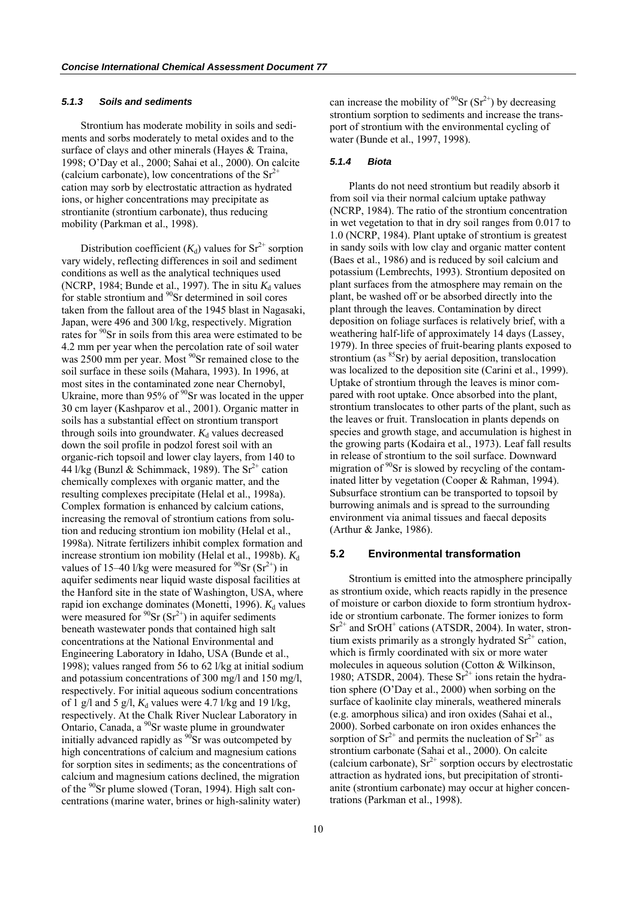#### 5.1.3 Soils and sediments

Strontium has moderate mobility in soils and sediments and sorbs moderately to metal oxides and to the surface of clays and other minerals (Hayes & Traina, 1998; O'Day et al., 2000; Sahai et al., 2000). On calcite (calcium carbonate), low concentrations of the $Sr^{2+}$ cation may sorb by electrostatic attraction as hydrated ions, or higher concentrations may precipitate as strontianite (strontium carbonate), thus reducing mobility (Parkman et al., 1998).

Distribution coefficient ($K_d$) values for $Sr^{2+}$ sorption vary widely, reflecting differences in soil and sediment conditions as well as the analytical techniques used (NCRP, 1984; Bunde et al., 1997). The in situ $K_d$ values for stable strontium and $^{90}Sr$ determined in soil cores taken from the fallout area of the 1945 blast in Nagasaki, Japan, were 496 and 300 l/kg, respectively. Migration rates for $^{90}Sr$ in soils from this area were estimated to be 4.2 mm per year when the percolation rate of soil water was 2500 mm per year. Most $^{90}Sr$ remained close to the soil surface in these soils (Mahara, 1993). In 1996, at most sites in the contaminated zone near Chernobyl, Ukraine, more than 95% of $^{90}Sr$ was located in the upper 30 cm layer (Kashparov et al., 2001). Organic matter in soils has a substantial effect on strontium transport through soils into groundwater. $K_d$ values decreased down the soil profile in podzol forest soil with an organic-rich topsoil and lower clay layers, from 140 to 44 l/kg (Bunzl & Schimmack, 1989). The $Sr^{2+}$ cation chemically complexes with organic matter, and the resulting complexes precipitate (Helal et al., 1998a). Complex formation is enhanced by calcium cations, increasing the removal of strontium cations from solution and reducing strontium ion mobility (Helal et al., 1998a). Nitrate fertilizers inhibit complex formation and increase strontium ion mobility (Helal et al., 1998b). $K_d$ values of 15–40 l/kg were measured for $^{90}Sr$ ($Sr^{2+}$) in aquifer sediments near liquid waste disposal facilities at the Hanford site in the state of Washington, USA, where rapid ion exchange dominates (Monetti, 1996). $K_d$ values were measured for $^{90}Sr$ ($Sr^{2+}$) in aquifer sediments beneath wastewater ponds that contained high salt concentrations at the National Environmental and Engineering Laboratory in Idaho, USA (Bunde et al., 1998); values ranged from 56 to 62 l/kg at initial sodium and potassium concentrations of 300 mg/l and 150 mg/l, respectively. For initial aqueous sodium concentrations of 1 g/l and 5 g/l, $K_d$ values were 4.7 l/kg and 19 l/kg, respectively. At the Chalk River Nuclear Laboratory in Ontario, Canada, a $^{90}Sr$ waste plume in groundwater initially advanced rapidly as $^{90}Sr$ was outcompeted by high concentrations of calcium and magnesium cations for sorption sites in sediments; as the concentrations of calcium and magnesium cations declined, the migration of the $^{90}Sr$ plume slowed (Toran, 1994). High salt concentrations (marine water, brines or high-salinity water) can increase the mobility of $^{90}Sr$ ($Sr^{2+}$) by decreasing strontium sorption to sediments and increase the transport of strontium with the environmental cycling of water (Bunde et al., 1997, 1998).

#### 5.1.4 Biota

Plants do not need strontium but readily absorb it from soil via their normal calcium uptake pathway (NCRP, 1984). The ratio of the strontium concentration in wet vegetation to that in dry soil ranges from 0.017 to 1.0 (NCRP, 1984). Plant uptake of strontium is greatest in sandy soils with low clay and organic matter content (Baes et al., 1986) and is reduced by soil calcium and potassium (Lembrechts, 1993). Strontium deposited on plant surfaces from the atmosphere may remain on the plant, be washed off or be absorbed directly into the plant through the leaves. Contamination by direct deposition on foliage surfaces is relatively brief, with a weathering half-life of approximately 14 days (Lassey, 1979). In three species of fruit-bearing plants exposed to strontium (as $^{85}Sr$) by aerial deposition, translocation was localized to the deposition site (Carini et al., 1999). Uptake of strontium through the leaves is minor compared with root uptake. Once absorbed into the plant, strontium translocates to other parts of the plant, such as the leaves or fruit. Translocation in plants depends on species and growth stage, and accumulation is highest in the growing parts (Kodaira et al., 1973). Leaf fall results in release of strontium to the soil surface. Downward migration of $^{90}Sr$ is slowed by recycling of the contaminated litter by vegetation (Cooper & Rahman, 1994). Subsurface strontium can be transported to topsoil by burrowing animals and is spread to the surrounding environment via animal tissues and faecal deposits (Arthur & Janke, 1986).

### 5.2 Environmental transformation

Strontium is emitted into the atmosphere principally as strontium oxide, which reacts rapidly in the presence of moisture or carbon dioxide to form strontium hydroxide or strontium carbonate. The former ionizes to form $Sr^{2+}$ and $SrOH^{+}$ cations (ATSDR, 2004). In water, strontium exists primarily as a strongly hydrated $Sr^{2+}$ cation, which is firmly coordinated with six or more water molecules in aqueous solution (Cotton & Wilkinson, 1980; ATSDR, 2004). These $Sr^{2+}$ ions retain the hydration sphere (O'Day et al., 2000) when sorbing on the surface of kaolinite clay minerals, weathered minerals (e.g. amorphous silica) and iron oxides (Sahai et al., 2000). Sorbed carbonate on iron oxides enhances the sorption of $Sr^{2+}$ and permits the nucleation of $Sr^{2+}$ as strontium carbonate (Sahai et al., 2000). On calcite (calcium carbonate), $Sr^{2+}$ sorption occurs by electrostatic attraction as hydrated ions, but precipitation of strontianite (strontium carbonate) may occur at higher concentrations (Parkman et al., 1998).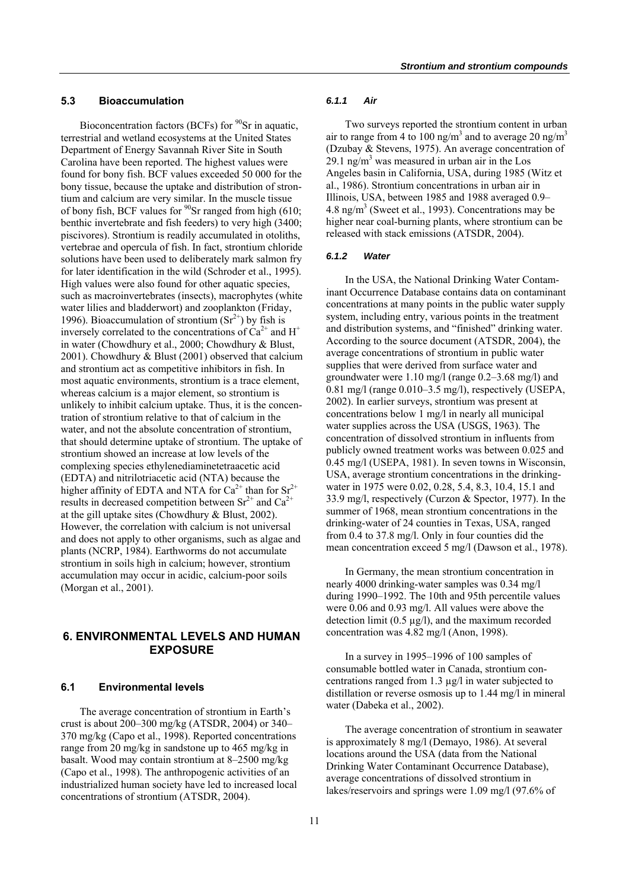### 5.3 Bioaccumulation

Bioconcentration factors (BCFs) for $^{90}Sr$ in aquatic, terrestrial and wetland ecosystems at the United States Department of Energy Savannah River Site in South Carolina have been reported. The highest values were found for bony fish. BCF values exceeded 50 000 for the bony tissue, because the uptake and distribution of strontium and calcium are very similar. In the muscle tissue of bony fish, BCF values for $^{90}Sr$ ranged from high (610; benthic invertebrate and fish feeders) to very high (3400; piscivores). Strontium is readily accumulated in otoliths, vertebrae and opercula of fish. In fact, strontium chloride solutions have been used to deliberately mark salmon fry for later identification in the wild (Schroder et al., 1995). High values were also found for other aquatic species, such as macroinvertebrates (insects), macrophytes (white water lilies and bladderwort) and zooplankton (Friday, 1996). Bioaccumulation of strontium ($Sr^{2+}$) by fish is inversely correlated to the concentrations of $Ca^{2+}$ and $H^{+}$ in water (Chowdhury et al., 2000; Chowdhury & Blust, 2001). Chowdhury & Blust (2001) observed that calcium and strontium act as competitive inhibitors in fish. In most aquatic environments, strontium is a trace element, whereas calcium is a major element, so strontium is unlikely to inhibit calcium uptake. Thus, it is the concentration of strontium relative to that of calcium in the water, and not the absolute concentration of strontium, that should determine uptake of strontium. The uptake of strontium showed an increase at low levels of the complexing species ethylenediaminetetraacetic acid (EDTA) and nitrilotriacetic acid (NTA) because the higher affinity of EDTA and NTA for $Ca^{2+}$ than for $Sr^{2+}$ results in decreased competition between $Sr^{2+}$ and $Ca^{2+}$ at the gill uptake sites (Chowdhury & Blust, 2002). However, the correlation with calcium is not universal and does not apply to other organisms, such as algae and plants (NCRP, 1984). Earthworms do not accumulate strontium in soils high in calcium; however, strontium accumulation may occur in acidic, calcium-poor soils (Morgan et al., 2001).

## 6. ENVIRONMENTAL LEVELS AND HUMAN EXPOSURE

### 6.1 Environmental levels

The average concentration of strontium in Earth's crust is about 200–300 mg/kg (ATSDR, 2004) or 340–370 mg/kg (Capo et al., 1998). Reported concentrations range from 20 mg/kg in sandstone up to 465 mg/kg in basalt. Wood may contain strontium at 8–2500 mg/kg (Capo et al., 1998). The anthropogenic activities of an industrialized human society have led to increased local concentrations of strontium (ATSDR, 2004).

#### *6.1.1 Air*

Two surveys reported the strontium content in urban air to range from 4 to 100 ng/m$^3$ and to average 20 ng/m$^3$ (Dzubay & Stevens, 1975). An average concentration of 29.1 ng/m$^3$ was measured in urban air in the Los Angeles basin in California, USA, during 1985 (Witz et al., 1986). Strontium concentrations in urban air in Illinois, USA, between 1985 and 1988 averaged 0.9–4.8 ng/m$^3$ (Sweet et al., 1993). Concentrations may be higher near coal-burning plants, where strontium can be released with stack emissions (ATSDR, 2004).

#### *6.1.2 Water*

In the USA, the National Drinking Water Contaminant Occurrence Database contains data on contaminant concentrations at many points in the public water supply system, including entry, various points in the treatment and distribution systems, and "finished" drinking water. According to the source document (ATSDR, 2004), the average concentrations of strontium in public water supplies that were derived from surface water and groundwater were 1.10 mg/l (range 0.2–3.68 mg/l) and 0.81 mg/l (range 0.010–3.5 mg/l), respectively (USEPA, 2002). In earlier surveys, strontium was present at concentrations below 1 mg/l in nearly all municipal water supplies across the USA (USGS, 1963). The concentration of dissolved strontium in influents from publicly owned treatment works was between 0.025 and 0.45 mg/l (USEPA, 1981). In seven towns in Wisconsin, USA, average strontium concentrations in the drinking-water in 1975 were 0.02, 0.28, 5.4, 8.3, 10.4, 15.1 and 33.9 mg/l, respectively (Curzon & Spector, 1977). In the summer of 1968, mean strontium concentrations in the drinking-water of 24 counties in Texas, USA, ranged from 0.4 to 37.8 mg/l. Only in four counties did the mean concentration exceed 5 mg/l (Dawson et al., 1978).

In Germany, the mean strontium concentration in nearly 4000 drinking-water samples was 0.34 mg/l during 1990–1992. The 10th and 95th percentile values were 0.06 and 0.93 mg/l. All values were above the detection limit (0.5 µg/l), and the maximum recorded concentration was 4.82 mg/l (Anon, 1998).

In a survey in 1995–1996 of 100 samples of consumable bottled water in Canada, strontium concentrations ranged from 1.3 µg/l in water subjected to distillation or reverse osmosis up to 1.44 mg/l in mineral water (Dabeka et al., 2002).

The average concentration of strontium in seawater is approximately 8 mg/l (Demayo, 1986). At several locations around the USA (data from the National Drinking Water Contaminant Occurrence Database), average concentrations of dissolved strontium in lakes/reservoirs and springs were 1.09 mg/l (97.6% of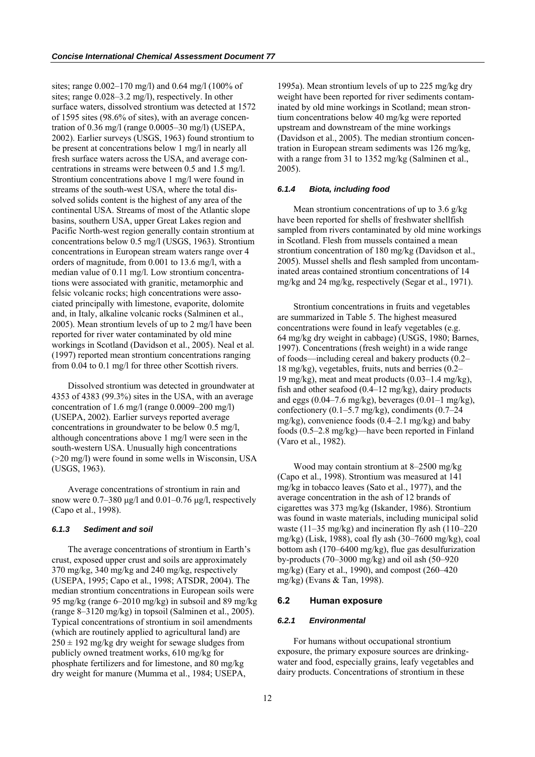sites; range 0.002–170 mg/l) and 0.64 mg/l (100% of sites; range 0.028–3.2 mg/l), respectively. In other surface waters, dissolved strontium was detected at 1572 of 1595 sites (98.6% of sites), with an average concentration of 0.36 mg/l (range 0.0005–30 mg/l) (USEPA, 2002). Earlier surveys (USGS, 1963) found strontium to be present at concentrations below 1 mg/l in nearly all fresh surface waters across the USA, and average concentrations in streams were between 0.5 and 1.5 mg/l. Strontium concentrations above 1 mg/l were found in streams of the south-west USA, where the total dissolved solids content is the highest of any area of the continental USA. Streams of most of the Atlantic slope basins, southern USA, upper Great Lakes region and Pacific North-west region generally contain strontium at concentrations below 0.5 mg/l (USGS, 1963). Strontium concentrations in European stream waters range over 4 orders of magnitude, from 0.001 to 13.6 mg/l, with a median value of 0.11 mg/l. Low strontium concentrations were associated with granitic, metamorphic and felsic volcanic rocks; high concentrations were associated principally with limestone, evaporite, dolomite and, in Italy, alkaline volcanic rocks (Salminen et al., 2005). Mean strontium levels of up to 2 mg/l have been reported for river water contaminated by old mine workings in Scotland (Davidson et al., 2005). Neal et al. (1997) reported mean strontium concentrations ranging from 0.04 to 0.1 mg/l for three other Scottish rivers.

Dissolved strontium was detected in groundwater at 4353 of 4383 (99.3%) sites in the USA, with an average concentration of 1.6 mg/l (range 0.0009–200 mg/l) (USEPA, 2002). Earlier surveys reported average concentrations in groundwater to be below 0.5 mg/l, although concentrations above 1 mg/l were seen in the south-western USA. Unusually high concentrations (>20 mg/l) were found in some wells in Wisconsin, USA (USGS, 1963).

Average concentrations of strontium in rain and snow were 0.7–380 µg/l and 0.01–0.76 µg/l, respectively (Capo et al., 1998).

#### *6.1.3 Sediment and soil*

The average concentrations of strontium in Earth's crust, exposed upper crust and soils are approximately 370 mg/kg, 340 mg/kg and 240 mg/kg, respectively (USEPA, 1995; Capo et al., 1998; ATSDR, 2004). The median strontium concentrations in European soils were 95 mg/kg (range 6–2010 mg/kg) in subsoil and 89 mg/kg (range 8–3120 mg/kg) in topsoil (Salminen et al., 2005). Typical concentrations of strontium in soil amendments (which are routinely applied to agricultural land) are $250 \pm 192$ mg/kg dry weight for sewage sludges from publicly owned treatment works, 610 mg/kg for phosphate fertilizers and for limestone, and 80 mg/kg dry weight for manure (Mumma et al., 1984; USEPA, 1995a). Mean strontium levels of up to 225 mg/kg dry weight have been reported for river sediments contaminated by old mine workings in Scotland; mean strontium concentrations below 40 mg/kg were reported upstream and downstream of the mine workings (Davidson et al., 2005). The median strontium concentration in European stream sediments was 126 mg/kg, with a range from 31 to 1352 mg/kg (Salminen et al., 2005).

#### *6.1.4 Biota, including food*

Mean strontium concentrations of up to 3.6 g/kg have been reported for shells of freshwater shellfish sampled from rivers contaminated by old mine workings in Scotland. Flesh from mussels contained a mean strontium concentration of 180 mg/kg (Davidson et al., 2005). Mussel shells and flesh sampled from uncontaminated areas contained strontium concentrations of 14 mg/kg and 24 mg/kg, respectively (Segar et al., 1971).

Strontium concentrations in fruits and vegetables are summarized in Table 5. The highest measured concentrations were found in leafy vegetables (e.g. 64 mg/kg dry weight in cabbage) (USGS, 1980; Barnes, 1997). Concentrations (fresh weight) in a wide range of foods—including cereal and bakery products (0.2–18 mg/kg), vegetables, fruits, nuts and berries (0.2–19 mg/kg), meat and meat products (0.03–1.4 mg/kg), fish and other seafood (0.4–12 mg/kg), dairy products and eggs (0.04–7.6 mg/kg), beverages (0.01–1 mg/kg), confectionery (0.1–5.7 mg/kg), condiments (0.7–24 mg/kg), convenience foods (0.4–2.1 mg/kg) and baby foods (0.5–2.8 mg/kg)—have been reported in Finland (Varo et al., 1982).

Wood may contain strontium at 8–2500 mg/kg (Capo et al., 1998). Strontium was measured at 141 mg/kg in tobacco leaves (Sato et al., 1977), and the average concentration in the ash of 12 brands of cigarettes was 373 mg/kg (Iskander, 1986). Strontium was found in waste materials, including municipal solid waste (11–35 mg/kg) and incineration fly ash (110–220 mg/kg) (Lisk, 1988), coal fly ash (30–7600 mg/kg), coal bottom ash (170–6400 mg/kg), flue gas desulfurization by-products (70–3000 mg/kg) and oil ash (50–920 mg/kg) (Eary et al., 1990), and compost (260–420 mg/kg) (Evans & Tan, 1998).

### 6.2 Human exposure

#### *6.2.1 Environmental*

For humans without occupational strontium exposure, the primary exposure sources are drinking-water and food, especially grains, leafy vegetables and dairy products. Concentrations of strontium in these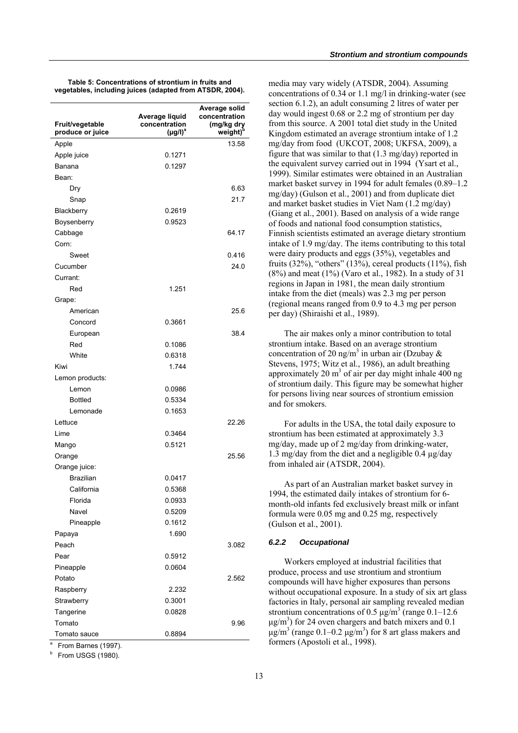**Table 5: Concentrations of strontium in fruits and vegetables, including juices (adapted from ATSDR, 2004).**

| Fruit/vegetable produce or juice | Average liquid concentration (µg/l)[a] | Average solid concentration (mg/kg dry weight)[b] |
|---|---|---|
| Apple | | 13.58 |
| Apple juice | 0.1271 | |
| Banana | 0.1297 | |
| Bean: | | |
| Dry | | 6.63 |
| Snap | | 21.7 |
| Blackberry | 0.2619 | |
| Boysenberry | 0.9523 | |
| Cabbage | | 64.17 |
| Corn: | | |
| Sweet | | 0.416 |
| Cucumber | | 24.0 |
| Currant: | | |
| Red | 1.251 | |
| Grape: | | |
| American | | 25.6 |
| Concord | 0.3661 | |
| European | | 38.4 |
| Red | 0.1086 | |
| White | 0.6318 | |
| Kiwi | 1.744 | |
| Lemon products: | | |
| Lemon | 0.0986 | |
| Bottled | 0.5334 | |
| Lemonade | 0.1653 | |
| Lettuce | | 22.26 |
| Lime | 0.3464 | |
| Mango | 0.5121 | |
| Orange | | 25.56 |
| Orange juice: | | |
| Brazilian | 0.0417 | |
| California | 0.5368 | |
| Florida | 0.0933 | |
| Navel | 0.5209 | |
| Pineapple | 0.1612 | |
| Papaya | 1.690 | |
| Peach | | 3.082 |
| Pear | 0.5912 | |
| Pineapple | 0.0604 | |
| Potato | | 2.562 |
| Raspberry | 2.232 | |
| Strawberry | 0.3001 | |
| Tangerine | 0.0828 | |
| Tomato | | 9.96 |
| Tomato sauce | 0.8894 | |

[a] From Barnes (1997).

[b] From USGS (1980).

media may vary widely (ATSDR, 2004). Assuming concentrations of 0.34 or 1.1 mg/l in drinking-water (see section 6.1.2), an adult consuming 2 litres of water per day would ingest 0.68 or 2.2 mg of strontium per day from this source. A 2001 total diet study in the United Kingdom estimated an average strontium intake of 1.2 mg/day from food (UKCOT, 2008; UKFSA, 2009), a figure that was similar to that (1.3 mg/day) reported in the equivalent survey carried out in 1994 (Ysart et al., 1999). Similar estimates were obtained in an Australian market basket survey in 1994 for adult females (0.89–1.2 mg/day) (Gulson et al., 2001) and from duplicate diet and market basket studies in Viet Nam (1.2 mg/day) (Giang et al., 2001). Based on analysis of a wide range of foods and national food consumption statistics, Finnish scientists estimated an average dietary strontium intake of 1.9 mg/day. The items contributing to this total were dairy products and eggs (35%), vegetables and fruits (32%), "others" (13%), cereal products (11%), fish (8%) and meat (1%) (Varo et al., 1982). In a study of 31 regions in Japan in 1981, the mean daily strontium intake from the diet (meals) was 2.3 mg per person (regional means ranged from 0.9 to 4.3 mg per person per day) (Shiraishi et al., 1989).

The air makes only a minor contribution to total strontium intake. Based on an average strontium concentration of 20 ng/m$^3$ in urban air (Dzubay & Stevens, 1975; Witz et al., 1986), an adult breathing approximately 20 m$^3$ of air per day might inhale 400 ng of strontium daily. This figure may be somewhat higher for persons living near sources of strontium emission and for smokers.

For adults in the USA, the total daily exposure to strontium has been estimated at approximately 3.3 mg/day, made up of 2 mg/day from drinking-water, 1.3 mg/day from the diet and a negligible 0.4 µg/day from inhaled air (ATSDR, 2004).

As part of an Australian market basket survey in 1994, the estimated daily intakes of strontium for 6-month-old infants fed exclusively breast milk or infant formula were 0.05 mg and 0.25 mg, respectively (Gulson et al., 2001).

### *6.2.2 Occupational*

Workers employed at industrial facilities that produce, process and use strontium and strontium compounds will have higher exposures than persons without occupational exposure. In a study of six art glass factories in Italy, personal air sampling revealed median strontium concentrations of 0.5 µg/m$^3$ (range 0.1–12.6 µg/m$^3$) for 24 oven chargers and batch mixers and 0.1 µg/m$^3$ (range 0.1–0.2 µg/m$^3$) for 8 art glass makers and formers (Apostoli et al., 1998).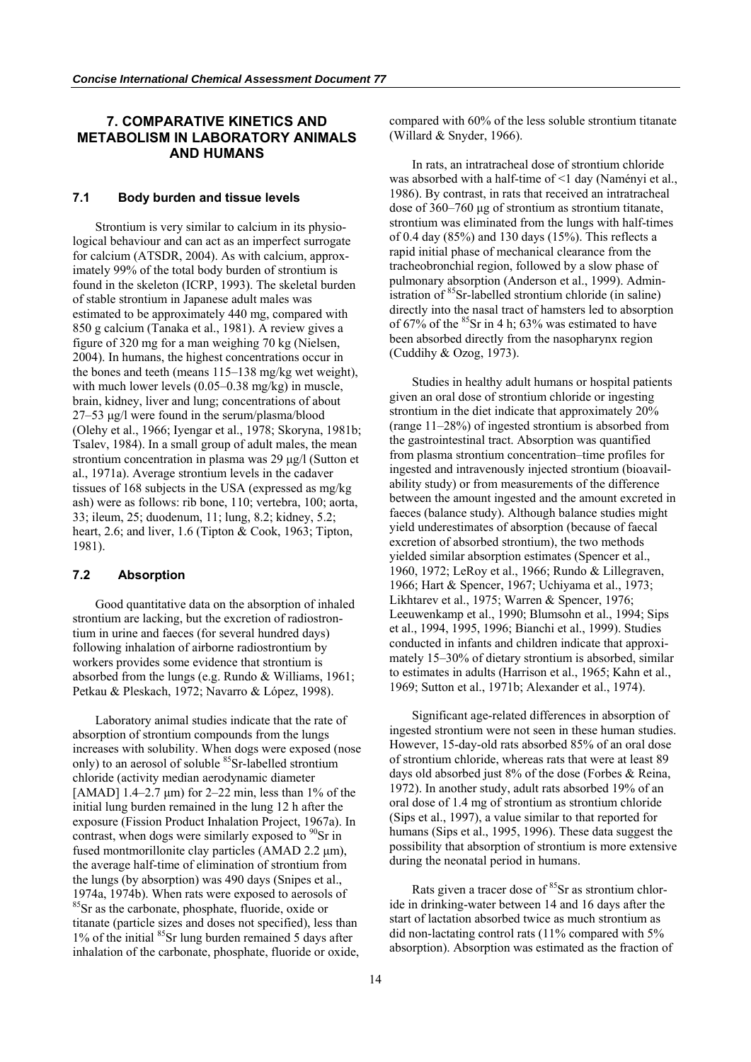## 7. COMPARATIVE KINETICS AND METABOLISM IN LABORATORY ANIMALS AND HUMANS

### 7.1 Body burden and tissue levels

Strontium is very similar to calcium in its physiological behaviour and can act as an imperfect surrogate for calcium (ATSDR, 2004). As with calcium, approximately 99% of the total body burden of strontium is found in the skeleton (ICRP, 1993). The skeletal burden of stable strontium in Japanese adult males was estimated to be approximately 440 mg, compared with 850 g calcium (Tanaka et al., 1981). A review gives a figure of 320 mg for a man weighing 70 kg (Nielsen, 2004). In humans, the highest concentrations occur in the bones and teeth (means 115–138 mg/kg wet weight), with much lower levels (0.05–0.38 mg/kg) in muscle, brain, kidney, liver and lung; concentrations of about 27–53 µg/l were found in the serum/plasma/blood (Olehy et al., 1966; Iyengar et al., 1978; Skoryna, 1981b; Tsalev, 1984). In a small group of adult males, the mean strontium concentration in plasma was 29 µg/l (Sutton et al., 1971a). Average strontium levels in the cadaver tissues of 168 subjects in the USA (expressed as mg/kg ash) were as follows: rib bone, 110; vertebra, 100; aorta, 33; ileum, 25; duodenum, 11; lung, 8.2; kidney, 5.2; heart, 2.6; and liver, 1.6 (Tipton & Cook, 1963; Tipton, 1981).

### 7.2 Absorption

Good quantitative data on the absorption of inhaled strontium are lacking, but the excretion of radiostrontium in urine and faeces (for several hundred days) following inhalation of airborne radiostrontium by workers provides some evidence that strontium is absorbed from the lungs (e.g. Rundo & Williams, 1961; Petkau & Pleskach, 1972; Navarro & López, 1998).

Laboratory animal studies indicate that the rate of absorption of strontium compounds from the lungs increases with solubility. When dogs were exposed (nose only) to an aerosol of soluble $^{85}$Sr-labelled strontium chloride (activity median aerodynamic diameter [AMAD] 1.4–2.7 µm) for 2–22 min, less than 1% of the initial lung burden remained in the lung 12 h after the exposure (Fission Product Inhalation Project, 1967a). In contrast, when dogs were similarly exposed to $^{90}$Sr in fused montmorillonite clay particles (AMAD 2.2 µm), the average half-time of elimination of strontium from the lungs (by absorption) was 490 days (Snipes et al., 1974a, 1974b). When rats were exposed to aerosols of $^{85}$Sr as the carbonate, phosphate, fluoride, oxide or titanate (particle sizes and doses not specified), less than 1% of the initial $^{85}$Sr lung burden remained 5 days after inhalation of the carbonate, phosphate, fluoride or oxide, compared with 60% of the less soluble strontium titanate (Willard & Snyder, 1966).

In rats, an intratracheal dose of strontium chloride was absorbed with a half-time of <1 day (Naményi et al., 1986). By contrast, in rats that received an intratracheal dose of 360–760 µg of strontium as strontium titanate, strontium was eliminated from the lungs with half-times of 0.4 day (85%) and 130 days (15%). This reflects a rapid initial phase of mechanical clearance from the tracheobronchial region, followed by a slow phase of pulmonary absorption (Anderson et al., 1999). Administration of $^{85}$Sr-labelled strontium chloride (in saline) directly into the nasal tract of hamsters led to absorption of 67% of the $^{85}$Sr in 4 h; 63% was estimated to have been absorbed directly from the nasopharynx region (Cuddihy & Ozog, 1973).

Studies in healthy adult humans or hospital patients given an oral dose of strontium chloride or ingesting strontium in the diet indicate that approximately 20% (range 11–28%) of ingested strontium is absorbed from the gastrointestinal tract. Absorption was quantified from plasma strontium concentration–time profiles for ingested and intravenously injected strontium (bioavailability study) or from measurements of the difference between the amount ingested and the amount excreted in faeces (balance study). Although balance studies might yield underestimates of absorption (because of faecal excretion of absorbed strontium), the two methods yielded similar absorption estimates (Spencer et al., 1960, 1972; LeRoy et al., 1966; Rundo & Lillegraven, 1966; Hart & Spencer, 1967; Uchiyama et al., 1973; Likhtarev et al., 1975; Warren & Spencer, 1976; Leeuwenkamp et al., 1990; Blumsohn et al., 1994; Sips et al., 1994, 1995, 1996; Bianchi et al., 1999). Studies conducted in infants and children indicate that approximately 15–30% of dietary strontium is absorbed, similar to estimates in adults (Harrison et al., 1965; Kahn et al., 1969; Sutton et al., 1971b; Alexander et al., 1974).

Significant age-related differences in absorption of ingested strontium were not seen in these human studies. However, 15-day-old rats absorbed 85% of an oral dose of strontium chloride, whereas rats that were at least 89 days old absorbed just 8% of the dose (Forbes & Reina, 1972). In another study, adult rats absorbed 19% of an oral dose of 1.4 mg of strontium as strontium chloride (Sips et al., 1997), a value similar to that reported for humans (Sips et al., 1995, 1996). These data suggest the possibility that absorption of strontium is more extensive during the neonatal period in humans.

Rats given a tracer dose of $^{85}$Sr as strontium chloride in drinking-water between 14 and 16 days after the start of lactation absorbed twice as much strontium as did non-lactating control rats (11% compared with 5% absorption). Absorption was estimated as the fraction of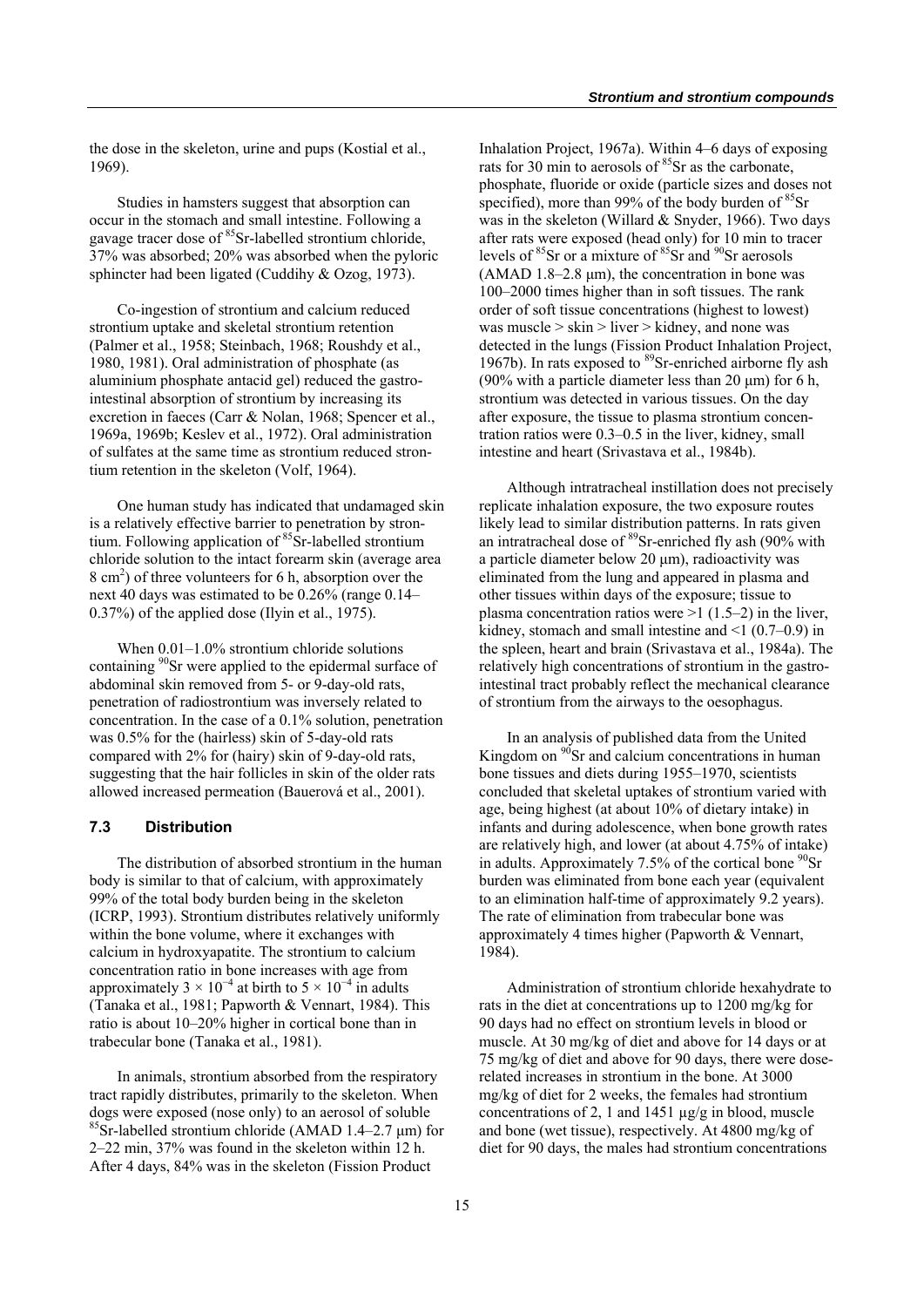the dose in the skeleton, urine and pups (Kostial et al., 1969).

Studies in hamsters suggest that absorption can occur in the stomach and small intestine. Following a gavage tracer dose of $^{85}$Sr-labelled strontium chloride, 37% was absorbed; 20% was absorbed when the pyloric sphincter had been ligated (Cuddihy & Ozog, 1973).

Co-ingestion of strontium and calcium reduced strontium uptake and skeletal strontium retention (Palmer et al., 1958; Steinbach, 1968; Roushdy et al., 1980, 1981). Oral administration of phosphate (as aluminium phosphate antacid gel) reduced the gastro-intestinal absorption of strontium by increasing its excretion in faeces (Carr & Nolan, 1968; Spencer et al., 1969a, 1969b; Keslev et al., 1972). Oral administration of sulfates at the same time as strontium reduced strontium retention in the skeleton (Volf, 1964).

One human study has indicated that undamaged skin is a relatively effective barrier to penetration by strontium. Following application of $^{85}$Sr-labelled strontium chloride solution to the intact forearm skin (average area 8 cm$^2$) of three volunteers for 6 h, absorption over the next 40 days was estimated to be 0.26% (range 0.14–0.37%) of the applied dose (Ilyin et al., 1975).

When 0.01–1.0% strontium chloride solutions containing $^{90}$Sr were applied to the epidermal surface of abdominal skin removed from 5- or 9-day-old rats, penetration of radiostrontium was inversely related to concentration. In the case of a 0.1% solution, penetration was 0.5% for the (hairless) skin of 5-day-old rats compared with 2% for (hairy) skin of 9-day-old rats, suggesting that the hair follicles in skin of the older rats allowed increased permeation (Bauerová et al., 2001).

### 7.3 Distribution

The distribution of absorbed strontium in the human body is similar to that of calcium, with approximately 99% of the total body burden being in the skeleton (ICRP, 1993). Strontium distributes relatively uniformly within the bone volume, where it exchanges with calcium in hydroxyapatite. The strontium to calcium concentration ratio in bone increases with age from approximately $3 \times 10^{-4}$ at birth to $5 \times 10^{-4}$ in adults (Tanaka et al., 1981; Papworth & Vennart, 1984). This ratio is about 10–20% higher in cortical bone than in trabecular bone (Tanaka et al., 1981).

In animals, strontium absorbed from the respiratory tract rapidly distributes, primarily to the skeleton. When dogs were exposed (nose only) to an aerosol of soluble $^{85}$Sr-labelled strontium chloride (AMAD 1.4–2.7 µm) for 2–22 min, 37% was found in the skeleton within 12 h. After 4 days, 84% was in the skeleton (Fission Product Inhalation Project, 1967a). Within 4–6 days of exposing rats for 30 min to aerosols of $^{85}$Sr as the carbonate, phosphate, fluoride or oxide (particle sizes and doses not specified), more than 99% of the body burden of $^{85}$Sr was in the skeleton (Willard & Snyder, 1966). Two days after rats were exposed (head only) for 10 min to tracer levels of $^{85}$Sr or a mixture of $^{85}$Sr and $^{90}$Sr aerosols (AMAD 1.8–2.8 µm), the concentration in bone was 100–2000 times higher than in soft tissues. The rank order of soft tissue concentrations (highest to lowest) was muscle > skin > liver > kidney, and none was detected in the lungs (Fission Product Inhalation Project, 1967b). In rats exposed to $^{89}$Sr-enriched airborne fly ash (90% with a particle diameter less than 20 µm) for 6 h, strontium was detected in various tissues. On the day after exposure, the tissue to plasma strontium concentration ratios were 0.3–0.5 in the liver, kidney, small intestine and heart (Srivastava et al., 1984b).

Although intratracheal instillation does not precisely replicate inhalation exposure, the two exposure routes likely lead to similar distribution patterns. In rats given an intratracheal dose of $^{89}$Sr-enriched fly ash (90% with a particle diameter below 20 µm), radioactivity was eliminated from the lung and appeared in plasma and other tissues within days of the exposure; tissue to plasma concentration ratios were >1 (1.5–2) in the liver, kidney, stomach and small intestine and <1 (0.7–0.9) in the spleen, heart and brain (Srivastava et al., 1984a). The relatively high concentrations of strontium in the gastrointestinal tract probably reflect the mechanical clearance of strontium from the airways to the oesophagus.

In an analysis of published data from the United Kingdom on $^{90}$Sr and calcium concentrations in human bone tissues and diets during 1955–1970, scientists concluded that skeletal uptakes of strontium varied with age, being highest (at about 10% of dietary intake) in infants and during adolescence, when bone growth rates are relatively high, and lower (at about 4.75% of intake) in adults. Approximately 7.5% of the cortical bone $^{90}$Sr burden was eliminated from bone each year (equivalent to an elimination half-time of approximately 9.2 years). The rate of elimination from trabecular bone was approximately 4 times higher (Papworth & Vennart, 1984).

Administration of strontium chloride hexahydrate to rats in the diet at concentrations up to 1200 mg/kg for 90 days had no effect on strontium levels in blood or muscle. At 30 mg/kg of diet and above for 14 days or at 75 mg/kg of diet and above for 90 days, there were dose-related increases in strontium in the bone. At 3000 mg/kg of diet for 2 weeks, the females had strontium concentrations of 2, 1 and 1451 µg/g in blood, muscle and bone (wet tissue), respectively. At 4800 mg/kg of diet for 90 days, the males had strontium concentrations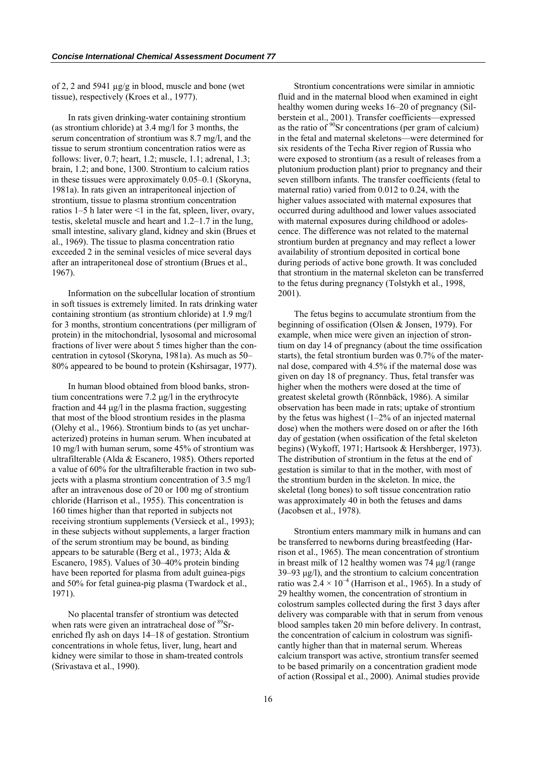of 2, 2 and 5941 µg/g in blood, muscle and bone (wet tissue), respectively (Kroes et al., 1977).

In rats given drinking-water containing strontium (as strontium chloride) at 3.4 mg/l for 3 months, the serum concentration of strontium was 8.7 mg/l, and the tissue to serum strontium concentration ratios were as follows: liver, 0.7; heart, 1.2; muscle, 1.1; adrenal, 1.3; brain, 1.2; and bone, 1300. Strontium to calcium ratios in these tissues were approximately 0.05–0.1 (Skoryna, 1981a). In rats given an intraperitoneal injection of strontium, tissue to plasma strontium concentration ratios 1–5 h later were <1 in the fat, spleen, liver, ovary, testis, skeletal muscle and heart and 1.2–1.7 in the lung, small intestine, salivary gland, kidney and skin (Brues et al., 1969). The tissue to plasma concentration ratio exceeded 2 in the seminal vesicles of mice several days after an intraperitoneal dose of strontium (Brues et al., 1967).

Information on the subcellular location of strontium in soft tissues is extremely limited. In rats drinking water containing strontium (as strontium chloride) at 1.9 mg/l for 3 months, strontium concentrations (per milligram of protein) in the mitochondrial, lysosomal and microsomal fractions of liver were about 5 times higher than the concentration in cytosol (Skoryna, 1981a). As much as 50–80% appeared to be bound to protein (Kshirsagar, 1977).

In human blood obtained from blood banks, strontium concentrations were 7.2 µg/l in the erythrocyte fraction and 44 µg/l in the plasma fraction, suggesting that most of the blood strontium resides in the plasma (Olehy et al., 1966). Strontium binds to (as yet uncharacterized) proteins in human serum. When incubated at 10 mg/l with human serum, some 45% of strontium was ultrafilterable (Alda & Escanero, 1985). Others reported a value of 60% for the ultrafilterable fraction in two subjects with a plasma strontium concentration of 3.5 mg/l after an intravenous dose of 20 or 100 mg of strontium chloride (Harrison et al., 1955). This concentration is 160 times higher than that reported in subjects not receiving strontium supplements (Versieck et al., 1993); in these subjects without supplements, a larger fraction of the serum strontium may be bound, as binding appears to be saturable (Berg et al., 1973; Alda & Escanero, 1985). Values of 30–40% protein binding have been reported for plasma from adult guinea-pigs and 50% for fetal guinea-pig plasma (Twardock et al., 1971).

No placental transfer of strontium was detected when rats were given an intratracheal dose of $^{89}$Sr-enriched fly ash on days 14–18 of gestation. Strontium concentrations in whole fetus, liver, lung, heart and kidney were similar to those in sham-treated controls (Srivastava et al., 1990).

Strontium concentrations were similar in amniotic fluid and in the maternal blood when examined in eight healthy women during weeks 16–20 of pregnancy (Silberstein et al., 2001). Transfer coefficients—expressed as the ratio of $^{90}$Sr concentrations (per gram of calcium) in the fetal and maternal skeletons—were determined for six residents of the Techa River region of Russia who were exposed to strontium (as a result of releases from a plutonium production plant) prior to pregnancy and their seven stillborn infants. The transfer coefficients (fetal to maternal ratio) varied from 0.012 to 0.24, with the higher values associated with maternal exposures that occurred during adulthood and lower values associated with maternal exposures during childhood or adolescence. The difference was not related to the maternal strontium burden at pregnancy and may reflect a lower availability of strontium deposited in cortical bone during periods of active bone growth. It was concluded that strontium in the maternal skeleton can be transferred to the fetus during pregnancy (Tolstykh et al., 1998, 2001).

The fetus begins to accumulate strontium from the beginning of ossification (Olsen & Jonsen, 1979). For example, when mice were given an injection of strontium on day 14 of pregnancy (about the time ossification starts), the fetal strontium burden was 0.7% of the maternal dose, compared with 4.5% if the maternal dose was given on day 18 of pregnancy. Thus, fetal transfer was higher when the mothers were dosed at the time of greatest skeletal growth (Rönnbäck, 1986). A similar observation has been made in rats; uptake of strontium by the fetus was highest (1–2% of an injected maternal dose) when the mothers were dosed on or after the 16th day of gestation (when ossification of the fetal skeleton begins) (Wykoff, 1971; Hartsook & Hershberger, 1973). The distribution of strontium in the fetus at the end of gestation is similar to that in the mother, with most of the strontium burden in the skeleton. In mice, the skeletal (long bones) to soft tissue concentration ratio was approximately 40 in both the fetuses and dams (Jacobsen et al., 1978).

Strontium enters mammary milk in humans and can be transferred to newborns during breastfeeding (Harrison et al., 1965). The mean concentration of strontium in breast milk of 12 healthy women was 74 µg/l (range 39–93 µg/l), and the strontium to calcium concentration ratio was $2.4 \times 10^{-4}$ (Harrison et al., 1965). In a study of 29 healthy women, the concentration of strontium in colostrum samples collected during the first 3 days after delivery was comparable with that in serum from venous blood samples taken 20 min before delivery. In contrast, the concentration of calcium in colostrum was significantly higher than that in maternal serum. Whereas calcium transport was active, strontium transfer seemed to be based primarily on a concentration gradient mode of action (Rossipal et al., 2000). Animal studies provide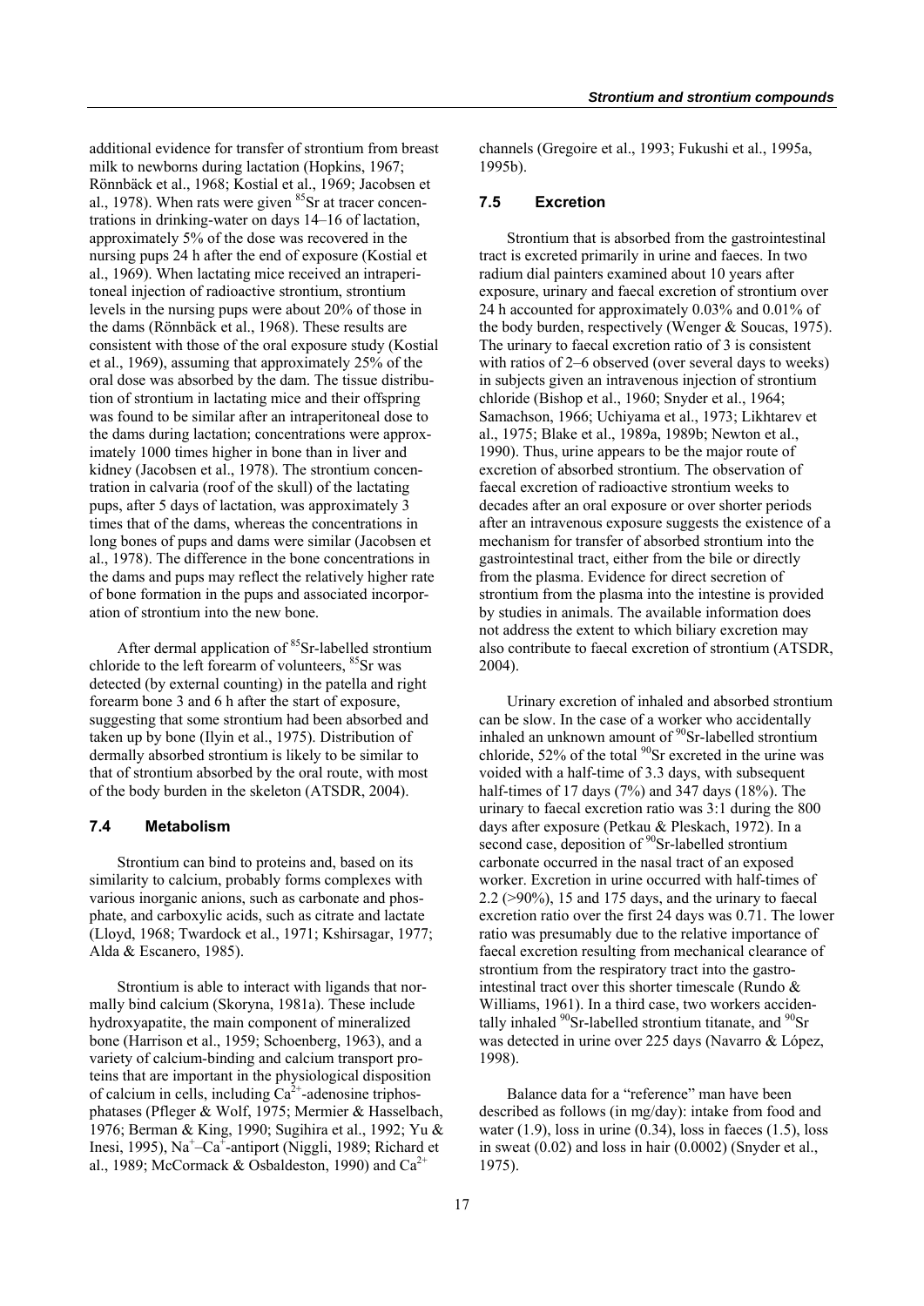additional evidence for transfer of strontium from breast milk to newborns during lactation (Hopkins, 1967; Rönnbäck et al., 1968; Kostial et al., 1969; Jacobsen et al., 1978). When rats were given $^{85}$Sr at tracer concentrations in drinking-water on days 14–16 of lactation, approximately 5% of the dose was recovered in the nursing pups 24 h after the end of exposure (Kostial et al., 1969). When lactating mice received an intraperitoneal injection of radioactive strontium, strontium levels in the nursing pups were about 20% of those in the dams (Rönnbäck et al., 1968). These results are consistent with those of the oral exposure study (Kostial et al., 1969), assuming that approximately 25% of the oral dose was absorbed by the dam. The tissue distribution of strontium in lactating mice and their offspring was found to be similar after an intraperitoneal dose to the dams during lactation; concentrations were approximately 1000 times higher in bone than in liver and kidney (Jacobsen et al., 1978). The strontium concentration in calvaria (roof of the skull) of the lactating pups, after 5 days of lactation, was approximately 3 times that of the dams, whereas the concentrations in long bones of pups and dams were similar (Jacobsen et al., 1978). The difference in the bone concentrations in the dams and pups may reflect the relatively higher rate of bone formation in the pups and associated incorporation of strontium into the new bone.

After dermal application of $^{85}$Sr-labelled strontium chloride to the left forearm of volunteers, $^{85}$Sr was detected (by external counting) in the patella and right forearm bone 3 and 6 h after the start of exposure, suggesting that some strontium had been absorbed and taken up by bone (Ilyin et al., 1975). Distribution of dermally absorbed strontium is likely to be similar to that of strontium absorbed by the oral route, with most of the body burden in the skeleton (ATSDR, 2004).

### 7.4 Metabolism

Strontium can bind to proteins and, based on its similarity to calcium, probably forms complexes with various inorganic anions, such as carbonate and phosphate, and carboxylic acids, such as citrate and lactate (Lloyd, 1968; Twardock et al., 1971; Kshirsagar, 1977; Alda & Escanero, 1985).

Strontium is able to interact with ligands that normally bind calcium (Skoryna, 1981a). These include hydroxyapatite, the main component of mineralized bone (Harrison et al., 1959; Schoenberg, 1963), and a variety of calcium-binding and calcium transport proteins that are important in the physiological disposition of calcium in cells, including $Ca^{2+}$-adenosine triphosphatases (Pfleger & Wolf, 1975; Mermier & Hasselbach, 1976; Berman & King, 1990; Sugihira et al., 1992; Yu & Inesi, 1995), $Na^{+}$–$Ca^{+}$-antiport (Niggli, 1989; Richard et al., 1989; McCormack & Osbaldeston, 1990) and $Ca^{2+}$ channels (Gregoire et al., 1993; Fukushi et al., 1995a, 1995b).

### 7.5 Excretion

Strontium that is absorbed from the gastrointestinal tract is excreted primarily in urine and faeces. In two radium dial painters examined about 10 years after exposure, urinary and faecal excretion of strontium over 24 h accounted for approximately 0.03% and 0.01% of the body burden, respectively (Wenger & Soucas, 1975). The urinary to faecal excretion ratio of 3 is consistent with ratios of 2–6 observed (over several days to weeks) in subjects given an intravenous injection of strontium chloride (Bishop et al., 1960; Snyder et al., 1964; Samachson, 1966; Uchiyama et al., 1973; Likhtarev et al., 1975; Blake et al., 1989a, 1989b; Newton et al., 1990). Thus, urine appears to be the major route of excretion of absorbed strontium. The observation of faecal excretion of radioactive strontium weeks to decades after an oral exposure or over shorter periods after an intravenous exposure suggests the existence of a mechanism for transfer of absorbed strontium into the gastrointestinal tract, either from the bile or directly from the plasma. Evidence for direct secretion of strontium from the plasma into the intestine is provided by studies in animals. The available information does not address the extent to which biliary excretion may also contribute to faecal excretion of strontium (ATSDR, 2004).

Urinary excretion of inhaled and absorbed strontium can be slow. In the case of a worker who accidentally inhaled an unknown amount of $^{90}$Sr-labelled strontium chloride, 52% of the total $^{90}$Sr excreted in the urine was voided with a half-time of 3.3 days, with subsequent half-times of 17 days (7%) and 347 days (18%). The urinary to faecal excretion ratio was 3:1 during the 800 days after exposure (Petkau & Pleskach, 1972). In a second case, deposition of $^{90}$Sr-labelled strontium carbonate occurred in the nasal tract of an exposed worker. Excretion in urine occurred with half-times of 2.2 (>90%), 15 and 175 days, and the urinary to faecal excretion ratio over the first 24 days was 0.71. The lower ratio was presumably due to the relative importance of faecal excretion resulting from mechanical clearance of strontium from the respiratory tract into the gastrointestinal tract over this shorter timescale (Rundo & Williams, 1961). In a third case, two workers accidentally inhaled $^{90}$Sr-labelled strontium titanate, and $^{90}$Sr was detected in urine over 225 days (Navarro & López, 1998).

Balance data for a "reference" man have been described as follows (in mg/day): intake from food and water (1.9), loss in urine (0.34), loss in faeces (1.5), loss in sweat (0.02) and loss in hair (0.0002) (Snyder et al., 1975).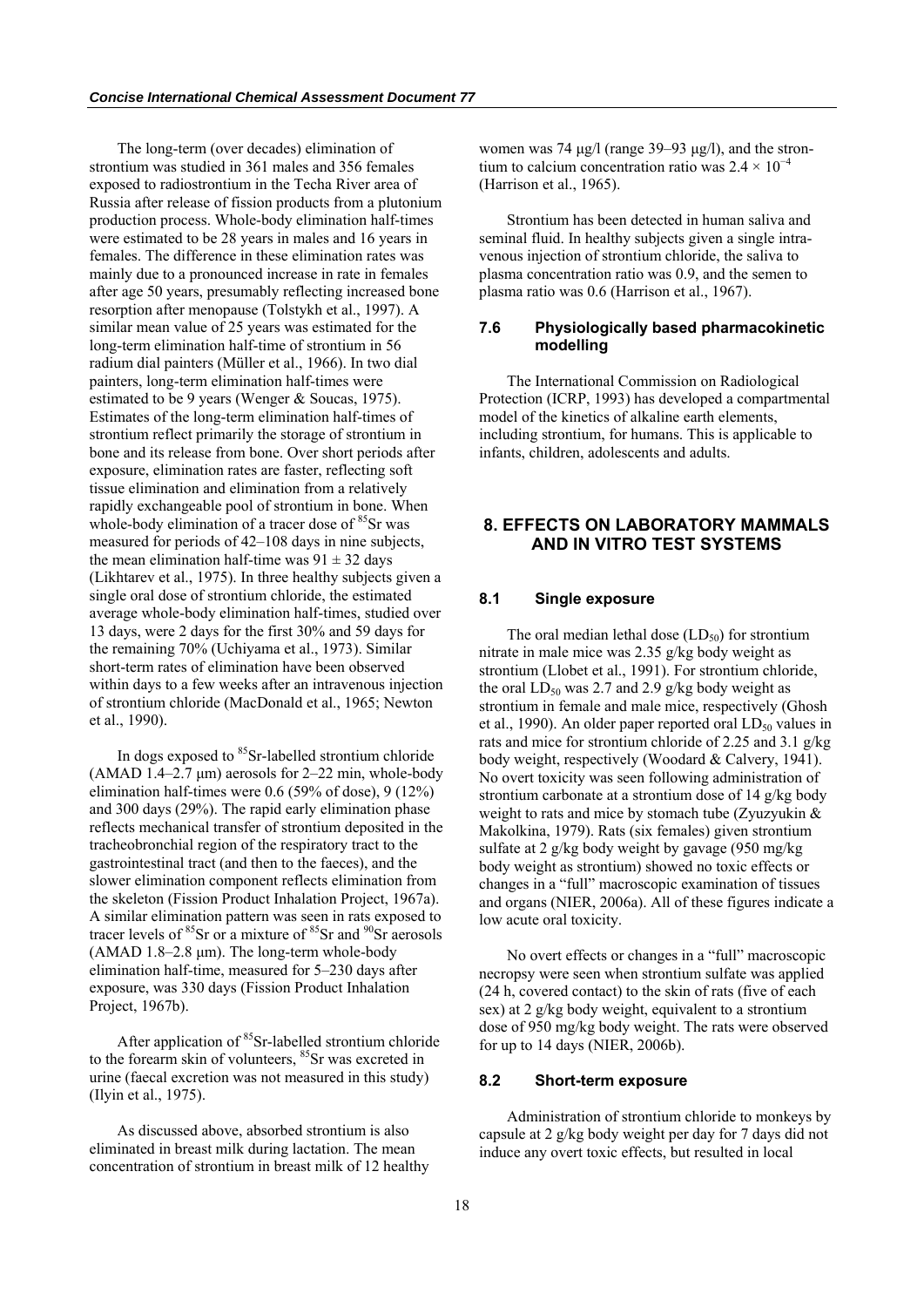The long-term (over decades) elimination of strontium was studied in 361 males and 356 females exposed to radiostrontium in the Techa River area of Russia after release of fission products from a plutonium production process. Whole-body elimination half-times were estimated to be 28 years in males and 16 years in females. The difference in these elimination rates was mainly due to a pronounced increase in rate in females after age 50 years, presumably reflecting increased bone resorption after menopause (Tolstykh et al., 1997). A similar mean value of 25 years was estimated for the long-term elimination half-time of strontium in 56 radium dial painters (Müller et al., 1966). In two dial painters, long-term elimination half-times were estimated to be 9 years (Wenger & Soucas, 1975). Estimates of the long-term elimination half-times of strontium reflect primarily the storage of strontium in bone and its release from bone. Over short periods after exposure, elimination rates are faster, reflecting soft tissue elimination and elimination from a relatively rapidly exchangeable pool of strontium in bone. When whole-body elimination of a tracer dose of $^{85}$Sr was measured for periods of 42–108 days in nine subjects, the mean elimination half-time was $91 \pm 32$ days (Likhtarev et al., 1975). In three healthy subjects given a single oral dose of strontium chloride, the estimated average whole-body elimination half-times, studied over 13 days, were 2 days for the first 30% and 59 days for the remaining 70% (Uchiyama et al., 1973). Similar short-term rates of elimination have been observed within days to a few weeks after an intravenous injection of strontium chloride (MacDonald et al., 1965; Newton et al., 1990).

In dogs exposed to $^{85}$Sr-labelled strontium chloride (AMAD 1.4–2.7 μm) aerosols for 2–22 min, whole-body elimination half-times were 0.6 (59% of dose), 9 (12%) and 300 days (29%). The rapid early elimination phase reflects mechanical transfer of strontium deposited in the tracheobronchial region of the respiratory tract to the gastrointestinal tract (and then to the faeces), and the slower elimination component reflects elimination from the skeleton (Fission Product Inhalation Project, 1967a). A similar elimination pattern was seen in rats exposed to tracer levels of $^{85}$Sr or a mixture of $^{85}$Sr and $^{90}$Sr aerosols (AMAD 1.8–2.8 μm). The long-term whole-body elimination half-time, measured for 5–230 days after exposure, was 330 days (Fission Product Inhalation Project, 1967b).

After application of $^{85}$Sr-labelled strontium chloride to the forearm skin of volunteers, $^{85}$Sr was excreted in urine (faecal excretion was not measured in this study) (Ilyin et al., 1975).

As discussed above, absorbed strontium is also eliminated in breast milk during lactation. The mean concentration of strontium in breast milk of 12 healthy women was 74 μg/l (range 39–93 μg/l), and the strontium to calcium concentration ratio was $2.4 \times 10^{-4}$ (Harrison et al., 1965).

Strontium has been detected in human saliva and seminal fluid. In healthy subjects given a single intravenous injection of strontium chloride, the saliva to plasma concentration ratio was 0.9, and the semen to plasma ratio was 0.6 (Harrison et al., 1967).

### 7.6 Physiologically based pharmacokinetic modelling

The International Commission on Radiological Protection (ICRP, 1993) has developed a compartmental model of the kinetics of alkaline earth elements, including strontium, for humans. This is applicable to infants, children, adolescents and adults.

## 8. EFFECTS ON LABORATORY MAMMALS AND IN VITRO TEST SYSTEMS

### 8.1 Single exposure

The oral median lethal dose ($LD_{50}$) for strontium nitrate in male mice was 2.35 g/kg body weight as strontium (Llobet et al., 1991). For strontium chloride, the oral $LD_{50}$ was 2.7 and 2.9 g/kg body weight as strontium in female and male mice, respectively (Ghosh et al., 1990). An older paper reported oral $LD_{50}$ values in rats and mice for strontium chloride of 2.25 and 3.1 g/kg body weight, respectively (Woodard & Calvery, 1941). No overt toxicity was seen following administration of strontium carbonate at a strontium dose of 14 g/kg body weight to rats and mice by stomach tube (Zyuzyukin & Makolkina, 1979). Rats (six females) given strontium sulfate at 2 g/kg body weight by gavage (950 mg/kg body weight as strontium) showed no toxic effects or changes in a "full" macroscopic examination of tissues and organs (NIER, 2006a). All of these figures indicate a low acute oral toxicity.

No overt effects or changes in a "full" macroscopic necropsy were seen when strontium sulfate was applied (24 h, covered contact) to the skin of rats (five of each sex) at 2 g/kg body weight, equivalent to a strontium dose of 950 mg/kg body weight. The rats were observed for up to 14 days (NIER, 2006b).

### 8.2 Short-term exposure

Administration of strontium chloride to monkeys by capsule at 2 g/kg body weight per day for 7 days did not induce any overt toxic effects, but resulted in local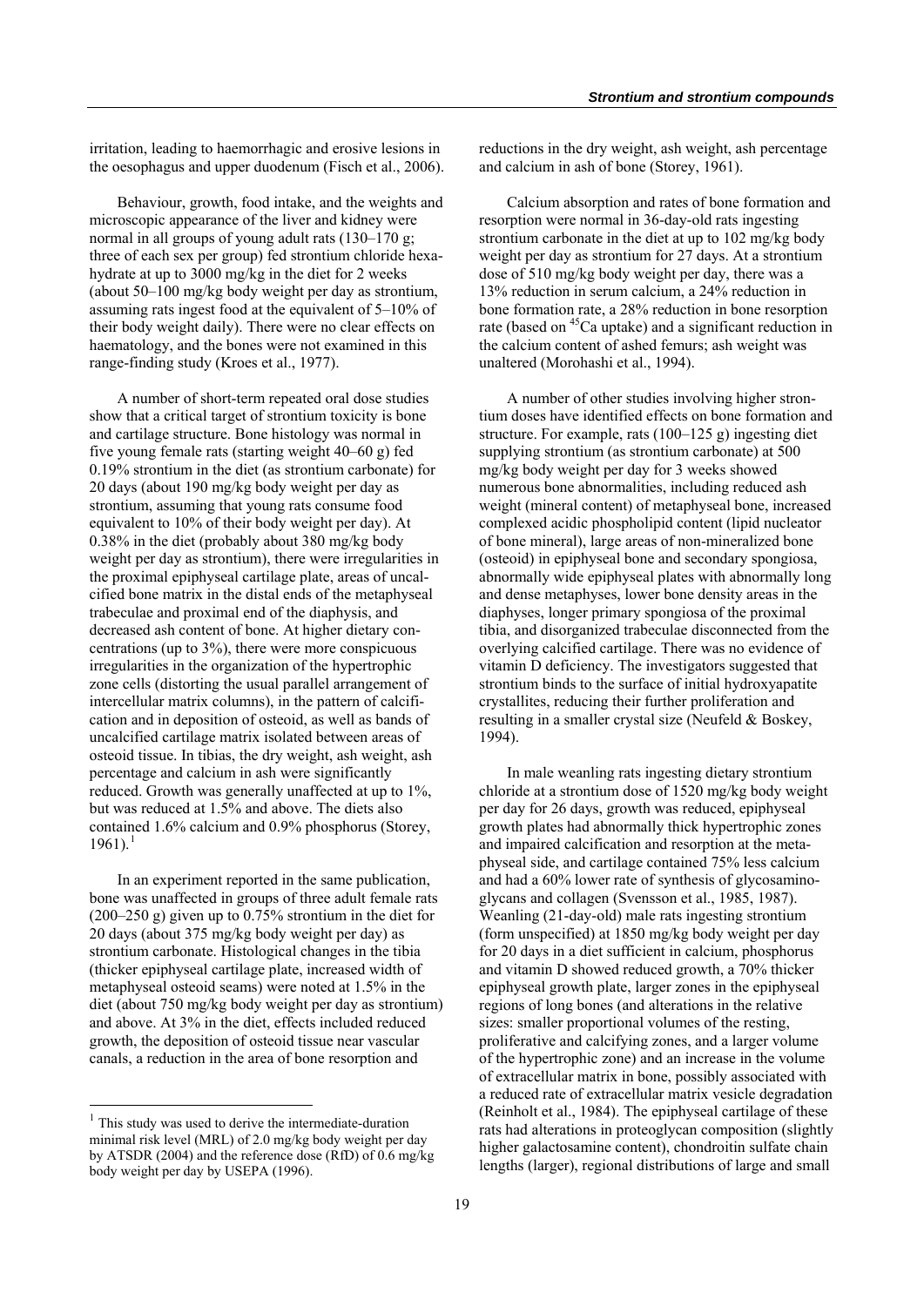irritation, leading to haemorrhagic and erosive lesions in the oesophagus and upper duodenum (Fisch et al., 2006).

Behaviour, growth, food intake, and the weights and microscopic appearance of the liver and kidney were normal in all groups of young adult rats (130–170 g; three of each sex per group) fed strontium chloride hexahydrate at up to 3000 mg/kg in the diet for 2 weeks (about 50–100 mg/kg body weight per day as strontium, assuming rats ingest food at the equivalent of 5–10% of their body weight daily). There were no clear effects on haematology, and the bones were not examined in this range-finding study (Kroes et al., 1977).

A number of short-term repeated oral dose studies show that a critical target of strontium toxicity is bone and cartilage structure. Bone histology was normal in five young female rats (starting weight 40–60 g) fed 0.19% strontium in the diet (as strontium carbonate) for 20 days (about 190 mg/kg body weight per day as strontium, assuming that young rats consume food equivalent to 10% of their body weight per day). At 0.38% in the diet (probably about 380 mg/kg body weight per day as strontium), there were irregularities in the proximal epiphyseal cartilage plate, areas of uncalcified bone matrix in the distal ends of the metaphyseal trabeculae and proximal end of the diaphysis, and decreased ash content of bone. At higher dietary concentrations (up to 3%), there were more conspicuous irregularities in the organization of the hypertrophic zone cells (distorting the usual parallel arrangement of intercellular matrix columns), in the pattern of calcification and in deposition of osteoid, as well as bands of uncalcified cartilage matrix isolated between areas of osteoid tissue. In tibias, the dry weight, ash weight, ash percentage and calcium in ash were significantly reduced. Growth was generally unaffected at up to 1%, but was reduced at 1.5% and above. The diets also contained 1.6% calcium and 0.9% phosphorus (Storey, 1961).[1]

In an experiment reported in the same publication, bone was unaffected in groups of three adult female rats (200–250 g) given up to 0.75% strontium in the diet for 20 days (about 375 mg/kg body weight per day) as strontium carbonate. Histological changes in the tibia (thicker epiphyseal cartilage plate, increased width of metaphyseal osteoid seams) were noted at 1.5% in the diet (about 750 mg/kg body weight per day as strontium) and above. At 3% in the diet, effects included reduced growth, the deposition of osteoid tissue near vascular canals, a reduction in the area of bone resorption and reductions in the dry weight, ash weight, ash percentage and calcium in ash of bone (Storey, 1961).

Calcium absorption and rates of bone formation and resorption were normal in 36-day-old rats ingesting strontium carbonate in the diet at up to 102 mg/kg body weight per day as strontium for 27 days. At a strontium dose of 510 mg/kg body weight per day, there was a 13% reduction in serum calcium, a 24% reduction in bone formation rate, a 28% reduction in bone resorption rate (based on $^{45}$Ca uptake) and a significant reduction in the calcium content of ashed femurs; ash weight was unaltered (Morohashi et al., 1994).

A number of other studies involving higher strontium doses have identified effects on bone formation and structure. For example, rats (100–125 g) ingesting diet supplying strontium (as strontium carbonate) at 500 mg/kg body weight per day for 3 weeks showed numerous bone abnormalities, including reduced ash weight (mineral content) of metaphyseal bone, increased complexed acidic phospholipid content (lipid nucleator of bone mineral), large areas of non-mineralized bone (osteoid) in epiphyseal bone and secondary spongiosa, abnormally wide epiphyseal plates with abnormally long and dense metaphyses, lower bone density areas in the diaphyses, longer primary spongiosa of the proximal tibia, and disorganized trabeculae disconnected from the overlying calcified cartilage. There was no evidence of vitamin D deficiency. The investigators suggested that strontium binds to the surface of initial hydroxyapatite crystallites, reducing their further proliferation and resulting in a smaller crystal size (Neufeld & Boskey, 1994).

In male weanling rats ingesting dietary strontium chloride at a strontium dose of 1520 mg/kg body weight per day for 26 days, growth was reduced, epiphyseal growth plates had abnormally thick hypertrophic zones and impaired calcification and resorption at the metaphyseal side, and cartilage contained 75% less calcium and had a 60% lower rate of synthesis of glycosaminoglycans and collagen (Svensson et al., 1985, 1987). Weanling (21-day-old) male rats ingesting strontium (form unspecified) at 1850 mg/kg body weight per day for 20 days in a diet sufficient in calcium, phosphorus and vitamin D showed reduced growth, a 70% thicker epiphyseal growth plate, larger zones in the epiphyseal regions of long bones (and alterations in the relative sizes: smaller proportional volumes of the resting, proliferative and calcifying zones, and a larger volume of the hypertrophic zone) and an increase in the volume of extracellular matrix in bone, possibly associated with a reduced rate of extracellular matrix vesicle degradation (Reinholt et al., 1984). The epiphyseal cartilage of these rats had alterations in proteoglycan composition (slightly higher galactosamine content), chondroitin sulfate chain lengths (larger), regional distributions of large and small

---

[1] This study was used to derive the intermediate-duration minimal risk level (MRL) of 2.0 mg/kg body weight per day by ATSDR (2004) and the reference dose (RfD) of 0.6 mg/kg body weight per day by USEPA (1996).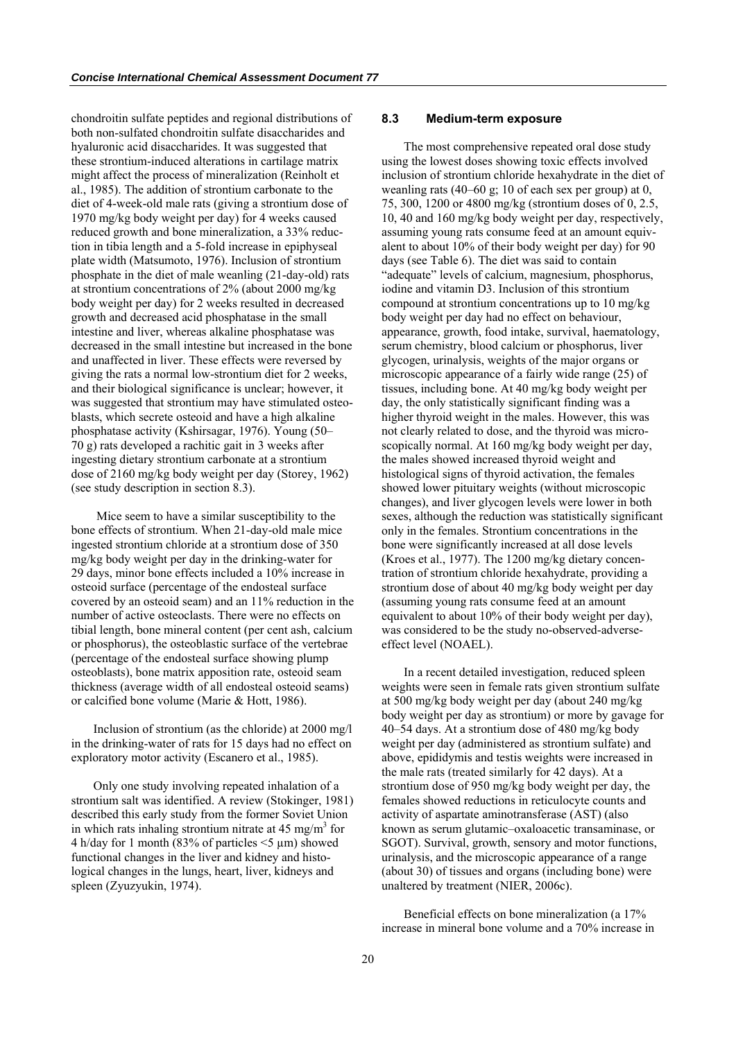chondroitin sulfate peptides and regional distributions of both non-sulfated chondroitin sulfate disaccharides and hyaluronic acid disaccharides. It was suggested that these strontium-induced alterations in cartilage matrix might affect the process of mineralization (Reinholt et al., 1985). The addition of strontium carbonate to the diet of 4-week-old male rats (giving a strontium dose of 1970 mg/kg body weight per day) for 4 weeks caused reduced growth and bone mineralization, a 33% reduction in tibia length and a 5-fold increase in epiphyseal plate width (Matsumoto, 1976). Inclusion of strontium phosphate in the diet of male weanling (21-day-old) rats at strontium concentrations of 2% (about 2000 mg/kg body weight per day) for 2 weeks resulted in decreased growth and decreased acid phosphatase in the small intestine and liver, whereas alkaline phosphatase was decreased in the small intestine but increased in the bone and unaffected in liver. These effects were reversed by giving the rats a normal low-strontium diet for 2 weeks, and their biological significance is unclear; however, it was suggested that strontium may have stimulated osteoblasts, which secrete osteoid and have a high alkaline phosphatase activity (Kshirsagar, 1976). Young (50–70 g) rats developed a rachitic gait in 3 weeks after ingesting dietary strontium carbonate at a strontium dose of 2160 mg/kg body weight per day (Storey, 1962) (see study description in section 8.3).

Mice seem to have a similar susceptibility to the bone effects of strontium. When 21-day-old male mice ingested strontium chloride at a strontium dose of 350 mg/kg body weight per day in the drinking-water for 29 days, minor bone effects included a 10% increase in osteoid surface (percentage of the endosteal surface covered by an osteoid seam) and an 11% reduction in the number of active osteoclasts. There were no effects on tibial length, bone mineral content (per cent ash, calcium or phosphorus), the osteoblastic surface of the vertebrae (percentage of the endosteal surface showing plump osteoblasts), bone matrix apposition rate, osteoid seam thickness (average width of all endosteal osteoid seams) or calcified bone volume (Marie & Hott, 1986).

Inclusion of strontium (as the chloride) at 2000 mg/l in the drinking-water of rats for 15 days had no effect on exploratory motor activity (Escanero et al., 1985).

Only one study involving repeated inhalation of a strontium salt was identified. A review (Stokinger, 1981) described this early study from the former Soviet Union in which rats inhaling strontium nitrate at 45 mg/m$^3$ for 4 h/day for 1 month (83% of particles <5 µm) showed functional changes in the liver and kidney and histological changes in the lungs, heart, liver, kidneys and spleen (Zyuzyukin, 1974).

### 8.3 Medium-term exposure

The most comprehensive repeated oral dose study using the lowest doses showing toxic effects involved inclusion of strontium chloride hexahydrate in the diet of weanling rats (40–60 g; 10 of each sex per group) at 0, 75, 300, 1200 or 4800 mg/kg (strontium doses of 0, 2.5, 10, 40 and 160 mg/kg body weight per day, respectively, assuming young rats consume feed at an amount equivalent to about 10% of their body weight per day) for 90 days (see Table 6). The diet was said to contain "adequate" levels of calcium, magnesium, phosphorus, iodine and vitamin D3. Inclusion of this strontium compound at strontium concentrations up to 10 mg/kg body weight per day had no effect on behaviour, appearance, growth, food intake, survival, haematology, serum chemistry, blood calcium or phosphorus, liver glycogen, urinalysis, weights of the major organs or microscopic appearance of a fairly wide range (25) of tissues, including bone. At 40 mg/kg body weight per day, the only statistically significant finding was a higher thyroid weight in the males. However, this was not clearly related to dose, and the thyroid was microscopically normal. At 160 mg/kg body weight per day, the males showed increased thyroid weight and histological signs of thyroid activation, the females showed lower pituitary weights (without microscopic changes), and liver glycogen levels were lower in both sexes, although the reduction was statistically significant only in the females. Strontium concentrations in the bone were significantly increased at all dose levels (Kroes et al., 1977). The 1200 mg/kg dietary concentration of strontium chloride hexahydrate, providing a strontium dose of about 40 mg/kg body weight per day (assuming young rats consume feed at an amount equivalent to about 10% of their body weight per day), was considered to be the study no-observed-adverse-effect level (NOAEL).

In a recent detailed investigation, reduced spleen weights were seen in female rats given strontium sulfate at 500 mg/kg body weight per day (about 240 mg/kg body weight per day as strontium) or more by gavage for 40–54 days. At a strontium dose of 480 mg/kg body weight per day (administered as strontium sulfate) and above, epididymis and testis weights were increased in the male rats (treated similarly for 42 days). At a strontium dose of 950 mg/kg body weight per day, the females showed reductions in reticulocyte counts and activity of aspartate aminotransferase (AST) (also known as serum glutamic–oxaloacetic transaminase, or SGOT). Survival, growth, sensory and motor functions, urinalysis, and the microscopic appearance of a range (about 30) of tissues and organs (including bone) were unaltered by treatment (NIER, 2006c).

Beneficial effects on bone mineralization (a 17% increase in mineral bone volume and a 70% increase in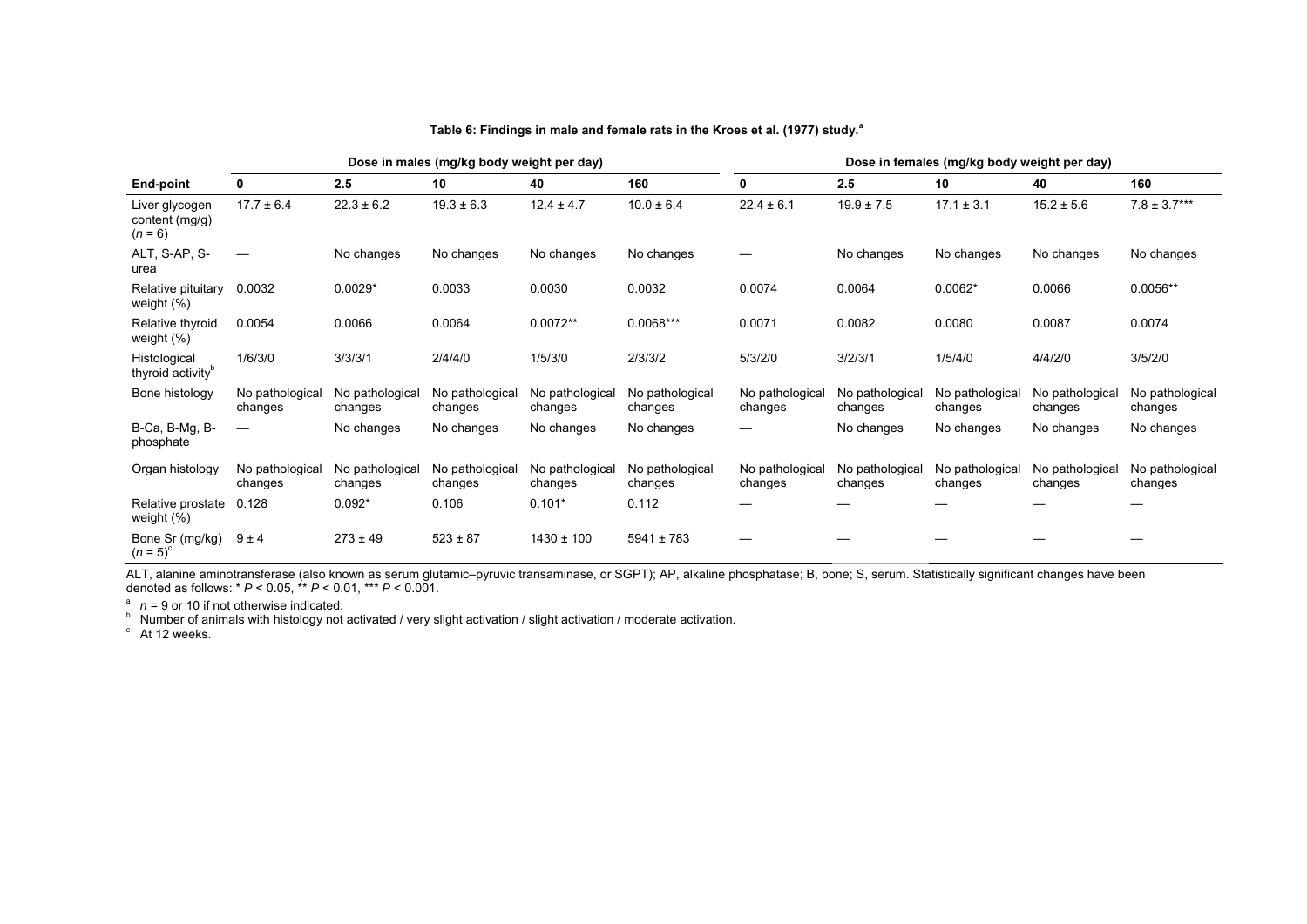**Table 6: Findings in male and female rats in the Kroes et al. (1977) study.**[a]

| | Dose in males (mg/kg body weight per day) | | | | | Dose in females (mg/kg body weight per day) | | | | |
|---|---|---|---|---|---|---|---|---|---|---|
| **End-point** | **0** | **2.5** | **10** | **40** | **160** | **0** | **2.5** | **10** | **40** | **160** |
| Liver glycogen content (mg/g) ($n = 6$) | 17.7 ± 6.4 | 22.3 ± 6.2 | 19.3 ± 6.3 | 12.4 ± 4.7 | 10.0 ± 6.4 | 22.4 ± 6.1 | 19.9 ± 7.5 | 17.1 ± 3.1 | 15.2 ± 5.6 | 7.8 ± 3.7*** |
| ALT, S-AP, S-urea | — | No changes | No changes | No changes | No changes | — | No changes | No changes | No changes | No changes |
| Relative pituitary weight (%) | 0.0032 | 0.0029* | 0.0033 | 0.0030 | 0.0032 | 0.0074 | 0.0064 | 0.0062* | 0.0066 | 0.0056** |
| Relative thyroid weight (%) | 0.0054 | 0.0066 | 0.0064 | 0.0072** | 0.0068*** | 0.0071 | 0.0082 | 0.0080 | 0.0087 | 0.0074 |
| Histological thyroid activity[b] | 1/6/3/0 | 3/3/3/1 | 2/4/4/0 | 1/5/3/0 | 2/3/3/2 | 5/3/2/0 | 3/2/3/1 | 1/5/4/0 | 4/4/2/0 | 3/5/2/0 |
| Bone histology | No pathological changes | No pathological changes | No pathological changes | No pathological changes | No pathological changes | No pathological changes | No pathological changes | No pathological changes | No pathological changes | No pathological changes |
| B-Ca, B-Mg, B-phosphate | — | No changes | No changes | No changes | No changes | — | No changes | No changes | No changes | No changes |
| Organ histology | No pathological changes | No pathological changes | No pathological changes | No pathological changes | No pathological changes | No pathological changes | No pathological changes | No pathological changes | No pathological changes | No pathological changes |
| Relative prostate weight (%) | 0.128 | 0.092* | 0.106 | 0.101* | 0.112 | — | — | — | — | — |
| Bone Sr (mg/kg) ($n = 5$)[c] | 9 ± 4 | 273 ± 49 | 523 ± 87 | 1430 ± 100 | 5941 ± 783 | — | — | — | — | — |

ALT, alanine aminotransferase (also known as serum glutamic–pyruvic transaminase, or SGPT); AP, alkaline phosphatase; B, bone; S, serum. Statistically significant changes have been denoted as follows: * $P < 0.05$, ** $P < 0.01$, *** $P < 0.001$.

[a] $n$ = 9 or 10 if not otherwise indicated.

[b] Number of animals with histology not activated / very slight activation / slight activation / moderate activation.

[c] At 12 weeks.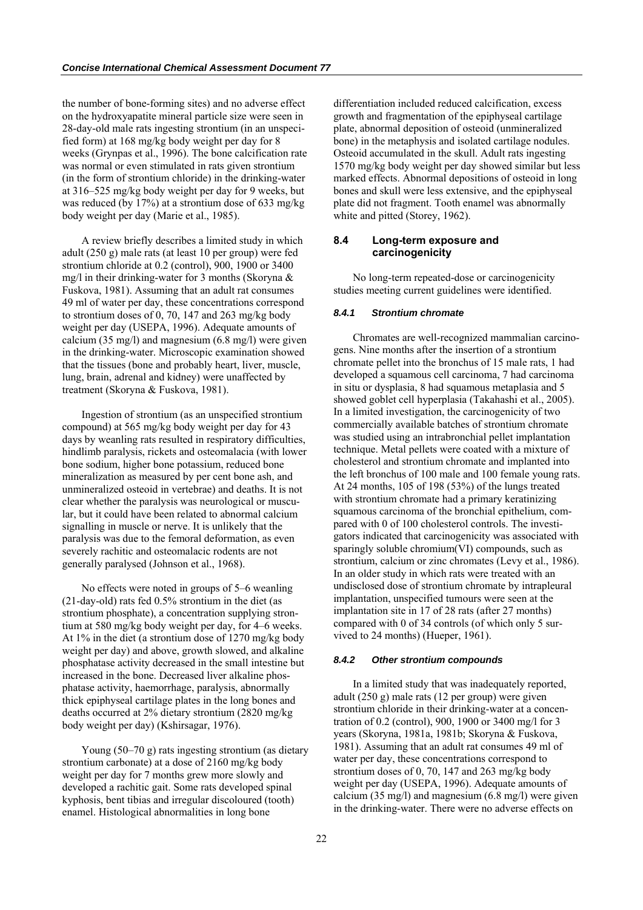the number of bone-forming sites) and no adverse effect on the hydroxyapatite mineral particle size were seen in 28-day-old male rats ingesting strontium (in an unspecified form) at 168 mg/kg body weight per day for 8 weeks (Grynpas et al., 1996). The bone calcification rate was normal or even stimulated in rats given strontium (in the form of strontium chloride) in the drinking-water at 316–525 mg/kg body weight per day for 9 weeks, but was reduced (by 17%) at a strontium dose of 633 mg/kg body weight per day (Marie et al., 1985).

A review briefly describes a limited study in which adult (250 g) male rats (at least 10 per group) were fed strontium chloride at 0.2 (control), 900, 1900 or 3400 mg/l in their drinking-water for 3 months (Skoryna & Fuskova, 1981). Assuming that an adult rat consumes 49 ml of water per day, these concentrations correspond to strontium doses of 0, 70, 147 and 263 mg/kg body weight per day (USEPA, 1996). Adequate amounts of calcium (35 mg/l) and magnesium (6.8 mg/l) were given in the drinking-water. Microscopic examination showed that the tissues (bone and probably heart, liver, muscle, lung, brain, adrenal and kidney) were unaffected by treatment (Skoryna & Fuskova, 1981).

Ingestion of strontium (as an unspecified strontium compound) at 565 mg/kg body weight per day for 43 days by weanling rats resulted in respiratory difficulties, hindlimb paralysis, rickets and osteomalacia (with lower bone sodium, higher bone potassium, reduced bone mineralization as measured by per cent bone ash, and unmineralized osteoid in vertebrae) and deaths. It is not clear whether the paralysis was neurological or muscular, but it could have been related to abnormal calcium signalling in muscle or nerve. It is unlikely that the paralysis was due to the femoral deformation, as even severely rachitic and osteomalacic rodents are not generally paralysed (Johnson et al., 1968).

No effects were noted in groups of 5–6 weanling (21-day-old) rats fed 0.5% strontium in the diet (as strontium phosphate), a concentration supplying strontium at 580 mg/kg body weight per day, for 4–6 weeks. At 1% in the diet (a strontium dose of 1270 mg/kg body weight per day) and above, growth slowed, and alkaline phosphatase activity decreased in the small intestine but increased in the bone. Decreased liver alkaline phosphatase activity, haemorrhage, paralysis, abnormally thick epiphyseal cartilage plates in the long bones and deaths occurred at 2% dietary strontium (2820 mg/kg body weight per day) (Kshirsagar, 1976).

Young (50–70 g) rats ingesting strontium (as dietary strontium carbonate) at a dose of 2160 mg/kg body weight per day for 7 months grew more slowly and developed a rachitic gait. Some rats developed spinal kyphosis, bent tibias and irregular discoloured (tooth) enamel. Histological abnormalities in long bone differentiation included reduced calcification, excess growth and fragmentation of the epiphyseal cartilage plate, abnormal deposition of osteoid (unmineralized bone) in the metaphysis and isolated cartilage nodules. Osteoid accumulated in the skull. Adult rats ingesting 1570 mg/kg body weight per day showed similar but less marked effects. Abnormal depositions of osteoid in long bones and skull were less extensive, and the epiphyseal plate did not fragment. Tooth enamel was abnormally white and pitted (Storey, 1962).

### 8.4 Long-term exposure and carcinogenicity

No long-term repeated-dose or carcinogenicity studies meeting current guidelines were identified.

#### *8.4.1 Strontium chromate*

Chromates are well-recognized mammalian carcinogens. Nine months after the insertion of a strontium chromate pellet into the bronchus of 15 male rats, 1 had developed a squamous cell carcinoma, 7 had carcinoma in situ or dysplasia, 8 had squamous metaplasia and 5 showed goblet cell hyperplasia (Takahashi et al., 2005). In a limited investigation, the carcinogenicity of two commercially available batches of strontium chromate was studied using an intrabronchial pellet implantation technique. Metal pellets were coated with a mixture of cholesterol and strontium chromate and implanted into the left bronchus of 100 male and 100 female young rats. At 24 months, 105 of 198 (53%) of the lungs treated with strontium chromate had a primary keratinizing squamous carcinoma of the bronchial epithelium, compared with 0 of 100 cholesterol controls. The investigators indicated that carcinogenicity was associated with sparingly soluble chromium(VI) compounds, such as strontium, calcium or zinc chromates (Levy et al., 1986). In an older study in which rats were treated with an undisclosed dose of strontium chromate by intrapleural implantation, unspecified tumours were seen at the implantation site in 17 of 28 rats (after 27 months) compared with 0 of 34 controls (of which only 5 survived to 24 months) (Hueper, 1961).

#### *8.4.2 Other strontium compounds*

In a limited study that was inadequately reported, adult (250 g) male rats (12 per group) were given strontium chloride in their drinking-water at a concentration of 0.2 (control), 900, 1900 or 3400 mg/l for 3 years (Skoryna, 1981a, 1981b; Skoryna & Fuskova, 1981). Assuming that an adult rat consumes 49 ml of water per day, these concentrations correspond to strontium doses of 0, 70, 147 and 263 mg/kg body weight per day (USEPA, 1996). Adequate amounts of calcium (35 mg/l) and magnesium (6.8 mg/l) were given in the drinking-water. There were no adverse effects on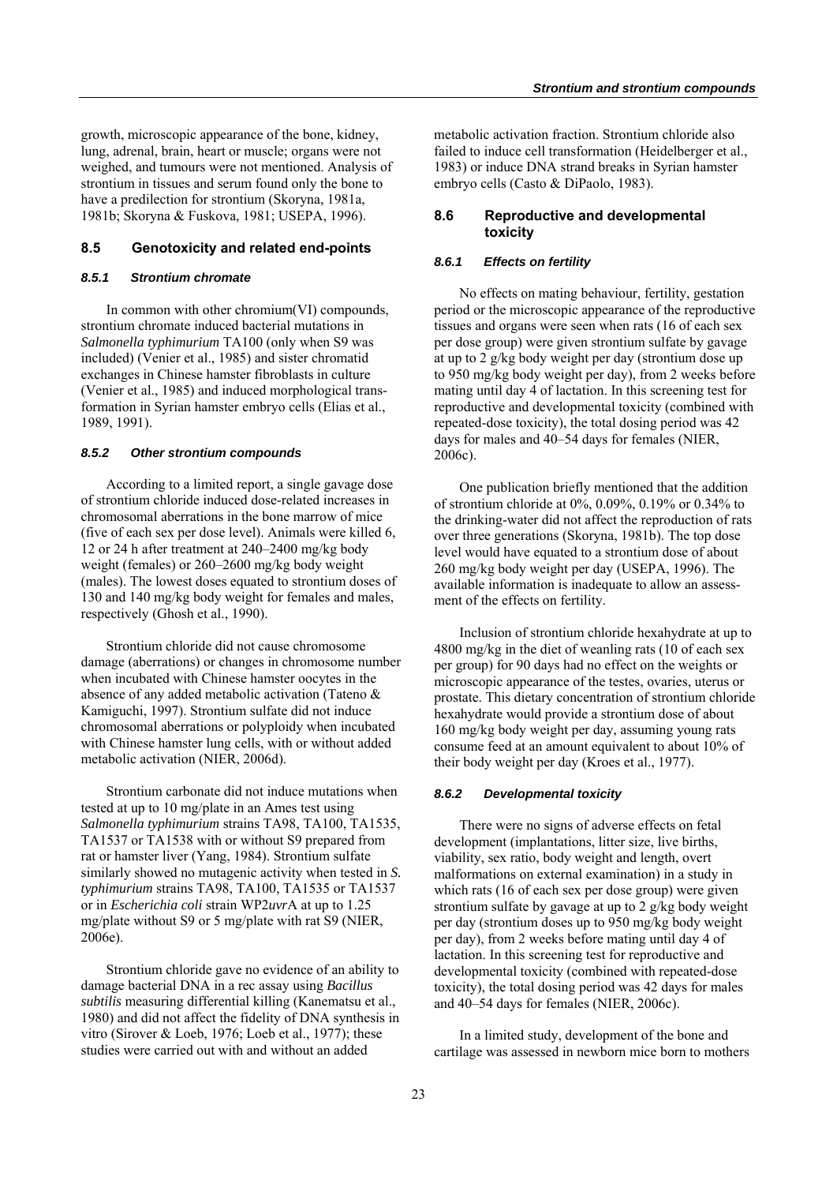growth, microscopic appearance of the bone, kidney, lung, adrenal, brain, heart or muscle; organs were not weighed, and tumours were not mentioned. Analysis of strontium in tissues and serum found only the bone to have a predilection for strontium (Skoryna, 1981a, 1981b; Skoryna & Fuskova, 1981; USEPA, 1996).

## 8.5 Genotoxicity and related end-points

### *8.5.1 Strontium chromate*

In common with other chromium(VI) compounds, strontium chromate induced bacterial mutations in *Salmonella typhimurium* TA100 (only when S9 was included) (Venier et al., 1985) and sister chromatid exchanges in Chinese hamster fibroblasts in culture (Venier et al., 1985) and induced morphological transformation in Syrian hamster embryo cells (Elias et al., 1989, 1991).

### *8.5.2 Other strontium compounds*

According to a limited report, a single gavage dose of strontium chloride induced dose-related increases in chromosomal aberrations in the bone marrow of mice (five of each sex per dose level). Animals were killed 6, 12 or 24 h after treatment at 240–2400 mg/kg body weight (females) or 260–2600 mg/kg body weight (males). The lowest doses equated to strontium doses of 130 and 140 mg/kg body weight for females and males, respectively (Ghosh et al., 1990).

Strontium chloride did not cause chromosome damage (aberrations) or changes in chromosome number when incubated with Chinese hamster oocytes in the absence of any added metabolic activation (Tateno & Kamiguchi, 1997). Strontium sulfate did not induce chromosomal aberrations or polyploidy when incubated with Chinese hamster lung cells, with or without added metabolic activation (NIER, 2006d).

Strontium carbonate did not induce mutations when tested at up to 10 mg/plate in an Ames test using *Salmonella typhimurium* strains TA98, TA100, TA1535, TA1537 or TA1538 with or without S9 prepared from rat or hamster liver (Yang, 1984). Strontium sulfate similarly showed no mutagenic activity when tested in *S. typhimurium* strains TA98, TA100, TA1535 or TA1537 or in *Escherichia coli* strain WP2*uvr*A at up to 1.25 mg/plate without S9 or 5 mg/plate with rat S9 (NIER, 2006e).

Strontium chloride gave no evidence of an ability to damage bacterial DNA in a rec assay using *Bacillus subtilis* measuring differential killing (Kanematsu et al., 1980) and did not affect the fidelity of DNA synthesis in vitro (Sirover & Loeb, 1976; Loeb et al., 1977); these studies were carried out with and without an added metabolic activation fraction. Strontium chloride also failed to induce cell transformation (Heidelberger et al., 1983) or induce DNA strand breaks in Syrian hamster embryo cells (Casto & DiPaolo, 1983).

## 8.6 Reproductive and developmental toxicity

### *8.6.1 Effects on fertility*

No effects on mating behaviour, fertility, gestation period or the microscopic appearance of the reproductive tissues and organs were seen when rats (16 of each sex per dose group) were given strontium sulfate by gavage at up to 2 g/kg body weight per day (strontium dose up to 950 mg/kg body weight per day), from 2 weeks before mating until day 4 of lactation. In this screening test for reproductive and developmental toxicity (combined with repeated-dose toxicity), the total dosing period was 42 days for males and 40–54 days for females (NIER, 2006c).

One publication briefly mentioned that the addition of strontium chloride at 0%, 0.09%, 0.19% or 0.34% to the drinking-water did not affect the reproduction of rats over three generations (Skoryna, 1981b). The top dose level would have equated to a strontium dose of about 260 mg/kg body weight per day (USEPA, 1996). The available information is inadequate to allow an assessment of the effects on fertility.

Inclusion of strontium chloride hexahydrate at up to 4800 mg/kg in the diet of weanling rats (10 of each sex per group) for 90 days had no effect on the weights or microscopic appearance of the testes, ovaries, uterus or prostate. This dietary concentration of strontium chloride hexahydrate would provide a strontium dose of about 160 mg/kg body weight per day, assuming young rats consume feed at an amount equivalent to about 10% of their body weight per day (Kroes et al., 1977).

### *8.6.2 Developmental toxicity*

There were no signs of adverse effects on fetal development (implantations, litter size, live births, viability, sex ratio, body weight and length, overt malformations on external examination) in a study in which rats (16 of each sex per dose group) were given strontium sulfate by gavage at up to 2 g/kg body weight per day (strontium doses up to 950 mg/kg body weight per day), from 2 weeks before mating until day 4 of lactation. In this screening test for reproductive and developmental toxicity (combined with repeated-dose toxicity), the total dosing period was 42 days for males and 40–54 days for females (NIER, 2006c).

In a limited study, development of the bone and cartilage was assessed in newborn mice born to mothers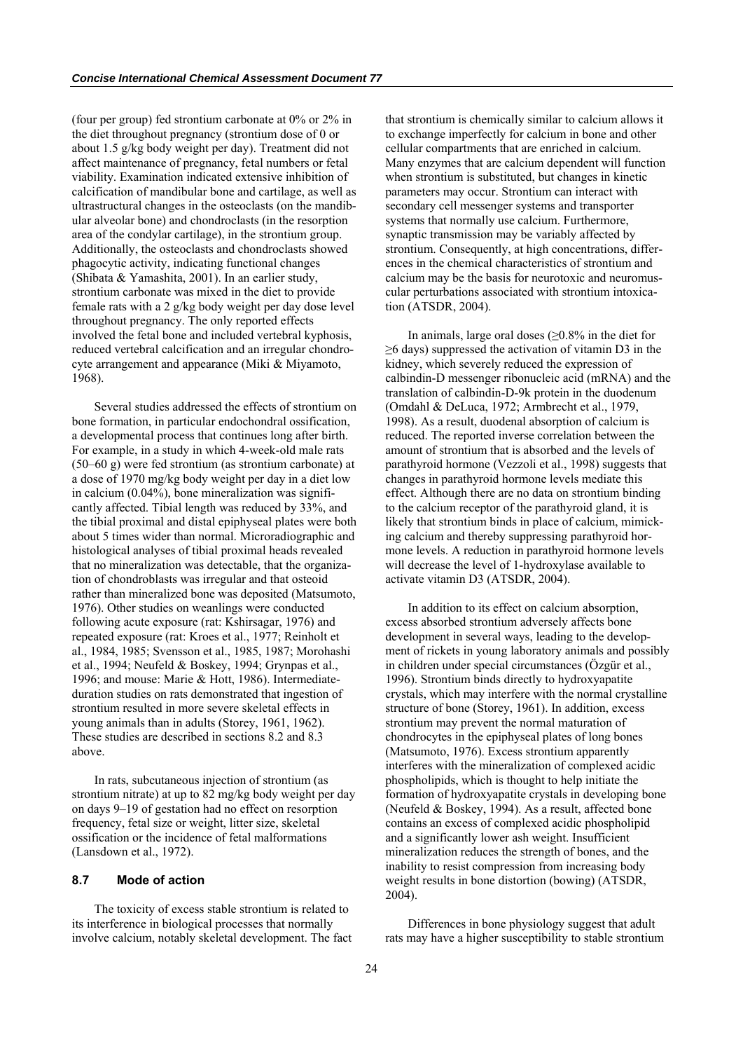(four per group) fed strontium carbonate at 0% or 2% in the diet throughout pregnancy (strontium dose of 0 or about 1.5 g/kg body weight per day). Treatment did not affect maintenance of pregnancy, fetal numbers or fetal viability. Examination indicated extensive inhibition of calcification of mandibular bone and cartilage, as well as ultrastructural changes in the osteoclasts (on the mandibular alveolar bone) and chondroclasts (in the resorption area of the condylar cartilage), in the strontium group. Additionally, the osteoclasts and chondroclasts showed phagocytic activity, indicating functional changes (Shibata & Yamashita, 2001). In an earlier study, strontium carbonate was mixed in the diet to provide female rats with a 2 g/kg body weight per day dose level throughout pregnancy. The only reported effects involved the fetal bone and included vertebral kyphosis, reduced vertebral calcification and an irregular chondrocyte arrangement and appearance (Miki & Miyamoto, 1968).

Several studies addressed the effects of strontium on bone formation, in particular endochondral ossification, a developmental process that continues long after birth. For example, in a study in which 4-week-old male rats (50–60 g) were fed strontium (as strontium carbonate) at a dose of 1970 mg/kg body weight per day in a diet low in calcium (0.04%), bone mineralization was significantly affected. Tibial length was reduced by 33%, and the tibial proximal and distal epiphyseal plates were both about 5 times wider than normal. Microradiographic and histological analyses of tibial proximal heads revealed that no mineralization was detectable, that the organization of chondroblasts was irregular and that osteoid rather than mineralized bone was deposited (Matsumoto, 1976). Other studies on weanlings were conducted following acute exposure (rat: Kshirsagar, 1976) and repeated exposure (rat: Kroes et al., 1977; Reinholt et al., 1984, 1985; Svensson et al., 1985, 1987; Morohashi et al., 1994; Neufeld & Boskey, 1994; Grynpas et al., 1996; and mouse: Marie & Hott, 1986). Intermediate-duration studies on rats demonstrated that ingestion of strontium resulted in more severe skeletal effects in young animals than in adults (Storey, 1961, 1962). These studies are described in sections 8.2 and 8.3 above.

In rats, subcutaneous injection of strontium (as strontium nitrate) at up to 82 mg/kg body weight per day on days 9–19 of gestation had no effect on resorption frequency, fetal size or weight, litter size, skeletal ossification or the incidence of fetal malformations (Lansdown et al., 1972).

### 8.7 Mode of action

The toxicity of excess stable strontium is related to its interference in biological processes that normally involve calcium, notably skeletal development. The fact that strontium is chemically similar to calcium allows it to exchange imperfectly for calcium in bone and other cellular compartments that are enriched in calcium. Many enzymes that are calcium dependent will function when strontium is substituted, but changes in kinetic parameters may occur. Strontium can interact with secondary cell messenger systems and transporter systems that normally use calcium. Furthermore, synaptic transmission may be variably affected by strontium. Consequently, at high concentrations, differences in the chemical characteristics of strontium and calcium may be the basis for neurotoxic and neuromuscular perturbations associated with strontium intoxication (ATSDR, 2004).

In animals, large oral doses (≥0.8% in the diet for ≥6 days) suppressed the activation of vitamin D3 in the kidney, which severely reduced the expression of calbindin-D messenger ribonucleic acid (mRNA) and the translation of calbindin-D-9k protein in the duodenum (Omdahl & DeLuca, 1972; Armbrecht et al., 1979, 1998). As a result, duodenal absorption of calcium is reduced. The reported inverse correlation between the amount of strontium that is absorbed and the levels of parathyroid hormone (Vezzoli et al., 1998) suggests that changes in parathyroid hormone levels mediate this effect. Although there are no data on strontium binding to the calcium receptor of the parathyroid gland, it is likely that strontium binds in place of calcium, mimicking calcium and thereby suppressing parathyroid hormone levels. A reduction in parathyroid hormone levels will decrease the level of 1-hydroxylase available to activate vitamin D3 (ATSDR, 2004).

In addition to its effect on calcium absorption, excess absorbed strontium adversely affects bone development in several ways, leading to the development of rickets in young laboratory animals and possibly in children under special circumstances (Özgür et al., 1996). Strontium binds directly to hydroxyapatite crystals, which may interfere with the normal crystalline structure of bone (Storey, 1961). In addition, excess strontium may prevent the normal maturation of chondrocytes in the epiphyseal plates of long bones (Matsumoto, 1976). Excess strontium apparently interferes with the mineralization of complexed acidic phospholipids, which is thought to help initiate the formation of hydroxyapatite crystals in developing bone (Neufeld & Boskey, 1994). As a result, affected bone contains an excess of complexed acidic phospholipid and a significantly lower ash weight. Insufficient mineralization reduces the strength of bones, and the inability to resist compression from increasing body weight results in bone distortion (bowing) (ATSDR, 2004).

Differences in bone physiology suggest that adult rats may have a higher susceptibility to stable strontium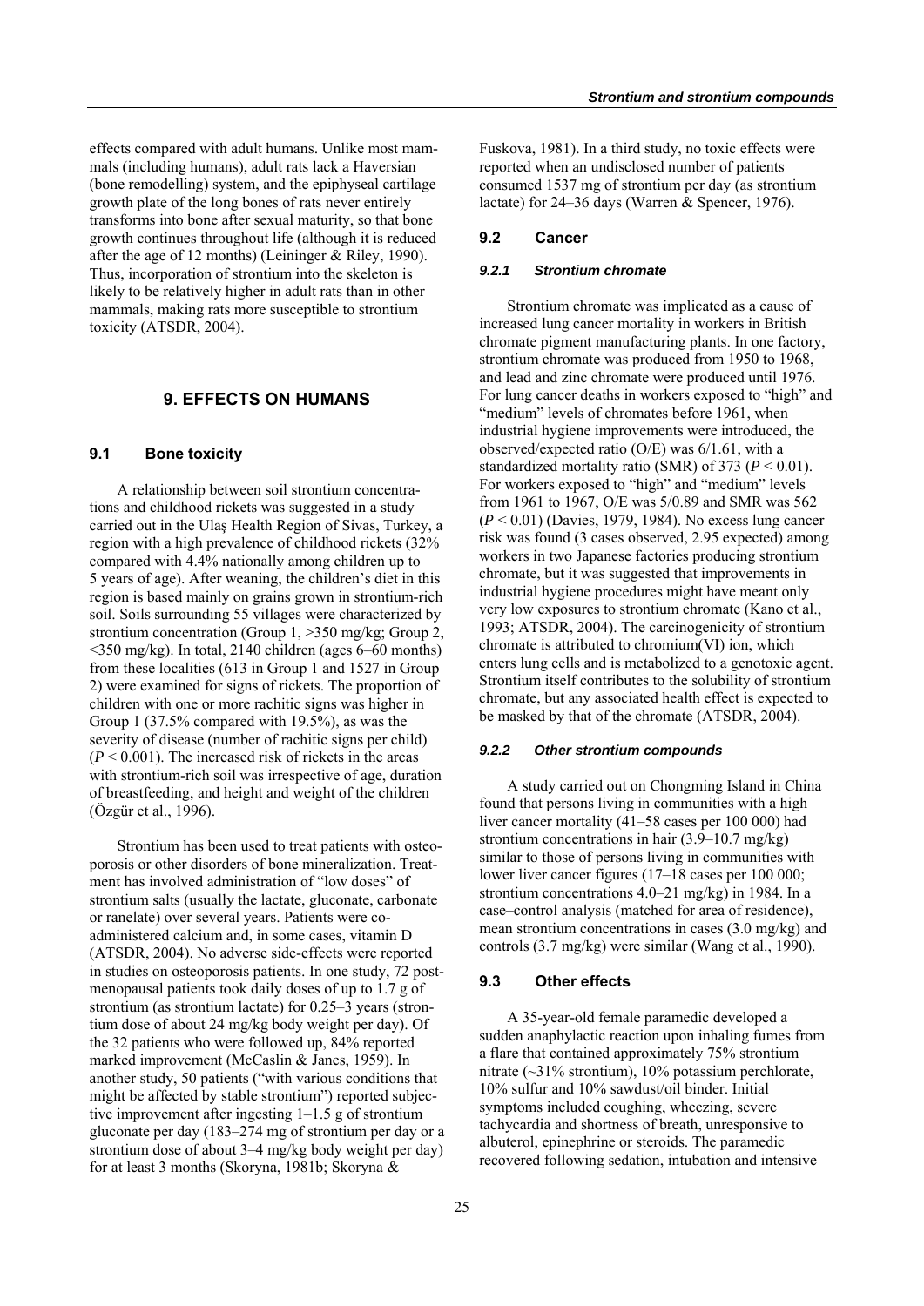effects compared with adult humans. Unlike most mammals (including humans), adult rats lack a Haversian (bone remodelling) system, and the epiphyseal cartilage growth plate of the long bones of rats never entirely transforms into bone after sexual maturity, so that bone growth continues throughout life (although it is reduced after the age of 12 months) (Leininger & Riley, 1990). Thus, incorporation of strontium into the skeleton is likely to be relatively higher in adult rats than in other mammals, making rats more susceptible to strontium toxicity (ATSDR, 2004).

## 9. EFFECTS ON HUMANS

### 9.1 Bone toxicity

A relationship between soil strontium concentrations and childhood rickets was suggested in a study carried out in the Ulaş Health Region of Sivas, Turkey, a region with a high prevalence of childhood rickets (32% compared with 4.4% nationally among children up to 5 years of age). After weaning, the children's diet in this region is based mainly on grains grown in strontium-rich soil. Soils surrounding 55 villages were characterized by strontium concentration (Group 1, >350 mg/kg; Group 2, <350 mg/kg). In total, 2140 children (ages 6–60 months) from these localities (613 in Group 1 and 1527 in Group 2) were examined for signs of rickets. The proportion of children with one or more rachitic signs was higher in Group 1 (37.5% compared with 19.5%), as was the severity of disease (number of rachitic signs per child) ($P < 0.001$). The increased risk of rickets in the areas with strontium-rich soil was irrespective of age, duration of breastfeeding, and height and weight of the children (Özgür et al., 1996).

Strontium has been used to treat patients with osteoporosis or other disorders of bone mineralization. Treatment has involved administration of "low doses" of strontium salts (usually the lactate, gluconate, carbonate or ranelate) over several years. Patients were co-administered calcium and, in some cases, vitamin D (ATSDR, 2004). No adverse side-effects were reported in studies on osteoporosis patients. In one study, 72 post-menopausal patients took daily doses of up to 1.7 g of strontium (as strontium lactate) for 0.25–3 years (strontium dose of about 24 mg/kg body weight per day). Of the 32 patients who were followed up, 84% reported marked improvement (McCaslin & Janes, 1959). In another study, 50 patients ("with various conditions that might be affected by stable strontium") reported subjective improvement after ingesting 1–1.5 g of strontium gluconate per day (183–274 mg of strontium per day or a strontium dose of about 3–4 mg/kg body weight per day) for at least 3 months (Skoryna, 1981b; Skoryna & Fuskova, 1981). In a third study, no toxic effects were reported when an undisclosed number of patients consumed 1537 mg of strontium per day (as strontium lactate) for 24–36 days (Warren & Spencer, 1976).

### 9.2 Cancer

#### *9.2.1 Strontium chromate*

Strontium chromate was implicated as a cause of increased lung cancer mortality in workers in British chromate pigment manufacturing plants. In one factory, strontium chromate was produced from 1950 to 1968, and lead and zinc chromate were produced until 1976. For lung cancer deaths in workers exposed to "high" and "medium" levels of chromates before 1961, when industrial hygiene improvements were introduced, the observed/expected ratio (O/E) was 6/1.61, with a standardized mortality ratio (SMR) of 373 ($P < 0.01$). For workers exposed to "high" and "medium" levels from 1961 to 1967, O/E was 5/0.89 and SMR was 562 ($P < 0.01$) (Davies, 1979, 1984). No excess lung cancer risk was found (3 cases observed, 2.95 expected) among workers in two Japanese factories producing strontium chromate, but it was suggested that improvements in industrial hygiene procedures might have meant only very low exposures to strontium chromate (Kano et al., 1993; ATSDR, 2004). The carcinogenicity of strontium chromate is attributed to chromium(VI) ion, which enters lung cells and is metabolized to a genotoxic agent. Strontium itself contributes to the solubility of strontium chromate, but any associated health effect is expected to be masked by that of the chromate (ATSDR, 2004).

#### *9.2.2 Other strontium compounds*

A study carried out on Chongming Island in China found that persons living in communities with a high liver cancer mortality (41–58 cases per 100 000) had strontium concentrations in hair (3.9–10.7 mg/kg) similar to those of persons living in communities with lower liver cancer figures (17–18 cases per 100 000; strontium concentrations 4.0–21 mg/kg) in 1984. In a case–control analysis (matched for area of residence), mean strontium concentrations in cases (3.0 mg/kg) and controls (3.7 mg/kg) were similar (Wang et al., 1990).

### 9.3 Other effects

A 35-year-old female paramedic developed a sudden anaphylactic reaction upon inhaling fumes from a flare that contained approximately 75% strontium nitrate (~31% strontium), 10% potassium perchlorate, 10% sulfur and 10% sawdust/oil binder. Initial symptoms included coughing, wheezing, severe tachycardia and shortness of breath, unresponsive to albuterol, epinephrine or steroids. The paramedic recovered following sedation, intubation and intensive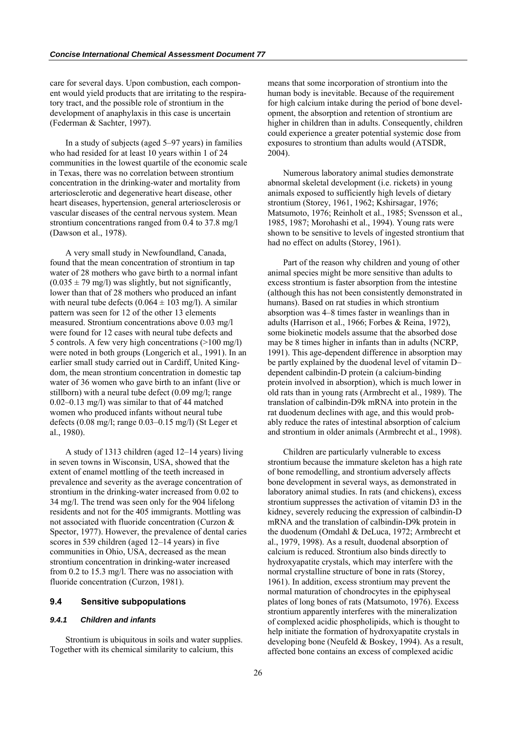care for several days. Upon combustion, each component would yield products that are irritating to the respiratory tract, and the possible role of strontium in the development of anaphylaxis in this case is uncertain (Federman & Sachter, 1997).

In a study of subjects (aged 5–97 years) in families who had resided for at least 10 years within 1 of 24 communities in the lowest quartile of the economic scale in Texas, there was no correlation between strontium concentration in the drinking-water and mortality from arteriosclerotic and degenerative heart disease, other heart diseases, hypertension, general arteriosclerosis or vascular diseases of the central nervous system. Mean strontium concentrations ranged from 0.4 to 37.8 mg/l (Dawson et al., 1978).

A very small study in Newfoundland, Canada, found that the mean concentration of strontium in tap water of 28 mothers who gave birth to a normal infant ($0.035 \pm 79$ mg/l) was slightly, but not significantly, lower than that of 28 mothers who produced an infant with neural tube defects ($0.064 \pm 103$ mg/l). A similar pattern was seen for 12 of the other 13 elements measured. Strontium concentrations above 0.03 mg/l were found for 12 cases with neural tube defects and 5 controls. A few very high concentrations (>100 mg/l) were noted in both groups (Longerich et al., 1991). In an earlier small study carried out in Cardiff, United Kingdom, the mean strontium concentration in domestic tap water of 36 women who gave birth to an infant (live or stillborn) with a neural tube defect (0.09 mg/l; range 0.02–0.13 mg/l) was similar to that of 44 matched women who produced infants without neural tube defects (0.08 mg/l; range 0.03–0.15 mg/l) (St Leger et al., 1980).

A study of 1313 children (aged 12–14 years) living in seven towns in Wisconsin, USA, showed that the extent of enamel mottling of the teeth increased in prevalence and severity as the average concentration of strontium in the drinking-water increased from 0.02 to 34 mg/l. The trend was seen only for the 904 lifelong residents and not for the 405 immigrants. Mottling was not associated with fluoride concentration (Curzon & Spector, 1977). However, the prevalence of dental caries scores in 539 children (aged 12–14 years) in five communities in Ohio, USA, decreased as the mean strontium concentration in drinking-water increased from 0.2 to 15.3 mg/l. There was no association with fluoride concentration (Curzon, 1981).

### 9.4 Sensitive subpopulations

#### *9.4.1 Children and infants*

Strontium is ubiquitous in soils and water supplies. Together with its chemical similarity to calcium, this means that some incorporation of strontium into the human body is inevitable. Because of the requirement for high calcium intake during the period of bone development, the absorption and retention of strontium are higher in children than in adults. Consequently, children could experience a greater potential systemic dose from exposures to strontium than adults would (ATSDR, 2004).

Numerous laboratory animal studies demonstrate abnormal skeletal development (i.e. rickets) in young animals exposed to sufficiently high levels of dietary strontium (Storey, 1961, 1962; Kshirsagar, 1976; Matsumoto, 1976; Reinholt et al., 1985; Svensson et al., 1985, 1987; Morohashi et al., 1994). Young rats were shown to be sensitive to levels of ingested strontium that had no effect on adults (Storey, 1961).

Part of the reason why children and young of other animal species might be more sensitive than adults to excess strontium is faster absorption from the intestine (although this has not been consistently demonstrated in humans). Based on rat studies in which strontium absorption was 4–8 times faster in weanlings than in adults (Harrison et al., 1966; Forbes & Reina, 1972), some biokinetic models assume that the absorbed dose may be 8 times higher in infants than in adults (NCRP, 1991). This age-dependent difference in absorption may be partly explained by the duodenal level of vitamin D–dependent calbindin-D protein (a calcium-binding protein involved in absorption), which is much lower in old rats than in young rats (Armbrecht et al., 1989). The translation of calbindin-D9k mRNA into protein in the rat duodenum declines with age, and this would probably reduce the rates of intestinal absorption of calcium and strontium in older animals (Armbrecht et al., 1998).

Children are particularly vulnerable to excess strontium because the immature skeleton has a high rate of bone remodelling, and strontium adversely affects bone development in several ways, as demonstrated in laboratory animal studies. In rats (and chickens), excess strontium suppresses the activation of vitamin D3 in the kidney, severely reducing the expression of calbindin-D mRNA and the translation of calbindin-D9k protein in the duodenum (Omdahl & DeLuca, 1972; Armbrecht et al., 1979, 1998). As a result, duodenal absorption of calcium is reduced. Strontium also binds directly to hydroxyapatite crystals, which may interfere with the normal crystalline structure of bone in rats (Storey, 1961). In addition, excess strontium may prevent the normal maturation of chondrocytes in the epiphyseal plates of long bones of rats (Matsumoto, 1976). Excess strontium apparently interferes with the mineralization of complexed acidic phospholipids, which is thought to help initiate the formation of hydroxyapatite crystals in developing bone (Neufeld & Boskey, 1994). As a result, affected bone contains an excess of complexed acidic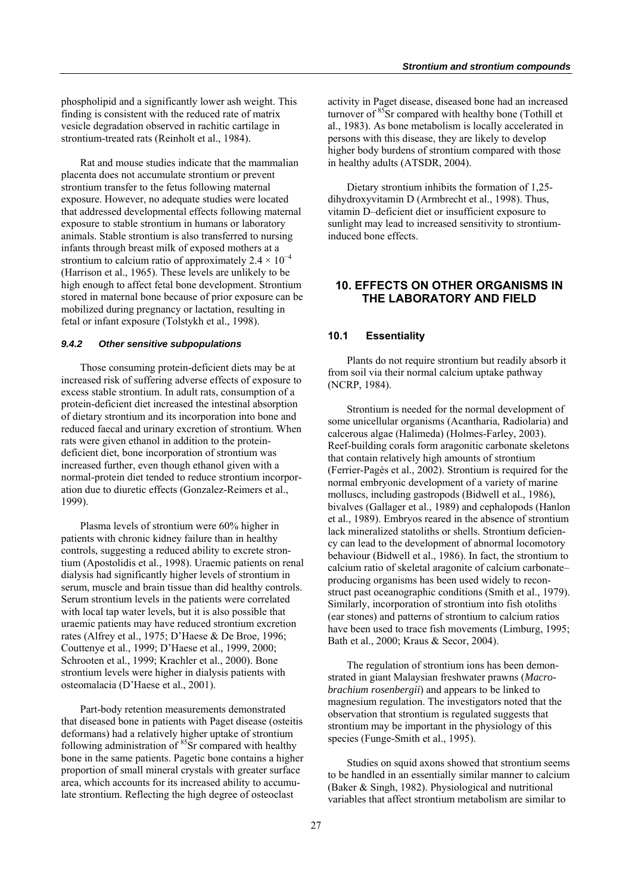phospholipid and a significantly lower ash weight. This finding is consistent with the reduced rate of matrix vesicle degradation observed in rachitic cartilage in strontium-treated rats (Reinholt et al., 1984).

Rat and mouse studies indicate that the mammalian placenta does not accumulate strontium or prevent strontium transfer to the fetus following maternal exposure. However, no adequate studies were located that addressed developmental effects following maternal exposure to stable strontium in humans or laboratory animals. Stable strontium is also transferred to nursing infants through breast milk of exposed mothers at a strontium to calcium ratio of approximately $2.4 \times 10^{-4}$ (Harrison et al., 1965). These levels are unlikely to be high enough to affect fetal bone development. Strontium stored in maternal bone because of prior exposure can be mobilized during pregnancy or lactation, resulting in fetal or infant exposure (Tolstykh et al., 1998).

#### *9.4.2 Other sensitive subpopulations*

Those consuming protein-deficient diets may be at increased risk of suffering adverse effects of exposure to excess stable strontium. In adult rats, consumption of a protein-deficient diet increased the intestinal absorption of dietary strontium and its incorporation into bone and reduced faecal and urinary excretion of strontium. When rats were given ethanol in addition to the protein-deficient diet, bone incorporation of strontium was increased further, even though ethanol given with a normal-protein diet tended to reduce strontium incorporation due to diuretic effects (Gonzalez-Reimers et al., 1999).

Plasma levels of strontium were 60% higher in patients with chronic kidney failure than in healthy controls, suggesting a reduced ability to excrete strontium (Apostolidis et al., 1998). Uraemic patients on renal dialysis had significantly higher levels of strontium in serum, muscle and brain tissue than did healthy controls. Serum strontium levels in the patients were correlated with local tap water levels, but it is also possible that uraemic patients may have reduced strontium excretion rates (Alfrey et al., 1975; D'Haese & De Broe, 1996; Couttenye et al., 1999; D'Haese et al., 1999, 2000; Schrooten et al., 1999; Krachler et al., 2000). Bone strontium levels were higher in dialysis patients with osteomalacia (D'Haese et al., 2001).

Part-body retention measurements demonstrated that diseased bone in patients with Paget disease (osteitis deformans) had a relatively higher uptake of strontium following administration of $^{85}$Sr compared with healthy bone in the same patients. Pagetic bone contains a higher proportion of small mineral crystals with greater surface area, which accounts for its increased ability to accumulate strontium. Reflecting the high degree of osteoclast activity in Paget disease, diseased bone had an increased turnover of $^{85}$Sr compared with healthy bone (Tothill et al., 1983). As bone metabolism is locally accelerated in persons with this disease, they are likely to develop higher body burdens of strontium compared with those in healthy adults (ATSDR, 2004).

Dietary strontium inhibits the formation of 1,25-dihydroxyvitamin D (Armbrecht et al., 1998). Thus, vitamin D–deficient diet or insufficient exposure to sunlight may lead to increased sensitivity to strontium-induced bone effects.

## 10. EFFECTS ON OTHER ORGANISMS IN THE LABORATORY AND FIELD

### 10.1 Essentiality

Plants do not require strontium but readily absorb it from soil via their normal calcium uptake pathway (NCRP, 1984).

Strontium is needed for the normal development of some unicellular organisms (Acantharia, Radiolaria) and calcerous algae (Halimeda) (Holmes-Farley, 2003). Reef-building corals form aragonitic carbonate skeletons that contain relatively high amounts of strontium (Ferrier-Pagès et al., 2002). Strontium is required for the normal embryonic development of a variety of marine molluscs, including gastropods (Bidwell et al., 1986), bivalves (Gallager et al., 1989) and cephalopods (Hanlon et al., 1989). Embryos reared in the absence of strontium lack mineralized statoliths or shells. Strontium deficiency can lead to the development of abnormal locomotory behaviour (Bidwell et al., 1986). In fact, the strontium to calcium ratio of skeletal aragonite of calcium carbonate–producing organisms has been used widely to reconstruct past oceanographic conditions (Smith et al., 1979). Similarly, incorporation of strontium into fish otoliths (ear stones) and patterns of strontium to calcium ratios have been used to trace fish movements (Limburg, 1995; Bath et al., 2000; Kraus & Secor, 2004).

The regulation of strontium ions has been demonstrated in giant Malaysian freshwater prawns (*Macrobrachium rosenbergii*) and appears to be linked to magnesium regulation. The investigators noted that the observation that strontium is regulated suggests that strontium may be important in the physiology of this species (Funge-Smith et al., 1995).

Studies on squid axons showed that strontium seems to be handled in an essentially similar manner to calcium (Baker & Singh, 1982). Physiological and nutritional variables that affect strontium metabolism are similar to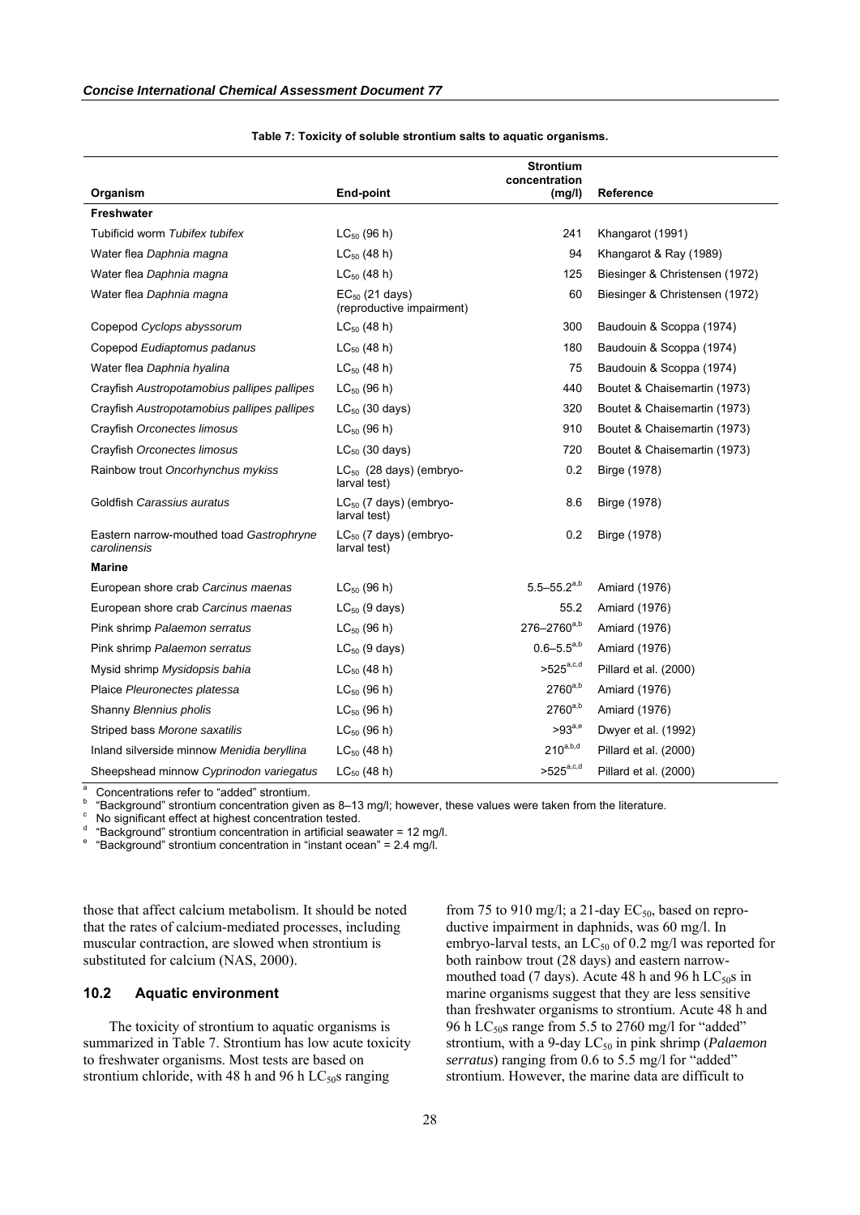**Table 7: Toxicity of soluble strontium salts to aquatic organisms.**

| Organism | End-point | Strontium concentration (mg/l) | Reference |
|---|---|---|---|
| **Freshwater** | | | |
| Tubificid worm *Tubifex tubifex* | $LC_{50}$ (96 h) | 241 | Khangarot (1991) |
| Water flea *Daphnia magna* | $LC_{50}$ (48 h) | 94 | Khangarot & Ray (1989) |
| Water flea *Daphnia magna* | $LC_{50}$ (48 h) | 125 | Biesinger & Christensen (1972) |
| Water flea *Daphnia magna* | $EC_{50}$ (21 days) (reproductive impairment) | 60 | Biesinger & Christensen (1972) |
| Copepod *Cyclops abyssorum* | $LC_{50}$ (48 h) | 300 | Baudouin & Scoppa (1974) |
| Copepod *Eudiaptomus padanus* | $LC_{50}$ (48 h) | 180 | Baudouin & Scoppa (1974) |
| Water flea *Daphnia hyalina* | $LC_{50}$ (48 h) | 75 | Baudouin & Scoppa (1974) |
| Crayfish *Austropotamobius pallipes pallipes* | $LC_{50}$ (96 h) | 440 | Boutet & Chaisemartin (1973) |
| Crayfish *Austropotamobius pallipes pallipes* | $LC_{50}$ (30 days) | 320 | Boutet & Chaisemartin (1973) |
| Crayfish *Orconectes limosus* | $LC_{50}$ (96 h) | 910 | Boutet & Chaisemartin (1973) |
| Crayfish *Orconectes limosus* | $LC_{50}$ (30 days) | 720 | Boutet & Chaisemartin (1973) |
| Rainbow trout *Oncorhynchus mykiss* | $LC_{50}$ (28 days) (embryo-larval test) | 0.2 | Birge (1978) |
| Goldfish *Carassius auratus* | $LC_{50}$ (7 days) (embryo-larval test) | 8.6 | Birge (1978) |
| Eastern narrow-mouthed toad *Gastrophryne carolinensis* | $LC_{50}$ (7 days) (embryo-larval test) | 0.2 | Birge (1978) |
| **Marine** | | | |
| European shore crab *Carcinus maenas* | $LC_{50}$ (96 h) | 5.5–55.2[a,b] | Amiard (1976) |
| European shore crab *Carcinus maenas* | $LC_{50}$ (9 days) | 55.2 | Amiard (1976) |
| Pink shrimp *Palaemon serratus* | $LC_{50}$ (96 h) | 276–2760[a,b] | Amiard (1976) |
| Pink shrimp *Palaemon serratus* | $LC_{50}$ (9 days) | 0.6–5.5[a,b] | Amiard (1976) |
| Mysid shrimp *Mysidopsis bahia* | $LC_{50}$ (48 h) | >525[a,c,d] | Pillard et al. (2000) |
| Plaice *Pleuronectes platessa* | $LC_{50}$ (96 h) | 2760[a,b] | Amiard (1976) |
| Shanny *Blennius pholis* | $LC_{50}$ (96 h) | 2760[a,b] | Amiard (1976) |
| Striped bass *Morone saxatilis* | $LC_{50}$ (96 h) | >93[a,e] | Dwyer et al. (1992) |
| Inland silverside minnow *Menidia beryllina* | $LC_{50}$ (48 h) | 210[a,b,d] | Pillard et al. (2000) |
| Sheepshead minnow *Cyprinodon variegatus* | $LC_{50}$ (48 h) | >525[a,c,d] | Pillard et al. (2000) |

[a] Concentrations refer to "added" strontium.
[b] "Background" strontium concentration given as 8–13 mg/l; however, these values were taken from the literature.
[c] No significant effect at highest concentration tested.
[d] "Background" strontium concentration in artificial seawater = 12 mg/l.
[e] "Background" strontium concentration in "instant ocean" = 2.4 mg/l.

those that affect calcium metabolism. It should be noted that the rates of calcium-mediated processes, including muscular contraction, are slowed when strontium is substituted for calcium (NAS, 2000).

## 10.2 Aquatic environment

The toxicity of strontium to aquatic organisms is summarized in Table 7. Strontium has low acute toxicity to freshwater organisms. Most tests are based on strontium chloride, with 48 h and 96 h $LC_{50}$s ranging from 75 to 910 mg/l; a 21-day $EC_{50}$, based on reproductive impairment in daphnids, was 60 mg/l. In embryo-larval tests, an $LC_{50}$ of 0.2 mg/l was reported for both rainbow trout (28 days) and eastern narrow-mouthed toad (7 days). Acute 48 h and 96 h $LC_{50}$s in marine organisms suggest that they are less sensitive than freshwater organisms to strontium. Acute 48 h and 96 h $LC_{50}$s range from 5.5 to 2760 mg/l for "added" strontium, with a 9-day $LC_{50}$ in pink shrimp (*Palaemon serratus*) ranging from 0.6 to 5.5 mg/l for "added" strontium. However, the marine data are difficult to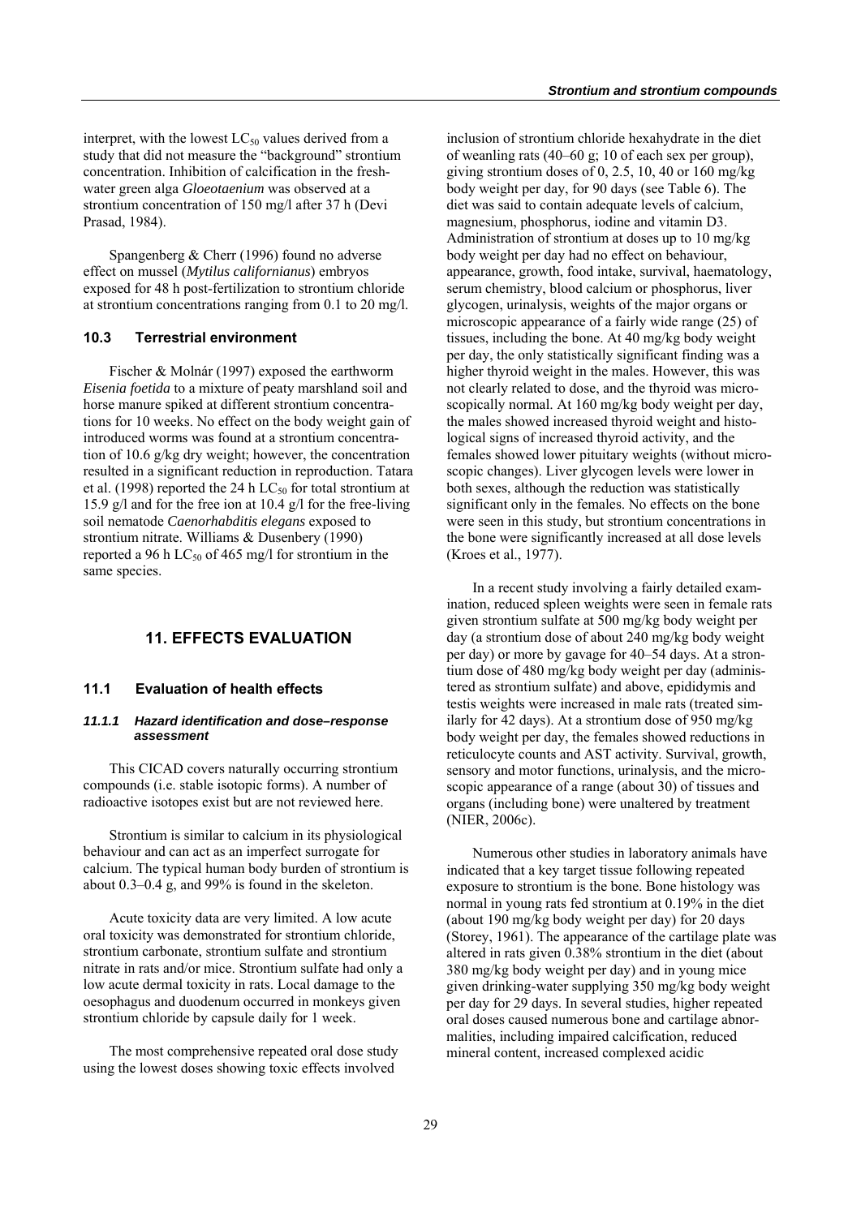interpret, with the lowest $LC_{50}$ values derived from a study that did not measure the "background" strontium concentration. Inhibition of calcification in the freshwater green alga *Gloeotaenium* was observed at a strontium concentration of 150 mg/l after 37 h (Devi Prasad, 1984).

Spangenberg & Cherr (1996) found no adverse effect on mussel (*Mytilus californianus*) embryos exposed for 48 h post-fertilization to strontium chloride at strontium concentrations ranging from 0.1 to 20 mg/l.

### 10.3 Terrestrial environment

Fischer & Molnár (1997) exposed the earthworm *Eisenia foetida* to a mixture of peaty marshland soil and horse manure spiked at different strontium concentrations for 10 weeks. No effect on the body weight gain of introduced worms was found at a strontium concentration of 10.6 g/kg dry weight; however, the concentration resulted in a significant reduction in reproduction. Tatara et al. (1998) reported the 24 h $LC_{50}$ for total strontium at 15.9 g/l and for the free ion at 10.4 g/l for the free-living soil nematode *Caenorhabditis elegans* exposed to strontium nitrate. Williams & Dusenbery (1990) reported a 96 h $LC_{50}$ of 465 mg/l for strontium in the same species.

## 11. EFFECTS EVALUATION

### 11.1 Evaluation of health effects

#### *11.1.1 Hazard identification and dose–response assessment*

This CICAD covers naturally occurring strontium compounds (i.e. stable isotopic forms). A number of radioactive isotopes exist but are not reviewed here.

Strontium is similar to calcium in its physiological behaviour and can act as an imperfect surrogate for calcium. The typical human body burden of strontium is about 0.3–0.4 g, and 99% is found in the skeleton.

Acute toxicity data are very limited. A low acute oral toxicity was demonstrated for strontium chloride, strontium carbonate, strontium sulfate and strontium nitrate in rats and/or mice. Strontium sulfate had only a low acute dermal toxicity in rats. Local damage to the oesophagus and duodenum occurred in monkeys given strontium chloride by capsule daily for 1 week.

The most comprehensive repeated oral dose study using the lowest doses showing toxic effects involved inclusion of strontium chloride hexahydrate in the diet of weanling rats (40–60 g; 10 of each sex per group), giving strontium doses of 0, 2.5, 10, 40 or 160 mg/kg body weight per day, for 90 days (see Table 6). The diet was said to contain adequate levels of calcium, magnesium, phosphorus, iodine and vitamin D3. Administration of strontium at doses up to 10 mg/kg body weight per day had no effect on behaviour, appearance, growth, food intake, survival, haematology, serum chemistry, blood calcium or phosphorus, liver glycogen, urinalysis, weights of the major organs or microscopic appearance of a fairly wide range (25) of tissues, including the bone. At 40 mg/kg body weight per day, the only statistically significant finding was a higher thyroid weight in the males. However, this was not clearly related to dose, and the thyroid was microscopically normal. At 160 mg/kg body weight per day, the males showed increased thyroid weight and histological signs of increased thyroid activity, and the females showed lower pituitary weights (without microscopic changes). Liver glycogen levels were lower in both sexes, although the reduction was statistically significant only in the females. No effects on the bone were seen in this study, but strontium concentrations in the bone were significantly increased at all dose levels (Kroes et al., 1977).

In a recent study involving a fairly detailed examination, reduced spleen weights were seen in female rats given strontium sulfate at 500 mg/kg body weight per day (a strontium dose of about 240 mg/kg body weight per day) or more by gavage for 40–54 days. At a strontium dose of 480 mg/kg body weight per day (administered as strontium sulfate) and above, epididymis and testis weights were increased in male rats (treated similarly for 42 days). At a strontium dose of 950 mg/kg body weight per day, the females showed reductions in reticulocyte counts and AST activity. Survival, growth, sensory and motor functions, urinalysis, and the microscopic appearance of a range (about 30) of tissues and organs (including bone) were unaltered by treatment (NIER, 2006c).

Numerous other studies in laboratory animals have indicated that a key target tissue following repeated exposure to strontium is the bone. Bone histology was normal in young rats fed strontium at 0.19% in the diet (about 190 mg/kg body weight per day) for 20 days (Storey, 1961). The appearance of the cartilage plate was altered in rats given 0.38% strontium in the diet (about 380 mg/kg body weight per day) and in young mice given drinking-water supplying 350 mg/kg body weight per day for 29 days. In several studies, higher repeated oral doses caused numerous bone and cartilage abnormalities, including impaired calcification, reduced mineral content, increased complexed acidic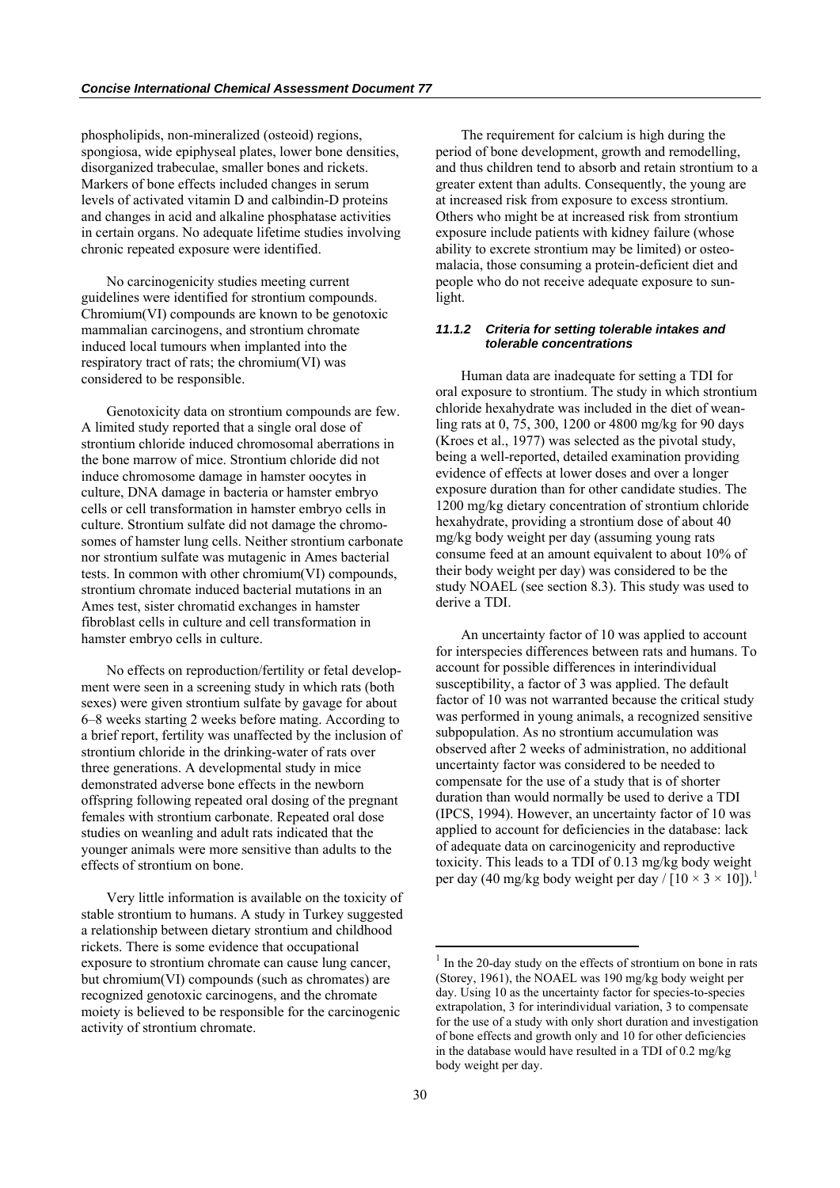phospholipids, non-mineralized (osteoid) regions, spongiosa, wide epiphyseal plates, lower bone densities, disorganized trabeculae, smaller bones and rickets. Markers of bone effects included changes in serum levels of activated vitamin D and calbindin-D proteins and changes in acid and alkaline phosphatase activities in certain organs. No adequate lifetime studies involving chronic repeated exposure were identified.

No carcinogenicity studies meeting current guidelines were identified for strontium compounds. Chromium(VI) compounds are known to be genotoxic mammalian carcinogens, and strontium chromate induced local tumours when implanted into the respiratory tract of rats; the chromium(VI) was considered to be responsible.

Genotoxicity data on strontium compounds are few. A limited study reported that a single oral dose of strontium chloride induced chromosomal aberrations in the bone marrow of mice. Strontium chloride did not induce chromosome damage in hamster oocytes in culture, DNA damage in bacteria or hamster embryo cells or cell transformation in hamster embryo cells in culture. Strontium sulfate did not damage the chromosomes of hamster lung cells. Neither strontium carbonate nor strontium sulfate was mutagenic in Ames bacterial tests. In common with other chromium(VI) compounds, strontium chromate induced bacterial mutations in an Ames test, sister chromatid exchanges in hamster fibroblast cells in culture and cell transformation in hamster embryo cells in culture.

No effects on reproduction/fertility or fetal development were seen in a screening study in which rats (both sexes) were given strontium sulfate by gavage for about 6–8 weeks starting 2 weeks before mating. According to a brief report, fertility was unaffected by the inclusion of strontium chloride in the drinking-water of rats over three generations. A developmental study in mice demonstrated adverse bone effects in the newborn offspring following repeated oral dosing of the pregnant females with strontium carbonate. Repeated oral dose studies on weanling and adult rats indicated that the younger animals were more sensitive than adults to the effects of strontium on bone.

Very little information is available on the toxicity of stable strontium to humans. A study in Turkey suggested a relationship between dietary strontium and childhood rickets. There is some evidence that occupational exposure to strontium chromate can cause lung cancer, but chromium(VI) compounds (such as chromates) are recognized genotoxic carcinogens, and the chromate moiety is believed to be responsible for the carcinogenic activity of strontium chromate.

The requirement for calcium is high during the period of bone development, growth and remodelling, and thus children tend to absorb and retain strontium to a greater extent than adults. Consequently, the young are at increased risk from exposure to excess strontium. Others who might be at increased risk from strontium exposure include patients with kidney failure (whose ability to excrete strontium may be limited) or osteomalacia, those consuming a protein-deficient diet and people who do not receive adequate exposure to sunlight.

#### *11.1.2 Criteria for setting tolerable intakes and tolerable concentrations*

Human data are inadequate for setting a TDI for oral exposure to strontium. The study in which strontium chloride hexahydrate was included in the diet of weanling rats at 0, 75, 300, 1200 or 4800 mg/kg for 90 days (Kroes et al., 1977) was selected as the pivotal study, being a well-reported, detailed examination providing evidence of effects at lower doses and over a longer exposure duration than for other candidate studies. The 1200 mg/kg dietary concentration of strontium chloride hexahydrate, providing a strontium dose of about 40 mg/kg body weight per day (assuming young rats consume feed at an amount equivalent to about 10% of their body weight per day) was considered to be the study NOAEL (see section 8.3). This study was used to derive a TDI.

An uncertainty factor of 10 was applied to account for interspecies differences between rats and humans. To account for possible differences in interindividual susceptibility, a factor of 3 was applied. The default factor of 10 was not warranted because the critical study was performed in young animals, a recognized sensitive subpopulation. As no strontium accumulation was observed after 2 weeks of administration, no additional uncertainty factor was considered to be needed to compensate for the use of a study that is of shorter duration than would normally be used to derive a TDI (IPCS, 1994). However, an uncertainty factor of 10 was applied to account for deficiencies in the database: lack of adequate data on carcinogenicity and reproductive toxicity. This leads to a TDI of 0.13 mg/kg body weight per day (40 mg/kg body weight per day / $[10 \times 3 \times 10]$).[1]

---

[1] In the 20-day study on the effects of strontium on bone in rats (Storey, 1961), the NOAEL was 190 mg/kg body weight per day. Using 10 as the uncertainty factor for species-to-species extrapolation, 3 for interindividual variation, 3 to compensate for the use of a study with only short duration and investigation of bone effects and growth only and 10 for other deficiencies in the database would have resulted in a TDI of 0.2 mg/kg body weight per day.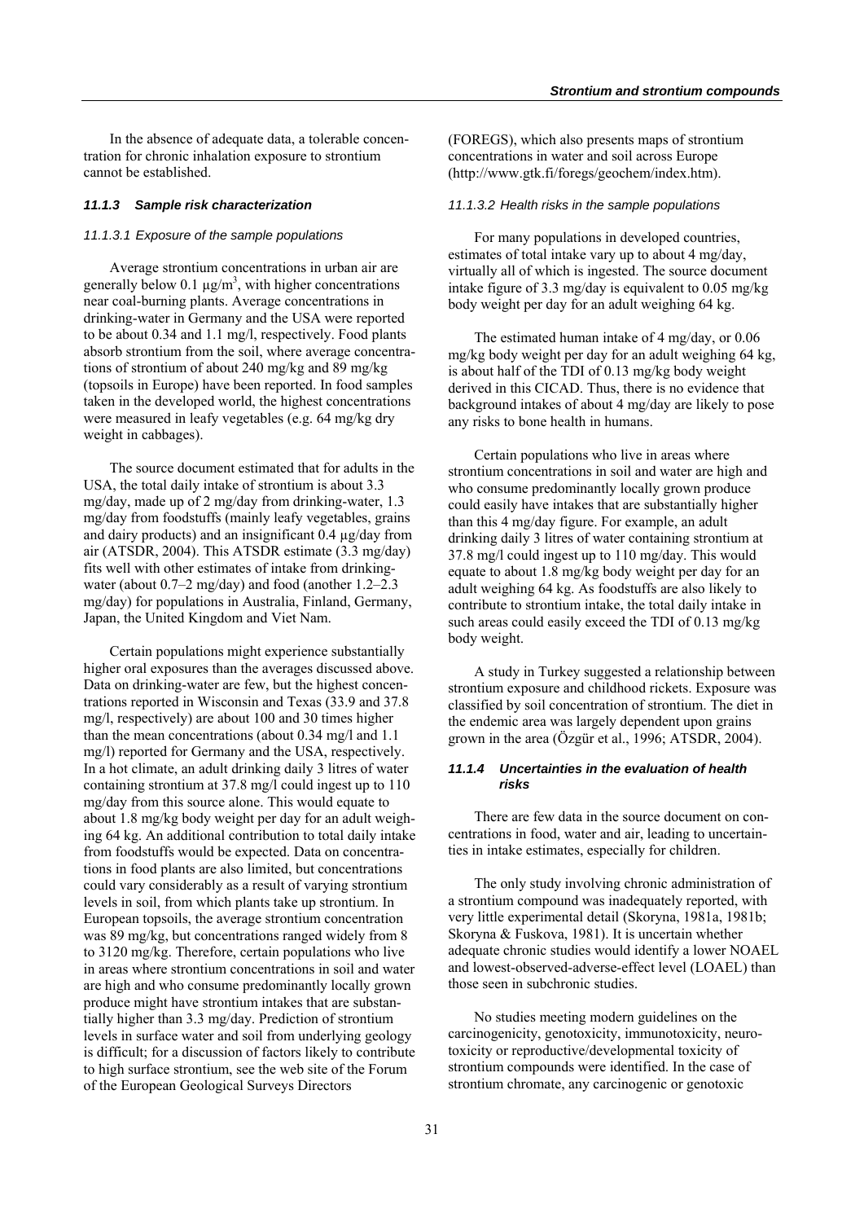In the absence of adequate data, a tolerable concentration for chronic inhalation exposure to strontium cannot be established.

#### *11.1.3 Sample risk characterization*

##### *11.1.3.1 Exposure of the sample populations*

Average strontium concentrations in urban air are generally below 0.1 µg/m$^3$, with higher concentrations near coal-burning plants. Average concentrations in drinking-water in Germany and the USA were reported to be about 0.34 and 1.1 mg/l, respectively. Food plants absorb strontium from the soil, where average concentrations of strontium of about 240 mg/kg and 89 mg/kg (topsoils in Europe) have been reported. In food samples taken in the developed world, the highest concentrations were measured in leafy vegetables (e.g. 64 mg/kg dry weight in cabbages).

The source document estimated that for adults in the USA, the total daily intake of strontium is about 3.3 mg/day, made up of 2 mg/day from drinking-water, 1.3 mg/day from foodstuffs (mainly leafy vegetables, grains and dairy products) and an insignificant 0.4 µg/day from air (ATSDR, 2004). This ATSDR estimate (3.3 mg/day) fits well with other estimates of intake from drinking-water (about 0.7–2 mg/day) and food (another 1.2–2.3 mg/day) for populations in Australia, Finland, Germany, Japan, the United Kingdom and Viet Nam.

Certain populations might experience substantially higher oral exposures than the averages discussed above. Data on drinking-water are few, but the highest concentrations reported in Wisconsin and Texas (33.9 and 37.8 mg/l, respectively) are about 100 and 30 times higher than the mean concentrations (about 0.34 mg/l and 1.1 mg/l) reported for Germany and the USA, respectively. In a hot climate, an adult drinking daily 3 litres of water containing strontium at 37.8 mg/l could ingest up to 110 mg/day from this source alone. This would equate to about 1.8 mg/kg body weight per day for an adult weighing 64 kg. An additional contribution to total daily intake from foodstuffs would be expected. Data on concentrations in food plants are also limited, but concentrations could vary considerably as a result of varying strontium levels in soil, from which plants take up strontium. In European topsoils, the average strontium concentration was 89 mg/kg, but concentrations ranged widely from 8 to 3120 mg/kg. Therefore, certain populations who live in areas where strontium concentrations in soil and water are high and who consume predominantly locally grown produce might have strontium intakes that are substantially higher than 3.3 mg/day. Prediction of strontium levels in surface water and soil from underlying geology is difficult; for a discussion of factors likely to contribute to high surface strontium, see the web site of the Forum of the European Geological Surveys Directors (FOREGS), which also presents maps of strontium concentrations in water and soil across Europe (http://www.gtk.fi/foregs/geochem/index.htm).

##### *11.1.3.2 Health risks in the sample populations*

For many populations in developed countries, estimates of total intake vary up to about 4 mg/day, virtually all of which is ingested. The source document intake figure of 3.3 mg/day is equivalent to 0.05 mg/kg body weight per day for an adult weighing 64 kg.

The estimated human intake of 4 mg/day, or 0.06 mg/kg body weight per day for an adult weighing 64 kg, is about half of the TDI of 0.13 mg/kg body weight derived in this CICAD. Thus, there is no evidence that background intakes of about 4 mg/day are likely to pose any risks to bone health in humans.

Certain populations who live in areas where strontium concentrations in soil and water are high and who consume predominantly locally grown produce could easily have intakes that are substantially higher than this 4 mg/day figure. For example, an adult drinking daily 3 litres of water containing strontium at 37.8 mg/l could ingest up to 110 mg/day. This would equate to about 1.8 mg/kg body weight per day for an adult weighing 64 kg. As foodstuffs are also likely to contribute to strontium intake, the total daily intake in such areas could easily exceed the TDI of 0.13 mg/kg body weight.

A study in Turkey suggested a relationship between strontium exposure and childhood rickets. Exposure was classified by soil concentration of strontium. The diet in the endemic area was largely dependent upon grains grown in the area (Özgür et al., 1996; ATSDR, 2004).

#### *11.1.4 Uncertainties in the evaluation of health risks*

There are few data in the source document on concentrations in food, water and air, leading to uncertainties in intake estimates, especially for children.

The only study involving chronic administration of a strontium compound was inadequately reported, with very little experimental detail (Skoryna, 1981a, 1981b; Skoryna & Fuskova, 1981). It is uncertain whether adequate chronic studies would identify a lower NOAEL and lowest-observed-adverse-effect level (LOAEL) than those seen in subchronic studies.

No studies meeting modern guidelines on the carcinogenicity, genotoxicity, immunotoxicity, neurotoxicity or reproductive/developmental toxicity of strontium compounds were identified. In the case of strontium chromate, any carcinogenic or genotoxic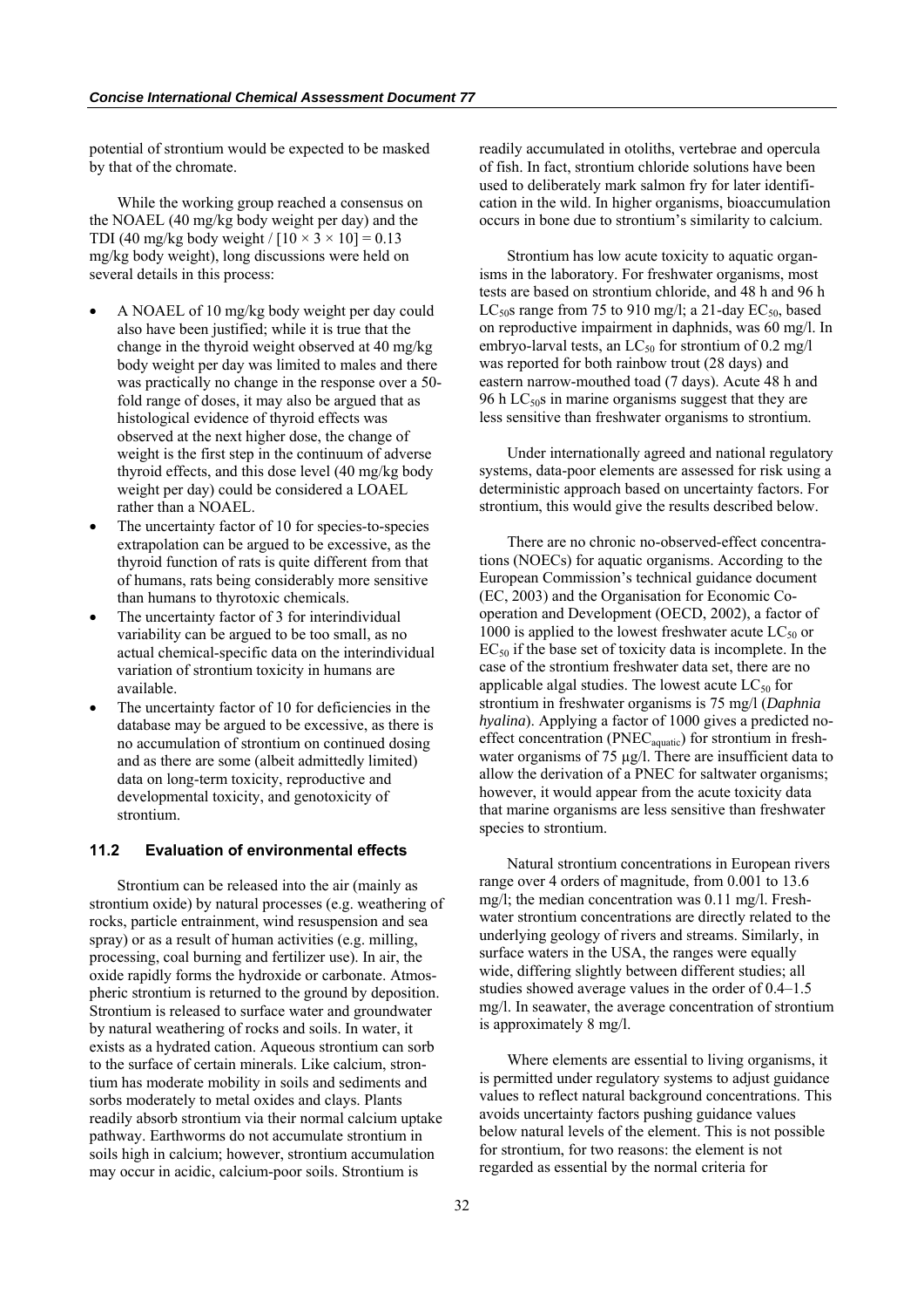potential of strontium would be expected to be masked by that of the chromate.

While the working group reached a consensus on the NOAEL (40 mg/kg body weight per day) and the TDI (40 mg/kg body weight / $[10 \times 3 \times 10] = 0.13$ mg/kg body weight), long discussions were held on several details in this process:

- A NOAEL of 10 mg/kg body weight per day could also have been justified; while it is true that the change in the thyroid weight observed at 40 mg/kg body weight per day was limited to males and there was practically no change in the response over a 50-fold range of doses, it may also be argued that as histological evidence of thyroid effects was observed at the next higher dose, the change of weight is the first step in the continuum of adverse thyroid effects, and this dose level (40 mg/kg body weight per day) could be considered a LOAEL rather than a NOAEL.
- The uncertainty factor of 10 for species-to-species extrapolation can be argued to be excessive, as the thyroid function of rats is quite different from that of humans, rats being considerably more sensitive than humans to thyrotoxic chemicals.
- The uncertainty factor of 3 for interindividual variability can be argued to be too small, as no actual chemical-specific data on the interindividual variation of strontium toxicity in humans are available.
- The uncertainty factor of 10 for deficiencies in the database may be argued to be excessive, as there is no accumulation of strontium on continued dosing and as there are some (albeit admittedly limited) data on long-term toxicity, reproductive and developmental toxicity, and genotoxicity of strontium.

### 11.2 Evaluation of environmental effects

Strontium can be released into the air (mainly as strontium oxide) by natural processes (e.g. weathering of rocks, particle entrainment, wind resuspension and sea spray) or as a result of human activities (e.g. milling, processing, coal burning and fertilizer use). In air, the oxide rapidly forms the hydroxide or carbonate. Atmospheric strontium is returned to the ground by deposition. Strontium is released to surface water and groundwater by natural weathering of rocks and soils. In water, it exists as a hydrated cation. Aqueous strontium can sorb to the surface of certain minerals. Like calcium, strontium has moderate mobility in soils and sediments and sorbs moderately to metal oxides and clays. Plants readily absorb strontium via their normal calcium uptake pathway. Earthworms do not accumulate strontium in soils high in calcium; however, strontium accumulation may occur in acidic, calcium-poor soils. Strontium is readily accumulated in otoliths, vertebrae and opercula of fish. In fact, strontium chloride solutions have been used to deliberately mark salmon fry for later identification in the wild. In higher organisms, bioaccumulation occurs in bone due to strontium's similarity to calcium.

Strontium has low acute toxicity to aquatic organisms in the laboratory. For freshwater organisms, most tests are based on strontium chloride, and 48 h and 96 h $LC_{50}$s range from 75 to 910 mg/l; a 21-day $EC_{50}$, based on reproductive impairment in daphnids, was 60 mg/l. In embryo-larval tests, an $LC_{50}$ for strontium of 0.2 mg/l was reported for both rainbow trout (28 days) and eastern narrow-mouthed toad (7 days). Acute 48 h and 96 h $LC_{50}$s in marine organisms suggest that they are less sensitive than freshwater organisms to strontium.

Under internationally agreed and national regulatory systems, data-poor elements are assessed for risk using a deterministic approach based on uncertainty factors. For strontium, this would give the results described below.

There are no chronic no-observed-effect concentrations (NOECs) for aquatic organisms. According to the European Commission's technical guidance document (EC, 2003) and the Organisation for Economic Co-operation and Development (OECD, 2002), a factor of 1000 is applied to the lowest freshwater acute $LC_{50}$ or $EC_{50}$ if the base set of toxicity data is incomplete. In the case of the strontium freshwater data set, there are no applicable algal studies. The lowest acute $LC_{50}$ for strontium in freshwater organisms is 75 mg/l (*Daphnia hyalina*). Applying a factor of 1000 gives a predicted no-effect concentration ($PNEC_{aquatic}$) for strontium in freshwater organisms of 75 µg/l. There are insufficient data to allow the derivation of a PNEC for saltwater organisms; however, it would appear from the acute toxicity data that marine organisms are less sensitive than freshwater species to strontium.

Natural strontium concentrations in European rivers range over 4 orders of magnitude, from 0.001 to 13.6 mg/l; the median concentration was 0.11 mg/l. Freshwater strontium concentrations are directly related to the underlying geology of rivers and streams. Similarly, in surface waters in the USA, the ranges were equally wide, differing slightly between different studies; all studies showed average values in the order of 0.4–1.5 mg/l. In seawater, the average concentration of strontium is approximately 8 mg/l.

Where elements are essential to living organisms, it is permitted under regulatory systems to adjust guidance values to reflect natural background concentrations. This avoids uncertainty factors pushing guidance values below natural levels of the element. This is not possible for strontium, for two reasons: the element is not regarded as essential by the normal criteria for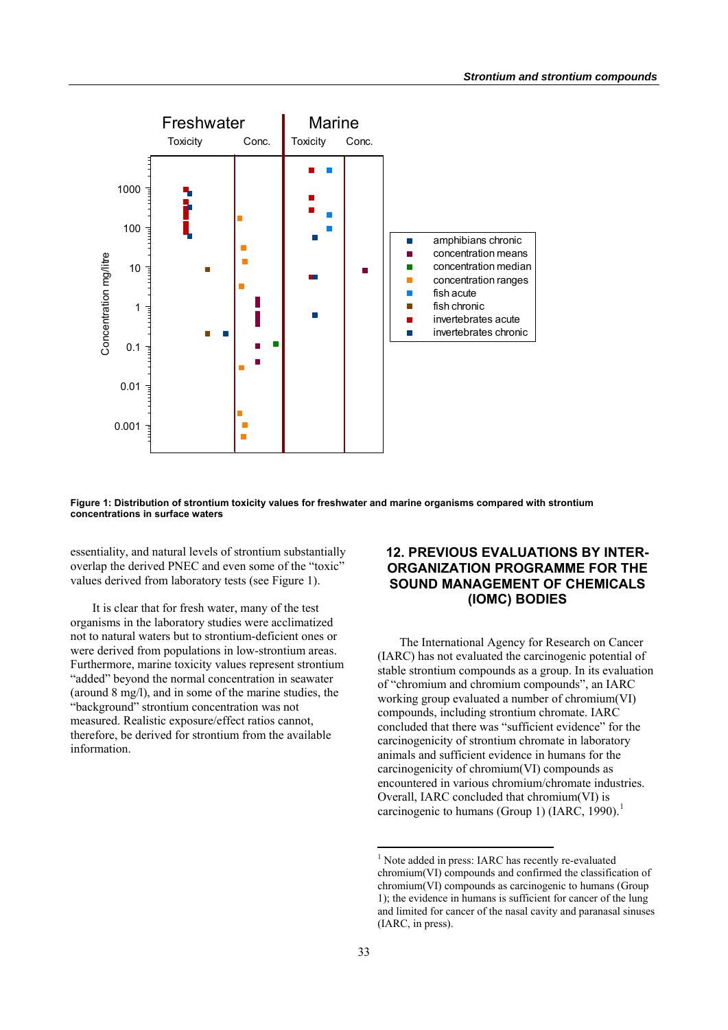Figure 1: Distribution of strontium toxicity values for freshwater and marine organisms compared with strontium concentrations in surface waters

essentiality, and natural levels of strontium substantially overlap the derived PNEC and even some of the "toxic" values derived from laboratory tests (see Figure 1).

It is clear that for fresh water, many of the test organisms in the laboratory studies were acclimatized not to natural waters but to strontium-deficient ones or were derived from populations in low-strontium areas. Furthermore, marine toxicity values represent strontium "added" beyond the normal concentration in seawater (around 8 mg/l), and in some of the marine studies, the "background" strontium concentration was not measured. Realistic exposure/effect ratios cannot, therefore, be derived for strontium from the available information.

## 12. PREVIOUS EVALUATIONS BY INTER-ORGANIZATION PROGRAMME FOR THE SOUND MANAGEMENT OF CHEMICALS (IOMC) BODIES

The International Agency for Research on Cancer (IARC) has not evaluated the carcinogenic potential of stable strontium compounds as a group. In its evaluation of "chromium and chromium compounds", an IARC working group evaluated a number of chromium(VI) compounds, including strontium chromate. IARC concluded that there was "sufficient evidence" for the carcinogenicity of strontium chromate in laboratory animals and sufficient evidence in humans for the carcinogenicity of chromium(VI) compounds as encountered in various chromium/chromate industries. Overall, IARC concluded that chromium(VI) is carcinogenic to humans (Group 1) (IARC, 1990).[1]

[1] Note added in press: IARC has recently re-evaluated chromium(VI) compounds and confirmed the classification of chromium(VI) compounds as carcinogenic to humans (Group 1); the evidence in humans is sufficient for cancer of the lung and limited for cancer of the nasal cavity and paranasal sinuses (IARC, in press).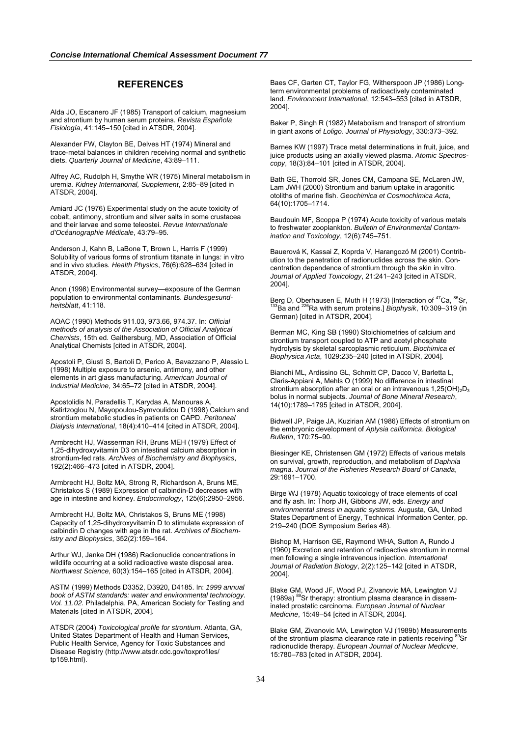## REFERENCES

Alda JO, Escanero JF (1985) Transport of calcium, magnesium and strontium by human serum proteins. *Revista Española Fisiología*, 41:145–150 [cited in ATSDR, 2004].

Alexander FW, Clayton BE, Delves HT (1974) Mineral and trace-metal balances in children receiving normal and synthetic diets. *Quarterly Journal of Medicine*, 43:89–111.

Alfrey AC, Rudolph H, Smythe WR (1975) Mineral metabolism in uremia. *Kidney International, Supplement*, 2:85–89 [cited in ATSDR, 2004].

Amiard JC (1976) Experimental study on the acute toxicity of cobalt, antimony, strontium and silver salts in some crustacea and their larvae and some teleostei. *Revue Internationale d'Océanographie Médicale*, 43:79–95.

Anderson J, Kahn B, LaBone T, Brown L, Harris F (1999) Solubility of various forms of strontium titanate in lungs*:* in vitro and in vivo studies. *Health Physics*, 76(6):628–634 [cited in ATSDR, 2004].

Anon (1998) Environmental survey—exposure of the German population to environmental contaminants. *Bundesgesundheitsblatt*, 41:118.

AOAC (1990) Methods 911.03, 973.66, 974.37. In: *Official methods of analysis of the Association of Official Analytical Chemists*, 15th ed. Gaithersburg, MD, Association of Official Analytical Chemists [cited in ATSDR, 2004].

Apostoli P, Giusti S, Bartoli D, Perico A, Bavazzano P, Alessio L (1998) Multiple exposure to arsenic, antimony, and other elements in art glass manufacturing. *American Journal of Industrial Medicine*, 34:65–72 [cited in ATSDR, 2004].

Apostolidis N, Paradellis T, Karydas A, Manouras A, Katirtzoglou N, Mayopoulou-Symvoulidou D (1998) Calcium and strontium metabolic studies in patients on CAPD. *Peritoneal Dialysis International*, 18(4):410–414 [cited in ATSDR, 2004].

Armbrecht HJ, Wasserman RH, Bruns MEH (1979) Effect of 1,25-dihydroxyvitamin D3 on intestinal calcium absorption in strontium-fed rats. *Archives of Biochemistry and Biophysics*, 192(2):466–473 [cited in ATSDR, 2004].

Armbrecht HJ, Boltz MA, Strong R, Richardson A, Bruns ME, Christakos S (1989) Expression of calbindin-D decreases with age in intestine and kidney. *Endocrinology*, 125(6):2950–2956.

Armbrecht HJ, Boltz MA, Christakos S, Bruns ME (1998) Capacity of 1,25-dihydroxyvitamin D to stimulate expression of calbindin D changes with age in the rat. *Archives of Biochemistry and Biophysics*, 352(2):159–164.

Arthur WJ, Janke DH (1986) Radionuclide concentrations in wildlife occurring at a solid radioactive waste disposal area. *Northwest Science*, 60(3):154–165 [cited in ATSDR, 2004].

ASTM (1999) Methods D3352, D3920, D4185. In: *1999 annual book of ASTM standards: water and environmental technology. Vol. 11.02.* Philadelphia, PA, American Society for Testing and Materials [cited in ATSDR, 2004].

ATSDR (2004) *Toxicological profile for strontium*. Atlanta, GA, United States Department of Health and Human Services, Public Health Service, Agency for Toxic Substances and Disease Registry (http://www.atsdr.cdc.gov/toxprofiles/tp159.html).

Baes CF, Garten CT, Taylor FG, Witherspoon JP (1986) Long-term environmental problems of radioactively contaminated land. *Environment International*, 12:543–553 [cited in ATSDR, 2004].

Baker P, Singh R (1982) Metabolism and transport of strontium in giant axons of *Loligo*. *Journal of Physiology*, 330:373–392.

Barnes KW (1997) Trace metal determinations in fruit, juice, and juice products using an axially viewed plasma. *Atomic Spectroscopy*, 18(3):84–101 [cited in ATSDR, 2004].

Bath GE, Thorrold SR, Jones CM, Campana SE, McLaren JW, Lam JWH (2000) Strontium and barium uptake in aragonitic otoliths of marine fish. *Geochimica et Cosmochimica Acta*, 64(10):1705–1714.

Baudouin MF, Scoppa P (1974) Acute toxicity of various metals to freshwater zooplankton. *Bulletin of Environmental Contamination and Toxicology*, 12(6):745–751.

Bauerová K, Kassai Z, Koprda V, Harangozó M (2001) Contribution to the penetration of radionuclides across the skin. Concentration dependence of strontium through the skin in vitro. *Journal of Applied Toxicology*, 21:241–243 [cited in ATSDR, 2004].

Berg D, Oberhausen E, Muth H (1973) [Interaction of $^{47}$Ca, $^{85}$Sr, $^{133}$Ba and $^{226}$Ra with serum proteins.] *Biophysik*, 10:309–319 (in German) [cited in ATSDR, 2004].

Berman MC, King SB (1990) Stoichiometries of calcium and strontium transport coupled to ATP and acetyl phosphate hydrolysis by skeletal sarcoplasmic reticulum. *Biochimica et Biophysica Acta*, 1029:235–240 [cited in ATSDR, 2004].

Bianchi ML, Ardissino GL, Schmitt CP, Dacco V, Barletta L, Claris-Appiani A, Mehls O (1999) No difference in intestinal strontium absorption after an oral or an intravenous $1,25(OH)_2D_3$ bolus in normal subjects. *Journal of Bone Mineral Research*, 14(10):1789–1795 [cited in ATSDR, 2004].

Bidwell JP, Paige JA, Kuzirian AM (1986) Effects of strontium on the embryonic development of *Aplysia californica*. *Biological Bulletin*, 170:75–90.

Biesinger KE, Christensen GM (1972) Effects of various metals on survival, growth, reproduction, and metabolism of *Daphnia magna*. *Journal of the Fisheries Research Board of Canada*, 29:1691–1700.

Birge WJ (1978) Aquatic toxicology of trace elements of coal and fly ash. In: Thorp JH, Gibbons JW, eds. *Energy and environmental stress in aquatic systems.* Augusta, GA, United States Department of Energy, Technical Information Center, pp. 219–240 (DOE Symposium Series 48).

Bishop M, Harrison GE, Raymond WHA, Sutton A, Rundo J (1960) Excretion and retention of radioactive strontium in normal men following a single intravenous injection. *International Journal of Radiation Biology*, 2(2):125–142 [cited in ATSDR, 2004].

Blake GM, Wood JF, Wood PJ, Zivanovic MA, Lewington VJ (1989a) $^{89}$Sr therapy: strontium plasma clearance in disseminated prostatic carcinoma. *European Journal of Nuclear Medicine*, 15:49–54 [cited in ATSDR, 2004].

Blake GM, Zivanovic MA, Lewington VJ (1989b) Measurements of the strontium plasma clearance rate in patients receiving $^{89}$Sr radionuclide therapy. *European Journal of Nuclear Medicine*, 15:780–783 [cited in ATSDR, 2004].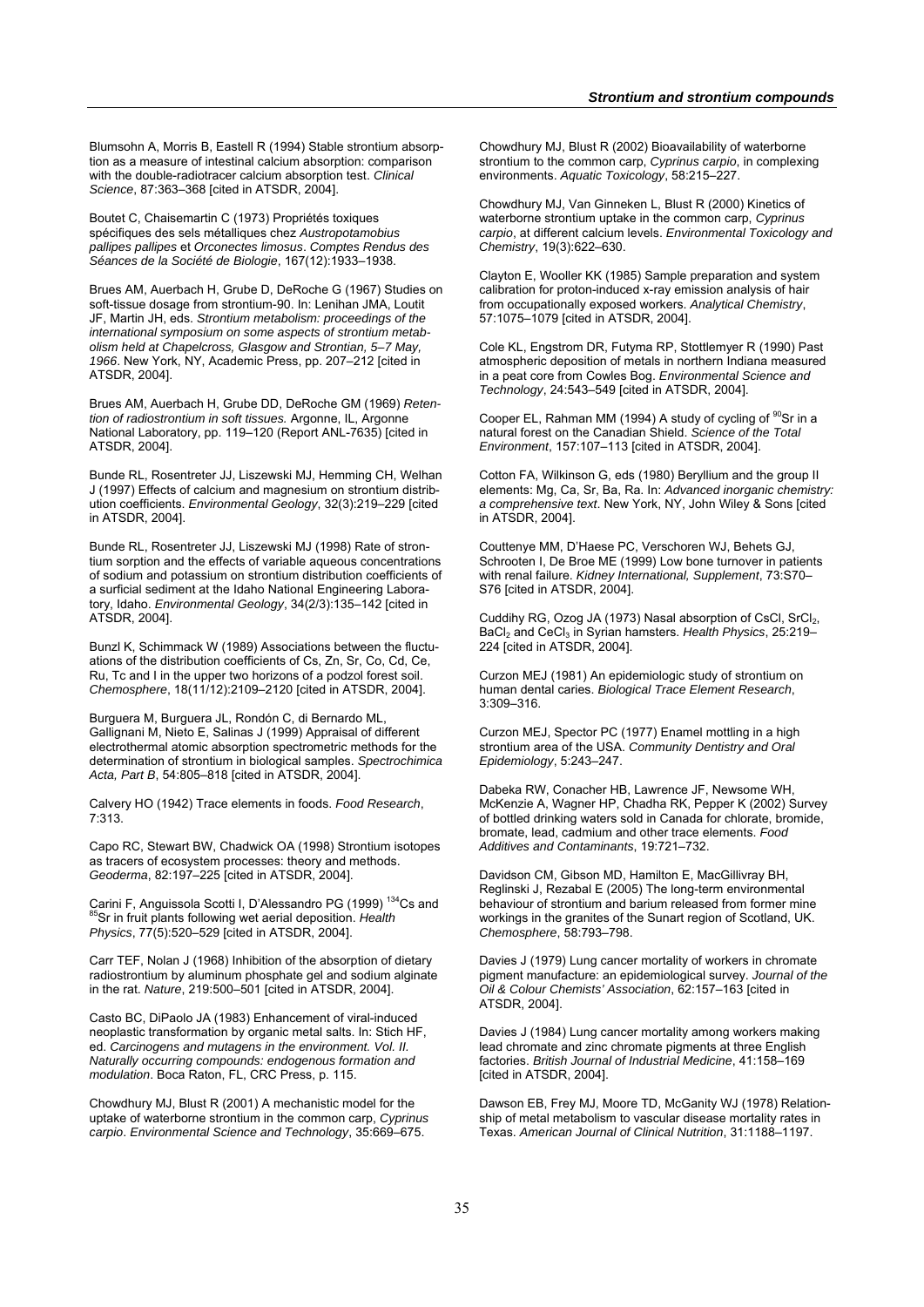Blumsohn A, Morris B, Eastell R (1994) Stable strontium absorption as a measure of intestinal calcium absorption: comparison with the double-radiotracer calcium absorption test. *Clinical Science*, 87:363–368 [cited in ATSDR, 2004].

Boutet C, Chaisemartin C (1973) Propriétés toxiques spécifiques des sels métalliques chez *Austropotamobius pallipes pallipes* et *Orconectes limosus*. *Comptes Rendus des Séances de la Société de Biologie*, 167(12):1933–1938.

Brues AM, Auerbach H, Grube D, DeRoche G (1967) Studies on soft-tissue dosage from strontium-90. In: Lenihan JMA, Loutit JF, Martin JH, eds. *Strontium metabolism: proceedings of the international symposium on some aspects of strontium metabolism held at Chapelcross, Glasgow and Strontian, 5–7 May, 1966*. New York, NY, Academic Press, pp. 207–212 [cited in ATSDR, 2004].

Brues AM, Auerbach H, Grube DD, DeRoche GM (1969) *Retention of radiostrontium in soft tissues.* Argonne, IL, Argonne National Laboratory, pp. 119–120 (Report ANL-7635) [cited in ATSDR, 2004].

Bunde RL, Rosentreter JJ, Liszewski MJ, Hemming CH, Welhan J (1997) Effects of calcium and magnesium on strontium distribution coefficients. *Environmental Geology*, 32(3):219–229 [cited in ATSDR, 2004].

Bunde RL, Rosentreter JJ, Liszewski MJ (1998) Rate of strontium sorption and the effects of variable aqueous concentrations of sodium and potassium on strontium distribution coefficients of a surficial sediment at the Idaho National Engineering Laboratory, Idaho. *Environmental Geology*, 34(2/3):135–142 [cited in ATSDR, 2004].

Bunzl K, Schimmack W (1989) Associations between the fluctuations of the distribution coefficients of Cs, Zn, Sr, Co, Cd, Ce, Ru, Tc and I in the upper two horizons of a podzol forest soil. *Chemosphere*, 18(11/12):2109–2120 [cited in ATSDR, 2004].

Burguera M, Burguera JL, Rondón C, di Bernardo ML, Gallignani M, Nieto E, Salinas J (1999) Appraisal of different electrothermal atomic absorption spectrometric methods for the determination of strontium in biological samples. *Spectrochimica Acta, Part B*, 54:805–818 [cited in ATSDR, 2004].

Calvery HO (1942) Trace elements in foods. *Food Research*, 7:313.

Capo RC, Stewart BW, Chadwick OA (1998) Strontium isotopes as tracers of ecosystem processes: theory and methods. *Geoderma*, 82:197–225 [cited in ATSDR, 2004].

Carini F, Anguissola Scotti I, D'Alessandro PG (1999) $^{134}$Cs and $^{85}$Sr in fruit plants following wet aerial deposition. *Health Physics*, 77(5):520–529 [cited in ATSDR, 2004].

Carr TEF, Nolan J (1968) Inhibition of the absorption of dietary radiostrontium by aluminum phosphate gel and sodium alginate in the rat. *Nature*, 219:500–501 [cited in ATSDR, 2004].

Casto BC, DiPaolo JA (1983) Enhancement of viral-induced neoplastic transformation by organic metal salts. In: Stich HF, ed. *Carcinogens and mutagens in the environment. Vol. II. Naturally occurring compounds: endogenous formation and modulation*. Boca Raton, FL, CRC Press, p. 115.

Chowdhury MJ, Blust R (2001) A mechanistic model for the uptake of waterborne strontium in the common carp, *Cyprinus carpio*. *Environmental Science and Technology*, 35:669–675.

Chowdhury MJ, Blust R (2002) Bioavailability of waterborne strontium to the common carp, *Cyprinus carpio*, in complexing environments. *Aquatic Toxicology*, 58:215–227.

Chowdhury MJ, Van Ginneken L, Blust R (2000) Kinetics of waterborne strontium uptake in the common carp, *Cyprinus carpio*, at different calcium levels. *Environmental Toxicology and Chemistry*, 19(3):622–630.

Clayton E, Wooller KK (1985) Sample preparation and system calibration for proton-induced x-ray emission analysis of hair from occupationally exposed workers. *Analytical Chemistry*, 57:1075–1079 [cited in ATSDR, 2004].

Cole KL, Engstrom DR, Futyma RP, Stottlemyer R (1990) Past atmospheric deposition of metals in northern Indiana measured in a peat core from Cowles Bog. *Environmental Science and Technology*, 24:543–549 [cited in ATSDR, 2004].

Cooper EL, Rahman MM (1994) A study of cycling of $^{90}$Sr in a natural forest on the Canadian Shield. *Science of the Total Environment*, 157:107–113 [cited in ATSDR, 2004].

Cotton FA, Wilkinson G, eds (1980) Beryllium and the group II elements: Mg, Ca, Sr, Ba, Ra. In: *Advanced inorganic chemistry: a comprehensive text*. New York, NY, John Wiley & Sons [cited in ATSDR, 2004].

Couttenye MM, D'Haese PC, Verschoren WJ, Behets GJ, Schrooten I, De Broe ME (1999) Low bone turnover in patients with renal failure. *Kidney International, Supplement*, 73:S70–S76 [cited in ATSDR, 2004].

Cuddihy RG, Ozog JA (1973) Nasal absorption of CsCl, $SrCl_2$, $BaCl_2$ and $CeCl_3$ in Syrian hamsters. *Health Physics*, 25:219–224 [cited in ATSDR, 2004].

Curzon MEJ (1981) An epidemiologic study of strontium on human dental caries. *Biological Trace Element Research*, 3:309–316.

Curzon MEJ, Spector PC (1977) Enamel mottling in a high strontium area of the USA. *Community Dentistry and Oral Epidemiology*, 5:243–247.

Dabeka RW, Conacher HB, Lawrence JF, Newsome WH, McKenzie A, Wagner HP, Chadha RK, Pepper K (2002) Survey of bottled drinking waters sold in Canada for chlorate, bromide, bromate, lead, cadmium and other trace elements. *Food Additives and Contaminants*, 19:721–732.

Davidson CM, Gibson MD, Hamilton E, MacGillivray BH, Reglinski J, Rezabal E (2005) The long-term environmental behaviour of strontium and barium released from former mine workings in the granites of the Sunart region of Scotland, UK. *Chemosphere*, 58:793–798.

Davies J (1979) Lung cancer mortality of workers in chromate pigment manufacture: an epidemiological survey. *Journal of the Oil & Colour Chemists' Association*, 62:157–163 [cited in ATSDR, 2004].

Davies J (1984) Lung cancer mortality among workers making lead chromate and zinc chromate pigments at three English factories. *British Journal of Industrial Medicine*, 41:158–169 [cited in ATSDR, 2004].

Dawson EB, Frey MJ, Moore TD, McGanity WJ (1978) Relationship of metal metabolism to vascular disease mortality rates in Texas. *American Journal of Clinical Nutrition*, 31:1188–1197.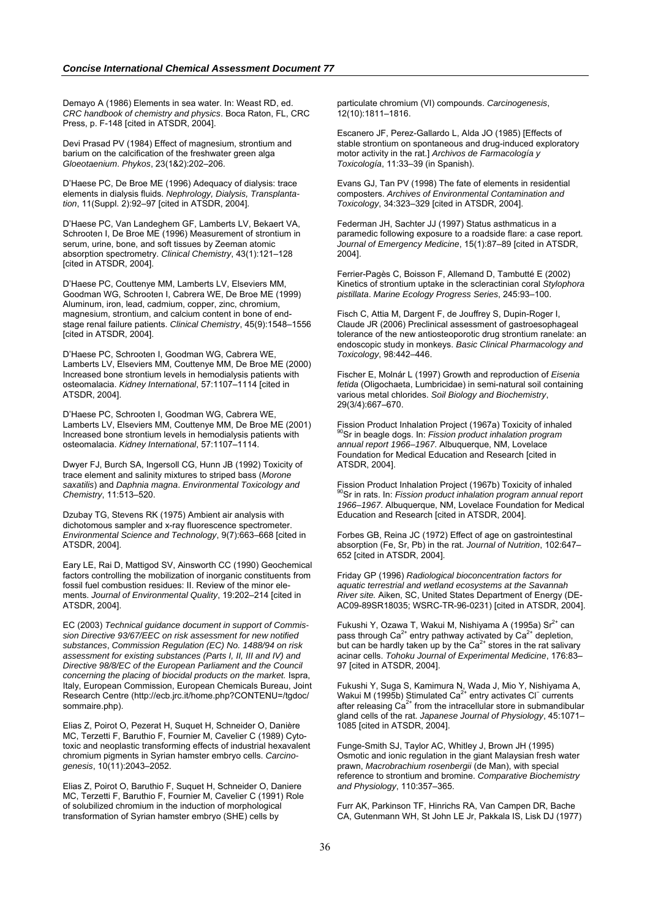Demayo A (1986) Elements in sea water. In: Weast RD, ed. *CRC handbook of chemistry and physics*. Boca Raton, FL, CRC Press, p. F-148 [cited in ATSDR, 2004].

Devi Prasad PV (1984) Effect of magnesium, strontium and barium on the calcification of the freshwater green alga *Gloeotaenium*. *Phykos*, 23(1&2):202–206.

D'Haese PC, De Broe ME (1996) Adequacy of dialysis: trace elements in dialysis fluids. *Nephrology, Dialysis, Transplantation*, 11(Suppl. 2):92–97 [cited in ATSDR, 2004].

D'Haese PC, Van Landeghem GF, Lamberts LV, Bekaert VA, Schrooten I, De Broe ME (1996) Measurement of strontium in serum, urine, bone, and soft tissues by Zeeman atomic absorption spectrometry. *Clinical Chemistry*, 43(1):121–128 [cited in ATSDR, 2004].

D'Haese PC, Couttenye MM, Lamberts LV, Elseviers MM, Goodman WG, Schrooten I, Cabrera WE, De Broe ME (1999) Aluminum, iron, lead, cadmium, copper, zinc, chromium, magnesium, strontium, and calcium content in bone of end-stage renal failure patients. *Clinical Chemistry*, 45(9):1548–1556 [cited in ATSDR, 2004].

D'Haese PC, Schrooten I, Goodman WG, Cabrera WE, Lamberts LV, Elseviers MM, Couttenye MM, De Broe ME (2000) Increased bone strontium levels in hemodialysis patients with osteomalacia. *Kidney International*, 57:1107–1114 [cited in ATSDR, 2004].

D'Haese PC, Schrooten I, Goodman WG, Cabrera WE, Lamberts LV, Elseviers MM, Couttenye MM, De Broe ME (2001) Increased bone strontium levels in hemodialysis patients with osteomalacia. *Kidney International*, 57:1107–1114.

Dwyer FJ, Burch SA, Ingersoll CG, Hunn JB (1992) Toxicity of trace element and salinity mixtures to striped bass (*Morone saxatilis*) and *Daphnia magna*. *Environmental Toxicology and Chemistry*, 11:513–520.

Dzubay TG, Stevens RK (1975) Ambient air analysis with dichotomous sampler and x-ray fluorescence spectrometer. *Environmental Science and Technology*, 9(7):663–668 [cited in ATSDR, 2004].

Eary LE, Rai D, Mattigod SV, Ainsworth CC (1990) Geochemical factors controlling the mobilization of inorganic constituents from fossil fuel combustion residues: II. Review of the minor elements. *Journal of Environmental Quality*, 19:202–214 [cited in ATSDR, 2004].

EC (2003) *Technical guidance document in support of Commission Directive 93/67/EEC on risk assessment for new notified substances*, *Commission Regulation (EC) No. 1488/94 on risk assessment for existing substances (Parts I, II, III and IV) and Directive 98/8/EC of the European Parliament and the Council concerning the placing of biocidal products on the market.* Ispra, Italy, European Commission, European Chemicals Bureau, Joint Research Centre (http://ecb.jrc.it/home.php?CONTENU=/tgdoc/sommaire.php).

Elias Z, Poirot O, Pezerat H, Suquet H, Schneider O, Danière MC, Terzetti F, Baruthio F, Fournier M, Cavelier C (1989) Cytotoxic and neoplastic transforming effects of industrial hexavalent chromium pigments in Syrian hamster embryo cells. *Carcinogenesis*, 10(11):2043–2052.

Elias Z, Poirot O, Baruthio F, Suquet H, Schneider O, Daniere MC, Terzetti F, Baruthio F, Fournier M, Cavelier C (1991) Role of solubilized chromium in the induction of morphological transformation of Syrian hamster embryo (SHE) cells by particulate chromium (VI) compounds. *Carcinogenesis*, 12(10):1811–1816.

Escanero JF, Perez-Gallardo L, Alda JO (1985) [Effects of stable strontium on spontaneous and drug-induced exploratory motor activity in the rat.] *Archivos de Farmacología y Toxicología*, 11:33–39 (in Spanish).

Evans GJ, Tan PV (1998) The fate of elements in residential composters. *Archives of Environmental Contamination and Toxicology*, 34:323–329 [cited in ATSDR, 2004].

Federman JH, Sachter JJ (1997) Status asthmaticus in a paramedic following exposure to a roadside flare: a case report. *Journal of Emergency Medicine*, 15(1):87–89 [cited in ATSDR, 2004].

Ferrier-Pagès C, Boisson F, Allemand D, Tambutté E (2002) Kinetics of strontium uptake in the scleractinian coral *Stylophora pistillata*. *Marine Ecology Progress Series*, 245:93–100.

Fisch C, Attia M, Dargent F, de Jouffrey S, Dupin-Roger I, Claude JR (2006) Preclinical assessment of gastroesophageal tolerance of the new antiosteoporotic drug strontium ranelate: an endoscopic study in monkeys. *Basic Clinical Pharmacology and Toxicology*, 98:442–446.

Fischer E, Molnár L (1997) Growth and reproduction of *Eisenia fetida* (Oligochaeta, Lumbricidae) in semi-natural soil containing various metal chlorides. *Soil Biology and Biochemistry*, 29(3/4):667–670.

Fission Product Inhalation Project (1967a) Toxicity of inhaled $^{90}$Sr in beagle dogs. In: *Fission product inhalation program annual report 1966–1967*. Albuquerque, NM, Lovelace Foundation for Medical Education and Research [cited in ATSDR, 2004].

Fission Product Inhalation Project (1967b) Toxicity of inhaled $^{90}$Sr in rats. In: *Fission product inhalation program annual report 1966–1967*. Albuquerque, NM, Lovelace Foundation for Medical Education and Research [cited in ATSDR, 2004].

Forbes GB, Reina JC (1972) Effect of age on gastrointestinal absorption (Fe, Sr, Pb) in the rat. *Journal of Nutrition*, 102:647–652 [cited in ATSDR, 2004].

Friday GP (1996) *Radiological bioconcentration factors for aquatic terrestrial and wetland ecosystems at the Savannah River site.* Aiken, SC, United States Department of Energy (DE-AC09-89SR18035; WSRC-TR-96-0231) [cited in ATSDR, 2004].

Fukushi Y, Ozawa T, Wakui M, Nishiyama A (1995a) $Sr^{2+}$ can pass through $Ca^{2+}$ entry pathway activated by $Ca^{2+}$ depletion, but can be hardly taken up by the $Ca^{2+}$ stores in the rat salivary acinar cells. *Tohoku Journal of Experimental Medicine*, 176:83–97 [cited in ATSDR, 2004].

Fukushi Y, Suga S, Kamimura N, Wada J, Mio Y, Nishiyama A, Wakui M (1995b) Stimulated $Ca^{2+}$ entry activates $Cl^-$ currents after releasing $Ca^{2+}$ from the intracellular store in submandibular gland cells of the rat. *Japanese Journal of Physiology*, 45:1071–1085 [cited in ATSDR, 2004].

Funge-Smith SJ, Taylor AC, Whitley J, Brown JH (1995) Osmotic and ionic regulation in the giant Malaysian fresh water prawn, *Macrobrachium rosenbergii* (de Man), with special reference to strontium and bromine. *Comparative Biochemistry and Physiology*, 110:357–365.

Furr AK, Parkinson TF, Hinrichs RA, Van Campen DR, Bache CA, Gutenmann WH, St John LE Jr, Pakkala IS, Lisk DJ (1977)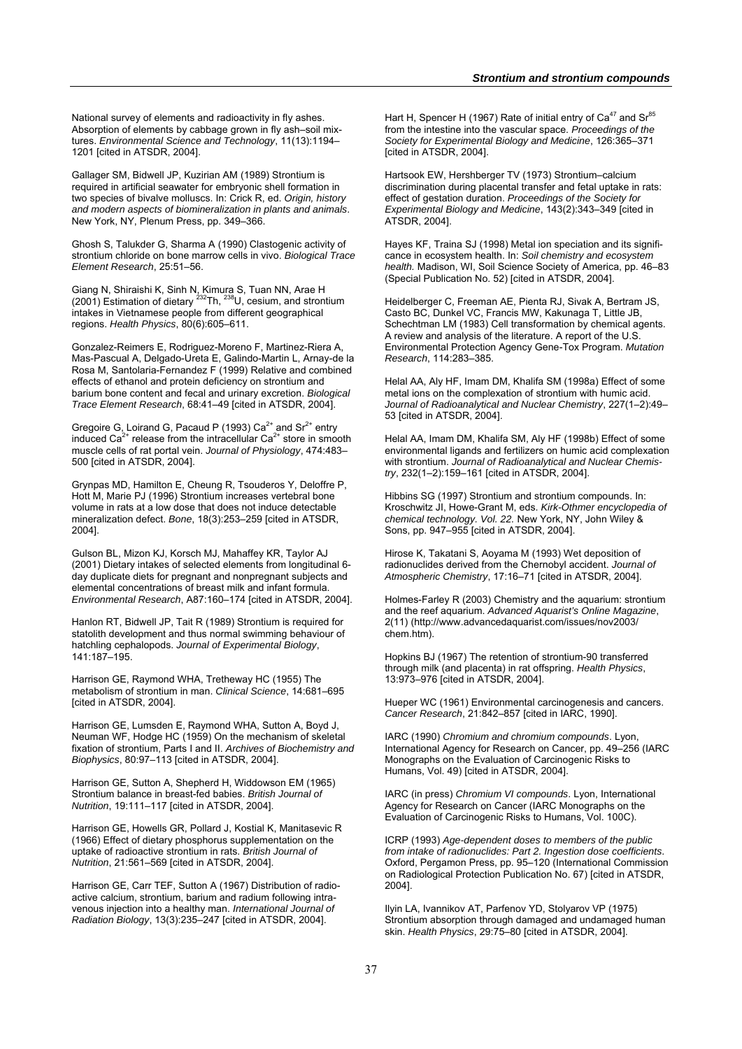National survey of elements and radioactivity in fly ashes. Absorption of elements by cabbage grown in fly ash–soil mixtures. *Environmental Science and Technology*, 11(13):1194–1201 [cited in ATSDR, 2004].

Gallager SM, Bidwell JP, Kuzirian AM (1989) Strontium is required in artificial seawater for embryonic shell formation in two species of bivalve molluscs. In: Crick R, ed. *Origin, history and modern aspects of biomineralization in plants and animals*. New York, NY, Plenum Press, pp. 349–366.

Ghosh S, Talukder G, Sharma A (1990) Clastogenic activity of strontium chloride on bone marrow cells in vivo. *Biological Trace Element Research*, 25:51–56.

Giang N, Shiraishi K, Sinh N, Kimura S, Tuan NN, Arae H (2001) Estimation of dietary $^{232}$Th, $^{238}$U, cesium, and strontium intakes in Vietnamese people from different geographical regions. *Health Physics*, 80(6):605–611.

Gonzalez-Reimers E, Rodriguez-Moreno F, Martinez-Riera A, Mas-Pascual A, Delgado-Ureta E, Galindo-Martin L, Arnay-de la Rosa M, Santolaria-Fernandez F (1999) Relative and combined effects of ethanol and protein deficiency on strontium and barium bone content and fecal and urinary excretion. *Biological Trace Element Research*, 68:41–49 [cited in ATSDR, 2004].

Gregoire G, Loirand G, Pacaud P (1993) $Ca^{2+}$ and $Sr^{2+}$ entry induced $Ca^{2+}$ release from the intracellular $Ca^{2+}$ store in smooth muscle cells of rat portal vein. *Journal of Physiology*, 474:483–500 [cited in ATSDR, 2004].

Grynpas MD, Hamilton E, Cheung R, Tsouderos Y, Deloffre P, Hott M, Marie PJ (1996) Strontium increases vertebral bone volume in rats at a low dose that does not induce detectable mineralization defect. *Bone*, 18(3):253–259 [cited in ATSDR, 2004].

Gulson BL, Mizon KJ, Korsch MJ, Mahaffey KR, Taylor AJ (2001) Dietary intakes of selected elements from longitudinal 6-day duplicate diets for pregnant and nonpregnant subjects and elemental concentrations of breast milk and infant formula. *Environmental Research*, A87:160–174 [cited in ATSDR, 2004].

Hanlon RT, Bidwell JP, Tait R (1989) Strontium is required for statolith development and thus normal swimming behaviour of hatchling cephalopods. *Journal of Experimental Biology*, 141:187–195.

Harrison GE, Raymond WHA, Tretheway HC (1955) The metabolism of strontium in man. *Clinical Science*, 14:681–695 [cited in ATSDR, 2004].

Harrison GE, Lumsden E, Raymond WHA, Sutton A, Boyd J, Neuman WF, Hodge HC (1959) On the mechanism of skeletal fixation of strontium, Parts I and II. *Archives of Biochemistry and Biophysics*, 80:97–113 [cited in ATSDR, 2004].

Harrison GE, Sutton A, Shepherd H, Widdowson EM (1965) Strontium balance in breast-fed babies. *British Journal of Nutrition*, 19:111–117 [cited in ATSDR, 2004].

Harrison GE, Howells GR, Pollard J, Kostial K, Manitasevic R (1966) Effect of dietary phosphorus supplementation on the uptake of radioactive strontium in rats. *British Journal of Nutrition*, 21:561–569 [cited in ATSDR, 2004].

Harrison GE, Carr TEF, Sutton A (1967) Distribution of radioactive calcium, strontium, barium and radium following intravenous injection into a healthy man. *International Journal of Radiation Biology*, 13(3):235–247 [cited in ATSDR, 2004].

Hart H, Spencer H (1967) Rate of initial entry of $Ca^{47}$ and $Sr^{85}$ from the intestine into the vascular space. *Proceedings of the Society for Experimental Biology and Medicine*, 126:365–371 [cited in ATSDR, 2004].

Hartsook EW, Hershberger TV (1973) Strontium–calcium discrimination during placental transfer and fetal uptake in rats: effect of gestation duration. *Proceedings of the Society for Experimental Biology and Medicine*, 143(2):343–349 [cited in ATSDR, 2004].

Hayes KF, Traina SJ (1998) Metal ion speciation and its significance in ecosystem health. In: *Soil chemistry and ecosystem health.* Madison, WI, Soil Science Society of America, pp. 46–83 (Special Publication No. 52) [cited in ATSDR, 2004].

Heidelberger C, Freeman AE, Pienta RJ, Sivak A, Bertram JS, Casto BC, Dunkel VC, Francis MW, Kakunaga T, Little JB, Schechtman LM (1983) Cell transformation by chemical agents. A review and analysis of the literature. A report of the U.S. Environmental Protection Agency Gene-Tox Program. *Mutation Research*, 114:283–385.

Helal AA, Aly HF, Imam DM, Khalifa SM (1998a) Effect of some metal ions on the complexation of strontium with humic acid. *Journal of Radioanalytical and Nuclear Chemistry*, 227(1–2):49–53 [cited in ATSDR, 2004].

Helal AA, Imam DM, Khalifa SM, Aly HF (1998b) Effect of some environmental ligands and fertilizers on humic acid complexation with strontium. *Journal of Radioanalytical and Nuclear Chemistry*, 232(1–2):159–161 [cited in ATSDR, 2004].

Hibbins SG (1997) Strontium and strontium compounds. In: Kroschwitz JI, Howe-Grant M, eds. *Kirk-Othmer encyclopedia of chemical technology. Vol. 22.* New York, NY, John Wiley & Sons, pp. 947–955 [cited in ATSDR, 2004].

Hirose K, Takatani S, Aoyama M (1993) Wet deposition of radionuclides derived from the Chernobyl accident. *Journal of Atmospheric Chemistry*, 17:16–71 [cited in ATSDR, 2004].

Holmes-Farley R (2003) Chemistry and the aquarium: strontium and the reef aquarium. *Advanced Aquarist's Online Magazine*, 2(11) (http://www.advancedaquarist.com/issues/nov2003/chem.htm).

Hopkins BJ (1967) The retention of strontium-90 transferred through milk (and placenta) in rat offspring. *Health Physics*, 13:973–976 [cited in ATSDR, 2004].

Hueper WC (1961) Environmental carcinogenesis and cancers. *Cancer Research*, 21:842–857 [cited in IARC, 1990].

IARC (1990) *Chromium and chromium compounds*. Lyon, International Agency for Research on Cancer, pp. 49–256 (IARC Monographs on the Evaluation of Carcinogenic Risks to Humans, Vol. 49) [cited in ATSDR, 2004].

IARC (in press) *Chromium VI compounds*. Lyon, International Agency for Research on Cancer (IARC Monographs on the Evaluation of Carcinogenic Risks to Humans, Vol. 100C).

ICRP (1993) *Age-dependent doses to members of the public from intake of radionuclides: Part 2. Ingestion dose coefficients*. Oxford, Pergamon Press, pp. 95–120 (International Commission on Radiological Protection Publication No. 67) [cited in ATSDR, 2004].

Ilyin LA, Ivannikov AT, Parfenov YD, Stolyarov VP (1975) Strontium absorption through damaged and undamaged human skin. *Health Physics*, 29:75–80 [cited in ATSDR, 2004].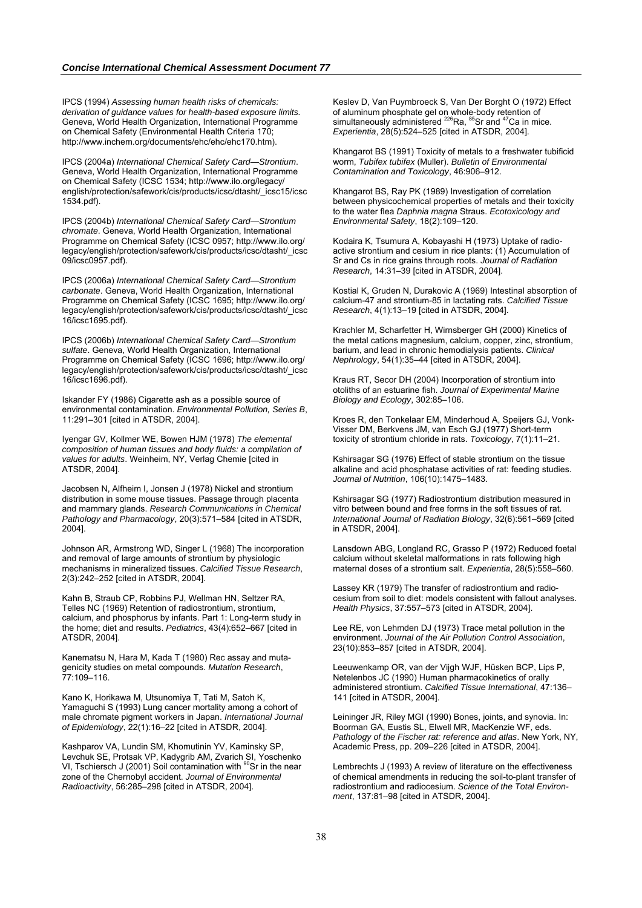IPCS (1994) *Assessing human health risks of chemicals: derivation of guidance values for health-based exposure limits.* Geneva, World Health Organization, International Programme on Chemical Safety (Environmental Health Criteria 170; http://www.inchem.org/documents/ehc/ehc/ehc170.htm).

IPCS (2004a) *International Chemical Safety Card—Strontium*. Geneva, World Health Organization, International Programme on Chemical Safety (ICSC 1534; http://www.ilo.org/legacy/english/protection/safework/cis/products/icsc/dtasht/_icsc15/icsc1534.pdf).

IPCS (2004b) *International Chemical Safety Card—Strontium chromate*. Geneva, World Health Organization, International Programme on Chemical Safety (ICSC 0957; http://www.ilo.org/legacy/english/protection/safework/cis/products/icsc/dtasht/_icsc09/icsc0957.pdf).

IPCS (2006a) *International Chemical Safety Card—Strontium carbonate*. Geneva, World Health Organization, International Programme on Chemical Safety (ICSC 1695; http://www.ilo.org/legacy/english/protection/safework/cis/products/icsc/dtasht/_icsc16/icsc1695.pdf).

IPCS (2006b) *International Chemical Safety Card—Strontium sulfate*. Geneva, World Health Organization, International Programme on Chemical Safety (ICSC 1696; http://www.ilo.org/legacy/english/protection/safework/cis/products/icsc/dtasht/_icsc16/icsc1696.pdf).

Iskander FY (1986) Cigarette ash as a possible source of environmental contamination. *Environmental Pollution, Series B*, 11:291–301 [cited in ATSDR, 2004].

Iyengar GV, Kollmer WE, Bowen HJM (1978) *The elemental composition of human tissues and body fluids: a compilation of values for adults*. Weinheim, NY, Verlag Chemie [cited in ATSDR, 2004].

Jacobsen N, Alfheim I, Jonsen J (1978) Nickel and strontium distribution in some mouse tissues. Passage through placenta and mammary glands. *Research Communications in Chemical Pathology and Pharmacology*, 20(3):571–584 [cited in ATSDR, 2004].

Johnson AR, Armstrong WD, Singer L (1968) The incorporation and removal of large amounts of strontium by physiologic mechanisms in mineralized tissues. *Calcified Tissue Research*, 2(3):242–252 [cited in ATSDR, 2004].

Kahn B, Straub CP, Robbins PJ, Wellman HN, Seltzer RA, Telles NC (1969) Retention of radiostrontium, strontium, calcium, and phosphorus by infants. Part 1: Long-term study in the home; diet and results. *Pediatrics*, 43(4):652–667 [cited in ATSDR, 2004].

Kanematsu N, Hara M, Kada T (1980) Rec assay and mutagenicity studies on metal compounds. *Mutation Research*, 77:109–116.

Kano K, Horikawa M, Utsunomiya T, Tati M, Satoh K, Yamaguchi S (1993) Lung cancer mortality among a cohort of male chromate pigment workers in Japan. *International Journal of Epidemiology*, 22(1):16–22 [cited in ATSDR, 2004].

Kashparov VA, Lundin SM, Khomutinin YV, Kaminsky SP, Levchuk SE, Protsak VP, Kadygrib AM, Zvarich SI, Yoschenko VI, Tschiersch J (2001) Soil contamination with $^{90}$Sr in the near zone of the Chernobyl accident. *Journal of Environmental Radioactivity*, 56:285–298 [cited in ATSDR, 2004].

Keslev D, Van Puymbroeck S, Van Der Borght O (1972) Effect of aluminum phosphate gel on whole-body retention of simultaneously administered $^{226}$Ra, $^{85}$Sr and $^{47}$Ca in mice. *Experientia*, 28(5):524–525 [cited in ATSDR, 2004].

Khangarot BS (1991) Toxicity of metals to a freshwater tubificid worm, *Tubifex tubifex* (Muller). *Bulletin of Environmental Contamination and Toxicology*, 46:906–912.

Khangarot BS, Ray PK (1989) Investigation of correlation between physicochemical properties of metals and their toxicity to the water flea *Daphnia magna* Straus. *Ecotoxicology and Environmental Safety*, 18(2):109–120.

Kodaira K, Tsumura A, Kobayashi H (1973) Uptake of radioactive strontium and cesium in rice plants: (1) Accumulation of Sr and Cs in rice grains through roots. *Journal of Radiation Research*, 14:31–39 [cited in ATSDR, 2004].

Kostial K, Gruden N, Durakovic A (1969) Intestinal absorption of calcium-47 and strontium-85 in lactating rats. *Calcified Tissue Research*, 4(1):13–19 [cited in ATSDR, 2004].

Krachler M, Scharfetter H, Wirnsberger GH (2000) Kinetics of the metal cations magnesium, calcium, copper, zinc, strontium, barium, and lead in chronic hemodialysis patients. *Clinical Nephrology*, 54(1):35–44 [cited in ATSDR, 2004].

Kraus RT, Secor DH (2004) Incorporation of strontium into otoliths of an estuarine fish. *Journal of Experimental Marine Biology and Ecology*, 302:85–106.

Kroes R, den Tonkelaar EM, Minderhoud A, Speijers GJ, Vonk-Visser DM, Berkvens JM, van Esch GJ (1977) Short-term toxicity of strontium chloride in rats. *Toxicology*, 7(1):11–21.

Kshirsagar SG (1976) Effect of stable strontium on the tissue alkaline and acid phosphatase activities of rat: feeding studies. *Journal of Nutrition*, 106(10):1475–1483.

Kshirsagar SG (1977) Radiostrontium distribution measured in vitro between bound and free forms in the soft tissues of rat. *International Journal of Radiation Biology*, 32(6):561–569 [cited in ATSDR, 2004].

Lansdown ABG, Longland RC, Grasso P (1972) Reduced foetal calcium without skeletal malformations in rats following high maternal doses of a strontium salt. *Experientia*, 28(5):558–560.

Lassey KR (1979) The transfer of radiostrontium and radiocesium from soil to diet: models consistent with fallout analyses. *Health Physics*, 37:557–573 [cited in ATSDR, 2004].

Lee RE, von Lehmden DJ (1973) Trace metal pollution in the environment. *Journal of the Air Pollution Control Association*, 23(10):853–857 [cited in ATSDR, 2004].

Leeuwenkamp OR, van der Vijgh WJF, Hüsken BCP, Lips P, Netelenbos JC (1990) Human pharmacokinetics of orally administered strontium. *Calcified Tissue International*, 47:136–141 [cited in ATSDR, 2004].

Leininger JR, Riley MGI (1990) Bones, joints, and synovia. In: Boorman GA, Eustis SL, Elwell MR, MacKenzie WF, eds. *Pathology of the Fischer rat: reference and atlas*. New York, NY, Academic Press, pp. 209–226 [cited in ATSDR, 2004].

Lembrechts J (1993) A review of literature on the effectiveness of chemical amendments in reducing the soil-to-plant transfer of radiostrontium and radiocesium. *Science of the Total Environment*, 137:81–98 [cited in ATSDR, 2004].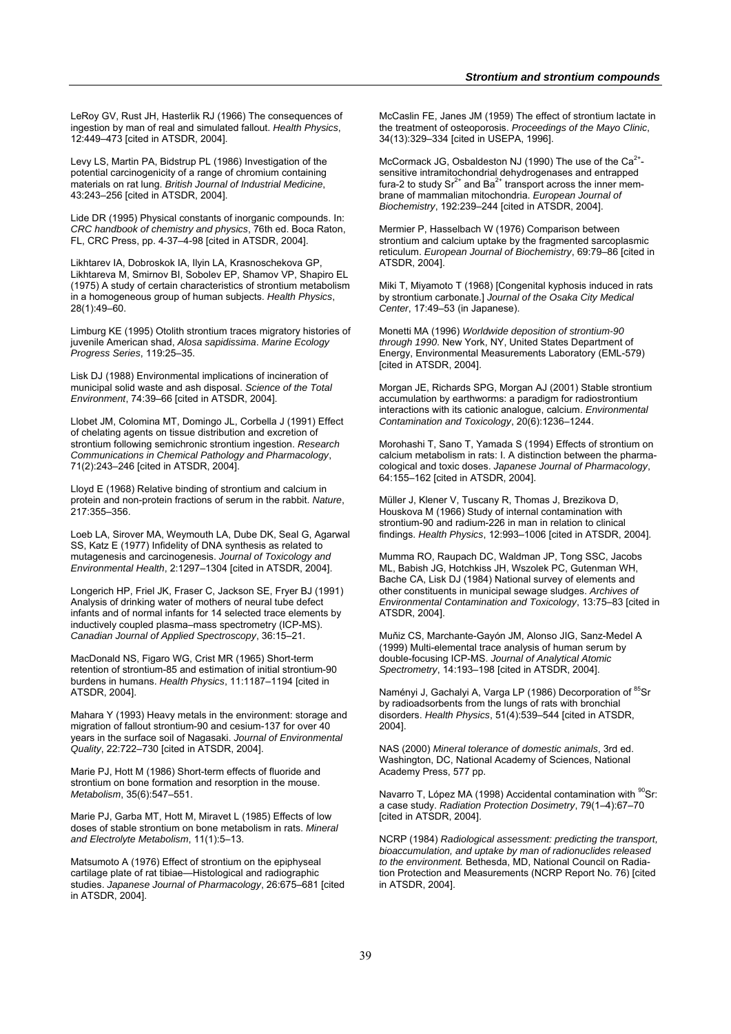LeRoy GV, Rust JH, Hasterlik RJ (1966) The consequences of ingestion by man of real and simulated fallout. *Health Physics*, 12:449–473 [cited in ATSDR, 2004].

Levy LS, Martin PA, Bidstrup PL (1986) Investigation of the potential carcinogenicity of a range of chromium containing materials on rat lung. *British Journal of Industrial Medicine*, 43:243–256 [cited in ATSDR, 2004].

Lide DR (1995) Physical constants of inorganic compounds. In: *CRC handbook of chemistry and physics*, 76th ed. Boca Raton, FL, CRC Press, pp. 4-37–4-98 [cited in ATSDR, 2004].

Likhtarev IA, Dobroskok IA, Ilyin LA, Krasnoschekova GP, Likhtareva M, Smirnov BI, Sobolev EP, Shamov VP, Shapiro EL (1975) A study of certain characteristics of strontium metabolism in a homogeneous group of human subjects. *Health Physics*, 28(1):49–60.

Limburg KE (1995) Otolith strontium traces migratory histories of juvenile American shad, *Alosa sapidissima*. *Marine Ecology Progress Series*, 119:25–35.

Lisk DJ (1988) Environmental implications of incineration of municipal solid waste and ash disposal. *Science of the Total Environment*, 74:39–66 [cited in ATSDR, 2004].

Llobet JM, Colomina MT, Domingo JL, Corbella J (1991) Effect of chelating agents on tissue distribution and excretion of strontium following semichronic strontium ingestion. *Research Communications in Chemical Pathology and Pharmacology*, 71(2):243–246 [cited in ATSDR, 2004].

Lloyd E (1968) Relative binding of strontium and calcium in protein and non-protein fractions of serum in the rabbit. *Nature*, 217:355–356.

Loeb LA, Sirover MA, Weymouth LA, Dube DK, Seal G, Agarwal SS, Katz E (1977) Infidelity of DNA synthesis as related to mutagenesis and carcinogenesis. *Journal of Toxicology and Environmental Health*, 2:1297–1304 [cited in ATSDR, 2004].

Longerich HP, Friel JK, Fraser C, Jackson SE, Fryer BJ (1991) Analysis of drinking water of mothers of neural tube defect infants and of normal infants for 14 selected trace elements by inductively coupled plasma–mass spectrometry (ICP-MS). *Canadian Journal of Applied Spectroscopy*, 36:15–21.

MacDonald NS, Figaro WG, Crist MR (1965) Short-term retention of strontium-85 and estimation of initial strontium-90 burdens in humans. *Health Physics*, 11:1187–1194 [cited in ATSDR, 2004].

Mahara Y (1993) Heavy metals in the environment: storage and migration of fallout strontium-90 and cesium-137 for over 40 years in the surface soil of Nagasaki. *Journal of Environmental Quality*, 22:722–730 [cited in ATSDR, 2004].

Marie PJ, Hott M (1986) Short-term effects of fluoride and strontium on bone formation and resorption in the mouse. *Metabolism*, 35(6):547–551.

Marie PJ, Garba MT, Hott M, Miravet L (1985) Effects of low doses of stable strontium on bone metabolism in rats. *Mineral and Electrolyte Metabolism*, 11(1):5–13.

Matsumoto A (1976) Effect of strontium on the epiphyseal cartilage plate of rat tibiae—Histological and radiographic studies. *Japanese Journal of Pharmacology*, 26:675–681 [cited in ATSDR, 2004].

McCaslin FE, Janes JM (1959) The effect of strontium lactate in the treatment of osteoporosis. *Proceedings of the Mayo Clinic*, 34(13):329–334 [cited in USEPA, 1996].

McCormack JG, Osbaldeston NJ (1990) The use of the $Ca^{2+}$-sensitive intramitochondrial dehydrogenases and entrapped fura-2 to study $Sr^{2+}$ and $Ba^{2+}$ transport across the inner membrane of mammalian mitochondria. *European Journal of Biochemistry*, 192:239–244 [cited in ATSDR, 2004].

Mermier P, Hasselbach W (1976) Comparison between strontium and calcium uptake by the fragmented sarcoplasmic reticulum. *European Journal of Biochemistry*, 69:79–86 [cited in ATSDR, 2004].

Miki T, Miyamoto T (1968) [Congenital kyphosis induced in rats by strontium carbonate.] *Journal of the Osaka City Medical Center*, 17:49–53 (in Japanese).

Monetti MA (1996) *Worldwide deposition of strontium-90 through 1990*. New York, NY, United States Department of Energy, Environmental Measurements Laboratory (EML-579) [cited in ATSDR, 2004].

Morgan JE, Richards SPG, Morgan AJ (2001) Stable strontium accumulation by earthworms: a paradigm for radiostrontium interactions with its cationic analogue, calcium. *Environmental Contamination and Toxicology*, 20(6):1236–1244.

Morohashi T, Sano T, Yamada S (1994) Effects of strontium on calcium metabolism in rats: I. A distinction between the pharmacological and toxic doses. *Japanese Journal of Pharmacology*, 64:155–162 [cited in ATSDR, 2004].

Müller J, Klener V, Tuscany R, Thomas J, Brezikova D, Houskova M (1966) Study of internal contamination with strontium-90 and radium-226 in man in relation to clinical findings. *Health Physics*, 12:993–1006 [cited in ATSDR, 2004].

Mumma RO, Raupach DC, Waldman JP, Tong SSC, Jacobs ML, Babish JG, Hotchkiss JH, Wszolek PC, Gutenman WH, Bache CA, Lisk DJ (1984) National survey of elements and other constituents in municipal sewage sludges. *Archives of Environmental Contamination and Toxicology*, 13:75–83 [cited in ATSDR, 2004].

Muñiz CS, Marchante-Gayón JM, Alonso JIG, Sanz-Medel A (1999) Multi-elemental trace analysis of human serum by double-focusing ICP-MS. *Journal of Analytical Atomic Spectrometry*, 14:193–198 [cited in ATSDR, 2004].

Nanényi J, Gachalyi A, Varga LP (1986) Decorporation of $^{85}Sr$ by radioadsorbents from the lungs of rats with bronchial disorders. *Health Physics*, 51(4):539–544 [cited in ATSDR, 2004].

NAS (2000) *Mineral tolerance of domestic animals*, 3rd ed. Washington, DC, National Academy of Sciences, National Academy Press, 577 pp.

Navarro T, López MA (1998) Accidental contamination with $^{90}Sr$: a case study. *Radiation Protection Dosimetry*, 79(1–4):67–70 [cited in ATSDR, 2004].

NCRP (1984) *Radiological assessment: predicting the transport, bioaccumulation, and uptake by man of radionuclides released to the environment.* Bethesda, MD, National Council on Radiation Protection and Measurements (NCRP Report No. 76) [cited in ATSDR, 2004].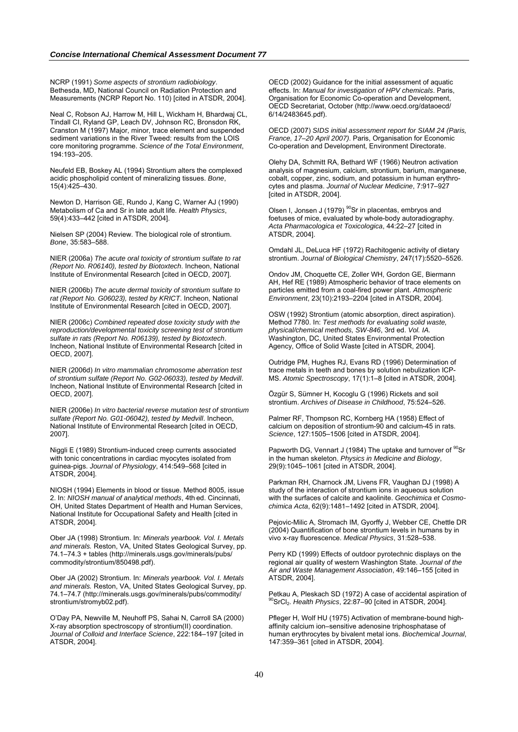NCRP (1991) *Some aspects of strontium radiobiology*. Bethesda, MD, National Council on Radiation Protection and Measurements (NCRP Report No. 110) [cited in ATSDR, 2004].

Neal C, Robson AJ, Harrow M, Hill L, Wickham H, Bhardwaj CL, Tindall CI, Ryland GP, Leach DV, Johnson RC, Bronsdon RK, Cranston M (1997) Major, minor, trace element and suspended sediment variations in the River Tweed: results from the LOIS core monitoring programme. *Science of the Total Environment*, 194:193–205.

Neufeld EB, Boskey AL (1994) Strontium alters the complexed acidic phospholipid content of mineralizing tissues. *Bone*, 15(4):425–430.

Newton D, Harrison GE, Rundo J, Kang C, Warner AJ (1990) Metabolism of Ca and Sr in late adult life. *Health Physics*, 59(4):433–442 [cited in ATSDR, 2004].

Nielsen SP (2004) Review. The biological role of strontium. *Bone*, 35:583–588.

NIER (2006a) *The acute oral toxicity of strontium sulfate to rat (Report No. R06140), tested by Biotoxtech*. Incheon, National Institute of Environmental Research [cited in OECD, 2007].

NIER (2006b) *The acute dermal toxicity of strontium sulfate to rat (Report No. G06023), tested by KRICT*. Incheon, National Institute of Environmental Research [cited in OECD, 2007].

NIER (2006c) *Combined repeated dose toxicity study with the reproduction/developmental toxicity screening test of strontium sulfate in rats (Report No. R06139), tested by Biotoxtech*. Incheon, National Institute of Environmental Research [cited in OECD, 2007].

NIER (2006d) *In vitro mammalian chromosome aberration test of strontium sulfate (Report No. G02-06033), tested by Medvill*. Incheon, National Institute of Environmental Research [cited in OECD, 2007].

NIER (2006e) *In vitro bacterial reverse mutation test of strontium sulfate (Report No. G01-06042), tested by Medvill*. Incheon, National Institute of Environmental Research [cited in OECD, 2007].

Niggli E (1989) Strontium-induced creep currents associated with tonic concentrations in cardiac myocytes isolated from guinea-pigs. *Journal of Physiology*, 414:549–568 [cited in ATSDR, 2004].

NIOSH (1994) Elements in blood or tissue. Method 8005, issue 2. In: *NIOSH manual of analytical methods*, 4th ed. Cincinnati, OH, United States Department of Health and Human Services, National Institute for Occupational Safety and Health [cited in ATSDR, 2004].

Ober JA (1998) Strontium. In: *Minerals yearbook. Vol. I. Metals and minerals.* Reston, VA, United States Geological Survey, pp. 74.1–74.3 + tables (http://minerals.usgs.gov/minerals/pubs/commodity/strontium/850498.pdf).

Ober JA (2002) Strontium. In: *Minerals yearbook. Vol. I. Metals and minerals.* Reston, VA, United States Geological Survey, pp. 74.1–74.7 (http://minerals.usgs.gov/minerals/pubs/commodity/strontium/stromyb02.pdf).

O'Day PA, Newville M, Neuhoff PS, Sahai N, Carroll SA (2000) X-ray absorption spectroscopy of strontium(II) coordination. *Journal of Colloid and Interface Science*, 222:184–197 [cited in ATSDR, 2004].

OECD (2002) Guidance for the initial assessment of aquatic effects. In: *Manual for investigation of HPV chemicals*. Paris, Organisation for Economic Co-operation and Development, OECD Secretariat, October (http://www.oecd.org/dataoecd/6/14/2483645.pdf).

OECD (2007) *SIDS initial assessment report for SIAM 24 (Paris, France, 17–20 April 2007)*. Paris, Organisation for Economic Co-operation and Development, Environment Directorate.

Olehy DA, Schmitt RA, Bethard WF (1966) Neutron activation analysis of magnesium, calcium, strontium, barium, manganese, cobalt, copper, zinc, sodium, and potassium in human erythrocytes and plasma. *Journal of Nuclear Medicine*, 7:917–927 [cited in ATSDR, 2004].

Olsen I, Jonsen J (1979) $^{90}Sr$ in placentas, embryos and foetuses of mice, evaluated by whole-body autoradiography. *Acta Pharmacologica et Toxicologica*, 44:22–27 [cited in ATSDR, 2004].

Omdahl JL, DeLuca HF (1972) Rachitogenic activity of dietary strontium. *Journal of Biological Chemistry*, 247(17):5520–5526.

Ondov JM, Choquette CE, Zoller WH, Gordon GE, Biermann AH, Hef RE (1989) Atmospheric behavior of trace elements on particles emitted from a coal-fired power plant. *Atmospheric Environment*, 23(10):2193–2204 [cited in ATSDR, 2004].

OSW (1992) Strontium (atomic absorption, direct aspiration). Method 7780. In: *Test methods for evaluating solid waste, physical/chemical methods, SW-846*, 3rd ed. *Vol. IA.* Washington, DC, United States Environmental Protection Agency, Office of Solid Waste [cited in ATSDR, 2004].

Outridge PM, Hughes RJ, Evans RD (1996) Determination of trace metals in teeth and bones by solution nebulization ICP-MS. *Atomic Spectroscopy*, 17(1):1–8 [cited in ATSDR, 2004].

Özgür S, Sümner H, Kocoglu G (1996) Rickets and soil strontium. *Archives of Disease in Childhood*, 75:524–526.

Palmer RF, Thompson RC, Kornberg HA (1958) Effect of calcium on deposition of strontium-90 and calcium-45 in rats. *Science*, 127:1505–1506 [cited in ATSDR, 2004].

Papworth DG, Vennart J (1984) The uptake and turnover of $^{90}Sr$ in the human skeleton. *Physics in Medicine and Biology*, 29(9):1045–1061 [cited in ATSDR, 2004].

Parkman RH, Charnock JM, Livens FR, Vaughan DJ (1998) A study of the interaction of strontium ions in aqueous solution with the surfaces of calcite and kaolinite. *Geochimica et Cosmochimica Acta*, 62(9):1481–1492 [cited in ATSDR, 2004].

Pejovic-Milic A, Stromach IM, Gyorffy J, Webber CE, Chettle DR (2004) Quantification of bone strontium levels in humans by in vivo x-ray fluorescence. *Medical Physics*, 31:528–538.

Perry KD (1999) Effects of outdoor pyrotechnic displays on the regional air quality of western Washington State. *Journal of the Air and Waste Management Association*, 49:146–155 [cited in ATSDR, 2004].

Petkau A, Pleskach SD (1972) A case of accidental aspiration of $^{90}SrCl_2$. *Health Physics*, 22:87–90 [cited in ATSDR, 2004].

Pfleger H, Wolf HU (1975) Activation of membrane-bound high-affinity calcium ion–sensitive adenosine triphosphatase of human erythrocytes by bivalent metal ions. *Biochemical Journal*, 147:359–361 [cited in ATSDR, 2004].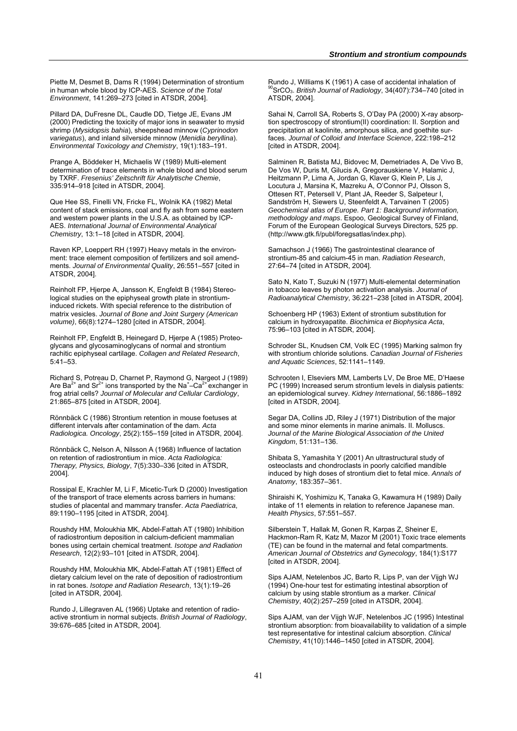Piette M, Desmet B, Dams R (1994) Determination of strontium in human whole blood by ICP-AES. *Science of the Total Environment*, 141:269–273 [cited in ATSDR, 2004].

Pillard DA, DuFresne DL, Caudle DD, Tietge JE, Evans JM (2000) Predicting the toxicity of major ions in seawater to mysid shrimp (*Mysidopsis bahia*), sheepshead minnow (*Cyprinodon variegatus*), and inland silverside minnow (*Menidia beryllina*). *Environmental Toxicology and Chemistry*, 19(1):183–191.

Prange A, Böddeker H, Michaelis W (1989) Multi-element determination of trace elements in whole blood and blood serum by TXRF. *Fresenius' Zeitschrift für Analytische Chemie*, 335:914–918 [cited in ATSDR, 2004].

Que Hee SS, Finelli VN, Fricke FL, Wolnik KA (1982) Metal content of stack emissions, coal and fly ash from some eastern and western power plants in the U.S.A. as obtained by ICP-AES. *International Journal of Environmental Analytical Chemistry*, 13:1–18 [cited in ATSDR, 2004].

Raven KP, Loeppert RH (1997) Heavy metals in the environment: trace element composition of fertilizers and soil amendments. *Journal of Environmental Quality*, 26:551–557 [cited in ATSDR, 2004].

Reinholt FP, Hjerpe A, Jansson K, Engfeldt B (1984) Stereological studies on the epiphyseal growth plate in strontium-induced rickets. With special reference to the distribution of matrix vesicles. *Journal of Bone and Joint Surgery (American volume)*, 66(8):1274–1280 [cited in ATSDR, 2004].

Reinholt FP, Engfeldt B, Heinegard D, Hjerpe A (1985) Proteoglycans and glycosaminoglycans of normal and strontium rachitic epiphyseal cartilage. *Collagen and Related Research*, 5:41–53.

Richard S, Potreau D, Charnet P, Raymond G, Nargeot J (1989) Are $Ba^{2+}$ and $Sr^{2+}$ ions transported by the $Na^{+}$–$Ca^{2+}$ exchanger in frog atrial cells? *Journal of Molecular and Cellular Cardiology*, 21:865–875 [cited in ATSDR, 2004].

Rönnbäck C (1986) Strontium retention in mouse foetuses at different intervals after contamination of the dam. *Acta Radiologica. Oncology*, 25(2):155–159 [cited in ATSDR, 2004].

Rönnbäck C, Nelson A, Nilsson A (1968) Influence of lactation on retention of radiostrontium in mice. *Acta Radiologica: Therapy, Physics, Biology*, 7(5):330–336 [cited in ATSDR, 2004].

Rossipal E, Krachler M, Li F, Micetic-Turk D (2000) Investigation of the transport of trace elements across barriers in humans: studies of placental and mammary transfer. *Acta Paediatrica*, 89:1190–1195 [cited in ATSDR, 2004].

Roushdy HM, Moloukhia MK, Abdel-Fattah AT (1980) Inhibition of radiostrontium deposition in calcium-deficient mammalian bones using certain chemical treatment. *Isotope and Radiation Research*, 12(2):93–101 [cited in ATSDR, 2004].

Roushdy HM, Moloukhia MK, Abdel-Fattah AT (1981) Effect of dietary calcium level on the rate of deposition of radiostrontium in rat bones. *Isotope and Radiation Research*, 13(1):19–26 [cited in ATSDR, 2004].

Rundo J, Lillegraven AL (1966) Uptake and retention of radioactive strontium in normal subjects. *British Journal of Radiology*, 39:676–685 [cited in ATSDR, 2004].

Rundo J, Williams K (1961) A case of accidental inhalation of $^{90}SrCO_3$. *British Journal of Radiology*, 34(407):734–740 [cited in ATSDR, 2004].

Sahai N, Carroll SA, Roberts S, O'Day PA (2000) X-ray absorption spectroscopy of strontium(II) coordination: II. Sorption and precipitation at kaolinite, amorphous silica, and goethite surfaces. *Journal of Colloid and Interface Science*, 222:198–212 [cited in ATSDR, 2004].

Salminen R, Batista MJ, Bidovec M, Demetriades A, De Vivo B, De Vos W, Duris M, Gilucis A, Gregorauskiene V, Halamic J, Heitzmann P, Lima A, Jordan G, Klaver G, Klein P, Lis J, Locutura J, Marsina K, Mazreku A, O'Connor PJ, Olsson S, Ottesen RT, Petersell V, Plant JA, Reeder S, Salpeteur I, Sandström H, Siewers U, Steenfeldt A, Tarvainen T (2005) *Geochemical atlas of Europe. Part 1: Background information, methodology and maps*. Espoo, Geological Survey of Finland, Forum of the European Geological Surveys Directors, 525 pp. (http://www.gtk.fi/publ/foregsatlas/index.php).

Samachson J (1966) The gastrointestinal clearance of strontium-85 and calcium-45 in man. *Radiation Research*, 27:64–74 [cited in ATSDR, 2004].

Sato N, Kato T, Suzuki N (1977) Multi-elemental determination in tobacco leaves by photon activation analysis. *Journal of Radioanalytical Chemistry*, 36:221–238 [cited in ATSDR, 2004].

Schoenberg HP (1963) Extent of strontium substitution for calcium in hydroxyapatite. *Biochimica et Biophysica Acta*, 75:96–103 [cited in ATSDR, 2004].

Schroder SL, Knudsen CM, Volk EC (1995) Marking salmon fry with strontium chloride solutions. *Canadian Journal of Fisheries and Aquatic Sciences*, 52:1141–1149.

Schrooten I, Elseviers MM, Lamberts LV, De Broe ME, D'Haese PC (1999) Increased serum strontium levels in dialysis patients: an epidemiological survey. *Kidney International*, 56:1886–1892 [cited in ATSDR, 2004].

Segar DA, Collins JD, Riley J (1971) Distribution of the major and some minor elements in marine animals. II. Molluscs. *Journal of the Marine Biological Association of the United Kingdom*, 51:131–136.

Shibata S, Yamashita Y (2001) An ultrastructural study of osteoclasts and chondroclasts in poorly calcified mandible induced by high doses of strontium diet to fetal mice. *Annals of Anatomy*, 183:357–361.

Shiraishi K, Yoshimizu K, Tanaka G, Kawamura H (1989) Daily intake of 11 elements in relation to reference Japanese man. *Health Physics*, 57:551–557.

Silberstein T, Hallak M, Gonen R, Karpas Z, Sheiner E, Hackmon-Ram R, Katz M, Mazor M (2001) Toxic trace elements (TE) can be found in the maternal and fetal compartments. *American Journal of Obstetrics and Gynecology*, 184(1):S177 [cited in ATSDR, 2004].

Sips AJAM, Netelenbos JC, Barto R, Lips P, van der Vijgh WJ (1994) One-hour test for estimating intestinal absorption of calcium by using stable strontium as a marker. *Clinical Chemistry*, 40(2):257–259 [cited in ATSDR, 2004].

Sips AJAM, van der Vijgh WJF, Netelenbos JC (1995) Intestinal strontium absorption: from bioavailability to validation of a simple test representative for intestinal calcium absorption. *Clinical Chemistry*, 41(10):1446–1450 [cited in ATSDR, 2004].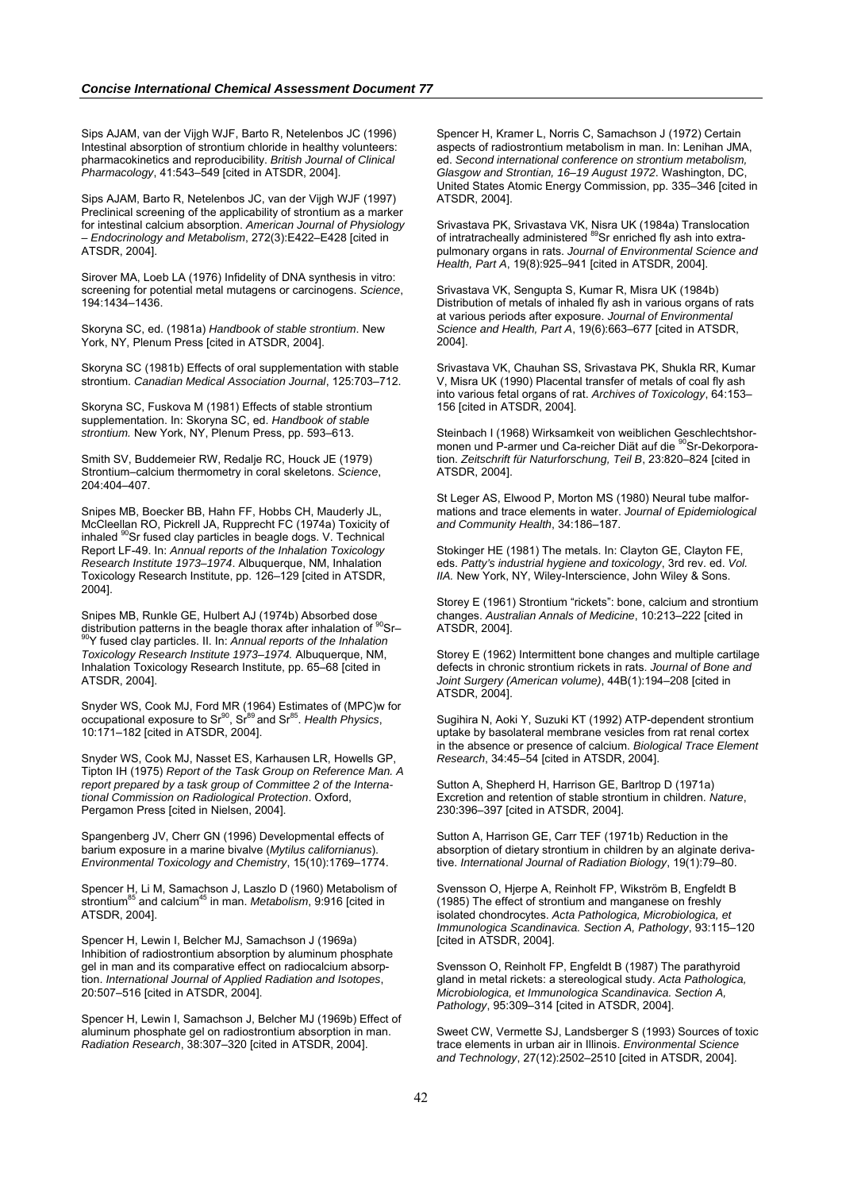Sips AJAM, van der Vijgh WJF, Barto R, Netelenbos JC (1996) Intestinal absorption of strontium chloride in healthy volunteers: pharmacokinetics and reproducibility. *British Journal of Clinical Pharmacology*, 41:543–549 [cited in ATSDR, 2004].

Sips AJAM, Barto R, Netelenbos JC, van der Vijgh WJF (1997) Preclinical screening of the applicability of strontium as a marker for intestinal calcium absorption. *American Journal of Physiology – Endocrinology and Metabolism*, 272(3):E422–E428 [cited in ATSDR, 2004].

Sirover MA, Loeb LA (1976) Infidelity of DNA synthesis in vitro: screening for potential metal mutagens or carcinogens. *Science*, 194:1434–1436.

Skoryna SC, ed. (1981a) *Handbook of stable strontium*. New York, NY, Plenum Press [cited in ATSDR, 2004].

Skoryna SC (1981b) Effects of oral supplementation with stable strontium. *Canadian Medical Association Journal*, 125:703–712.

Skoryna SC, Fuskova M (1981) Effects of stable strontium supplementation. In: Skoryna SC, ed. *Handbook of stable strontium.* New York, NY, Plenum Press, pp. 593–613.

Smith SV, Buddemeier RW, Redalje RC, Houck JE (1979) Strontium–calcium thermometry in coral skeletons. *Science*, 204:404–407.

Snipes MB, Boecker BB, Hahn FF, Hobbs CH, Mauderly JL, McCleellan RO, Pickrell JA, Rupprecht FC (1974a) Toxicity of inhaled $^{90}$Sr fused clay particles in beagle dogs. V. Technical Report LF-49. In: *Annual reports of the Inhalation Toxicology Research Institute 1973–1974*. Albuquerque, NM, Inhalation Toxicology Research Institute, pp. 126–129 [cited in ATSDR, 2004].

Snipes MB, Runkle GE, Hulbert AJ (1974b) Absorbed dose distribution patterns in the beagle thorax after inhalation of $^{90}$Sr–$^{90}$Y fused clay particles. II. In: *Annual reports of the Inhalation Toxicology Research Institute 1973–1974.* Albuquerque, NM, Inhalation Toxicology Research Institute, pp. 65–68 [cited in ATSDR, 2004].

Snyder WS, Cook MJ, Ford MR (1964) Estimates of (MPC)w for occupational exposure to $Sr^{90}$, $Sr^{89}$ and $Sr^{85}$. *Health Physics*, 10:171–182 [cited in ATSDR, 2004].

Snyder WS, Cook MJ, Nasset ES, Karhausen LR, Howells GP, Tipton IH (1975) *Report of the Task Group on Reference Man. A report prepared by a task group of Committee 2 of the International Commission on Radiological Protection*. Oxford, Pergamon Press [cited in Nielsen, 2004].

Spangenberg JV, Cherr GN (1996) Developmental effects of barium exposure in a marine bivalve (*Mytilus californianus*). *Environmental Toxicology and Chemistry*, 15(10):1769–1774.

Spencer H, Li M, Samachson J, Laszlo D (1960) Metabolism of $strontium^{85}$ and $calcium^{45}$ in man. *Metabolism*, 9:916 [cited in ATSDR, 2004].

Spencer H, Lewin I, Belcher MJ, Samachson J (1969a) Inhibition of radiostrontium absorption by aluminum phosphate gel in man and its comparative effect on radiocalcium absorption. *International Journal of Applied Radiation and Isotopes*, 20:507–516 [cited in ATSDR, 2004].

Spencer H, Lewin I, Samachson J, Belcher MJ (1969b) Effect of aluminum phosphate gel on radiostrontium absorption in man. *Radiation Research*, 38:307–320 [cited in ATSDR, 2004].

Spencer H, Kramer L, Norris C, Samachson J (1972) Certain aspects of radiostrontium metabolism in man. In: Lenihan JMA, ed. *Second international conference on strontium metabolism, Glasgow and Strontian, 16–19 August 1972*. Washington, DC, United States Atomic Energy Commission, pp. 335–346 [cited in ATSDR, 2004].

Srivastava PK, Srivastava VK, Nisra UK (1984a) Translocation of intratracheally administered $^{89}$Sr enriched fly ash into extra-pulmonary organs in rats. *Journal of Environmental Science and Health, Part A*, 19(8):925–941 [cited in ATSDR, 2004].

Srivastava VK, Sengupta S, Kumar R, Misra UK (1984b) Distribution of metals of inhaled fly ash in various organs of rats at various periods after exposure. *Journal of Environmental Science and Health, Part A*, 19(6):663–677 [cited in ATSDR, 2004].

Srivastava VK, Chauhan SS, Srivastava PK, Shukla RR, Kumar V, Misra UK (1990) Placental transfer of metals of coal fly ash into various fetal organs of rat. *Archives of Toxicology*, 64:153–156 [cited in ATSDR, 2004].

Steinbach I (1968) Wirksamkeit von weiblichen Geschlechtshormonen und P-armer und Ca-reicher Diät auf die $^{90}$Sr-Dekorporation. *Zeitschrift für Naturforschung, Teil B*, 23:820–824 [cited in ATSDR, 2004].

St Leger AS, Elwood P, Morton MS (1980) Neural tube malformations and trace elements in water. *Journal of Epidemiological and Community Health*, 34:186–187.

Stokinger HE (1981) The metals. In: Clayton GE, Clayton FE, eds. *Patty's industrial hygiene and toxicology*, 3rd rev. ed. *Vol. IIA.* New York, NY, Wiley-Interscience, John Wiley & Sons.

Storey E (1961) Strontium "rickets": bone, calcium and strontium changes. *Australian Annals of Medicine*, 10:213–222 [cited in ATSDR, 2004].

Storey E (1962) Intermittent bone changes and multiple cartilage defects in chronic strontium rickets in rats. *Journal of Bone and Joint Surgery (American volume)*, 44B(1):194–208 [cited in ATSDR, 2004].

Sugihira N, Aoki Y, Suzuki KT (1992) ATP-dependent strontium uptake by basolateral membrane vesicles from rat renal cortex in the absence or presence of calcium. *Biological Trace Element Research*, 34:45–54 [cited in ATSDR, 2004].

Sutton A, Shepherd H, Harrison GE, Barltrop D (1971a) Excretion and retention of stable strontium in children. *Nature*, 230:396–397 [cited in ATSDR, 2004].

Sutton A, Harrison GE, Carr TEF (1971b) Reduction in the absorption of dietary strontium in children by an alginate derivative. *International Journal of Radiation Biology*, 19(1):79–80.

Svensson O, Hjerpe A, Reinholt FP, Wikström B, Engfeldt B (1985) The effect of strontium and manganese on freshly isolated chondrocytes. *Acta Pathologica, Microbiologica, et Immunologica Scandinavica. Section A, Pathology*, 93:115–120 [cited in ATSDR, 2004].

Svensson O, Reinholt FP, Engfeldt B (1987) The parathyroid gland in metal rickets: a stereological study. *Acta Pathologica, Microbiologica, et Immunologica Scandinavica. Section A, Pathology*, 95:309–314 [cited in ATSDR, 2004].

Sweet CW, Vermette SJ, Landsberger S (1993) Sources of toxic trace elements in urban air in Illinois. *Environmental Science and Technology*, 27(12):2502–2510 [cited in ATSDR, 2004].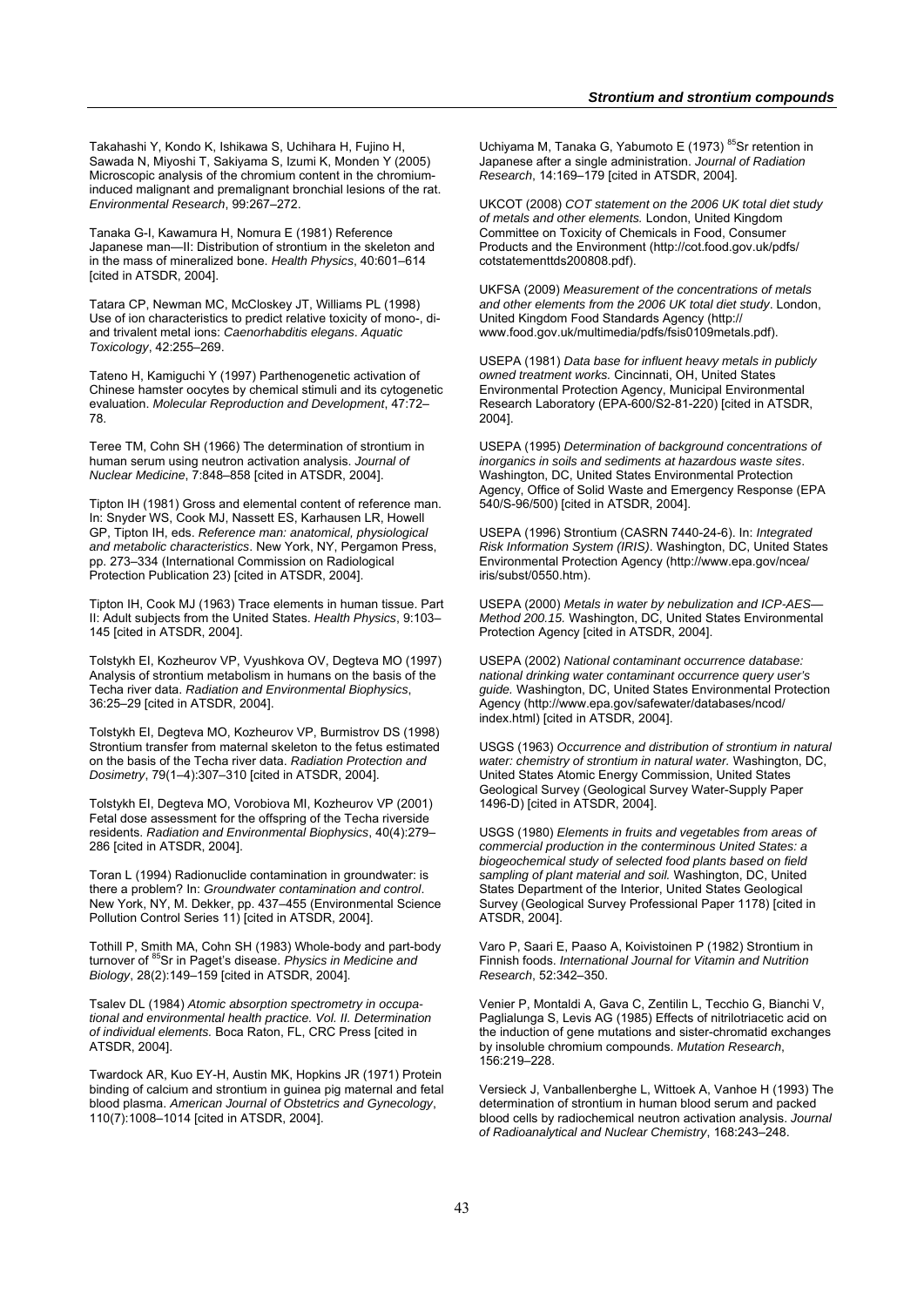Takahashi Y, Kondo K, Ishikawa S, Uchihara H, Fujino H, Sawada N, Miyoshi T, Sakiyama S, Izumi K, Monden Y (2005) Microscopic analysis of the chromium content in the chromium-induced malignant and premalignant bronchial lesions of the rat. *Environmental Research*, 99:267–272.

Tanaka G-I, Kawamura H, Nomura E (1981) Reference Japanese man—II: Distribution of strontium in the skeleton and in the mass of mineralized bone. *Health Physics*, 40:601–614 [cited in ATSDR, 2004].

Tatara CP, Newman MC, McCloskey JT, Williams PL (1998) Use of ion characteristics to predict relative toxicity of mono-, di- and trivalent metal ions: *Caenorhabditis elegans*. *Aquatic Toxicology*, 42:255–269.

Tateno H, Kamiguchi Y (1997) Parthenogenetic activation of Chinese hamster oocytes by chemical stimuli and its cytogenetic evaluation. *Molecular Reproduction and Development*, 47:72–78.

Teree TM, Cohn SH (1966) The determination of strontium in human serum using neutron activation analysis. *Journal of Nuclear Medicine*, 7:848–858 [cited in ATSDR, 2004].

Tipton IH (1981) Gross and elemental content of reference man. In: Snyder WS, Cook MJ, Nassett ES, Karhausen LR, Howell GP, Tipton IH, eds. *Reference man: anatomical, physiological and metabolic characteristics*. New York, NY, Pergamon Press, pp. 273–334 (International Commission on Radiological Protection Publication 23) [cited in ATSDR, 2004].

Tipton IH, Cook MJ (1963) Trace elements in human tissue. Part II: Adult subjects from the United States. *Health Physics*, 9:103–145 [cited in ATSDR, 2004].

Tolstykh EI, Kozheurov VP, Vyushkova OV, Degteva MO (1997) Analysis of strontium metabolism in humans on the basis of the Techa river data. *Radiation and Environmental Biophysics*, 36:25–29 [cited in ATSDR, 2004].

Tolstykh EI, Degteva MO, Kozheurov VP, Burmistrov DS (1998) Strontium transfer from maternal skeleton to the fetus estimated on the basis of the Techa river data. *Radiation Protection and Dosimetry*, 79(1–4):307–310 [cited in ATSDR, 2004].

Tolstykh EI, Degteva MO, Vorobiova MI, Kozheurov VP (2001) Fetal dose assessment for the offspring of the Techa riverside residents. *Radiation and Environmental Biophysics*, 40(4):279–286 [cited in ATSDR, 2004].

Toran L (1994) Radionuclide contamination in groundwater: is there a problem? In: *Groundwater contamination and control*. New York, NY, M. Dekker, pp. 437–455 (Environmental Science Pollution Control Series 11) [cited in ATSDR, 2004].

Tothill P, Smith MA, Cohn SH (1983) Whole-body and part-body turnover of $^{85}$Sr in Paget's disease. *Physics in Medicine and Biology*, 28(2):149–159 [cited in ATSDR, 2004].

Tsalev DL (1984) *Atomic absorption spectrometry in occupational and environmental health practice. Vol. II. Determination of individual elements.* Boca Raton, FL, CRC Press [cited in ATSDR, 2004].

Twardock AR, Kuo EY-H, Austin MK, Hopkins JR (1971) Protein binding of calcium and strontium in guinea pig maternal and fetal blood plasma. *American Journal of Obstetrics and Gynecology*, 110(7):1008–1014 [cited in ATSDR, 2004].

Uchiyama M, Tanaka G, Yabumoto E (1973) $^{85}$Sr retention in Japanese after a single administration. *Journal of Radiation Research*, 14:169–179 [cited in ATSDR, 2004].

UKCOT (2008) *COT statement on the 2006 UK total diet study of metals and other elements.* London, United Kingdom Committee on Toxicity of Chemicals in Food, Consumer Products and the Environment (http://cot.food.gov.uk/pdfs/cotstatementtds200808.pdf).

UKFSA (2009) *Measurement of the concentrations of metals and other elements from the 2006 UK total diet study*. London, United Kingdom Food Standards Agency (http://www.food.gov.uk/multimedia/pdfs/fsis0109metals.pdf).

USEPA (1981) *Data base for influent heavy metals in publicly owned treatment works.* Cincinnati, OH, United States Environmental Protection Agency, Municipal Environmental Research Laboratory (EPA-600/S2-81-220) [cited in ATSDR, 2004].

USEPA (1995) *Determination of background concentrations of inorganics in soils and sediments at hazardous waste sites*. Washington, DC, United States Environmental Protection Agency, Office of Solid Waste and Emergency Response (EPA 540/S-96/500) [cited in ATSDR, 2004].

USEPA (1996) Strontium (CASRN 7440-24-6). In: *Integrated Risk Information System (IRIS)*. Washington, DC, United States Environmental Protection Agency (http://www.epa.gov/ncea/iris/subst/0550.htm).

USEPA (2000) *Metals in water by nebulization and ICP-AES—Method 200.15.* Washington, DC, United States Environmental Protection Agency [cited in ATSDR, 2004].

USEPA (2002) *National contaminant occurrence database: national drinking water contaminant occurrence query user's guide.* Washington, DC, United States Environmental Protection Agency (http://www.epa.gov/safewater/databases/ncod/index.html) [cited in ATSDR, 2004].

USGS (1963) *Occurrence and distribution of strontium in natural water: chemistry of strontium in natural water.* Washington, DC, United States Atomic Energy Commission, United States Geological Survey (Geological Survey Water-Supply Paper 1496-D) [cited in ATSDR, 2004].

USGS (1980) *Elements in fruits and vegetables from areas of commercial production in the conterminous United States: a biogeochemical study of selected food plants based on field sampling of plant material and soil.* Washington, DC, United States Department of the Interior, United States Geological Survey (Geological Survey Professional Paper 1178) [cited in ATSDR, 2004].

Varo P, Saari E, Paaso A, Koivistoinen P (1982) Strontium in Finnish foods. *International Journal for Vitamin and Nutrition Research*, 52:342–350.

Venier P, Montaldi A, Gava C, Zentilin L, Tecchio G, Bianchi V, Paglialunga S, Levis AG (1985) Effects of nitrilotriacetic acid on the induction of gene mutations and sister-chromatid exchanges by insoluble chromium compounds. *Mutation Research*, 156:219–228.

Versieck J, Vanballenberghe L, Wittoek A, Vanhoe H (1993) The determination of strontium in human blood serum and packed blood cells by radiochemical neutron activation analysis. *Journal of Radioanalytical and Nuclear Chemistry*, 168:243–248.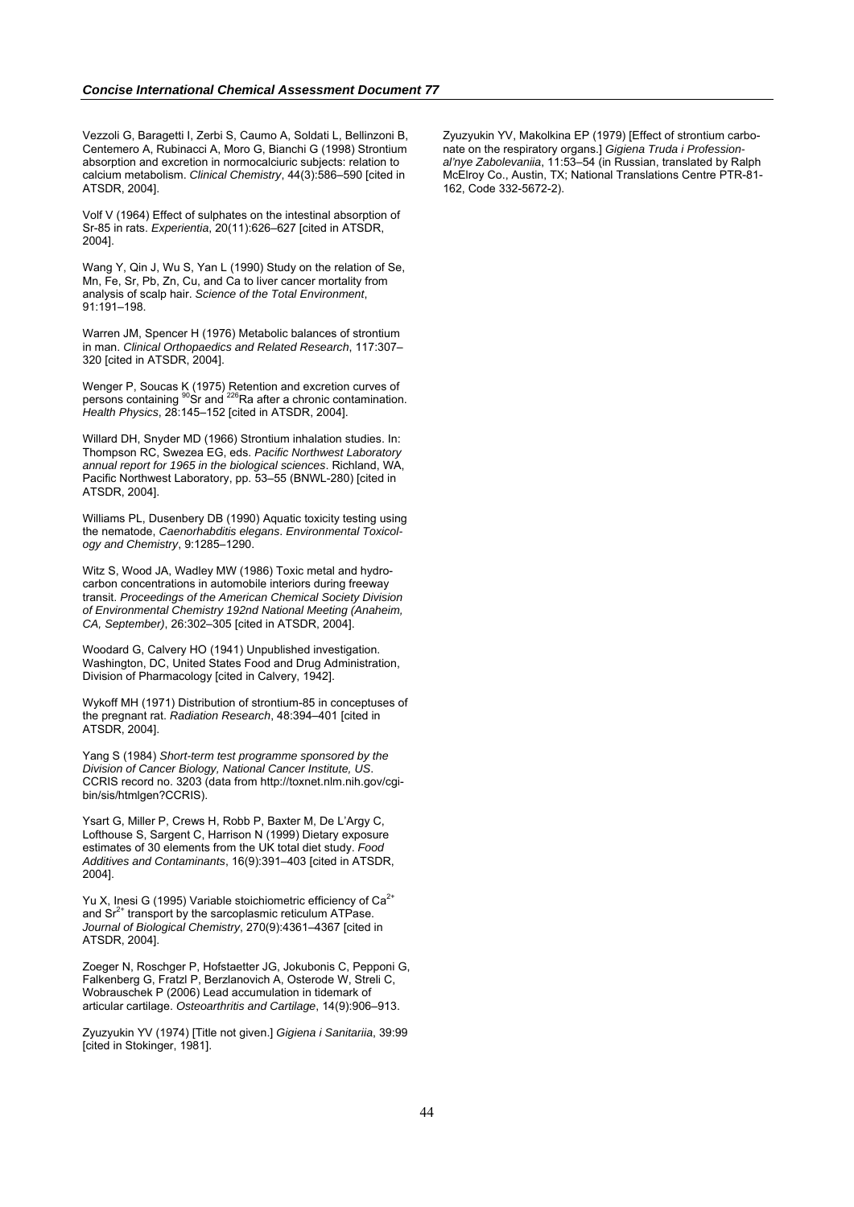Vezzoli G, Baragetti I, Zerbi S, Caumo A, Soldati L, Bellinzoni B, Centemero A, Rubinacci A, Moro G, Bianchi G (1998) Strontium absorption and excretion in normocalciuric subjects: relation to calcium metabolism. *Clinical Chemistry*, 44(3):586–590 [cited in ATSDR, 2004].

Volf V (1964) Effect of sulphates on the intestinal absorption of Sr-85 in rats. *Experientia*, 20(11):626–627 [cited in ATSDR, 2004].

Wang Y, Qin J, Wu S, Yan L (1990) Study on the relation of Se, Mn, Fe, Sr, Pb, Zn, Cu, and Ca to liver cancer mortality from analysis of scalp hair. *Science of the Total Environment*, 91:191–198.

Warren JM, Spencer H (1976) Metabolic balances of strontium in man. *Clinical Orthopaedics and Related Research*, 117:307–320 [cited in ATSDR, 2004].

Wenger P, Soucas K (1975) Retention and excretion curves of persons containing $^{90}$Sr and $^{226}$Ra after a chronic contamination. *Health Physics*, 28:145–152 [cited in ATSDR, 2004].

Willard DH, Snyder MD (1966) Strontium inhalation studies. In: Thompson RC, Swezea EG, eds. *Pacific Northwest Laboratory annual report for 1965 in the biological sciences*. Richland, WA, Pacific Northwest Laboratory, pp. 53–55 (BNWL-280) [cited in ATSDR, 2004].

Williams PL, Dusenbery DB (1990) Aquatic toxicity testing using the nematode, *Caenorhabditis elegans*. *Environmental Toxicology and Chemistry*, 9:1285–1290.

Witz S, Wood JA, Wadley MW (1986) Toxic metal and hydrocarbon concentrations in automobile interiors during freeway transit. *Proceedings of the American Chemical Society Division of Environmental Chemistry 192nd National Meeting (Anaheim, CA, September)*, 26:302–305 [cited in ATSDR, 2004].

Woodard G, Calvery HO (1941) Unpublished investigation. Washington, DC, United States Food and Drug Administration, Division of Pharmacology [cited in Calvery, 1942].

Wykoff MH (1971) Distribution of strontium-85 in conceptuses of the pregnant rat. *Radiation Research*, 48:394–401 [cited in ATSDR, 2004].

Yang S (1984) *Short-term test programme sponsored by the Division of Cancer Biology, National Cancer Institute, US*. CCRIS record no. 3203 (data from http://toxnet.nlm.nih.gov/cgi-bin/sis/htmlgen?CCRIS).

Ysart G, Miller P, Crews H, Robb P, Baxter M, De L'Argy C, Lofthouse S, Sargent C, Harrison N (1999) Dietary exposure estimates of 30 elements from the UK total diet study. *Food Additives and Contaminants*, 16(9):391–403 [cited in ATSDR, 2004].

Yu X, Inesi G (1995) Variable stoichiometric efficiency of $Ca^{2+}$ and $Sr^{2+}$ transport by the sarcoplasmic reticulum ATPase. *Journal of Biological Chemistry*, 270(9):4361–4367 [cited in ATSDR, 2004].

Zoeger N, Roschger P, Hofstaetter JG, Jokubonis C, Pepponi G, Falkenberg G, Fratzl P, Berzlanovich A, Osterode W, Streli C, Wobrauschek P (2006) Lead accumulation in tidemark of articular cartilage. *Osteoarthritis and Cartilage*, 14(9):906–913.

Zyuzyukin YV (1974) [Title not given.] *Gigiena i Sanitariia*, 39:99 [cited in Stokinger, 1981].

Zyuzyukin YV, Makolkina EP (1979) [Effect of strontium carbonate on the respiratory organs.] *Gigiena Truda i Professional'nye Zabolevaniia*, 11:53–54 (in Russian, translated by Ralph McElroy Co., Austin, TX; National Translations Centre PTR-81-162, Code 332-5672-2).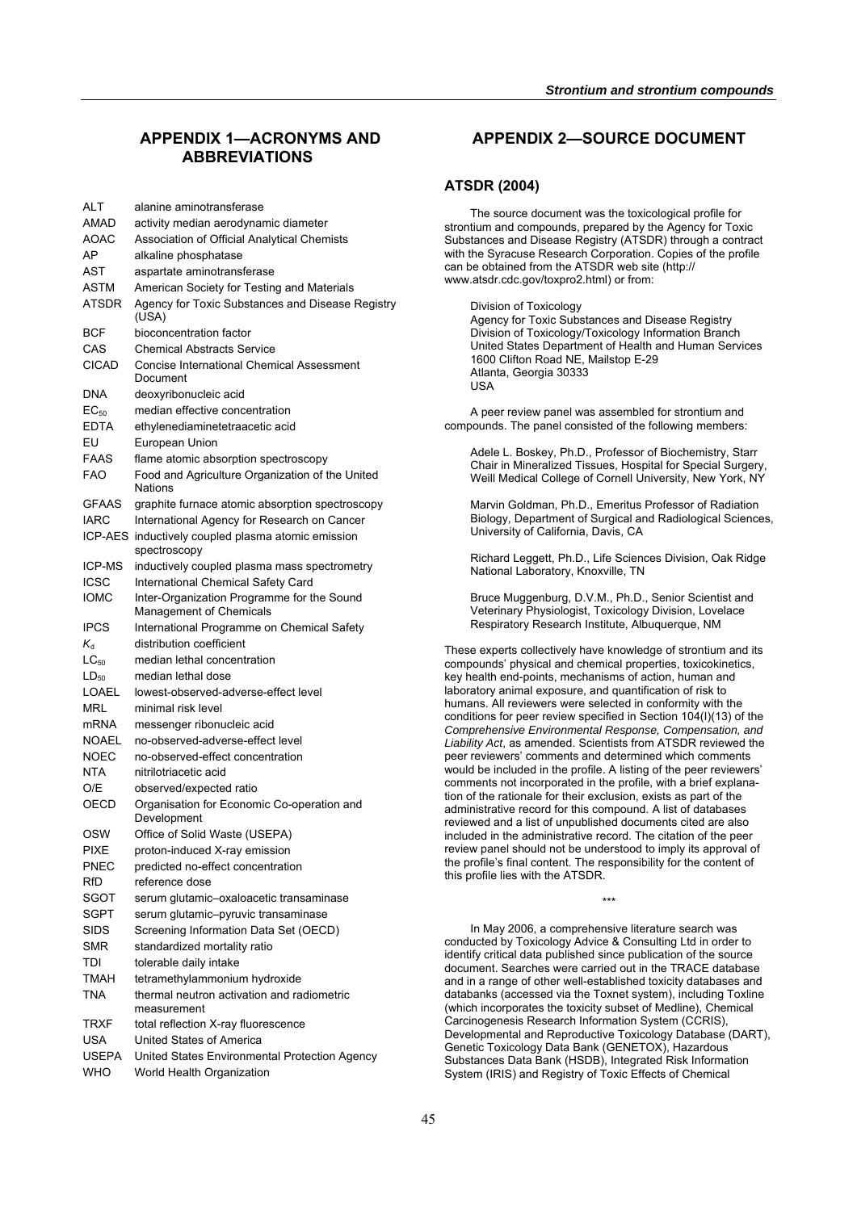# APPENDIX 1—ACRONYMS AND ABBREVIATIONS

| | |
|---|---|
| ALT | alanine aminotransferase |
| AMAD | activity median aerodynamic diameter |
| AOAC | Association of Official Analytical Chemists |
| AP | alkaline phosphatase |
| AST | aspartate aminotransferase |
| ASTM | American Society for Testing and Materials |
| ATSDR | Agency for Toxic Substances and Disease Registry (USA) |
| BCF | bioconcentration factor |
| CAS | Chemical Abstracts Service |
| CICAD | Concise International Chemical Assessment Document |
| DNA | deoxyribonucleic acid |
| $EC_{50}$ | median effective concentration |
| EDTA | ethylenediaminetetraacetic acid |
| EU | European Union |
| FAAS | flame atomic absorption spectroscopy |
| FAO | Food and Agriculture Organization of the United Nations |
| GFAAS | graphite furnace atomic absorption spectroscopy |
| IARC | International Agency for Research on Cancer |
| ICP-AES | inductively coupled plasma atomic emission spectroscopy |
| ICP-MS | inductively coupled plasma mass spectrometry |
| ICSC | International Chemical Safety Card |
| IOMC | Inter-Organization Programme for the Sound Management of Chemicals |
| IPCS | International Programme on Chemical Safety |
| $K_d$ | distribution coefficient |
| $LC_{50}$ | median lethal concentration |
| $LD_{50}$ | median lethal dose |
| LOAEL | lowest-observed-adverse-effect level |
| MRL | minimal risk level |
| mRNA | messenger ribonucleic acid |
| NOAEL | no-observed-adverse-effect level |
| NOEC | no-observed-effect concentration |
| NTA | nitrilotriacetic acid |
| O/E | observed/expected ratio |
| OECD | Organisation for Economic Co-operation and Development |
| OSW | Office of Solid Waste (USEPA) |
| PIXE | proton-induced X-ray emission |
| PNEC | predicted no-effect concentration |
| RfD | reference dose |
| SGOT | serum glutamic–oxaloacetic transaminase |
| SGPT | serum glutamic–pyruvic transaminase |
| SIDS | Screening Information Data Set (OECD) |
| SMR | standardized mortality ratio |
| TDI | tolerable daily intake |
| TMAH | tetramethylammonium hydroxide |
| TNA | thermal neutron activation and radiometric measurement |
| TRXF | total reflection X-ray fluorescence |
| USA | United States of America |
| USEPA | United States Environmental Protection Agency |
| WHO | World Health Organization |

# APPENDIX 2—SOURCE DOCUMENT

## ATSDR (2004)

The source document was the toxicological profile for strontium and compounds, prepared by the Agency for Toxic Substances and Disease Registry (ATSDR) through a contract with the Syracuse Research Corporation. Copies of the profile can be obtained from the ATSDR web site (http:// www.atsdr.cdc.gov/toxpro2.html) or from:

Division of Toxicology
Agency for Toxic Substances and Disease Registry
Division of Toxicology/Toxicology Information Branch
United States Department of Health and Human Services
1600 Clifton Road NE, Mailstop E-29
Atlanta, Georgia 30333
USA

A peer review panel was assembled for strontium and compounds. The panel consisted of the following members:

Adele L. Boskey, Ph.D., Professor of Biochemistry, Starr Chair in Mineralized Tissues, Hospital for Special Surgery, Weill Medical College of Cornell University, New York, NY

Marvin Goldman, Ph.D., Emeritus Professor of Radiation Biology, Department of Surgical and Radiological Sciences, University of California, Davis, CA

Richard Leggett, Ph.D., Life Sciences Division, Oak Ridge National Laboratory, Knoxville, TN

Bruce Muggenburg, D.V.M., Ph.D., Senior Scientist and Veterinary Physiologist, Toxicology Division, Lovelace Respiratory Research Institute, Albuquerque, NM

These experts collectively have knowledge of strontium and its compounds' physical and chemical properties, toxicokinetics, key health end-points, mechanisms of action, human and laboratory animal exposure, and quantification of risk to humans. All reviewers were selected in conformity with the conditions for peer review specified in Section 104(I)(13) of the *Comprehensive Environmental Response, Compensation, and Liability Act*, as amended. Scientists from ATSDR reviewed the peer reviewers' comments and determined which comments would be included in the profile. A listing of the peer reviewers' comments not incorporated in the profile, with a brief explanation of the rationale for their exclusion, exists as part of the administrative record for this compound. A list of databases reviewed and a list of unpublished documents cited are also included in the administrative record. The citation of the peer review panel should not be understood to imply its approval of the profile's final content. The responsibility for the content of this profile lies with the ATSDR.

\*\*\*

In May 2006, a comprehensive literature search was conducted by Toxicology Advice & Consulting Ltd in order to identify critical data published since publication of the source document. Searches were carried out in the TRACE database and in a range of other well-established toxicity databases and databanks (accessed via the Toxnet system), including Toxline (which incorporates the toxicity subset of Medline), Chemical Carcinogenesis Research Information System (CCRIS), Developmental and Reproductive Toxicology Database (DART), Genetic Toxicology Data Bank (GENETOX), Hazardous Substances Data Bank (HSDB), Integrated Risk Information System (IRIS) and Registry of Toxic Effects of Chemical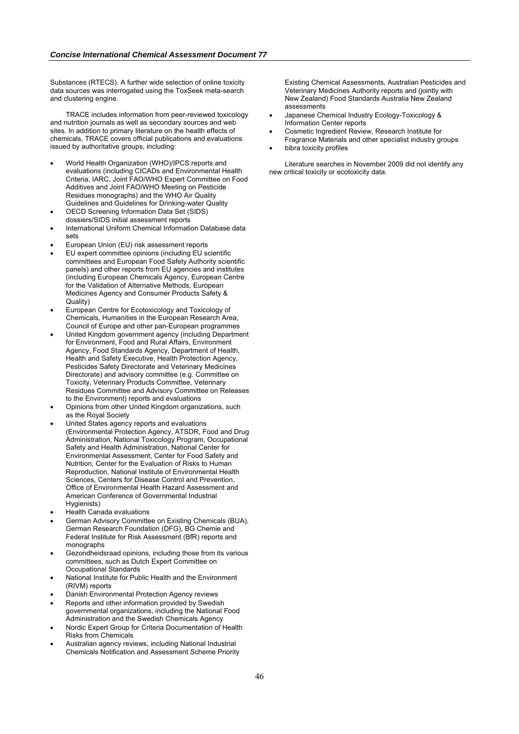Substances (RTECS). A further wide selection of online toxicity data sources was interrogated using the ToxSeek meta-search and clustering engine.

TRACE includes information from peer-reviewed toxicology and nutrition journals as well as secondary sources and web sites. In addition to primary literature on the health effects of chemicals, TRACE covers official publications and evaluations issued by authoritative groups, including:

- World Health Organization (WHO)/IPCS reports and evaluations (including CICADs and Environmental Health Criteria, IARC, Joint FAO/WHO Expert Committee on Food Additives and Joint FAO/WHO Meeting on Pesticide Residues monographs) and the WHO Air Quality Guidelines and Guidelines for Drinking-water Quality
- OECD Screening Information Data Set (SIDS) dossiers/SIDS initial assessment reports
- International Uniform Chemical Information Database data sets
- European Union (EU) risk assessment reports
- EU expert committee opinions (including EU scientific committees and European Food Safety Authority scientific panels) and other reports from EU agencies and institutes (including European Chemicals Agency, European Centre for the Validation of Alternative Methods, European Medicines Agency and Consumer Products Safety & Quality)
- European Centre for Ecotoxicology and Toxicology of Chemicals, Humanities in the European Research Area, Council of Europe and other pan-European programmes
- United Kingdom government agency (including Department for Environment, Food and Rural Affairs, Environment Agency, Food Standards Agency, Department of Health, Health and Safety Executive, Health Protection Agency, Pesticides Safety Directorate and Veterinary Medicines Directorate) and advisory committee (e.g. Committee on Toxicity, Veterinary Products Committee, Veterinary Residues Committee and Advisory Committee on Releases to the Environment) reports and evaluations
- Opinions from other United Kingdom organizations, such as the Royal Society
- United States agency reports and evaluations (Environmental Protection Agency, ATSDR, Food and Drug Administration, National Toxicology Program, Occupational Safety and Health Administration, National Center for Environmental Assessment, Center for Food Safety and Nutrition, Center for the Evaluation of Risks to Human Reproduction, National Institute of Environmental Health Sciences, Centers for Disease Control and Prevention, Office of Environmental Health Hazard Assessment and American Conference of Governmental Industrial Hygienists)
- Health Canada evaluations
- German Advisory Committee on Existing Chemicals (BUA), German Research Foundation (DFG), BG Chemie and Federal Institute for Risk Assessment (BfR) reports and monographs
- Gezondheidsraad opinions, including those from its various committees, such as Dutch Expert Committee on Occupational Standards
- National Institute for Public Health and the Environment (RIVM) reports
- Danish Environmental Protection Agency reviews
- Reports and other information provided by Swedish governmental organizations, including the National Food Administration and the Swedish Chemicals Agency
- Nordic Expert Group for Criteria Documentation of Health Risks from Chemicals
- Australian agency reviews, including National Industrial Chemicals Notification and Assessment Scheme Priority Existing Chemical Assessments, Australian Pesticides and Veterinary Medicines Authority reports and (jointly with New Zealand) Food Standards Australia New Zealand assessments
- Japanese Chemical Industry Ecology-Toxicology & Information Center reports
- Cosmetic Ingredient Review, Research Institute for Fragrance Materials and other specialist industry groups
- bibra toxicity profiles

Literature searches in November 2009 did not identify any new critical toxicity or ecotoxicity data.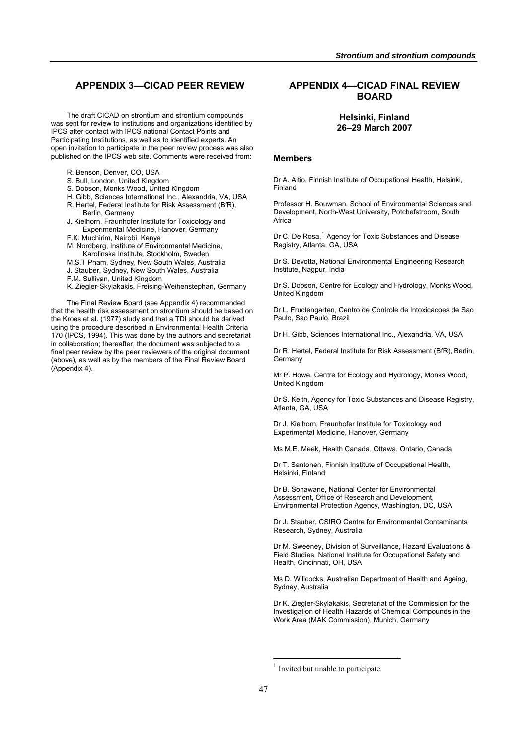## APPENDIX 3—CICAD PEER REVIEW

The draft CICAD on strontium and strontium compounds was sent for review to institutions and organizations identified by IPCS after contact with IPCS national Contact Points and Participating Institutions, as well as to identified experts. An open invitation to participate in the peer review process was also published on the IPCS web site. Comments were received from:

- R. Benson, Denver, CO, USA
- S. Bull, London, United Kingdom
- S. Dobson, Monks Wood, United Kingdom
- H. Gibb, Sciences International Inc., Alexandria, VA, USA
- R. Hertel, Federal Institute for Risk Assessment (BfR), Berlin, Germany
- J. Kielhorn, Fraunhofer Institute for Toxicology and Experimental Medicine, Hanover, Germany
- F.K. Muchirim, Nairobi, Kenya
- M. Nordberg, Institute of Environmental Medicine, Karolinska Institute, Stockholm, Sweden
- M.S.T Pham, Sydney, New South Wales, Australia
- J. Stauber, Sydney, New South Wales, Australia
- F.M. Sullivan, United Kingdom
- K. Ziegler-Skylakakis, Freising-Weihenstephan, Germany

The Final Review Board (see Appendix 4) recommended that the health risk assessment on strontium should be based on the Kroes et al. (1977) study and that a TDI should be derived using the procedure described in Environmental Health Criteria 170 (IPCS, 1994). This was done by the authors and secretariat in collaboration; thereafter, the document was subjected to a final peer review by the peer reviewers of the original document (above), as well as by the members of the Final Review Board (Appendix 4).

## APPENDIX 4—CICAD FINAL REVIEW BOARD

### Helsinki, Finland
### 26–29 March 2007

### Members

Dr A. Aitio, Finnish Institute of Occupational Health, Helsinki, Finland

Professor H. Bouwman, School of Environmental Sciences and Development, North-West University, Potchefstroom, South Africa

Dr C. De Rosa,[1] Agency for Toxic Substances and Disease Registry, Atlanta, GA, USA

Dr S. Devotta, National Environmental Engineering Research Institute, Nagpur, India

Dr S. Dobson, Centre for Ecology and Hydrology, Monks Wood, United Kingdom

Dr L. Fructengarten, Centro de Controle de Intoxicacoes de Sao Paulo, Sao Paulo, Brazil

Dr H. Gibb, Sciences International Inc., Alexandria, VA, USA

Dr R. Hertel, Federal Institute for Risk Assessment (BfR), Berlin, Germany

Mr P. Howe, Centre for Ecology and Hydrology, Monks Wood, United Kingdom

Dr S. Keith, Agency for Toxic Substances and Disease Registry, Atlanta, GA, USA

Dr J. Kielhorn, Fraunhofer Institute for Toxicology and Experimental Medicine, Hanover, Germany

Ms M.E. Meek, Health Canada, Ottawa, Ontario, Canada

Dr T. Santonen, Finnish Institute of Occupational Health, Helsinki, Finland

Dr B. Sonawane, National Center for Environmental Assessment, Office of Research and Development, Environmental Protection Agency, Washington, DC, USA

Dr J. Stauber, CSIRO Centre for Environmental Contaminants Research, Sydney, Australia

Dr M. Sweeney, Division of Surveillance, Hazard Evaluations & Field Studies, National Institute for Occupational Safety and Health, Cincinnati, OH, USA

Ms D. Willcocks, Australian Department of Health and Ageing, Sydney, Australia

Dr K. Ziegler-Skylakakis, Secretariat of the Commission for the Investigation of Health Hazards of Chemical Compounds in the Work Area (MAK Commission), Munich, Germany

[1] Invited but unable to participate.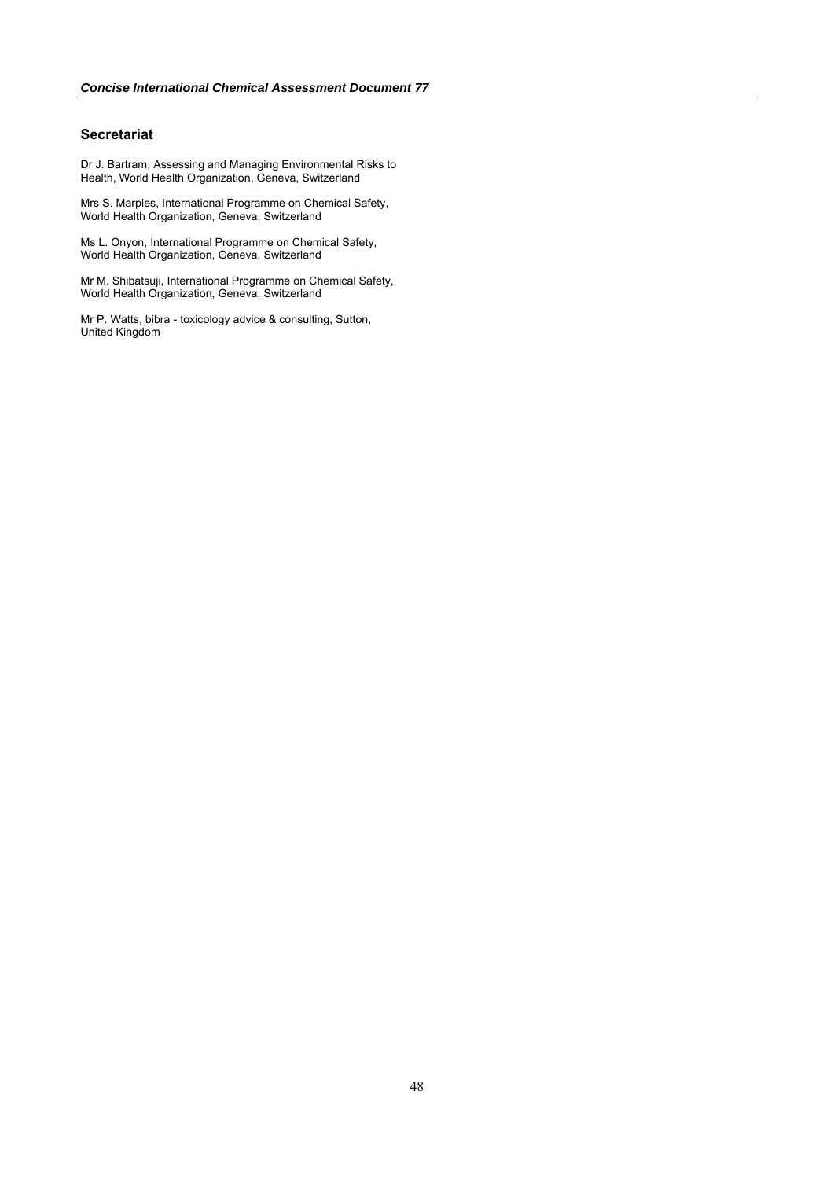## Secretariat

Dr J. Bartram, Assessing and Managing Environmental Risks to Health, World Health Organization, Geneva, Switzerland

Mrs S. Marples, International Programme on Chemical Safety, World Health Organization, Geneva, Switzerland

Ms L. Onyon, International Programme on Chemical Safety, World Health Organization, Geneva, Switzerland

Mr M. Shibatsuji, International Programme on Chemical Safety, World Health Organization, Geneva, Switzerland

Mr P. Watts, bibra - toxicology advice & consulting, Sutton, United Kingdom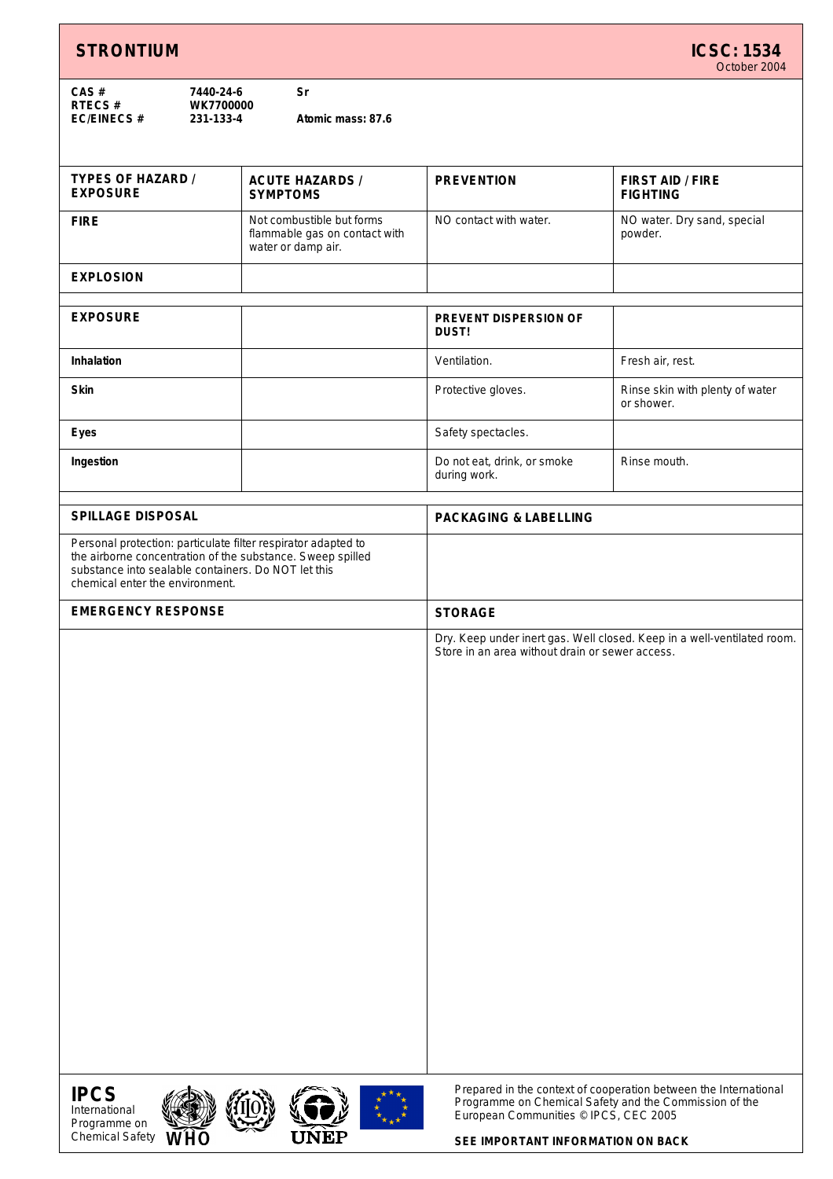# STRONTIUM

**ICSC: 1534**
October 2004

| | | |
|---|---|---|
| **CAS #** | **7440-24-6** | **Sr** |
| **RTECS #** | **WK7700000** | |
| **EC/EINECS #** | **231-133-4** | **Atomic mass: 87.6** |

| TYPES OF HAZARD / EXPOSURE | ACUTE HAZARDS / SYMPTOMS | PREVENTION | FIRST AID / FIRE FIGHTING |
|---|---|---|---|
| **FIRE** | Not combustible but forms flammable gas on contact with water or damp air. | NO contact with water. | NO water. Dry sand, special powder. |
| **EXPLOSION** | | | |
| **EXPOSURE** | | **PREVENT DISPERSION OF DUST!** | |
| **Inhalation** | | Ventilation. | Fresh air, rest. |
| **Skin** | | Protective gloves. | Rinse skin with plenty of water or shower. |
| **Eyes** | | Safety spectacles. | |
| **Ingestion** | | Do not eat, drink, or smoke during work. | Rinse mouth. |

| SPILLAGE DISPOSAL | PACKAGING & LABELLING |
|---|---|
| Personal protection: particulate filter respirator adapted to the airborne concentration of the substance. Sweep spilled substance into sealable containers. Do NOT let this chemical enter the environment. | |

| EMERGENCY RESPONSE | STORAGE |
|---|---|
| | Dry. Keep under inert gas. Well closed. Keep in a well-ventilated room. Store in an area without drain or sewer access. |

**IPCS**
International Programme on Chemical Safety

Prepared in the context of cooperation between the International Programme on Chemical Safety and the Commission of the European Communities © IPCS, CEC 2005

**SEE IMPORTANT INFORMATION ON BACK**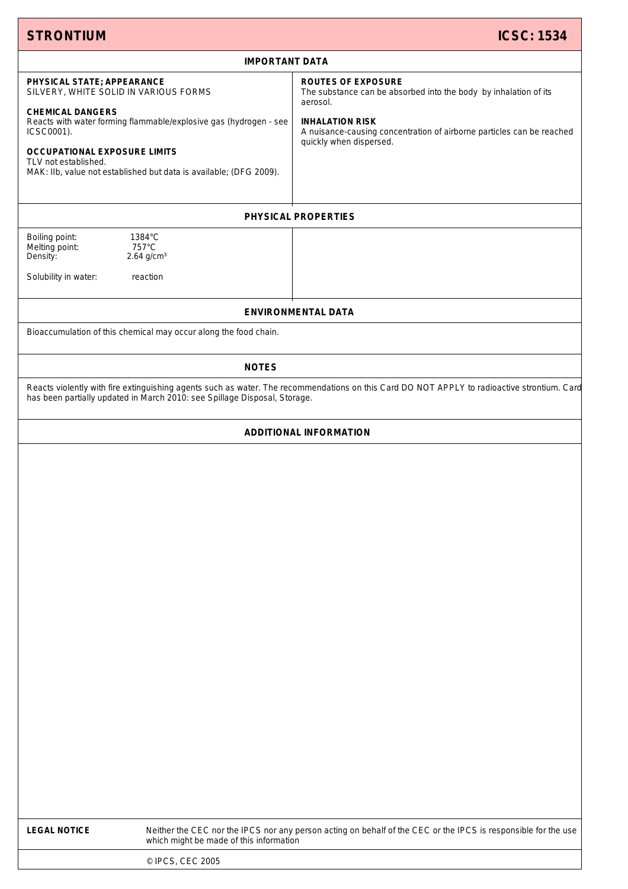# STRONTIUM — ICSC: 1534

## IMPORTANT DATA

**PHYSICAL STATE; APPEARANCE**
SILVERY, WHITE SOLID IN VARIOUS FORMS

**CHEMICAL DANGERS**
Reacts with water forming flammable/explosive gas (hydrogen - see ICSC0001).

**OCCUPATIONAL EXPOSURE LIMITS**
TLV not established.
MAK: IIb, value not established but data is available; (DFG 2009).

**ROUTES OF EXPOSURE**
The substance can be absorbed into the body by inhalation of its aerosol.

**INHALATION RISK**
A nuisance-causing concentration of airborne particles can be reached quickly when dispersed.

## PHYSICAL PROPERTIES

| Property | Value |
|---|---|
| Boiling point: | 1384°C |
| Melting point: | 757°C |
| Density: | 2.64 g/cm³ |
| Solubility in water: | reaction |

## ENVIRONMENTAL DATA

Bioaccumulation of this chemical may occur along the food chain.

## NOTES

Reacts violently with fire extinguishing agents such as water. The recommendations on this Card DO NOT APPLY to radioactive strontium. Card has been partially updated in March 2010: see Spillage Disposal, Storage.

## ADDITIONAL INFORMATION

**LEGAL NOTICE** Neither the CEC nor the IPCS nor any person acting on behalf of the CEC or the IPCS is responsible for the use which might be made of this information

© IPCS, CEC 2005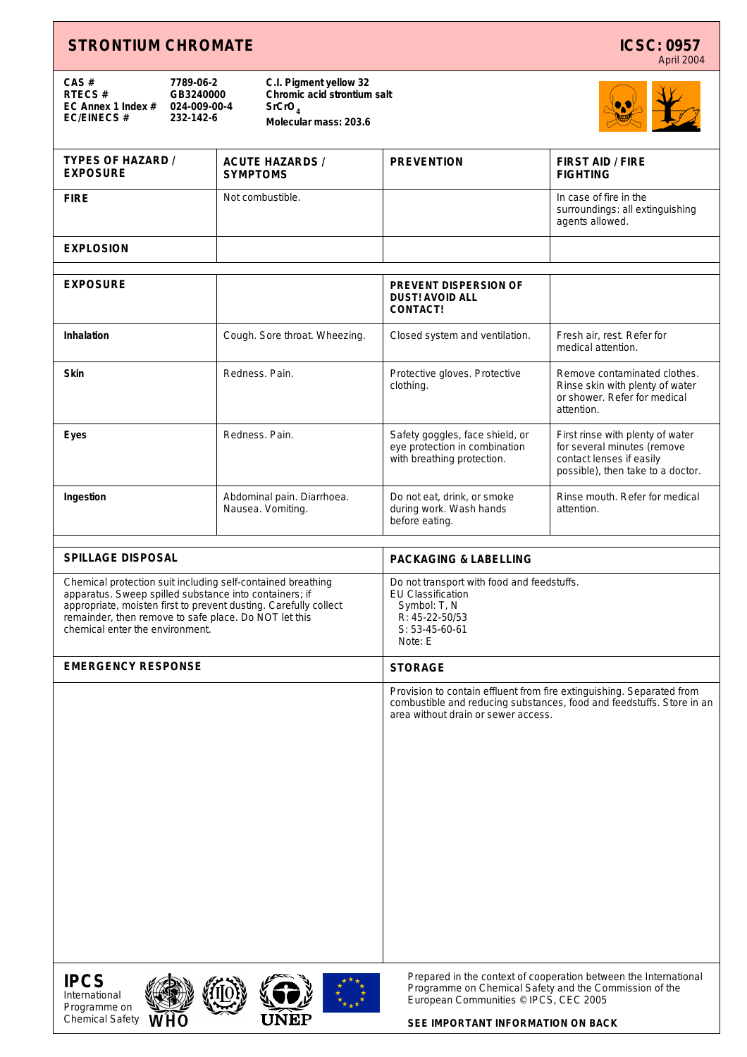# STRONTIUM CHROMATE

**ICSC: 0957**
April 2004

| | | |
|---|---|---|
| **CAS #** | **7789-06-2** | **C.I. Pigment yellow 32** |
| **RTECS #** | **GB3240000** | **Chromic acid strontium salt** |
| **EC Annex 1 Index #** | **024-009-00-4** | **$SrCrO_4$** |
| **EC/EINECS #** | **232-142-6** | **Molecular mass: 203.6** |

| TYPES OF HAZARD / EXPOSURE | ACUTE HAZARDS / SYMPTOMS | PREVENTION | FIRST AID / FIRE FIGHTING |
|---|---|---|---|
| **FIRE** | Not combustible. | | In case of fire in the surroundings: all extinguishing agents allowed. |
| **EXPLOSION** | | | |
| **EXPOSURE** | | **PREVENT DISPERSION OF DUST! AVOID ALL CONTACT!** | |
| **Inhalation** | Cough. Sore throat. Wheezing. | Closed system and ventilation. | Fresh air, rest. Refer for medical attention. |
| **Skin** | Redness. Pain. | Protective gloves. Protective clothing. | Remove contaminated clothes. Rinse skin with plenty of water or shower. Refer for medical attention. |
| **Eyes** | Redness. Pain. | Safety goggles, face shield, or eye protection in combination with breathing protection. | First rinse with plenty of water for several minutes (remove contact lenses if easily possible), then take to a doctor. |
| **Ingestion** | Abdominal pain. Diarrhoea. Nausea. Vomiting. | Do not eat, drink, or smoke during work. Wash hands before eating. | Rinse mouth. Refer for medical attention. |

## SPILLAGE DISPOSAL

Chemical protection suit including self-contained breathing apparatus. Sweep spilled substance into containers; if appropriate, moisten first to prevent dusting. Carefully collect remainder, then remove to safe place. Do NOT let this chemical enter the environment.

## PACKAGING & LABELLING

Do not transport with food and feedstuffs.
EU Classification
Symbol: T, N
R: 45-22-50/53
S: 53-45-60-61
Note: E

## EMERGENCY RESPONSE

## STORAGE

Provision to contain effluent from fire extinguishing. Separated from combustible and reducing substances, food and feedstuffs. Store in an area without drain or sewer access.

**IPCS**
International Programme on Chemical Safety

Prepared in the context of cooperation between the International Programme on Chemical Safety and the Commission of the European Communities © IPCS, CEC 2005

**SEE IMPORTANT INFORMATION ON BACK**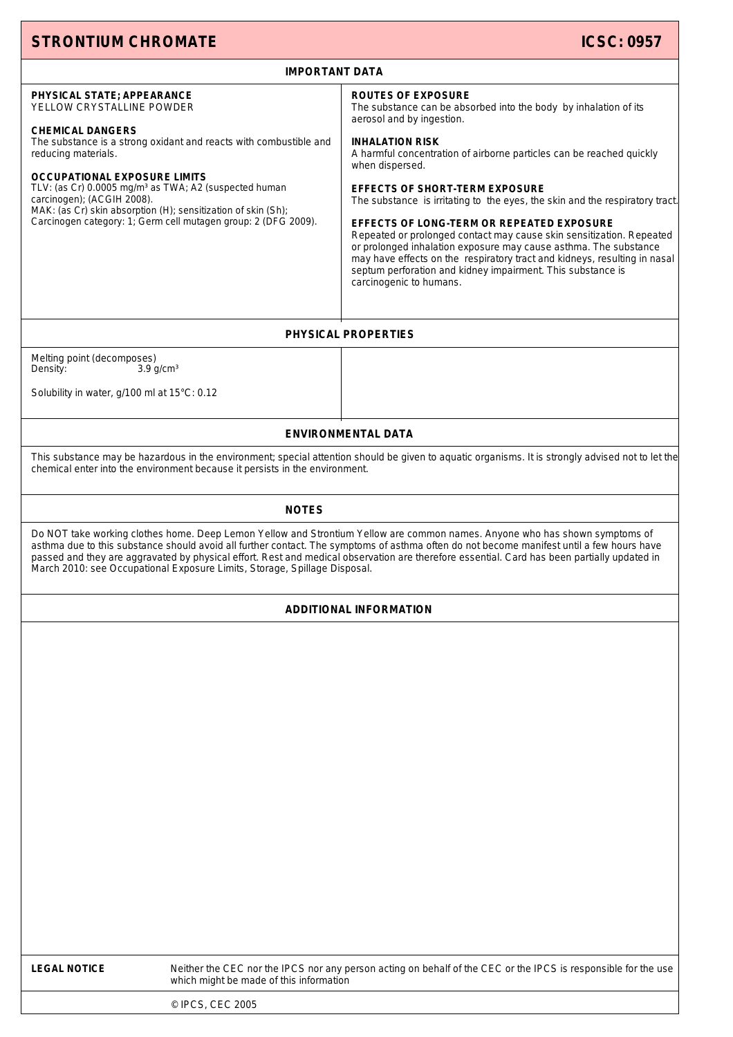# STRONTIUM CHROMATE — ICSC: 0957

## IMPORTANT DATA

**PHYSICAL STATE; APPEARANCE**
YELLOW CRYSTALLINE POWDER

**CHEMICAL DANGERS**
The substance is a strong oxidant and reacts with combustible and reducing materials.

**OCCUPATIONAL EXPOSURE LIMITS**
TLV: (as Cr) 0.0005 mg/m³ as TWA; A2 (suspected human carcinogen); (ACGIH 2008).
MAK: (as Cr) skin absorption (H); sensitization of skin (Sh); Carcinogen category: 1; Germ cell mutagen group: 2 (DFG 2009).

**ROUTES OF EXPOSURE**
The substance can be absorbed into the body by inhalation of its aerosol and by ingestion.

**INHALATION RISK**
A harmful concentration of airborne particles can be reached quickly when dispersed.

**EFFECTS OF SHORT-TERM EXPOSURE**
The substance is irritating to the eyes, the skin and the respiratory tract.

**EFFECTS OF LONG-TERM OR REPEATED EXPOSURE**
Repeated or prolonged contact may cause skin sensitization. Repeated or prolonged inhalation exposure may cause asthma. The substance may have effects on the respiratory tract and kidneys, resulting in nasal septum perforation and kidney impairment. This substance is carcinogenic to humans.

## PHYSICAL PROPERTIES

Melting point (decomposes)
Density: 3.9 g/cm³

Solubility in water, g/100 ml at 15°C: 0.12

## ENVIRONMENTAL DATA

This substance may be hazardous in the environment; special attention should be given to aquatic organisms. It is strongly advised not to let the chemical enter into the environment because it persists in the environment.

## NOTES

Do NOT take working clothes home. Deep Lemon Yellow and Strontium Yellow are common names. Anyone who has shown symptoms of asthma due to this substance should avoid all further contact. The symptoms of asthma often do not become manifest until a few hours have passed and they are aggravated by physical effort. Rest and medical observation are therefore essential. Card has been partially updated in March 2010: see Occupational Exposure Limits, Storage, Spillage Disposal.

## ADDITIONAL INFORMATION

**LEGAL NOTICE** Neither the CEC nor the IPCS nor any person acting on behalf of the CEC or the IPCS is responsible for the use which might be made of this information

© IPCS, CEC 2005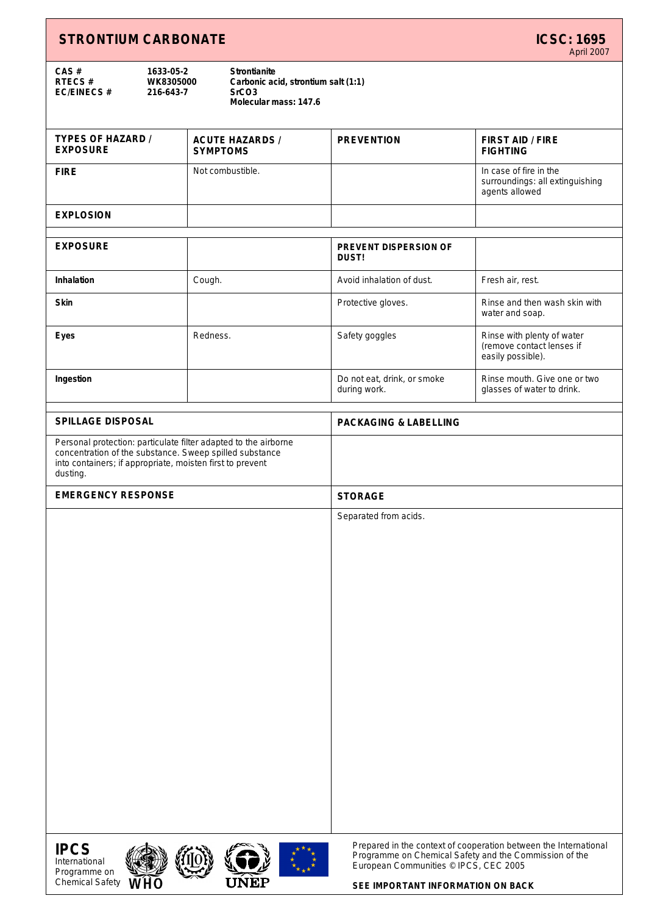# STRONTIUM CARBONATE

**ICSC: 1695**
April 2007

| | | |
|---|---|---|
| **CAS #** | **1633-05-2** | **Strontianite** |
| **RTECS #** | **WK8305000** | **Carbonic acid, strontium salt (1:1)** |
| **EC/EINECS #** | **216-643-7** | **$SrCO_3$** |
| | | **Molecular mass: 147.6** |

| TYPES OF HAZARD / EXPOSURE | ACUTE HAZARDS / SYMPTOMS | PREVENTION | FIRST AID / FIRE FIGHTING |
|---|---|---|---|
| **FIRE** | Not combustible. | | In case of fire in the surroundings: all extinguishing agents allowed |
| **EXPLOSION** | | | |
| **EXPOSURE** | | **PREVENT DISPERSION OF DUST!** | |
| **Inhalation** | Cough. | Avoid inhalation of dust. | Fresh air, rest. |
| **Skin** | | Protective gloves. | Rinse and then wash skin with water and soap. |
| **Eyes** | Redness. | Safety goggles | Rinse with plenty of water (remove contact lenses if easily possible). |
| **Ingestion** | | Do not eat, drink, or smoke during work. | Rinse mouth. Give one or two glasses of water to drink. |

| SPILLAGE DISPOSAL | PACKAGING & LABELLING |
|---|---|
| Personal protection: particulate filter adapted to the airborne concentration of the substance. Sweep spilled substance into containers; if appropriate, moisten first to prevent dusting. | |

| EMERGENCY RESPONSE | STORAGE |
|---|---|
| | Separated from acids. |

**IPCS**
International Programme on Chemical Safety

Prepared in the context of cooperation between the International Programme on Chemical Safety and the Commission of the European Communities © IPCS, CEC 2005

**SEE IMPORTANT INFORMATION ON BACK**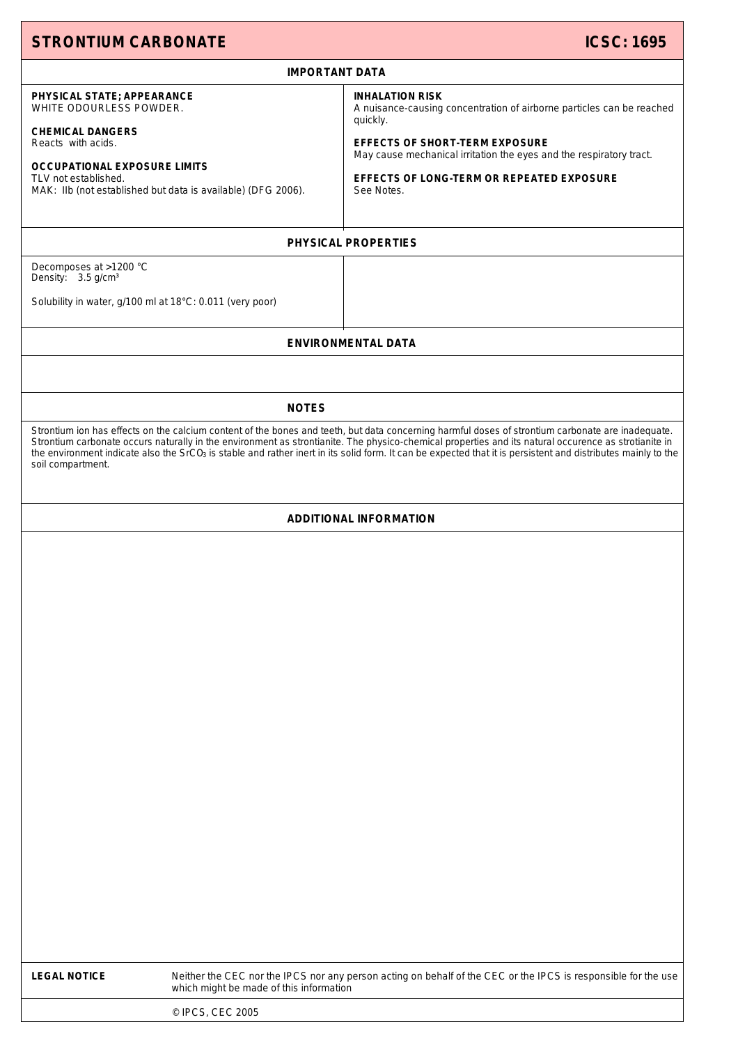# STRONTIUM CARBONATE

**ICSC: 1695**

## IMPORTANT DATA

**PHYSICAL STATE; APPEARANCE**
WHITE ODOURLESS POWDER.

**CHEMICAL DANGERS**
Reacts with acids.

**OCCUPATIONAL EXPOSURE LIMITS**
TLV not established.
MAK: IIb (not established but data is available) (DFG 2006).

**INHALATION RISK**
A nuisance-causing concentration of airborne particles can be reached quickly.

**EFFECTS OF SHORT-TERM EXPOSURE**
May cause mechanical irritation the eyes and the respiratory tract.

**EFFECTS OF LONG-TERM OR REPEATED EXPOSURE**
See Notes.

## PHYSICAL PROPERTIES

Decomposes at >1200 °C
Density: 3.5 g/cm³

Solubility in water, g/100 ml at 18°C: 0.011 (very poor)

## ENVIRONMENTAL DATA

## NOTES

Strontium ion has effects on the calcium content of the bones and teeth, but data concerning harmful doses of strontium carbonate are inadequate. Strontium carbonate occurs naturally in the environment as strontianite. The physico-chemical properties and its natural occurence as strotianite in the environment indicate also the $SrCO_3$ is stable and rather inert in its solid form. It can be expected that it is persistent and distributes mainly to the soil compartment.

## ADDITIONAL INFORMATION

**LEGAL NOTICE** Neither the CEC nor the IPCS nor any person acting on behalf of the CEC or the IPCS is responsible for the use which might be made of this information

© IPCS, CEC 2005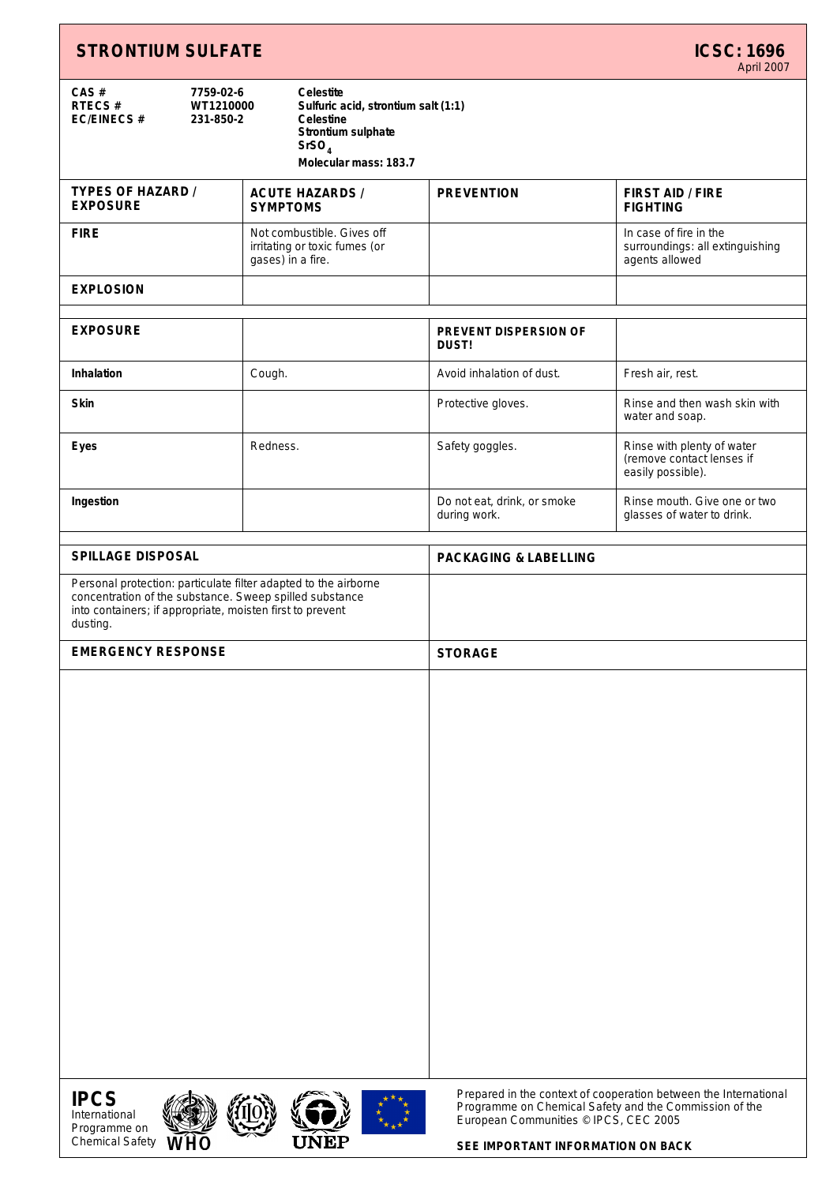# STRONTIUM SULFATE

**ICSC: 1696**
April 2007

| | | |
|---|---|---|
| **CAS #** | **7759-02-6** | **Celestite** |
| **RTECS #** | **WT1210000** | **Sulfuric acid, strontium salt (1:1)** |
| **EC/EINECS #** | **231-850-2** | **Celestine** |
| | | **Strontium sulphate** |
| | | **$SrSO_4$** |
| | | **Molecular mass: 183.7** |

| TYPES OF HAZARD / EXPOSURE | ACUTE HAZARDS / SYMPTOMS | PREVENTION | FIRST AID / FIRE FIGHTING |
|---|---|---|---|
| **FIRE** | Not combustible. Gives off irritating or toxic fumes (or gases) in a fire. | | In case of fire in the surroundings: all extinguishing agents allowed |
| **EXPLOSION** | | | |
| | | | |
| **EXPOSURE** | | **PREVENT DISPERSION OF DUST!** | |
| **Inhalation** | Cough. | Avoid inhalation of dust. | Fresh air, rest. |
| **Skin** | | Protective gloves. | Rinse and then wash skin with water and soap. |
| **Eyes** | Redness. | Safety goggles. | Rinse with plenty of water (remove contact lenses if easily possible). |
| **Ingestion** | | Do not eat, drink, or smoke during work. | Rinse mouth. Give one or two glasses of water to drink. |

| SPILLAGE DISPOSAL | PACKAGING & LABELLING |
|---|---|
| Personal protection: particulate filter adapted to the airborne concentration of the substance. Sweep spilled substance into containers; if appropriate, moisten first to prevent dusting. | |
| **EMERGENCY RESPONSE** | **STORAGE** |
| | |

**IPCS**
International Programme on Chemical Safety

Prepared in the context of cooperation between the International Programme on Chemical Safety and the Commission of the European Communities © IPCS, CEC 2005

**SEE IMPORTANT INFORMATION ON BACK**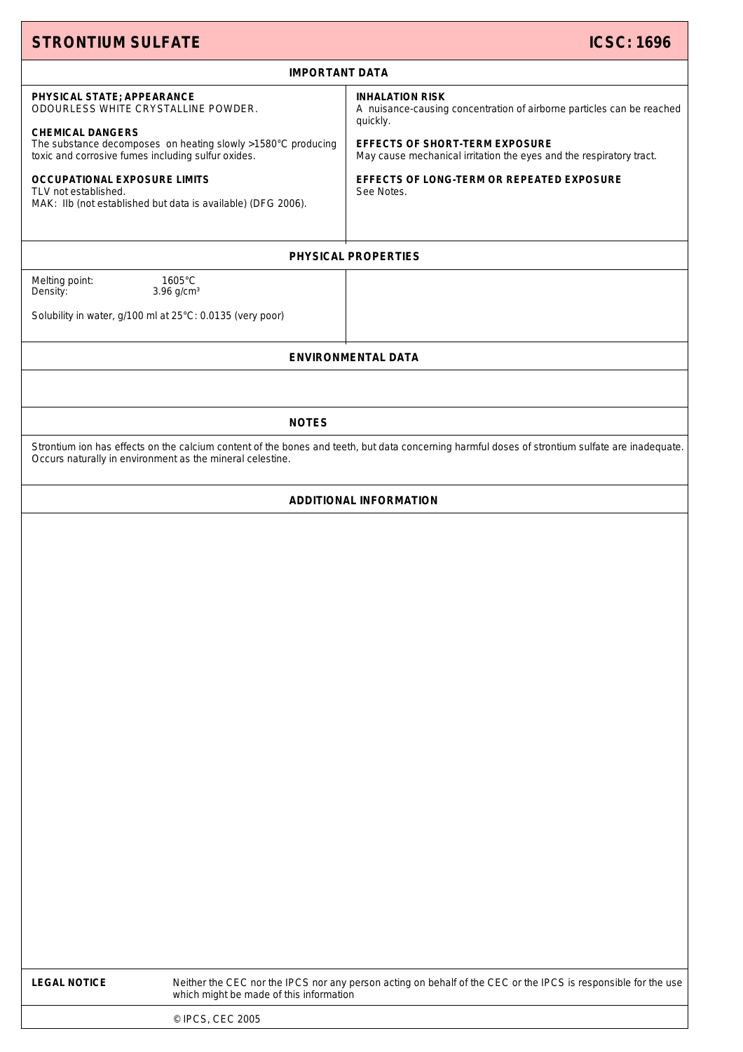# STRONTIUM SULFATE — ICSC: 1696

## IMPORTANT DATA

**PHYSICAL STATE; APPEARANCE**
ODOURLESS WHITE CRYSTALLINE POWDER.

**CHEMICAL DANGERS**
The substance decomposes on heating slowly >1580°C producing toxic and corrosive fumes including sulfur oxides.

**OCCUPATIONAL EXPOSURE LIMITS**
TLV not established.
MAK: IIb (not established but data is available) (DFG 2006).

**INHALATION RISK**
A nuisance-causing concentration of airborne particles can be reached quickly.

**EFFECTS OF SHORT-TERM EXPOSURE**
May cause mechanical irritation the eyes and the respiratory tract.

**EFFECTS OF LONG-TERM OR REPEATED EXPOSURE**
See Notes.

## PHYSICAL PROPERTIES

Melting point: 1605°C
Density: 3.96 g/cm³

Solubility in water, g/100 ml at 25°C: 0.0135 (very poor)

## ENVIRONMENTAL DATA

## NOTES

Strontium ion has effects on the calcium content of the bones and teeth, but data concerning harmful doses of strontium sulfate are inadequate.
Occurs naturally in environment as the mineral celestine.

## ADDITIONAL INFORMATION

**LEGAL NOTICE** Neither the CEC nor the IPCS nor any person acting on behalf of the CEC or the IPCS is responsible for the use which might be made of this information

© IPCS, CEC 2005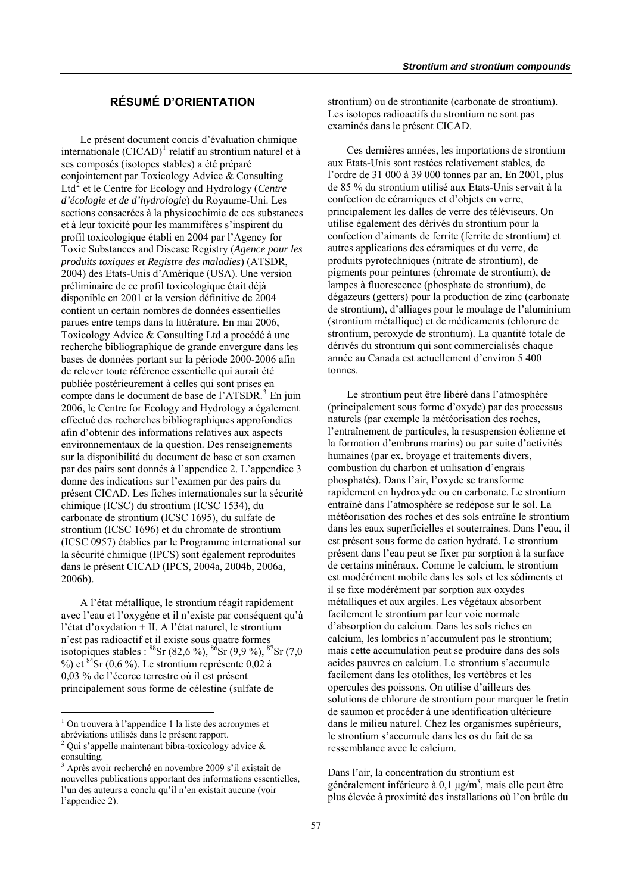## RÉSUMÉ D'ORIENTATION

Le présent document concis d'évaluation chimique internationale (CICAD)[1] relatif au strontium naturel et à ses composés (isotopes stables) a été préparé conjointement par Toxicology Advice & Consulting Ltd[2] et le Centre for Ecology and Hydrology (*Centre d'écologie et de d'hydrologie*) du Royaume-Uni. Les sections consacrées à la physicochimie de ces substances et à leur toxicité pour les mammifères s'inspirent du profil toxicologique établi en 2004 par l'Agency for Toxic Substances and Disease Registry (*Agence pour les produits toxiques et Registre des maladies*) (ATSDR, 2004) des Etats-Unis d'Amérique (USA). Une version préliminaire de ce profil toxicologique était déjà disponible en 2001 et la version définitive de 2004 contient un certain nombres de données essentielles parues entre temps dans la littérature. En mai 2006, Toxicology Advice & Consulting Ltd a procédé à une recherche bibliographique de grande envergure dans les bases de données portant sur la période 2000-2006 afin de relever toute référence essentielle qui aurait été publiée postérieurement à celles qui sont prises en compte dans le document de base de l'ATSDR.[3] En juin 2006, le Centre for Ecology and Hydrology a également effectué des recherches bibliographiques approfondies afin d'obtenir des informations relatives aux aspects environnementaux de la question. Des renseignements sur la disponibilité du document de base et son examen par des pairs sont donnés à l'appendice 2. L'appendice 3 donne des indications sur l'examen par des pairs du présent CICAD. Les fiches internationales sur la sécurité chimique (ICSC) du strontium (ICSC 1534), du carbonate de strontium (ICSC 1695), du sulfate de strontium (ICSC 1696) et du chromate de strontium (ICSC 0957) établies par le Programme international sur la sécurité chimique (IPCS) sont également reproduites dans le présent CICAD (IPCS, 2004a, 2004b, 2006a, 2006b).

A l'état métallique, le strontium réagit rapidement avec l'eau et l'oxygène et il n'existe par conséquent qu'à l'état d'oxydation + II. A l'état naturel, le strontium n'est pas radioactif et il existe sous quatre formes isotopiques stables : $^{88}$Sr (82,6 %), $^{86}$Sr (9,9 %), $^{87}$Sr (7,0 %) et $^{84}$Sr (0,6 %). Le strontium représente 0,02 à 0,03 % de l'écorce terrestre où il est présent principalement sous forme de célestine (sulfate de strontium) ou de strontianite (carbonate de strontium). Les isotopes radioactifs du strontium ne sont pas examinés dans le présent CICAD.

Ces dernières années, les importations de strontium aux Etats-Unis sont restées relativement stables, de l'ordre de 31 000 à 39 000 tonnes par an. En 2001, plus de 85 % du strontium utilisé aux Etats-Unis servait à la confection de céramiques et d'objets en verre, principalement les dalles de verre des téléviseurs. On utilise également des dérivés du strontium pour la confection d'aimants de ferrite (ferrite de strontium) et autres applications des céramiques et du verre, de produits pyrotechniques (nitrate de strontium), de pigments pour peintures (chromate de strontium), de lampes à fluorescence (phosphate de strontium), de dégazeurs (getters) pour la production de zinc (carbonate de strontium), d'alliages pour le moulage de l'aluminium (strontium métallique) et de médicaments (chlorure de strontium, peroxyde de strontium). La quantité totale de dérivés du strontium qui sont commercialisés chaque année au Canada est actuellement d'environ 5 400 tonnes.

Le strontium peut être libéré dans l'atmosphère (principalement sous forme d'oxyde) par des processus naturels (par exemple la météorisation des roches, l'entraînement de particules, la resuspension éolienne et la formation d'embruns marins) ou par suite d'activités humaines (par ex. broyage et traitements divers, combustion du charbon et utilisation d'engrais phosphatés). Dans l'air, l'oxyde se transforme rapidement en hydroxyde ou en carbonate. Le strontium entraîné dans l'atmosphère se redépose sur le sol. La météorisation des roches et des sols entraîne le strontium dans les eaux superficielles et souterraines. Dans l'eau, il est présent sous forme de cation hydraté. Le strontium présent dans l'eau peut se fixer par sorption à la surface de certains minéraux. Comme le calcium, le strontium est modérément mobile dans les sols et les sédiments et il se fixe modérément par sorption aux oxydes métalliques et aux argiles. Les végétaux absorbent facilement le strontium par leur voie normale d'absorption du calcium. Dans les sols riches en calcium, les lombrics n'accumulent pas le strontium; mais cette accumulation peut se produire dans des sols acides pauvres en calcium. Le strontium s'accumule facilement dans les otolithes, les vertèbres et les opercules des poissons. On utilise d'ailleurs des solutions de chlorure de strontium pour marquer le fretin de saumon et procéder à une identification ultérieure dans le milieu naturel. Chez les organismes supérieurs, le strontium s'accumule dans les os du fait de sa ressemblance avec le calcium.

Dans l'air, la concentration du strontium est généralement inférieure à 0,1 µg/m$^3$, mais elle peut être plus élevée à proximité des installations où l'on brûle du

---

[1] On trouvera à l'appendice 1 la liste des acronymes et abréviations utilisés dans le présent rapport.

[2] Qui s'appelle maintenant bibra-toxicology advice & consulting.

[3] Après avoir recherché en novembre 2009 s'il existait de nouvelles publications apportant des informations essentielles, l'un des auteurs a conclu qu'il n'en existait aucune (voir l'appendice 2).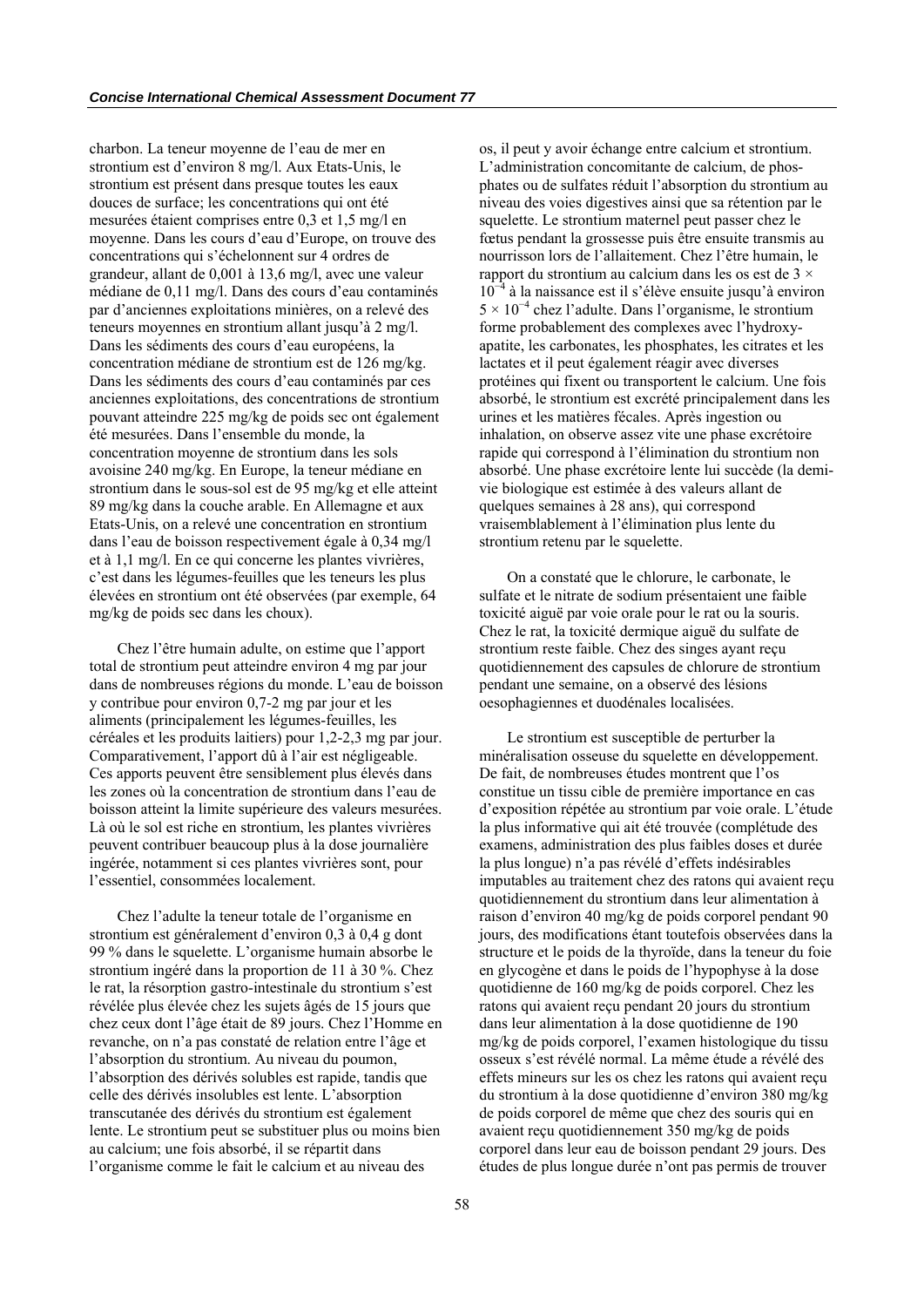charbon. La teneur moyenne de l'eau de mer en strontium est d'environ 8 mg/l. Aux Etats-Unis, le strontium est présent dans presque toutes les eaux douces de surface; les concentrations qui ont été mesurées étaient comprises entre 0,3 et 1,5 mg/l en moyenne. Dans les cours d'eau d'Europe, on trouve des concentrations qui s'échelonnent sur 4 ordres de grandeur, allant de 0,001 à 13,6 mg/l, avec une valeur médiane de 0,11 mg/l. Dans des cours d'eau contaminés par d'anciennes exploitations minières, on a relevé des teneurs moyennes en strontium allant jusqu'à 2 mg/l. Dans les sédiments des cours d'eau européens, la concentration médiane de strontium est de 126 mg/kg. Dans les sédiments des cours d'eau contaminés par ces anciennes exploitations, des concentrations de strontium pouvant atteindre 225 mg/kg de poids sec ont également été mesurées. Dans l'ensemble du monde, la concentration moyenne de strontium dans les sols avoisine 240 mg/kg. En Europe, la teneur médiane en strontium dans le sous-sol est de 95 mg/kg et elle atteint 89 mg/kg dans la couche arable. En Allemagne et aux Etats-Unis, on a relevé une concentration en strontium dans l'eau de boisson respectivement égale à 0,34 mg/l et à 1,1 mg/l. En ce qui concerne les plantes vivrières, c'est dans les légumes-feuilles que les teneurs les plus élevées en strontium ont été observées (par exemple, 64 mg/kg de poids sec dans les choux).

Chez l'être humain adulte, on estime que l'apport total de strontium peut atteindre environ 4 mg par jour dans de nombreuses régions du monde. L'eau de boisson y contribue pour environ 0,7-2 mg par jour et les aliments (principalement les légumes-feuilles, les céréales et les produits laitiers) pour 1,2-2,3 mg par jour. Comparativement, l'apport dû à l'air est négligeable. Ces apports peuvent être sensiblement plus élevés dans les zones où la concentration de strontium dans l'eau de boisson atteint la limite supérieure des valeurs mesurées. Là où le sol est riche en strontium, les plantes vivrières peuvent contribuer beaucoup plus à la dose journalière ingérée, notamment si ces plantes vivrières sont, pour l'essentiel, consommées localement.

Chez l'adulte la teneur totale de l'organisme en strontium est généralement d'environ 0,3 à 0,4 g dont 99 % dans le squelette. L'organisme humain absorbe le strontium ingéré dans la proportion de 11 à 30 %. Chez le rat, la résorption gastro-intestinale du strontium s'est révélée plus élevée chez les sujets âgés de 15 jours que chez ceux dont l'âge était de 89 jours. Chez l'Homme en revanche, on n'a pas constaté de relation entre l'âge et l'absorption du strontium. Au niveau du poumon, l'absorption des dérivés solubles est rapide, tandis que celle des dérivés insolubles est lente. L'absorption transcutanée des dérivés du strontium est également lente. Le strontium peut se substituer plus ou moins bien au calcium; une fois absorbé, il se répartit dans l'organisme comme le fait le calcium et au niveau des os, il peut y avoir échange entre calcium et strontium. L'administration concomitante de calcium, de phosphates ou de sulfates réduit l'absorption du strontium au niveau des voies digestives ainsi que sa rétention par le squelette. Le strontium maternel peut passer chez le fœtus pendant la grossesse puis être ensuite transmis au nourrisson lors de l'allaitement. Chez l'être humain, le rapport du strontium au calcium dans les os est de $3 \times 10^{-4}$ à la naissance est il s'élève ensuite jusqu'à environ $5 \times 10^{-4}$ chez l'adulte. Dans l'organisme, le strontium forme probablement des complexes avec l'hydroxyapatite, les carbonates, les phosphates, les citrates et les lactates et il peut également réagir avec diverses protéines qui fixent ou transportent le calcium. Une fois absorbé, le strontium est excrété principalement dans les urines et les matières fécales. Après ingestion ou inhalation, on observe assez vite une phase excrétoire rapide qui correspond à l'élimination du strontium non absorbé. Une phase excrétoire lente lui succède (la demi-vie biologique est estimée à des valeurs allant de quelques semaines à 28 ans), qui correspond vraisemblablement à l'élimination plus lente du strontium retenu par le squelette.

On a constaté que le chlorure, le carbonate, le sulfate et le nitrate de sodium présentaient une faible toxicité aiguë par voie orale pour le rat ou la souris. Chez le rat, la toxicité dermique aiguë du sulfate de strontium reste faible. Chez des singes ayant reçu quotidiennement des capsules de chlorure de strontium pendant une semaine, on a observé des lésions oesophagiennes et duodénales localisées.

Le strontium est susceptible de perturber la minéralisation osseuse du squelette en développement. De fait, de nombreuses études montrent que l'os constitue un tissu cible de première importance en cas d'exposition répétée au strontium par voie orale. L'étude la plus informative qui ait été trouvée (complétude des examens, administration des plus faibles doses et durée la plus longue) n'a pas révélé d'effets indésirables imputables au traitement chez des ratons qui avaient reçu quotidiennement du strontium dans leur alimentation à raison d'environ 40 mg/kg de poids corporel pendant 90 jours, des modifications étant toutefois observées dans la structure et le poids de la thyroïde, dans la teneur du foie en glycogène et dans le poids de l'hypophyse à la dose quotidienne de 160 mg/kg de poids corporel. Chez les ratons qui avaient reçu pendant 20 jours du strontium dans leur alimentation à la dose quotidienne de 190 mg/kg de poids corporel, l'examen histologique du tissu osseux s'est révélé normal. La même étude a révélé des effets mineurs sur les os chez les ratons qui avaient reçu du strontium à la dose quotidienne d'environ 380 mg/kg de poids corporel de même que chez des souris qui en avaient reçu quotidiennement 350 mg/kg de poids corporel dans leur eau de boisson pendant 29 jours. Des études de plus longue durée n'ont pas permis de trouver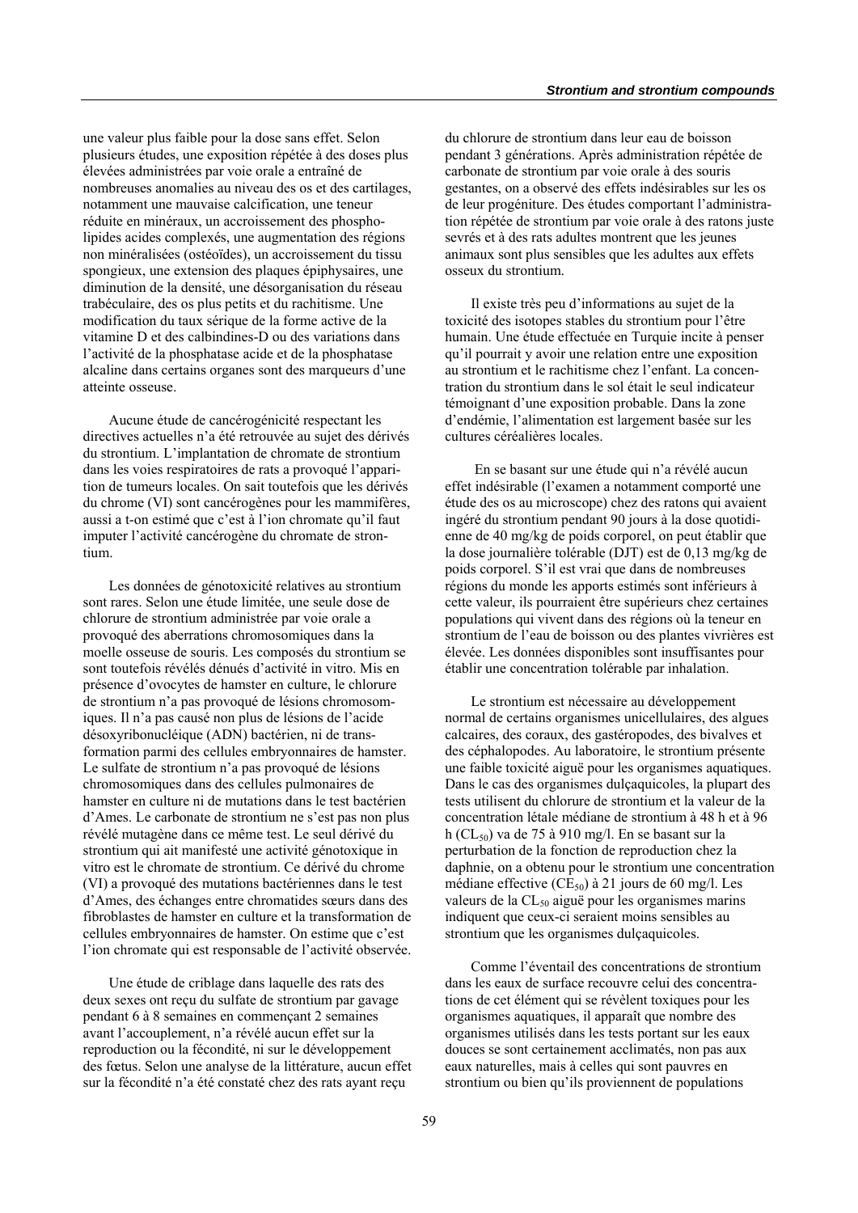une valeur plus faible pour la dose sans effet. Selon plusieurs études, une exposition répétée à des doses plus élevées administrées par voie orale a entraîné de nombreuses anomalies au niveau des os et des cartilages, notamment une mauvaise calcification, une teneur réduite en minéraux, un accroissement des phospholipides acides complexés, une augmentation des régions non minéralisées (ostéoïdes), un accroissement du tissu spongieux, une extension des plaques épiphysaires, une diminution de la densité, une désorganisation du réseau trabéculaire, des os plus petits et du rachitisme. Une modification du taux sérique de la forme active de la vitamine D et des calbindines-D ou des variations dans l'activité de la phosphatase acide et de la phosphatase alcaline dans certains organes sont des marqueurs d'une atteinte osseuse.

Aucune étude de cancérogénicité respectant les directives actuelles n'a été retrouvée au sujet des dérivés du strontium. L'implantation de chromate de strontium dans les voies respiratoires de rats a provoqué l'apparition de tumeurs locales. On sait toutefois que les dérivés du chrome (VI) sont cancérogènes pour les mammifères, aussi a t-on estimé que c'est à l'ion chromate qu'il faut imputer l'activité cancérogène du chromate de strontium.

Les données de génotoxicité relatives au strontium sont rares. Selon une étude limitée, une seule dose de chlorure de strontium administrée par voie orale a provoqué des aberrations chromosomiques dans la moelle osseuse de souris. Les composés du strontium se sont toutefois révélés dénués d'activité in vitro. Mis en présence d'ovocytes de hamster en culture, le chlorure de strontium n'a pas provoqué de lésions chromosomiques. Il n'a pas causé non plus de lésions de l'acide désoxyribonucléique (ADN) bactérien, ni de transformation parmi des cellules embryonnaires de hamster. Le sulfate de strontium n'a pas provoqué de lésions chromosomiques dans des cellules pulmonaires de hamster en culture ni de mutations dans le test bactérien d'Ames. Le carbonate de strontium ne s'est pas non plus révélé mutagène dans ce même test. Le seul dérivé du strontium qui ait manifesté une activité génotoxique in vitro est le chromate de strontium. Ce dérivé du chrome (VI) a provoqué des mutations bactériennes dans le test d'Ames, des échanges entre chromatides sœurs dans des fibroblastes de hamster en culture et la transformation de cellules embryonnaires de hamster. On estime que c'est l'ion chromate qui est responsable de l'activité observée.

Une étude de criblage dans laquelle des rats des deux sexes ont reçu du sulfate de strontium par gavage pendant 6 à 8 semaines en commençant 2 semaines avant l'accouplement, n'a révélé aucun effet sur la reproduction ou la fécondité, ni sur le développement des fœtus. Selon une analyse de la littérature, aucun effet sur la fécondité n'a été constaté chez des rats ayant reçu du chlorure de strontium dans leur eau de boisson pendant 3 générations. Après administration répétée de carbonate de strontium par voie orale à des souris gestantes, on a observé des effets indésirables sur les os de leur progéniture. Des études comportant l'administration répétée de strontium par voie orale à des ratons juste sevrés et à des rats adultes montrent que les jeunes animaux sont plus sensibles que les adultes aux effets osseux du strontium.

Il existe très peu d'informations au sujet de la toxicité des isotopes stables du strontium pour l'être humain. Une étude effectuée en Turquie incite à penser qu'il pourrait y avoir une relation entre une exposition au strontium et le rachitisme chez l'enfant. La concentration du strontium dans le sol était le seul indicateur témoignant d'une exposition probable. Dans la zone d'endémie, l'alimentation est largement basée sur les cultures céréalières locales.

En se basant sur une étude qui n'a révélé aucun effet indésirable (l'examen a notamment comporté une étude des os au microscope) chez des ratons qui avaient ingéré du strontium pendant 90 jours à la dose quotidienne de 40 mg/kg de poids corporel, on peut établir que la dose journalière tolérable (DJT) est de 0,13 mg/kg de poids corporel. S'il est vrai que dans de nombreuses régions du monde les apports estimés sont inférieurs à cette valeur, ils pourraient être supérieurs chez certaines populations qui vivent dans des régions où la teneur en strontium de l'eau de boisson ou des plantes vivrières est élevée. Les données disponibles sont insuffisantes pour établir une concentration tolérable par inhalation.

Le strontium est nécessaire au développement normal de certains organismes unicellulaires, des algues calcaires, des coraux, des gastéropodes, des bivalves et des céphalopodes. Au laboratoire, le strontium présente une faible toxicité aiguë pour les organismes aquatiques. Dans le cas des organismes dulçaquicoles, la plupart des tests utilisent du chlorure de strontium et la valeur de la concentration létale médiane de strontium à 48 h et à 96 h ($CL_{50}$) va de 75 à 910 mg/l. En se basant sur la perturbation de la fonction de reproduction chez la daphnie, on a obtenu pour le strontium une concentration médiane effective ($CE_{50}$) à 21 jours de 60 mg/l. Les valeurs de la $CL_{50}$ aiguë pour les organismes marins indiquent que ceux-ci seraient moins sensibles au strontium que les organismes dulçaquicoles.

Comme l'éventail des concentrations de strontium dans les eaux de surface recouvre celui des concentrations de cet élément qui se révèlent toxiques pour les organismes aquatiques, il apparaît que nombre des organismes utilisés dans les tests portant sur les eaux douces se sont certainement acclimatés, non pas aux eaux naturelles, mais à celles qui sont pauvres en strontium ou bien qu'ils proviennent de populations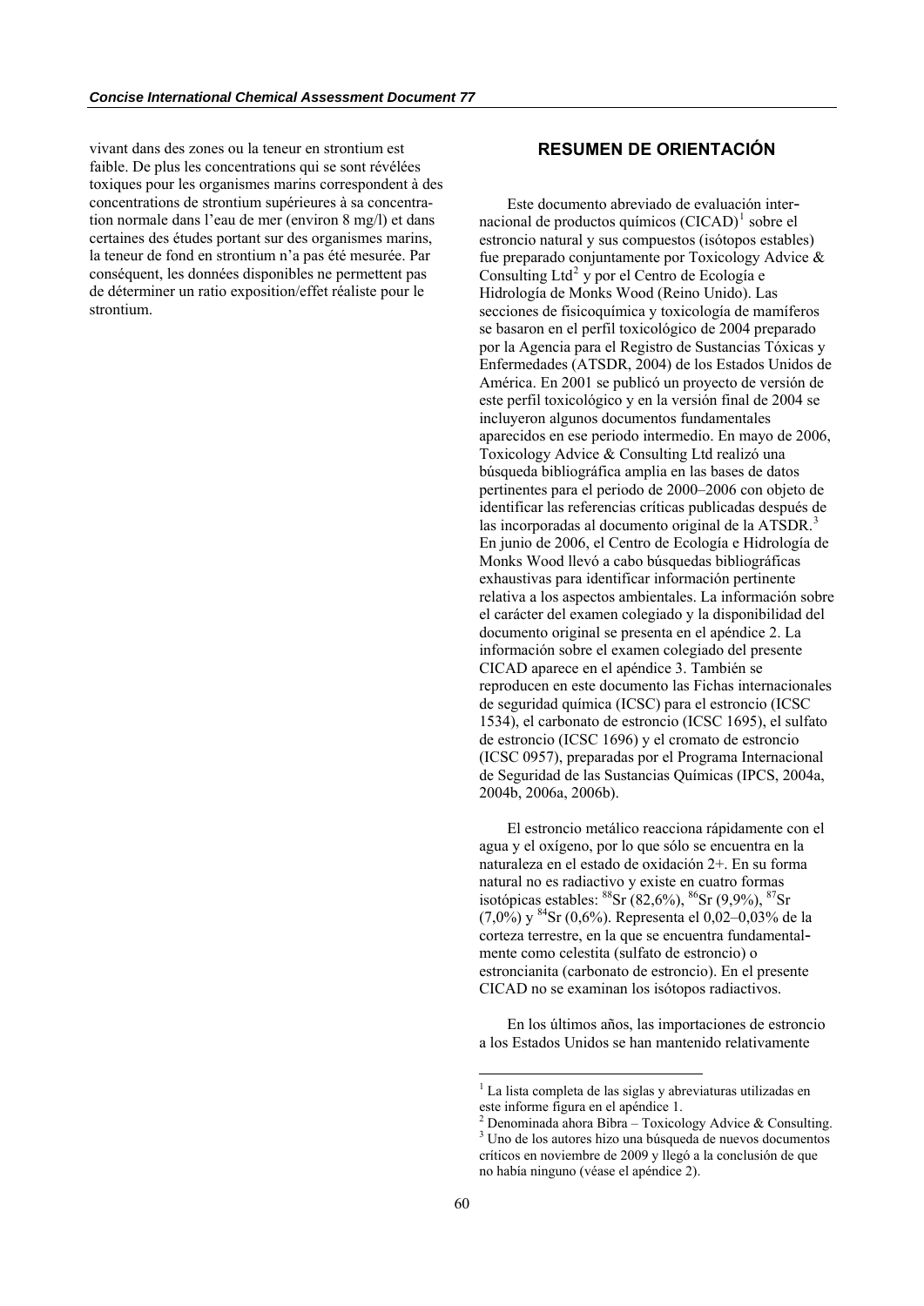vivant dans des zones ou la teneur en strontium est faible. De plus les concentrations qui se sont révélées toxiques pour les organismes marins correspondent à des concentrations de strontium supérieures à sa concentration normale dans l'eau de mer (environ 8 mg/l) et dans certaines des études portant sur des organismes marins, la teneur de fond en strontium n'a pas été mesurée. Par conséquent, les données disponibles ne permettent pas de déterminer un ratio exposition/effet réaliste pour le strontium.

## RESUMEN DE ORIENTACIÓN

Este documento abreviado de evaluación internacional de productos químicos (CICAD)[1] sobre el estroncio natural y sus compuestos (isótopos estables) fue preparado conjuntamente por Toxicology Advice & Consulting Ltd[2] y por el Centro de Ecología e Hidrología de Monks Wood (Reino Unido). Las secciones de fisicoquímica y toxicología de mamíferos se basaron en el perfil toxicológico de 2004 preparado por la Agencia para el Registro de Sustancias Tóxicas y Enfermedades (ATSDR, 2004) de los Estados Unidos de América. En 2001 se publicó un proyecto de versión de este perfil toxicológico y en la versión final de 2004 se incluyeron algunos documentos fundamentales aparecidos en ese periodo intermedio. En mayo de 2006, Toxicology Advice & Consulting Ltd realizó una búsqueda bibliográfica amplia en las bases de datos pertinentes para el periodo de 2000–2006 con objeto de identificar las referencias críticas publicadas después de las incorporadas al documento original de la ATSDR.[3] En junio de 2006, el Centro de Ecología e Hidrología de Monks Wood llevó a cabo búsquedas bibliográficas exhaustivas para identificar información pertinente relativa a los aspectos ambientales. La información sobre el carácter del examen colegiado y la disponibilidad del documento original se presenta en el apéndice 2. La información sobre el examen colegiado del presente CICAD aparece en el apéndice 3. También se reproducen en este documento las Fichas internacionales de seguridad química (ICSC) para el estroncio (ICSC 1534), el carbonato de estroncio (ICSC 1695), el sulfato de estroncio (ICSC 1696) y el cromato de estroncio (ICSC 0957), preparadas por el Programa Internacional de Seguridad de las Sustancias Químicas (IPCS, 2004a, 2004b, 2006a, 2006b).

El estroncio metálico reacciona rápidamente con el agua y el oxígeno, por lo que sólo se encuentra en la naturaleza en el estado de oxidación 2+. En su forma natural no es radiactivo y existe en cuatro formas isotópicas estables: $^{88}$Sr (82,6%), $^{86}$Sr (9,9%), $^{87}$Sr (7,0%) y $^{84}$Sr (0,6%). Representa el 0,02–0,03% de la corteza terrestre, en la que se encuentra fundamentalmente como celestita (sulfato de estroncio) o estroncianita (carbonato de estroncio). En el presente CICAD no se examinan los isótopos radiactivos.

En los últimos años, las importaciones de estroncio a los Estados Unidos se han mantenido relativamente

[1] La lista completa de las siglas y abreviaturas utilizadas en este informe figura en el apéndice 1.

[2] Denominada ahora Bibra – Toxicology Advice & Consulting.

[3] Uno de los autores hizo una búsqueda de nuevos documentos críticos en noviembre de 2009 y llegó a la conclusión de que no había ninguno (véase el apéndice 2).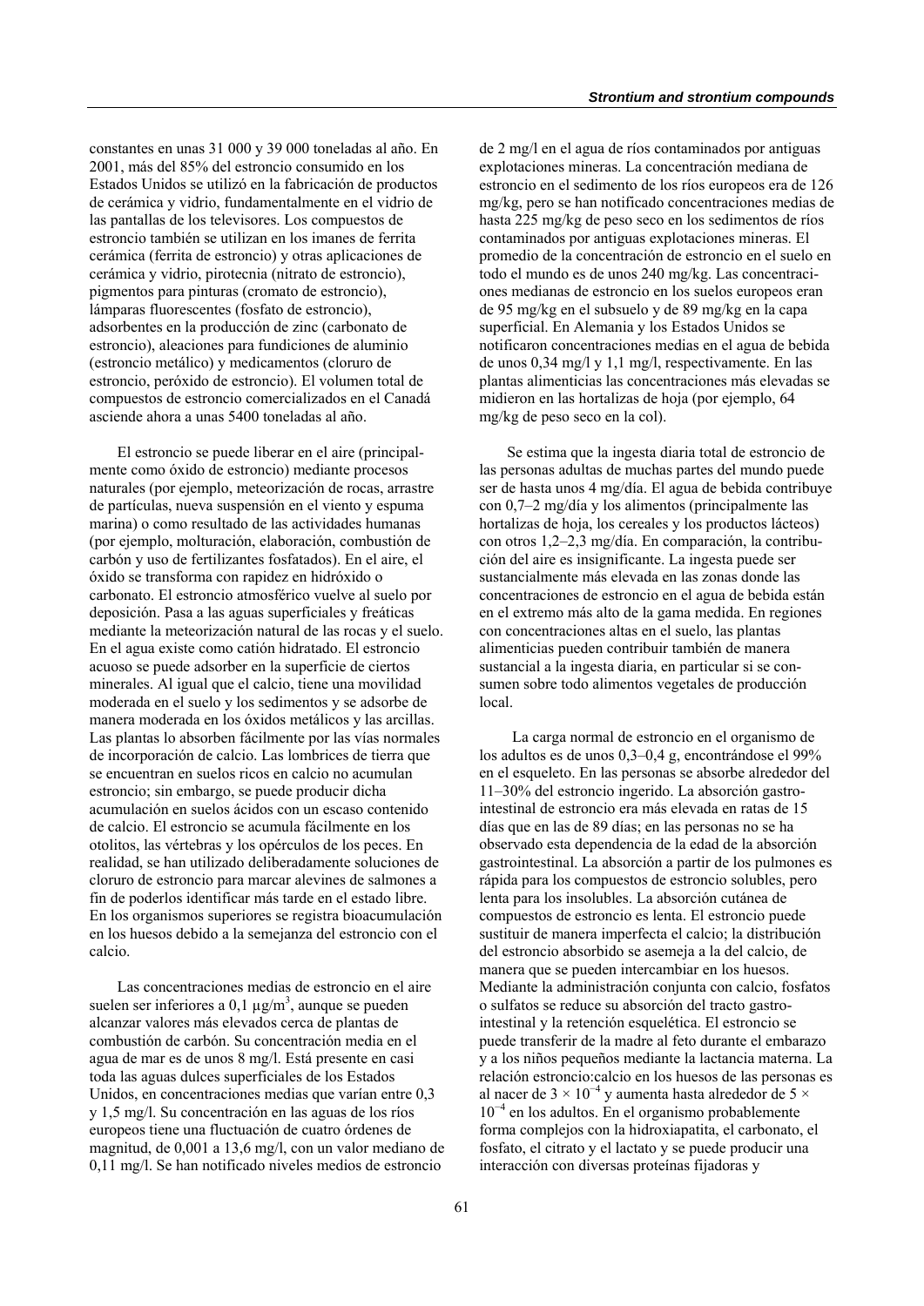constantes en unas 31 000 y 39 000 toneladas al año. En 2001, más del 85% del estroncio consumido en los Estados Unidos se utilizó en la fabricación de productos de cerámica y vidrio, fundamentalmente en el vidrio de las pantallas de los televisores. Los compuestos de estroncio también se utilizan en los imanes de ferrita cerámica (ferrita de estroncio) y otras aplicaciones de cerámica y vidrio, pirotecnia (nitrato de estroncio), pigmentos para pinturas (cromato de estroncio), lámparas fluorescentes (fosfato de estroncio), adsorbentes en la producción de zinc (carbonato de estroncio), aleaciones para fundiciones de aluminio (estroncio metálico) y medicamentos (cloruro de estroncio, peróxido de estroncio). El volumen total de compuestos de estroncio comercializados en el Canadá asciende ahora a unas 5400 toneladas al año.

El estroncio se puede liberar en el aire (principalmente como óxido de estroncio) mediante procesos naturales (por ejemplo, meteorización de rocas, arrastre de partículas, nueva suspensión en el viento y espuma marina) o como resultado de las actividades humanas (por ejemplo, molturación, elaboración, combustión de carbón y uso de fertilizantes fosfatados). En el aire, el óxido se transforma con rapidez en hidróxido o carbonato. El estroncio atmosférico vuelve al suelo por deposición. Pasa a las aguas superficiales y freáticas mediante la meteorización natural de las rocas y el suelo. En el agua existe como catión hidratado. El estroncio acuoso se puede adsorber en la superficie de ciertos minerales. Al igual que el calcio, tiene una movilidad moderada en el suelo y los sedimentos y se adsorbe de manera moderada en los óxidos metálicos y las arcillas. Las plantas lo absorben fácilmente por las vías normales de incorporación de calcio. Las lombrices de tierra que se encuentran en suelos ricos en calcio no acumulan estroncio; sin embargo, se puede producir dicha acumulación en suelos ácidos con un escaso contenido de calcio. El estroncio se acumula fácilmente en los otolitos, las vértebras y los opérculos de los peces. En realidad, se han utilizado deliberadamente soluciones de cloruro de estroncio para marcar alevines de salmones a fin de poderlos identificar más tarde en el estado libre. En los organismos superiores se registra bioacumulación en los huesos debido a la semejanza del estroncio con el calcio.

Las concentraciones medias de estroncio en el aire suelen ser inferiores a 0,1 $\mu g/m^3$, aunque se pueden alcanzar valores más elevados cerca de plantas de combustión de carbón. Su concentración media en el agua de mar es de unos 8 mg/l. Está presente en casi toda las aguas dulces superficiales de los Estados Unidos, en concentraciones medias que varían entre 0,3 y 1,5 mg/l. Su concentración en las aguas de los ríos europeos tiene una fluctuación de cuatro órdenes de magnitud, de 0,001 a 13,6 mg/l, con un valor mediano de 0,11 mg/l. Se han notificado niveles medios de estroncio de 2 mg/l en el agua de ríos contaminados por antiguas explotaciones mineras. La concentración mediana de estroncio en el sedimento de los ríos europeos era de 126 mg/kg, pero se han notificado concentraciones medias de hasta 225 mg/kg de peso seco en los sedimentos de ríos contaminados por antiguas explotaciones mineras. El promedio de la concentración de estroncio en el suelo en todo el mundo es de unos 240 mg/kg. Las concentraciones medianas de estroncio en los suelos europeos eran de 95 mg/kg en el subsuelo y de 89 mg/kg en la capa superficial. En Alemania y los Estados Unidos se notificaron concentraciones medias en el agua de bebida de unos 0,34 mg/l y 1,1 mg/l, respectivamente. En las plantas alimenticias las concentraciones más elevadas se midieron en las hortalizas de hoja (por ejemplo, 64 mg/kg de peso seco en la col).

Se estima que la ingesta diaria total de estroncio de las personas adultas de muchas partes del mundo puede ser de hasta unos 4 mg/día. El agua de bebida contribuye con 0,7–2 mg/día y los alimentos (principalmente las hortalizas de hoja, los cereales y los productos lácteos) con otros 1,2–2,3 mg/día. En comparación, la contribución del aire es insignificante. La ingesta puede ser sustancialmente más elevada en las zonas donde las concentraciones de estroncio en el agua de bebida están en el extremo más alto de la gama medida. En regiones con concentraciones altas en el suelo, las plantas alimenticias pueden contribuir también de manera sustancial a la ingesta diaria, en particular si se consumen sobre todo alimentos vegetales de producción local.

La carga normal de estroncio en el organismo de los adultos es de unos 0,3–0,4 g, encontrándose el 99% en el esqueleto. En las personas se absorbe alrededor del 11–30% del estroncio ingerido. La absorción gastrointestinal de estroncio era más elevada en ratas de 15 días que en las de 89 días; en las personas no se ha observado esta dependencia de la edad de la absorción gastrointestinal. La absorción a partir de los pulmones es rápida para los compuestos de estroncio solubles, pero lenta para los insolubles. La absorción cutánea de compuestos de estroncio es lenta. El estroncio puede sustituir de manera imperfecta el calcio; la distribución del estroncio absorbido se asemeja a la del calcio, de manera que se pueden intercambiar en los huesos. Mediante la administración conjunta con calcio, fosfatos o sulfatos se reduce su absorción del tracto gastrointestinal y la retención esquelética. El estroncio se puede transferir de la madre al feto durante el embarazo y a los niños pequeños mediante la lactancia materna. La relación estroncio:calcio en los huesos de las personas es al nacer de $3 \times 10^{-4}$ y aumenta hasta alrededor de $5 \times 10^{-4}$ en los adultos. En el organismo probablemente forma complejos con la hidroxiapatita, el carbonato, el fosfato, el citrato y el lactato y se puede producir una interacción con diversas proteínas fijadoras y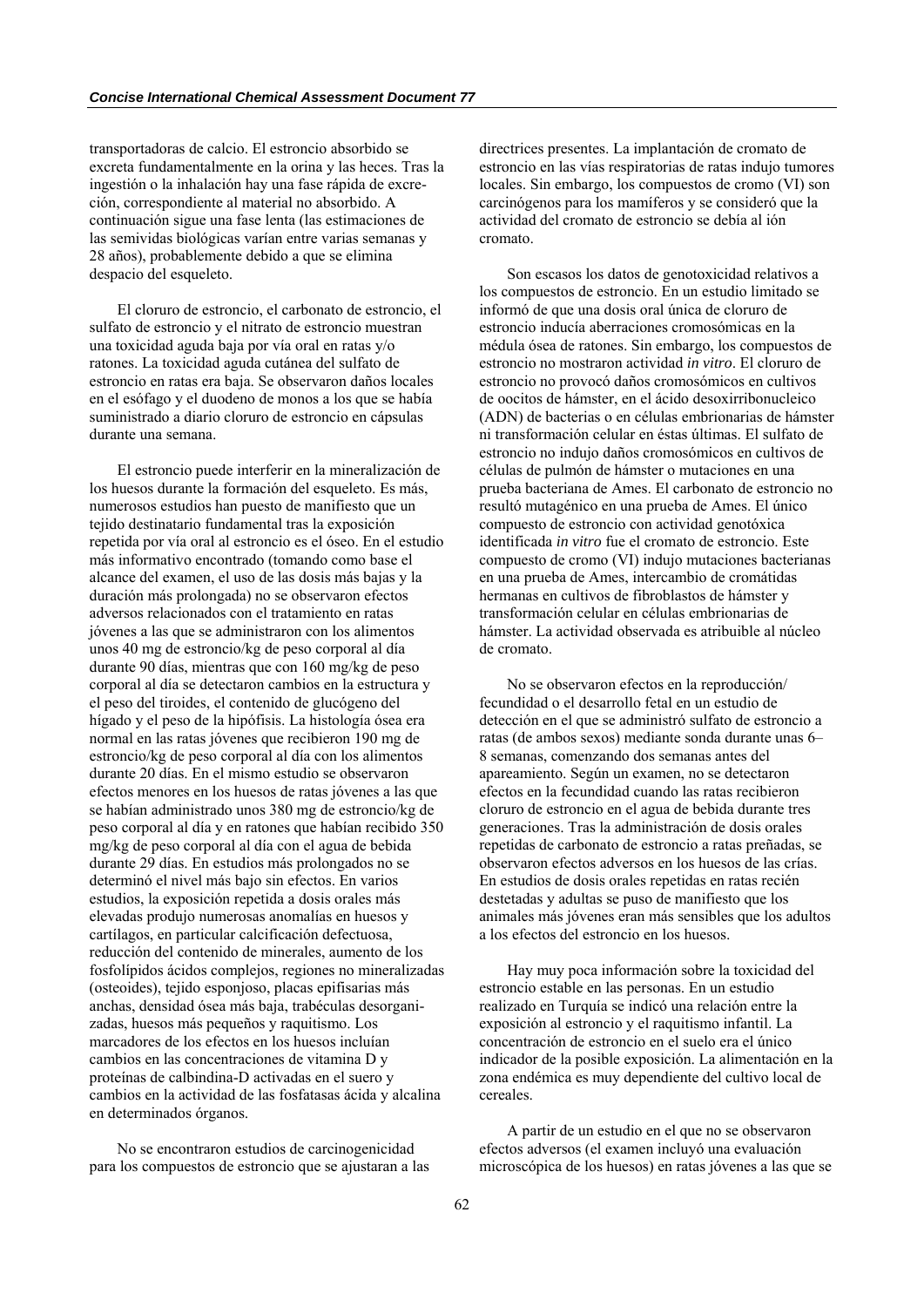transportadoras de calcio. El estroncio absorbido se excreta fundamentalmente en la orina y las heces. Tras la ingestión o la inhalación hay una fase rápida de excreción, correspondiente al material no absorbido. A continuación sigue una fase lenta (las estimaciones de las semividas biológicas varían entre varias semanas y 28 años), probablemente debido a que se elimina despacio del esqueleto.

El cloruro de estroncio, el carbonato de estroncio, el sulfato de estroncio y el nitrato de estroncio muestran una toxicidad aguda baja por vía oral en ratas y/o ratones. La toxicidad aguda cutánea del sulfato de estroncio en ratas era baja. Se observaron daños locales en el esófago y el duodeno de monos a los que se había suministrado a diario cloruro de estroncio en cápsulas durante una semana.

El estroncio puede interferir en la mineralización de los huesos durante la formación del esqueleto. Es más, numerosos estudios han puesto de manifiesto que un tejido destinatario fundamental tras la exposición repetida por vía oral al estroncio es el óseo. En el estudio más informativo encontrado (tomando como base el alcance del examen, el uso de las dosis más bajas y la duración más prolongada) no se observaron efectos adversos relacionados con el tratamiento en ratas jóvenes a las que se administraron con los alimentos unos 40 mg de estroncio/kg de peso corporal al día durante 90 días, mientras que con 160 mg/kg de peso corporal al día se detectaron cambios en la estructura y el peso del tiroides, el contenido de glucógeno del hígado y el peso de la hipófisis. La histología ósea era normal en las ratas jóvenes que recibieron 190 mg de estroncio/kg de peso corporal al día con los alimentos durante 20 días. En el mismo estudio se observaron efectos menores en los huesos de ratas jóvenes a las que se habían administrado unos 380 mg de estroncio/kg de peso corporal al día y en ratones que habían recibido 350 mg/kg de peso corporal al día con el agua de bebida durante 29 días. En estudios más prolongados no se determinó el nivel más bajo sin efectos. En varios estudios, la exposición repetida a dosis orales más elevadas produjo numerosas anomalías en huesos y cartílagos, en particular calcificación defectuosa, reducción del contenido de minerales, aumento de los fosfolípidos ácidos complejos, regiones no mineralizadas (osteoides), tejido esponjoso, placas epifisarias más anchas, densidad ósea más baja, trabéculas desorganizadas, huesos más pequeños y raquitismo. Los marcadores de los efectos en los huesos incluían cambios en las concentraciones de vitamina D y proteínas de calbindina-D activadas en el suero y cambios en la actividad de las fosfatasas ácida y alcalina en determinados órganos.

No se encontraron estudios de carcinogenicidad para los compuestos de estroncio que se ajustaran a las directrices presentes. La implantación de cromato de estroncio en las vías respiratorias de ratas indujo tumores locales. Sin embargo, los compuestos de cromo (VI) son carcinógenos para los mamíferos y se consideró que la actividad del cromato de estroncio se debía al ión cromato.

Son escasos los datos de genotoxicidad relativos a los compuestos de estroncio. En un estudio limitado se informó de que una dosis oral única de cloruro de estroncio inducía aberraciones cromosómicas en la médula ósea de ratones. Sin embargo, los compuestos de estroncio no mostraron actividad *in vitro*. El cloruro de estroncio no provocó daños cromosómicos en cultivos de oocitos de hámster, en el ácido desoxirribonucleico (ADN) de bacterias o en células embrionarias de hámster ni transformación celular en éstas últimas. El sulfato de estroncio no indujo daños cromosómicos en cultivos de células de pulmón de hámster o mutaciones en una prueba bacteriana de Ames. El carbonato de estroncio no resultó mutagénico en una prueba de Ames. El único compuesto de estroncio con actividad genotóxica identificada *in vitro* fue el cromato de estroncio. Este compuesto de cromo (VI) indujo mutaciones bacterianas en una prueba de Ames, intercambio de cromátidas hermanas en cultivos de fibroblastos de hámster y transformación celular en células embrionarias de hámster. La actividad observada es atribuible al núcleo de cromato.

No se observaron efectos en la reproducción/ fecundidad o el desarrollo fetal en un estudio de detección en el que se administró sulfato de estroncio a ratas (de ambos sexos) mediante sonda durante unas 6–8 semanas, comenzando dos semanas antes del apareamiento. Según un examen, no se detectaron efectos en la fecundidad cuando las ratas recibieron cloruro de estroncio en el agua de bebida durante tres generaciones. Tras la administración de dosis orales repetidas de carbonato de estroncio a ratas preñadas, se observaron efectos adversos en los huesos de las crías. En estudios de dosis orales repetidas en ratas recién destetadas y adultas se puso de manifiesto que los animales más jóvenes eran más sensibles que los adultos a los efectos del estroncio en los huesos.

Hay muy poca información sobre la toxicidad del estroncio estable en las personas. En un estudio realizado en Turquía se indicó una relación entre la exposición al estroncio y el raquitismo infantil. La concentración de estroncio en el suelo era el único indicador de la posible exposición. La alimentación en la zona endémica es muy dependiente del cultivo local de cereales.

A partir de un estudio en el que no se observaron efectos adversos (el examen incluyó una evaluación microscópica de los huesos) en ratas jóvenes a las que se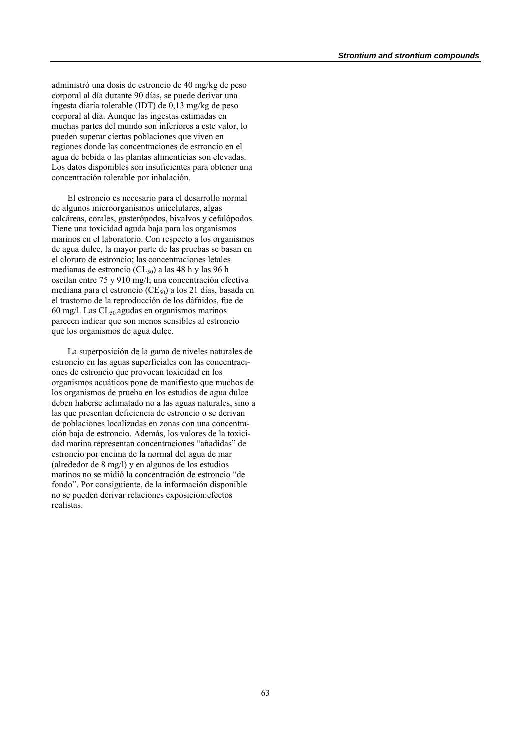administró una dosis de estroncio de 40 mg/kg de peso corporal al día durante 90 días, se puede derivar una ingesta diaria tolerable (IDT) de 0,13 mg/kg de peso corporal al día. Aunque las ingestas estimadas en muchas partes del mundo son inferiores a este valor, lo pueden superar ciertas poblaciones que viven en regiones donde las concentraciones de estroncio en el agua de bebida o las plantas alimenticias son elevadas. Los datos disponibles son insuficientes para obtener una concentración tolerable por inhalación.

El estroncio es necesario para el desarrollo normal de algunos microorganismos unicelulares, algas calcáreas, corales, gasterópodos, bivalvos y cefalópodos. Tiene una toxicidad aguda baja para los organismos marinos en el laboratorio. Con respecto a los organismos de agua dulce, la mayor parte de las pruebas se basan en el cloruro de estroncio; las concentraciones letales medianas de estroncio ($CL_{50}$) a las 48 h y las 96 h oscilan entre 75 y 910 mg/l; una concentración efectiva mediana para el estroncio ($CE_{50}$) a los 21 días, basada en el trastorno de la reproducción de los dáfnidos, fue de 60 mg/l. Las $CL_{50}$ agudas en organismos marinos parecen indicar que son menos sensibles al estroncio que los organismos de agua dulce.

La superposición de la gama de niveles naturales de estroncio en las aguas superficiales con las concentraciones de estroncio que provocan toxicidad en los organismos acuáticos pone de manifiesto que muchos de los organismos de prueba en los estudios de agua dulce deben haberse aclimatado no a las aguas naturales, sino a las que presentan deficiencia de estroncio o se derivan de poblaciones localizadas en zonas con una concentración baja de estroncio. Además, los valores de la toxicidad marina representan concentraciones "añadidas" de estroncio por encima de la normal del agua de mar (alrededor de 8 mg/l) y en algunos de los estudios marinos no se midió la concentración de estroncio "de fondo". Por consiguiente, de la información disponible no se pueden derivar relaciones exposición:efectos realistas.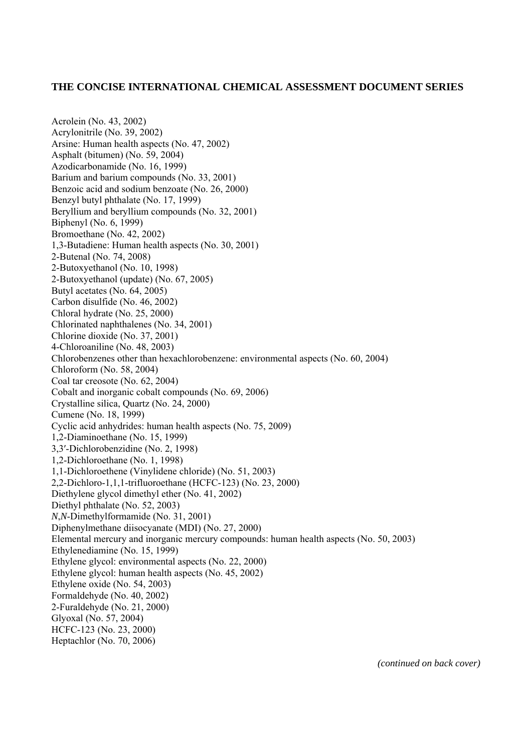**THE CONCISE INTERNATIONAL CHEMICAL ASSESSMENT DOCUMENT SERIES**

Acrolein (No. 43, 2002)  
Acrylonitrile (No. 39, 2002)  
Arsine: Human health aspects (No. 47, 2002)  
Asphalt (bitumen) (No. 59, 2004)  
Azodicarbonamide (No. 16, 1999)  
Barium and barium compounds (No. 33, 2001)  
Benzoic acid and sodium benzoate (No. 26, 2000)  
Benzyl butyl phthalate (No. 17, 1999)  
Beryllium and beryllium compounds (No. 32, 2001)  
Biphenyl (No. 6, 1999)  
Bromoethane (No. 42, 2002)  
1,3-Butadiene: Human health aspects (No. 30, 2001)  
2-Butenal (No. 74, 2008)  
2-Butoxyethanol (No. 10, 1998)  
2-Butoxyethanol (update) (No. 67, 2005)  
Butyl acetates (No. 64, 2005)  
Carbon disulfide (No. 46, 2002)  
Chloral hydrate (No. 25, 2000)  
Chlorinated naphthalenes (No. 34, 2001)  
Chlorine dioxide (No. 37, 2001)  
4-Chloroaniline (No. 48, 2003)  
Chlorobenzenes other than hexachlorobenzene: environmental aspects (No. 60, 2004)  
Chloroform (No. 58, 2004)  
Coal tar creosote (No. 62, 2004)  
Cobalt and inorganic cobalt compounds (No. 69, 2006)  
Crystalline silica, Quartz (No. 24, 2000)  
Cumene (No. 18, 1999)  
Cyclic acid anhydrides: human health aspects (No. 75, 2009)  
1,2-Diaminoethane (No. 15, 1999)  
3,3′-Dichlorobenzidine (No. 2, 1998)  
1,2-Dichloroethane (No. 1, 1998)  
1,1-Dichloroethene (Vinylidene chloride) (No. 51, 2003)  
2,2-Dichloro-1,1,1-trifluoroethane (HCFC-123) (No. 23, 2000)  
Diethylene glycol dimethyl ether (No. 41, 2002)  
Diethyl phthalate (No. 52, 2003)  
*N*,*N*-Dimethylformamide (No. 31, 2001)  
Diphenylmethane diisocyanate (MDI) (No. 27, 2000)  
Elemental mercury and inorganic mercury compounds: human health aspects (No. 50, 2003)  
Ethylenediamine (No. 15, 1999)  
Ethylene glycol: environmental aspects (No. 22, 2000)  
Ethylene glycol: human health aspects (No. 45, 2002)  
Ethylene oxide (No. 54, 2003)  
Formaldehyde (No. 40, 2002)  
2-Furaldehyde (No. 21, 2000)  
Glyoxal (No. 57, 2004)  
HCFC-123 (No. 23, 2000)  
Heptachlor (No. 70, 2006)

*(continued on back cover)*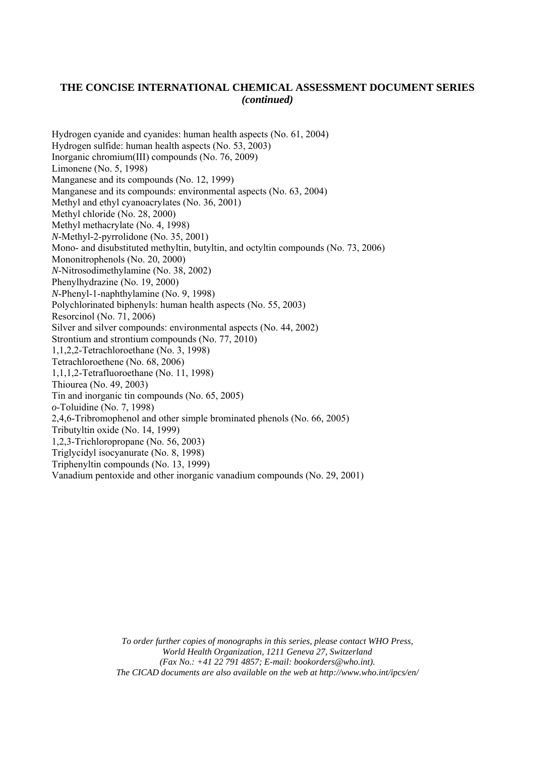**THE CONCISE INTERNATIONAL CHEMICAL ASSESSMENT DOCUMENT SERIES**
***(continued)***

Hydrogen cyanide and cyanides: human health aspects (No. 61, 2004)
Hydrogen sulfide: human health aspects (No. 53, 2003)
Inorganic chromium(III) compounds (No. 76, 2009)
Limonene (No. 5, 1998)
Manganese and its compounds (No. 12, 1999)
Manganese and its compounds: environmental aspects (No. 63, 2004)
Methyl and ethyl cyanoacrylates (No. 36, 2001)
Methyl chloride (No. 28, 2000)
Methyl methacrylate (No. 4, 1998)
*N*-Methyl-2-pyrrolidone (No. 35, 2001)
Mono- and disubstituted methyltin, butyltin, and octyltin compounds (No. 73, 2006)
Mononitrophenols (No. 20, 2000)
*N*-Nitrosodimethylamine (No. 38, 2002)
Phenylhydrazine (No. 19, 2000)
*N*-Phenyl-1-naphthylamine (No. 9, 1998)
Polychlorinated biphenyls: human health aspects (No. 55, 2003)
Resorcinol (No. 71, 2006)
Silver and silver compounds: environmental aspects (No. 44, 2002)
Strontium and strontium compounds (No. 77, 2010)
1,1,2,2-Tetrachloroethane (No. 3, 1998)
Tetrachloroethene (No. 68, 2006)
1,1,1,2-Tetrafluoroethane (No. 11, 1998)
Thiourea (No. 49, 2003)
Tin and inorganic tin compounds (No. 65, 2005)
*o*-Toluidine (No. 7, 1998)
2,4,6-Tribromophenol and other simple brominated phenols (No. 66, 2005)
Tributyltin oxide (No. 14, 1999)
1,2,3-Trichloropropane (No. 56, 2003)
Triglycidyl isocyanurate (No. 8, 1998)
Triphenyltin compounds (No. 13, 1999)
Vanadium pentoxide and other inorganic vanadium compounds (No. 29, 2001)

*To order further copies of monographs in this series, please contact WHO Press, World Health Organization, 1211 Geneva 27, Switzerland (Fax No.: +41 22 791 4857; E-mail: bookorders@who.int). The CICAD documents are also available on the web at http://www.who.int/ipcs/en/*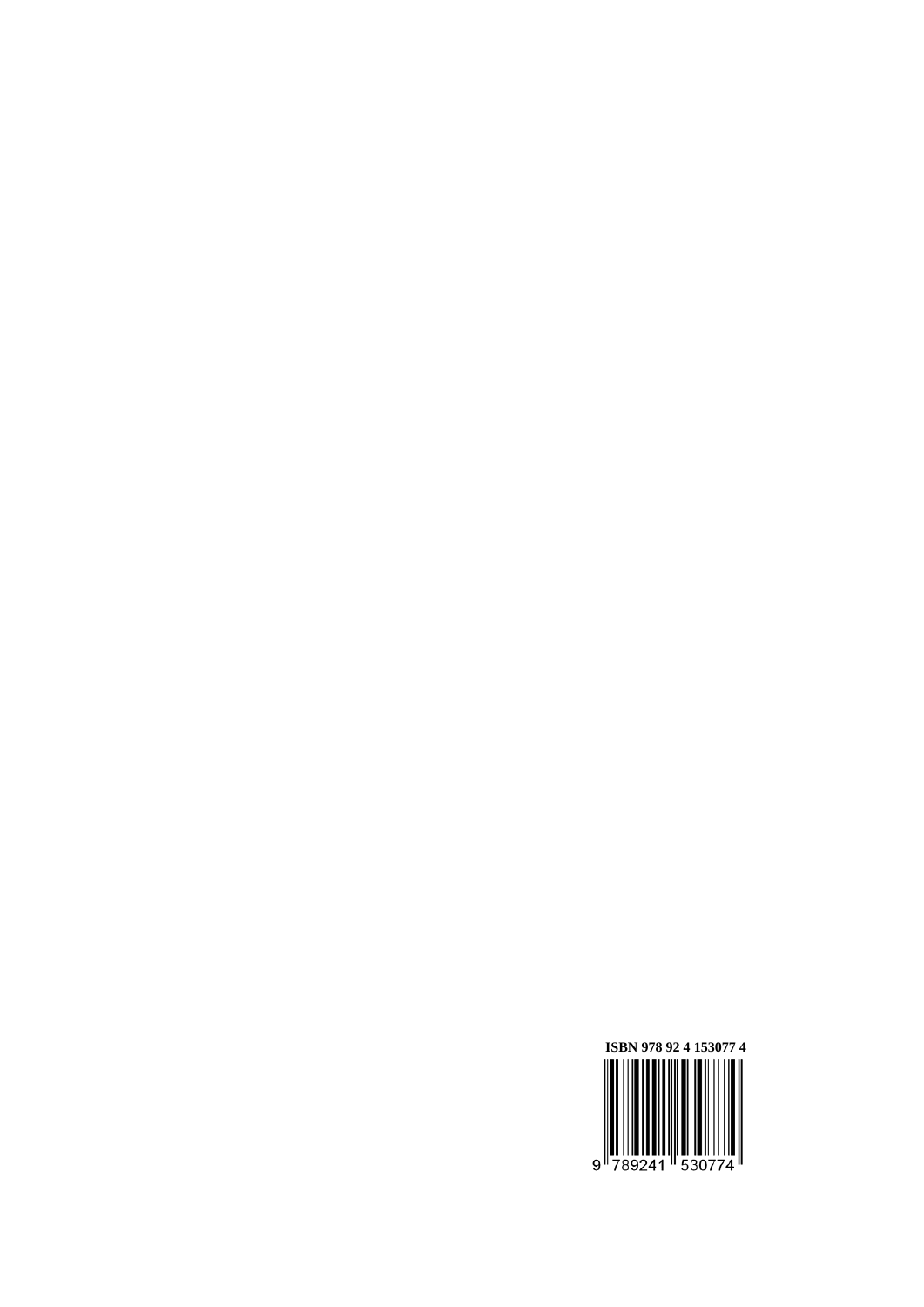**ISBN 978 92 4 153077 4**

9 789241 530774